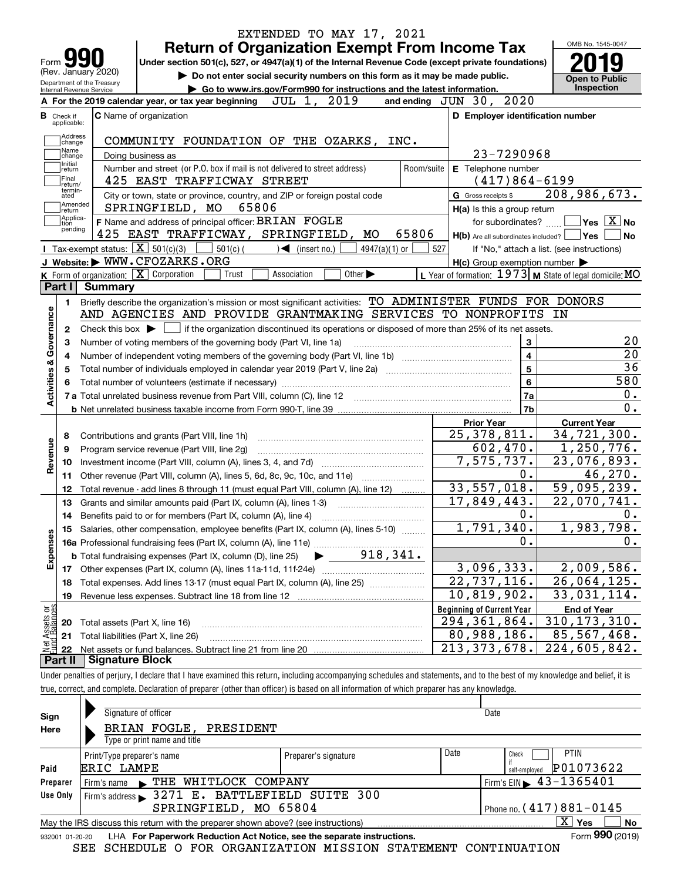EXTENDED TO MAY 17, 2021

# Form 990 — Return of Organization Exempt From Income Tax

(Rev. January 2020)

Under section 501(c), 527, or 4947(a)(1) of the Internal Revenue Code (except private foundations)

▶ Do not enter social security numbers on this form as it may be made public.

▶ Go to www.irs.gov/Form990 for instructions and the latest information.

Department of the Treasury
Internal Revenue Service

OMB No. 1545-0047

**2019**

**Open to Public Inspection**

**A** For the 2019 calendar year, or tax year beginning JUL 1, 2019 and ending JUN 30, 2020

**B** Check if applicable: Address change, Name change, Initial return, Final return/terminated, Amended return, Application pending

**C** Name of organization: COMMUNITY FOUNDATION OF THE OZARKS, INC.

Doing business as

Number and street (or P.O. box if mail is not delivered to street address): 425 EAST TRAFFICWAY STREET — Room/suite

City or town, state or province, country, and ZIP or foreign postal code: SPRINGFIELD, MO 65806

**D** Employer identification number: 23-7290968

**E** Telephone number: (417)864-6199

**G** Gross receipts $ 208,986,673.

**F** Name and address of principal officer: BRIAN FOGLE, 425 EAST TRAFFICWAY, SPRINGFIELD, MO 65806

**H(a)** Is this a group return for subordinates? ☐ Yes ☒ No

**H(b)** Are all subordinates included? ☐ Yes ☐ No — If "No," attach a list. (see instructions)

**H(c)** Group exemption number ▶

**I** Tax-exempt status: ☒ 501(c)(3) ☐ 501(c) ( ) ◀ (insert no.) ☐ 4947(a)(1) or ☐ 527

**J** Website: ▶ WWW.CFOZARKS.ORG

**K** Form of organization: ☒ Corporation ☐ Trust ☐ Association ☐ Other ▶

**L** Year of formation: 1973 **M** State of legal domicile: MO

## Part I Summary

**Activities & Governance**

1. Briefly describe the organization's mission or most significant activities: TO ADMINISTER FUNDS FOR DONORS AND AGENCIES AND PROVIDE GRANTMAKING SERVICES TO NONPROFITS IN
2. Check this box ▶ ☐ if the organization discontinued its operations or disposed of more than 25% of its net assets.

| | | Line | Value |
|---|---|---|---|
| 3 | Number of voting members of the governing body (Part VI, line 1a) | 3 | 20 |
| 4 | Number of independent voting members of the governing body (Part VI, line 1b) | 4 | 20 |
| 5 | Total number of individuals employed in calendar year 2019 (Part V, line 2a) | 5 | 36 |
| 6 | Total number of volunteers (estimate if necessary) | 6 | 580 |
| 7a | Total unrelated business revenue from Part VIII, column (C), line 12 | 7a | 0. |
| b | Net unrelated business taxable income from Form 990-T, line 39 | 7b | 0. |

| | | Prior Year | Current Year |
|---|---|---|---|
| **Revenue** | | | |
| 8 | Contributions and grants (Part VIII, line 1h) | 25,378,811. | 34,721,300. |
| 9 | Program service revenue (Part VIII, line 2g) | 602,470. | 1,250,776. |
| 10 | Investment income (Part VIII, column (A), lines 3, 4, and 7d) | 7,575,737. | 23,076,893. |
| 11 | Other revenue (Part VIII, column (A), lines 5, 6d, 8c, 9c, 10c, and 11e) | 0. | 46,270. |
| 12 | Total revenue - add lines 8 through 11 (must equal Part VIII, column (A), line 12) | 33,557,018. | 59,095,239. |
| **Expenses** | | | |
| 13 | Grants and similar amounts paid (Part IX, column (A), lines 1-3) | 17,849,443. | 22,070,741. |
| 14 | Benefits paid to or for members (Part IX, column (A), line 4) | 0. | 0. |
| 15 | Salaries, other compensation, employee benefits (Part IX, column (A), lines 5-10) | 1,791,340. | 1,983,798. |
| 16a | Professional fundraising fees (Part IX, column (A), line 11e) | 0. | 0. |
| b | Total fundraising expenses (Part IX, column (D), line 25) ▶ 918,341. | | |
| 17 | Other expenses (Part IX, column (A), lines 11a-11d, 11f-24e) | 3,096,333. | 2,009,586. |
| 18 | Total expenses. Add lines 13-17 (must equal Part IX, column (A), line 25) | 22,737,116. | 26,064,125. |
| 19 | Revenue less expenses. Subtract line 18 from line 12 | 10,819,902. | 33,031,114. |

| **Net Assets or Fund Balances** | | Beginning of Current Year | End of Year |
|---|---|---|---|
| 20 | Total assets (Part X, line 16) | 294,361,864. | 310,173,310. |
| 21 | Total liabilities (Part X, line 26) | 80,988,186. | 85,567,468. |
| 22 | Net assets or fund balances. Subtract line 21 from line 20 | 213,373,678. | 224,605,842. |

## Part II Signature Block

Under penalties of perjury, I declare that I have examined this return, including accompanying schedules and statements, and to the best of my knowledge and belief, it is true, correct, and complete. Declaration of preparer (other than officer) is based on all information of which preparer has any knowledge.

**Sign Here**

Signature of officer — Date

BRIAN FOGLE, PRESIDENT

Type or print name and title

**Paid Preparer Use Only**

| Print/Type preparer's name | Preparer's signature | Date | Check ☐ if self-employed | PTIN |
|---|---|---|---|---|
| ERIC LAMPE | | | | P01073622 |

Firm's name ▶ THE WHITLOCK COMPANY — Firm's EIN ▶ 43-1365401

Firm's address ▶ 3271 E. BATTLEFIELD SUITE 300, SPRINGFIELD, MO 65804 — Phone no. (417)881-0145

May the IRS discuss this return with the preparer shown above? (see instructions) ☒ Yes ☐ No

932001 01-20-20 LHA For Paperwork Reduction Act Notice, see the separate instructions. Form **990** (2019)

SEE SCHEDULE O FOR ORGANIZATION MISSION STATEMENT CONTINUATION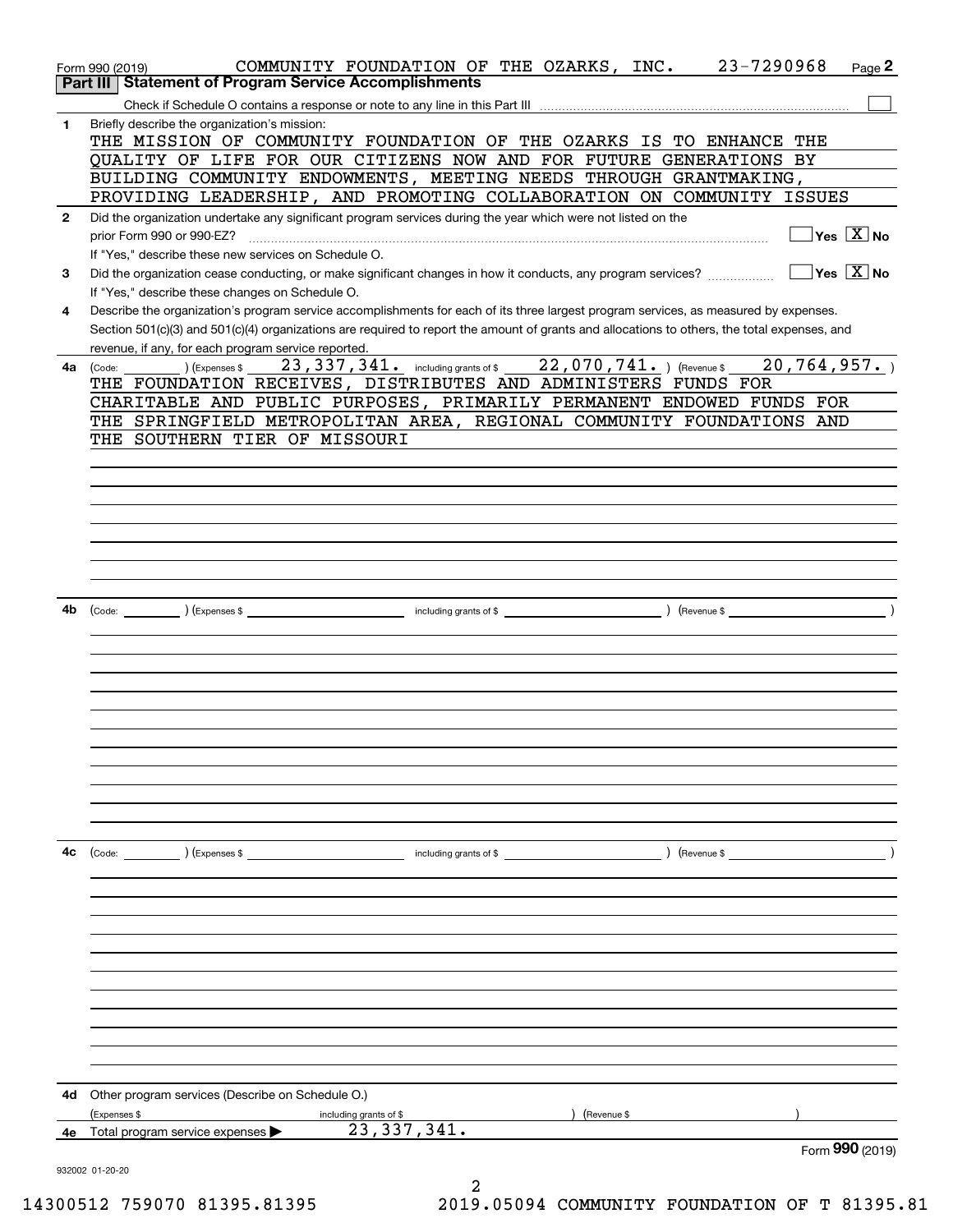Form 990 (2019) COMMUNITY FOUNDATION OF THE OZARKS, INC. 23-7290968

## Part III Statement of Program Service Accomplishments

Check if Schedule O contains a response or note to any line in this Part III

**1** Briefly describe the organization's mission:

THE MISSION OF COMMUNITY FOUNDATION OF THE OZARKS IS TO ENHANCE THE QUALITY OF LIFE FOR OUR CITIZENS NOW AND FOR FUTURE GENERATIONS BY BUILDING COMMUNITY ENDOWMENTS, MEETING NEEDS THROUGH GRANTMAKING, PROVIDING LEADERSHIP, AND PROMOTING COLLABORATION ON COMMUNITY ISSUES

**2** Did the organization undertake any significant program services during the year which were not listed on the prior Form 990 or 990-EZ? Yes [ ] No [X]

If "Yes," describe these new services on Schedule O.

**3** Did the organization cease conducting, or make significant changes in how it conducts, any program services? Yes [ ] No [X]

If "Yes," describe these changes on Schedule O.

**4** Describe the organization's program service accomplishments for each of its three largest program services, as measured by expenses. Section 501(c)(3) and 501(c)(4) organizations are required to report the amount of grants and allocations to others, the total expenses, and revenue, if any, for each program service reported.

**4a** (Code: ) (Expenses $ 23,337,341. including grants of $ 22,070,741. ) (Revenue $ 20,764,957. )

THE FOUNDATION RECEIVES, DISTRIBUTES AND ADMINISTERS FUNDS FOR CHARITABLE AND PUBLIC PURPOSES, PRIMARILY PERMANENT ENDOWED FUNDS FOR THE SPRINGFIELD METROPOLITAN AREA, REGIONAL COMMUNITY FOUNDATIONS AND THE SOUTHERN TIER OF MISSOURI

**4b** (Code: ) (Expenses $ including grants of $ ) (Revenue $ )

**4c** (Code: ) (Expenses $ including grants of $ ) (Revenue $ )

**4d** Other program services (Describe on Schedule O.)

(Expenses $ including grants of $ ) (Revenue $ )

**4e** Total program service expenses 23,337,341.

Form **990** (2019)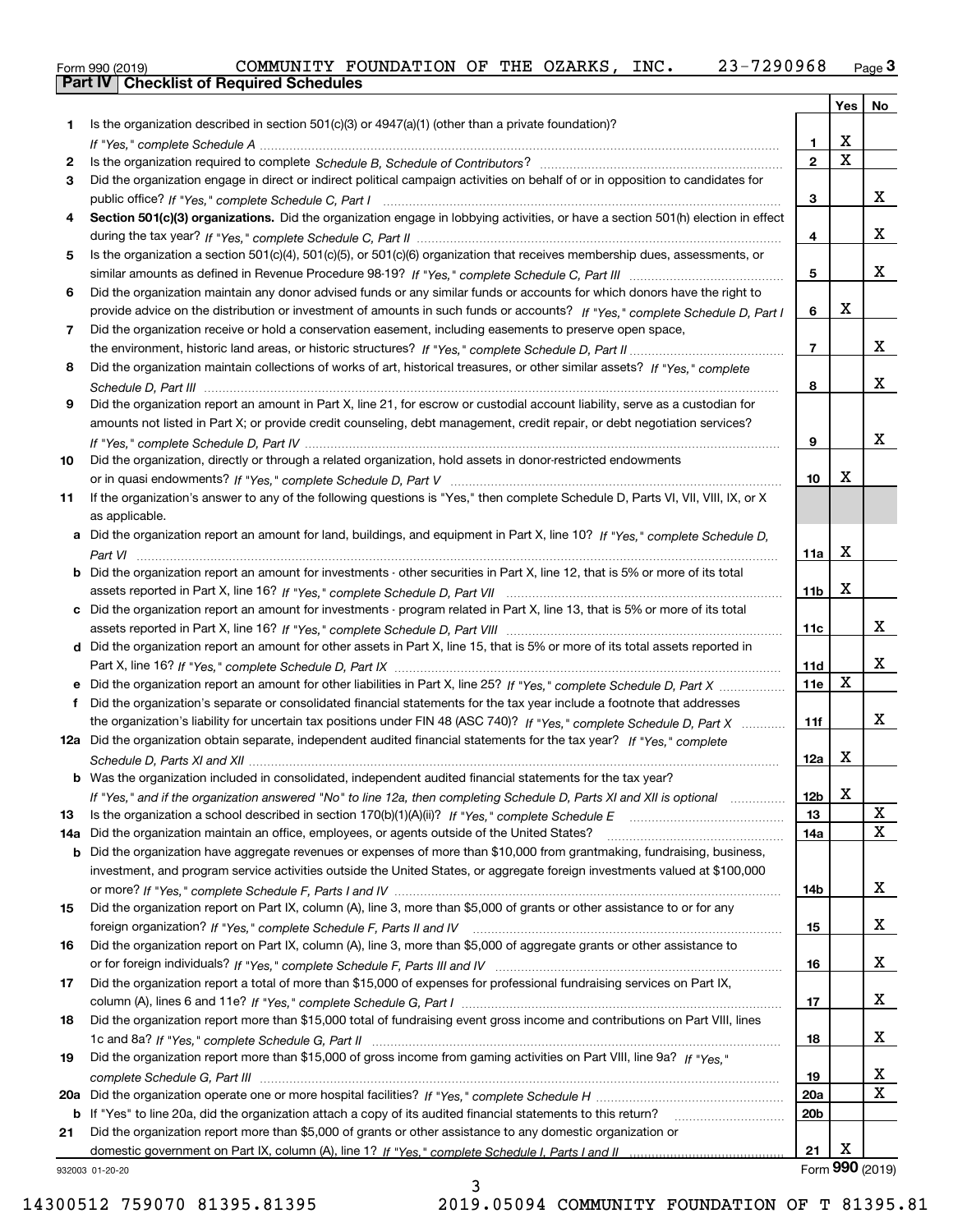Form 990 (2019) COMMUNITY FOUNDATION OF THE OZARKS, INC. 23-7290968 Page 3

**Part IV Checklist of Required Schedules**

| | | | Yes | No |
|---|---|---|---|---|
| 1 | Is the organization described in section 501(c)(3) or 4947(a)(1) (other than a private foundation)? *If "Yes," complete Schedule A* | 1 | X | |
| 2 | Is the organization required to complete *Schedule B, Schedule of Contributors*? | 2 | X | |
| 3 | Did the organization engage in direct or indirect political campaign activities on behalf of or in opposition to candidates for public office? *If "Yes," complete Schedule C, Part I* | 3 | | X |
| 4 | **Section 501(c)(3) organizations.** Did the organization engage in lobbying activities, or have a section 501(h) election in effect during the tax year? *If "Yes," complete Schedule C, Part II* | 4 | | X |
| 5 | Is the organization a section 501(c)(4), 501(c)(5), or 501(c)(6) organization that receives membership dues, assessments, or similar amounts as defined in Revenue Procedure 98-19? *If "Yes," complete Schedule C, Part III* | 5 | | X |
| 6 | Did the organization maintain any donor advised funds or any similar funds or accounts for which donors have the right to provide advice on the distribution or investment of amounts in such funds or accounts? *If "Yes," complete Schedule D, Part I* | 6 | X | |
| 7 | Did the organization receive or hold a conservation easement, including easements to preserve open space, the environment, historic land areas, or historic structures? *If "Yes," complete Schedule D, Part II* | 7 | | X |
| 8 | Did the organization maintain collections of works of art, historical treasures, or other similar assets? *If "Yes," complete Schedule D, Part III* | 8 | | X |
| 9 | Did the organization report an amount in Part X, line 21, for escrow or custodial account liability, serve as a custodian for amounts not listed in Part X; or provide credit counseling, debt management, credit repair, or debt negotiation services? *If "Yes," complete Schedule D, Part IV* | 9 | | X |
| 10 | Did the organization, directly or through a related organization, hold assets in donor-restricted endowments or in quasi endowments? *If "Yes," complete Schedule D, Part V* | 10 | X | |
| 11 | If the organization's answer to any of the following questions is "Yes," then complete Schedule D, Parts VI, VII, VIII, IX, or X as applicable. | | | |
| a | Did the organization report an amount for land, buildings, and equipment in Part X, line 10? *If "Yes," complete Schedule D, Part VI* | 11a | X | |
| b | Did the organization report an amount for investments - other securities in Part X, line 12, that is 5% or more of its total assets reported in Part X, line 16? *If "Yes," complete Schedule D, Part VII* | 11b | X | |
| c | Did the organization report an amount for investments - program related in Part X, line 13, that is 5% or more of its total assets reported in Part X, line 16? *If "Yes," complete Schedule D, Part VIII* | 11c | | X |
| d | Did the organization report an amount for other assets in Part X, line 15, that is 5% or more of its total assets reported in Part X, line 16? *If "Yes," complete Schedule D, Part IX* | 11d | | X |
| e | Did the organization report an amount for other liabilities in Part X, line 25? *If "Yes," complete Schedule D, Part X* | 11e | X | |
| f | Did the organization's separate or consolidated financial statements for the tax year include a footnote that addresses the organization's liability for uncertain tax positions under FIN 48 (ASC 740)? *If "Yes," complete Schedule D, Part X* | 11f | | X |
| 12a | Did the organization obtain separate, independent audited financial statements for the tax year? *If "Yes," complete Schedule D, Parts XI and XII* | 12a | X | |
| b | Was the organization included in consolidated, independent audited financial statements for the tax year? *If "Yes," and if the organization answered "No" to line 12a, then completing Schedule D, Parts XI and XII is optional* | 12b | X | |
| 13 | Is the organization a school described in section 170(b)(1)(A)(ii)? *If "Yes," complete Schedule E* | 13 | | X |
| 14a | Did the organization maintain an office, employees, or agents outside of the United States? | 14a | | X |
| b | Did the organization have aggregate revenues or expenses of more than $10,000 from grantmaking, fundraising, business, investment, and program service activities outside the United States, or aggregate foreign investments valued at $100,000 or more? *If "Yes," complete Schedule F, Parts I and IV* | 14b | | X |
| 15 | Did the organization report on Part IX, column (A), line 3, more than $5,000 of grants or other assistance to or for any foreign organization? *If "Yes," complete Schedule F, Parts II and IV* | 15 | | X |
| 16 | Did the organization report on Part IX, column (A), line 3, more than $5,000 of aggregate grants or other assistance to or for foreign individuals? *If "Yes," complete Schedule F, Parts III and IV* | 16 | | X |
| 17 | Did the organization report a total of more than $15,000 of expenses for professional fundraising services on Part IX, column (A), lines 6 and 11e? *If "Yes," complete Schedule G, Part I* | 17 | | X |
| 18 | Did the organization report more than $15,000 total of fundraising event gross income and contributions on Part VIII, lines 1c and 8a? *If "Yes," complete Schedule G, Part II* | 18 | | X |
| 19 | Did the organization report more than $15,000 of gross income from gaming activities on Part VIII, line 9a? *If "Yes," complete Schedule G, Part III* | 19 | | X |
| 20a | Did the organization operate one or more hospital facilities? *If "Yes," complete Schedule H* | 20a | | X |
| b | If "Yes" to line 20a, did the organization attach a copy of its audited financial statements to this return? | 20b | | |
| 21 | Did the organization report more than $5,000 of grants or other assistance to any domestic organization or domestic government on Part IX, column (A), line 1? *If "Yes," complete Schedule I, Parts I and II* | 21 | X | |

932003 01-20-20 Form **990** (2019)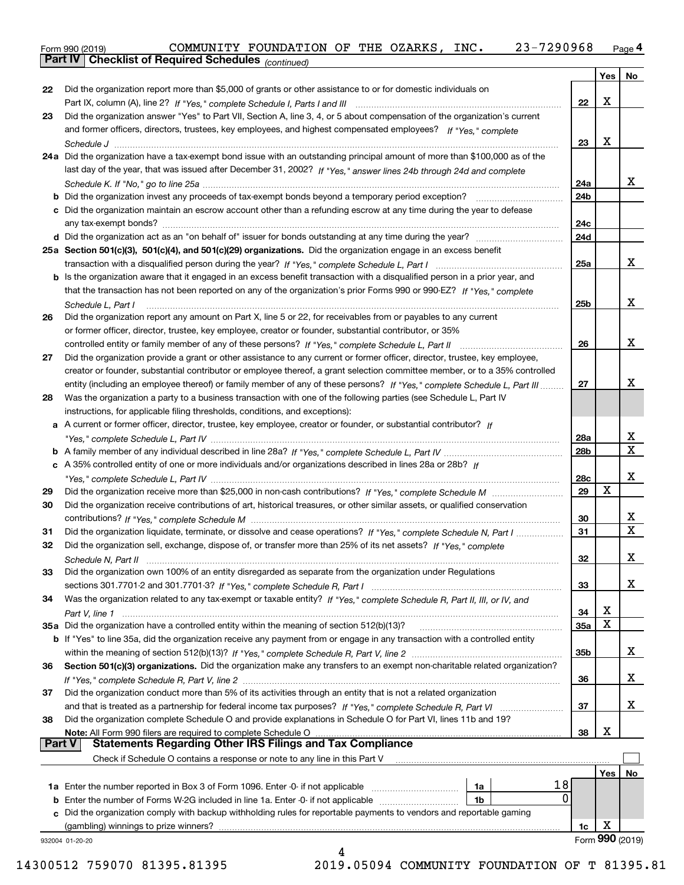Form 990 (2019) COMMUNITY FOUNDATION OF THE OZARKS, INC. 23-7290968

## Part IV Checklist of Required Schedules *(continued)*

| | | | Yes | No |
|---|---|---|---|---|
| 22 | Did the organization report more than $5,000 of grants or other assistance to or for domestic individuals on Part IX, column (A), line 2? *If "Yes," complete Schedule I, Parts I and III* | 22 | X | |
| 23 | Did the organization answer "Yes" to Part VII, Section A, line 3, 4, or 5 about compensation of the organization's current and former officers, directors, trustees, key employees, and highest compensated employees? *If "Yes," complete Schedule J* | 23 | X | |
| 24a | Did the organization have a tax-exempt bond issue with an outstanding principal amount of more than $100,000 as of the last day of the year, that was issued after December 31, 2002? *If "Yes," answer lines 24b through 24d and complete Schedule K. If "No," go to line 25a* | 24a | | X |
| b | Did the organization invest any proceeds of tax-exempt bonds beyond a temporary period exception? | 24b | | |
| c | Did the organization maintain an escrow account other than a refunding escrow at any time during the year to defease any tax-exempt bonds? | 24c | | |
| d | Did the organization act as an "on behalf of" issuer for bonds outstanding at any time during the year? | 24d | | |
| 25a | **Section 501(c)(3), 501(c)(4), and 501(c)(29) organizations.** Did the organization engage in an excess benefit transaction with a disqualified person during the year? *If "Yes," complete Schedule L, Part I* | 25a | | X |
| b | Is the organization aware that it engaged in an excess benefit transaction with a disqualified person in a prior year, and that the transaction has not been reported on any of the organization's prior Forms 990 or 990-EZ? *If "Yes," complete Schedule L, Part I* | 25b | | X |
| 26 | Did the organization report any amount on Part X, line 5 or 22, for receivables from or payables to any current or former officer, director, trustee, key employee, creator or founder, substantial contributor, or 35% controlled entity or family member of any of these persons? *If "Yes," complete Schedule L, Part II* | 26 | | X |
| 27 | Did the organization provide a grant or other assistance to any current or former officer, director, trustee, key employee, creator or founder, substantial contributor or employee thereof, a grant selection committee member, or to a 35% controlled entity (including an employee thereof) or family member of any of these persons? *If "Yes," complete Schedule L, Part III* | 27 | | X |
| 28 | Was the organization a party to a business transaction with one of the following parties (see Schedule L, Part IV instructions, for applicable filing thresholds, conditions, and exceptions): | | | |
| a | A current or former officer, director, trustee, key employee, creator or founder, or substantial contributor? *If "Yes," complete Schedule L, Part IV* | 28a | | X |
| b | A family member of any individual described in line 28a? *If "Yes," complete Schedule L, Part IV* | 28b | | X |
| c | A 35% controlled entity of one or more individuals and/or organizations described in lines 28a or 28b? *If "Yes," complete Schedule L, Part IV* | 28c | | X |
| 29 | Did the organization receive more than $25,000 in non-cash contributions? *If "Yes," complete Schedule M* | 29 | X | |
| 30 | Did the organization receive contributions of art, historical treasures, or other similar assets, or qualified conservation contributions? *If "Yes," complete Schedule M* | 30 | | X |
| 31 | Did the organization liquidate, terminate, or dissolve and cease operations? *If "Yes," complete Schedule N, Part I* | 31 | | X |
| 32 | Did the organization sell, exchange, dispose of, or transfer more than 25% of its net assets? *If "Yes," complete Schedule N, Part II* | 32 | | X |
| 33 | Did the organization own 100% of an entity disregarded as separate from the organization under Regulations sections 301.7701-2 and 301.7701-3? *If "Yes," complete Schedule R, Part I* | 33 | | X |
| 34 | Was the organization related to any tax-exempt or taxable entity? *If "Yes," complete Schedule R, Part II, III, or IV, and Part V, line 1* | 34 | X | |
| 35a | Did the organization have a controlled entity within the meaning of section 512(b)(13)? | 35a | X | |
| b | If "Yes" to line 35a, did the organization receive any payment from or engage in any transaction with a controlled entity within the meaning of section 512(b)(13)? *If "Yes," complete Schedule R, Part V, line 2* | 35b | | X |
| 36 | **Section 501(c)(3) organizations.** Did the organization make any transfers to an exempt non-charitable related organization? *If "Yes," complete Schedule R, Part V, line 2* | 36 | | X |
| 37 | Did the organization conduct more than 5% of its activities through an entity that is not a related organization and that is treated as a partnership for federal income tax purposes? *If "Yes," complete Schedule R, Part VI* | 37 | | X |
| 38 | Did the organization complete Schedule O and provide explanations in Schedule O for Part VI, lines 11b and 19? **Note:** All Form 990 filers are required to complete Schedule O | 38 | X | |

## Part V Statements Regarding Other IRS Filings and Tax Compliance

Check if Schedule O contains a response or note to any line in this Part V ☐

| | | | | | Yes | No |
|---|---|---|---|---|---|---|
| 1a | Enter the number reported in Box 3 of Form 1096. Enter -0- if not applicable | 1a | 18 | | | |
| b | Enter the number of Forms W-2G included in line 1a. Enter -0- if not applicable | 1b | 0 | | | |
| c | Did the organization comply with backup withholding rules for reportable payments to vendors and reportable gaming (gambling) winnings to prize winners? | | | 1c | X | |

932004 01-20-20 Form **990** (2019)

14300512 759070 81395.81395 2019.05094 COMMUNITY FOUNDATION OF T 81395.81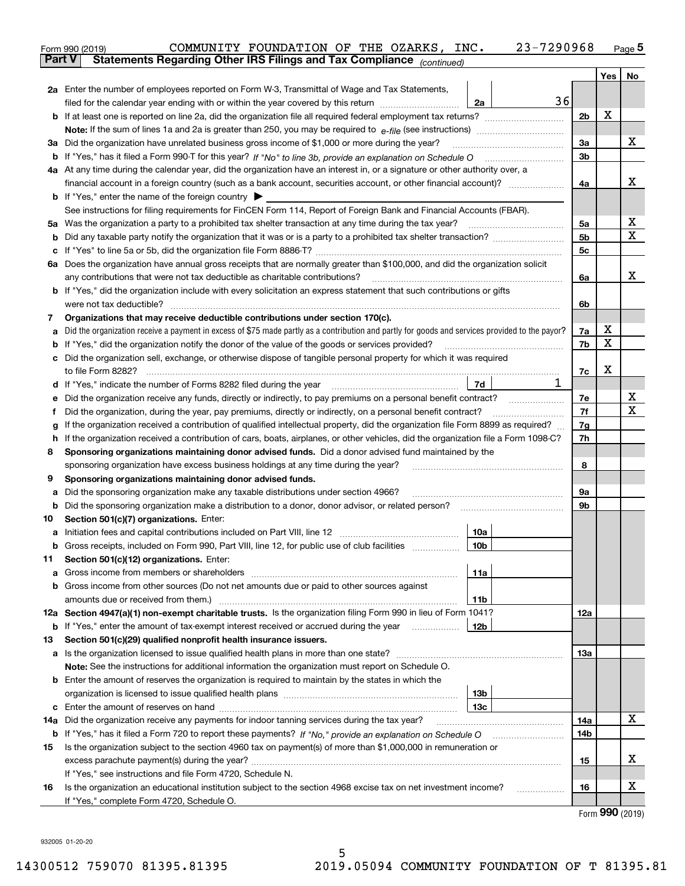Form 990 (2019) COMMUNITY FOUNDATION OF THE OZARKS, INC. 23-7290968 Page 5

**Part V Statements Regarding Other IRS Filings and Tax Compliance** *(continued)*

| | | | | Yes | No |
|---|---|---|---|---|---|
| **2a** | Enter the number of employees reported on Form W-3, Transmittal of Wage and Tax Statements, filed for the calendar year ending with or within the year covered by this return | 2a | 36 | | |
| **b** | If at least one is reported on line 2a, did the organization file all required federal employment tax returns? | | 2b | X | |
| | **Note:** If the sum of lines 1a and 2a is greater than 250, you may be required to *e-file* (see instructions) | | | | |
| **3a** | Did the organization have unrelated business gross income of $1,000 or more during the year? | | 3a | | X |
| **b** | If "Yes," has it filed a Form 990-T for this year? *If "No" to line 3b, provide an explanation on Schedule O* | | 3b | | |
| **4a** | At any time during the calendar year, did the organization have an interest in, or a signature or other authority over, a financial account in a foreign country (such as a bank account, securities account, or other financial account)? | | 4a | | X |
| **b** | If "Yes," enter the name of the foreign country ▶ | | | | |
| | See instructions for filing requirements for FinCEN Form 114, Report of Foreign Bank and Financial Accounts (FBAR). | | | | |
| **5a** | Was the organization a party to a prohibited tax shelter transaction at any time during the tax year? | | 5a | | X |
| **b** | Did any taxable party notify the organization that it was or is a party to a prohibited tax shelter transaction? | | 5b | | X |
| **c** | If "Yes" to line 5a or 5b, did the organization file Form 8886-T? | | 5c | | |
| **6a** | Does the organization have annual gross receipts that are normally greater than $100,000, and did the organization solicit any contributions that were not tax deductible as charitable contributions? | | 6a | | X |
| **b** | If "Yes," did the organization include with every solicitation an express statement that such contributions or gifts were not tax deductible? | | 6b | | |
| **7** | **Organizations that may receive deductible contributions under section 170(c).** | | | | |
| **a** | Did the organization receive a payment in excess of $75 made partly as a contribution and partly for goods and services provided to the payor? | | 7a | X | |
| **b** | If "Yes," did the organization notify the donor of the value of the goods or services provided? | | 7b | X | |
| **c** | Did the organization sell, exchange, or otherwise dispose of tangible personal property for which it was required to file Form 8282? | | 7c | X | |
| **d** | If "Yes," indicate the number of Forms 8282 filed during the year | 7d | 1 | | |
| **e** | Did the organization receive any funds, directly or indirectly, to pay premiums on a personal benefit contract? | | 7e | | X |
| **f** | Did the organization, during the year, pay premiums, directly or indirectly, on a personal benefit contract? | | 7f | | X |
| **g** | If the organization received a contribution of qualified intellectual property, did the organization file Form 8899 as required? | | 7g | | |
| **h** | If the organization received a contribution of cars, boats, airplanes, or other vehicles, did the organization file a Form 1098-C? | | 7h | | |
| **8** | **Sponsoring organizations maintaining donor advised funds.** Did a donor advised fund maintained by the sponsoring organization have excess business holdings at any time during the year? | | 8 | | |
| **9** | **Sponsoring organizations maintaining donor advised funds.** | | | | |
| **a** | Did the sponsoring organization make any taxable distributions under section 4966? | | 9a | | |
| **b** | Did the sponsoring organization make a distribution to a donor, donor advisor, or related person? | | 9b | | |
| **10** | **Section 501(c)(7) organizations.** Enter: | | | | |
| **a** | Initiation fees and capital contributions included on Part VIII, line 12 | 10a | | | |
| **b** | Gross receipts, included on Form 990, Part VIII, line 12, for public use of club facilities | 10b | | | |
| **11** | **Section 501(c)(12) organizations.** Enter: | | | | |
| **a** | Gross income from members or shareholders | 11a | | | |
| **b** | Gross income from other sources (Do not net amounts due or paid to other sources against amounts due or received from them.) | 11b | | | |
| **12a** | **Section 4947(a)(1) non-exempt charitable trusts.** Is the organization filing Form 990 in lieu of Form 1041? | | 12a | | |
| **b** | If "Yes," enter the amount of tax-exempt interest received or accrued during the year | 12b | | | |
| **13** | **Section 501(c)(29) qualified nonprofit health insurance issuers.** | | | | |
| **a** | Is the organization licensed to issue qualified health plans in more than one state? | | 13a | | |
| | **Note:** See the instructions for additional information the organization must report on Schedule O. | | | | |
| **b** | Enter the amount of reserves the organization is required to maintain by the states in which the organization is licensed to issue qualified health plans | 13b | | | |
| **c** | Enter the amount of reserves on hand | 13c | | | |
| **14a** | Did the organization receive any payments for indoor tanning services during the tax year? | | 14a | | X |
| **b** | If "Yes," has it filed a Form 720 to report these payments? *If "No," provide an explanation on Schedule O* | | 14b | | |
| **15** | Is the organization subject to the section 4960 tax on payment(s) of more than $1,000,000 in remuneration or excess parachute payment(s) during the year? | | 15 | | X |
| | If "Yes," see instructions and file Form 4720, Schedule N. | | | | |
| **16** | Is the organization an educational institution subject to the section 4968 excise tax on net investment income? | | 16 | | X |
| | If "Yes," complete Form 4720, Schedule O. | | | | |

Form **990** (2019)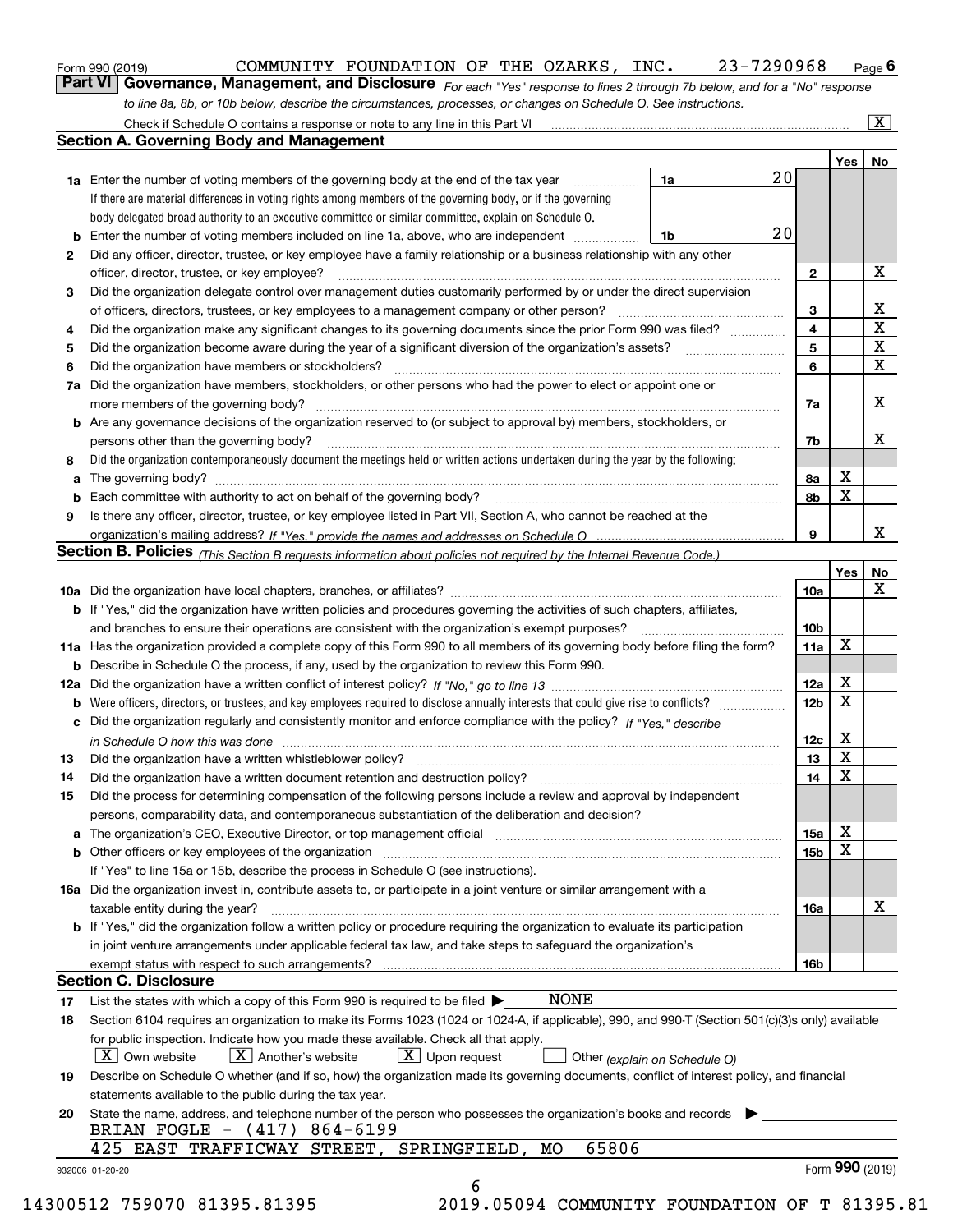Form 990 (2019) COMMUNITY FOUNDATION OF THE OZARKS, INC. 23-7290968 Page 6

**Part VI Governance, Management, and Disclosure** *For each "Yes" response to lines 2 through 7b below, and for a "No" response to line 8a, 8b, or 10b below, describe the circumstances, processes, or changes on Schedule O. See instructions.*

Check if Schedule O contains a response or note to any line in this Part VI [X]

## Section A. Governing Body and Management

| | | | | Yes | No |
|---|---|---|---|---|---|
| **1a** | Enter the number of voting members of the governing body at the end of the tax year | 1a | 20 | | |
| | If there are material differences in voting rights among members of the governing body, or if the governing body delegated broad authority to an executive committee or similar committee, explain on Schedule O. | | | | |
| **b** | Enter the number of voting members included on line 1a, above, who are independent | 1b | 20 | | |
| **2** | Did any officer, director, trustee, or key employee have a family relationship or a business relationship with any other officer, director, trustee, or key employee? | 2 | | | X |
| **3** | Did the organization delegate control over management duties customarily performed by or under the direct supervision of officers, directors, trustees, or key employees to a management company or other person? | 3 | | | X |
| **4** | Did the organization make any significant changes to its governing documents since the prior Form 990 was filed? | 4 | | | X |
| **5** | Did the organization become aware during the year of a significant diversion of the organization's assets? | 5 | | | X |
| **6** | Did the organization have members or stockholders? | 6 | | | X |
| **7a** | Did the organization have members, stockholders, or other persons who had the power to elect or appoint one or more members of the governing body? | 7a | | | X |
| **b** | Are any governance decisions of the organization reserved to (or subject to approval by) members, stockholders, or persons other than the governing body? | 7b | | | X |
| **8** | Did the organization contemporaneously document the meetings held or written actions undertaken during the year by the following: | | | | |
| **a** | The governing body? | 8a | | X | |
| **b** | Each committee with authority to act on behalf of the governing body? | 8b | | X | |
| **9** | Is there any officer, director, trustee, or key employee listed in Part VII, Section A, who cannot be reached at the organization's mailing address? *If "Yes," provide the names and addresses on Schedule O* | 9 | | | X |

## Section B. Policies *(This Section B requests information about policies not required by the Internal Revenue Code.)*

| | | | Yes | No |
|---|---|---|---|---|
| **10a** | Did the organization have local chapters, branches, or affiliates? | 10a | | X |
| **b** | If "Yes," did the organization have written policies and procedures governing the activities of such chapters, affiliates, and branches to ensure their operations are consistent with the organization's exempt purposes? | 10b | | |
| **11a** | Has the organization provided a complete copy of this Form 990 to all members of its governing body before filing the form? | 11a | X | |
| **b** | Describe in Schedule O the process, if any, used by the organization to review this Form 990. | | | |
| **12a** | Did the organization have a written conflict of interest policy? *If "No," go to line 13* | 12a | X | |
| **b** | Were officers, directors, or trustees, and key employees required to disclose annually interests that could give rise to conflicts? | 12b | X | |
| **c** | Did the organization regularly and consistently monitor and enforce compliance with the policy? *If "Yes," describe in Schedule O how this was done* | 12c | X | |
| **13** | Did the organization have a written whistleblower policy? | 13 | X | |
| **14** | Did the organization have a written document retention and destruction policy? | 14 | X | |
| **15** | Did the process for determining compensation of the following persons include a review and approval by independent persons, comparability data, and contemporaneous substantiation of the deliberation and decision? | | | |
| **a** | The organization's CEO, Executive Director, or top management official | 15a | X | |
| **b** | Other officers or key employees of the organization | 15b | X | |
| | If "Yes" to line 15a or 15b, describe the process in Schedule O (see instructions). | | | |
| **16a** | Did the organization invest in, contribute assets to, or participate in a joint venture or similar arrangement with a taxable entity during the year? | 16a | | X |
| **b** | If "Yes," did the organization follow a written policy or procedure requiring the organization to evaluate its participation in joint venture arrangements under applicable federal tax law, and take steps to safeguard the organization's exempt status with respect to such arrangements? | 16b | | |

## Section C. Disclosure

**17** List the states with which a copy of this Form 990 is required to be filed ▶ NONE

**18** Section 6104 requires an organization to make its Forms 1023 (1024 or 1024-A, if applicable), 990, and 990-T (Section 501(c)(3)s only) available for public inspection. Indicate how you made these available. Check all that apply.

[X] Own website [X] Another's website [X] Upon request [ ] Other *(explain on Schedule O)*

**19** Describe on Schedule O whether (and if so, how) the organization made its governing documents, conflict of interest policy, and financial statements available to the public during the tax year.

**20** State the name, address, and telephone number of the person who possesses the organization's books and records ▶

BRIAN FOGLE - (417) 864-6199

425 EAST TRAFFICWAY STREET, SPRINGFIELD, MO 65806

932006 01-20-20 Form **990** (2019)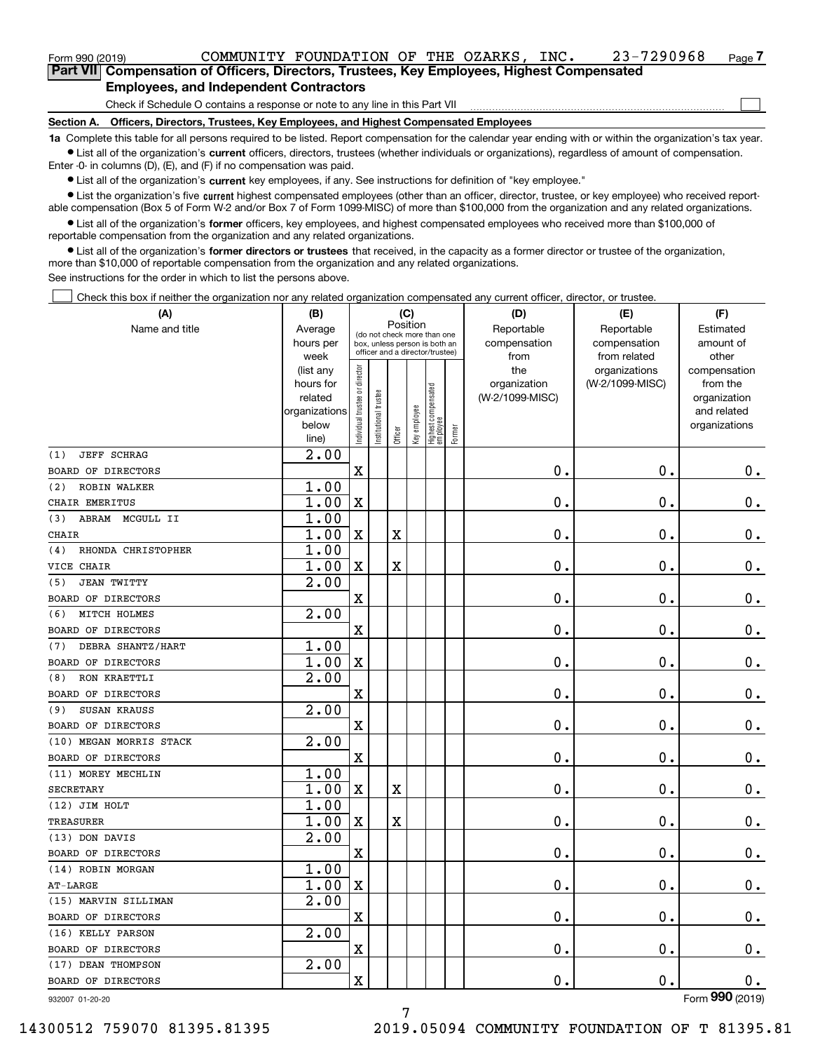Form 990 (2019) COMMUNITY FOUNDATION OF THE OZARKS, INC. 23-7290968 Page 7

**Part VII Compensation of Officers, Directors, Trustees, Key Employees, Highest Compensated Employees, and Independent Contractors**

Check if Schedule O contains a response or note to any line in this Part VII ☐

**Section A. Officers, Directors, Trustees, Key Employees, and Highest Compensated Employees**

**1a** Complete this table for all persons required to be listed. Report compensation for the calendar year ending with or within the organization's tax year.

- List all of the organization's **current** officers, directors, trustees (whether individuals or organizations), regardless of amount of compensation. Enter -0- in columns (D), (E), and (F) if no compensation was paid.
- List all of the organization's **current** key employees, if any. See instructions for definition of "key employee."
- List the organization's five **current** highest compensated employees (other than an officer, director, trustee, or key employee) who received reportable compensation (Box 5 of Form W-2 and/or Box 7 of Form 1099-MISC) of more than $100,000 from the organization and any related organizations.
- List all of the organization's **former** officers, key employees, and highest compensated employees who received more than $100,000 of reportable compensation from the organization and any related organizations.
- List all of the organization's **former directors or trustees** that received, in the capacity as a former director or trustee of the organization, more than $10,000 of reportable compensation from the organization and any related organizations.

See instructions for the order in which to list the persons above.

☐ Check this box if neither the organization nor any related organization compensated any current officer, director, or trustee.

| (A) Name and title | (B) Average hours per week (list any hours for related organizations below line) | (C) Position: Individual trustee or director | Institutional trustee | Officer | Key employee | Highest compensated employee | Former | (D) Reportable compensation from the organization (W-2/1099-MISC) | (E) Reportable compensation from related organizations (W-2/1099-MISC) | (F) Estimated amount of other compensation from the organization and related organizations |
|---|---|---|---|---|---|---|---|---|---|---|
| (1) JEFF SCHRAG<br>BOARD OF DIRECTORS | 2.00 | X | | | | | | 0. | 0. | 0. |
| (2) ROBIN WALKER<br>CHAIR EMERITUS | 1.00<br>1.00 | X | | | | | | 0. | 0. | 0. |
| (3) ABRAM MCGULL II<br>CHAIR | 1.00<br>1.00 | X | | X | | | | 0. | 0. | 0. |
| (4) RHONDA CHRISTOPHER<br>VICE CHAIR | 1.00<br>1.00 | X | | X | | | | 0. | 0. | 0. |
| (5) JEAN TWITTY<br>BOARD OF DIRECTORS | 2.00 | X | | | | | | 0. | 0. | 0. |
| (6) MITCH HOLMES<br>BOARD OF DIRECTORS | 2.00 | X | | | | | | 0. | 0. | 0. |
| (7) DEBRA SHANTZ/HART<br>BOARD OF DIRECTORS | 1.00<br>1.00 | X | | | | | | 0. | 0. | 0. |
| (8) RON KRAETTLI<br>BOARD OF DIRECTORS | 2.00 | X | | | | | | 0. | 0. | 0. |
| (9) SUSAN KRAUSS<br>BOARD OF DIRECTORS | 2.00 | X | | | | | | 0. | 0. | 0. |
| (10) MEGAN MORRIS STACK<br>BOARD OF DIRECTORS | 2.00 | X | | | | | | 0. | 0. | 0. |
| (11) MOREY MECHLIN<br>SECRETARY | 1.00<br>1.00 | X | | X | | | | 0. | 0. | 0. |
| (12) JIM HOLT<br>TREASURER | 1.00<br>1.00 | X | | X | | | | 0. | 0. | 0. |
| (13) DON DAVIS<br>BOARD OF DIRECTORS | 2.00 | X | | | | | | 0. | 0. | 0. |
| (14) ROBIN MORGAN<br>AT-LARGE | 1.00<br>1.00 | X | | | | | | 0. | 0. | 0. |
| (15) MARVIN SILLIMAN<br>BOARD OF DIRECTORS | 2.00 | X | | | | | | 0. | 0. | 0. |
| (16) KELLY PARSON<br>BOARD OF DIRECTORS | 2.00 | X | | | | | | 0. | 0. | 0. |
| (17) DEAN THOMPSON<br>BOARD OF DIRECTORS | 2.00 | X | | | | | | 0. | 0. | 0. |

932007 01-20-20 Form 990 (2019)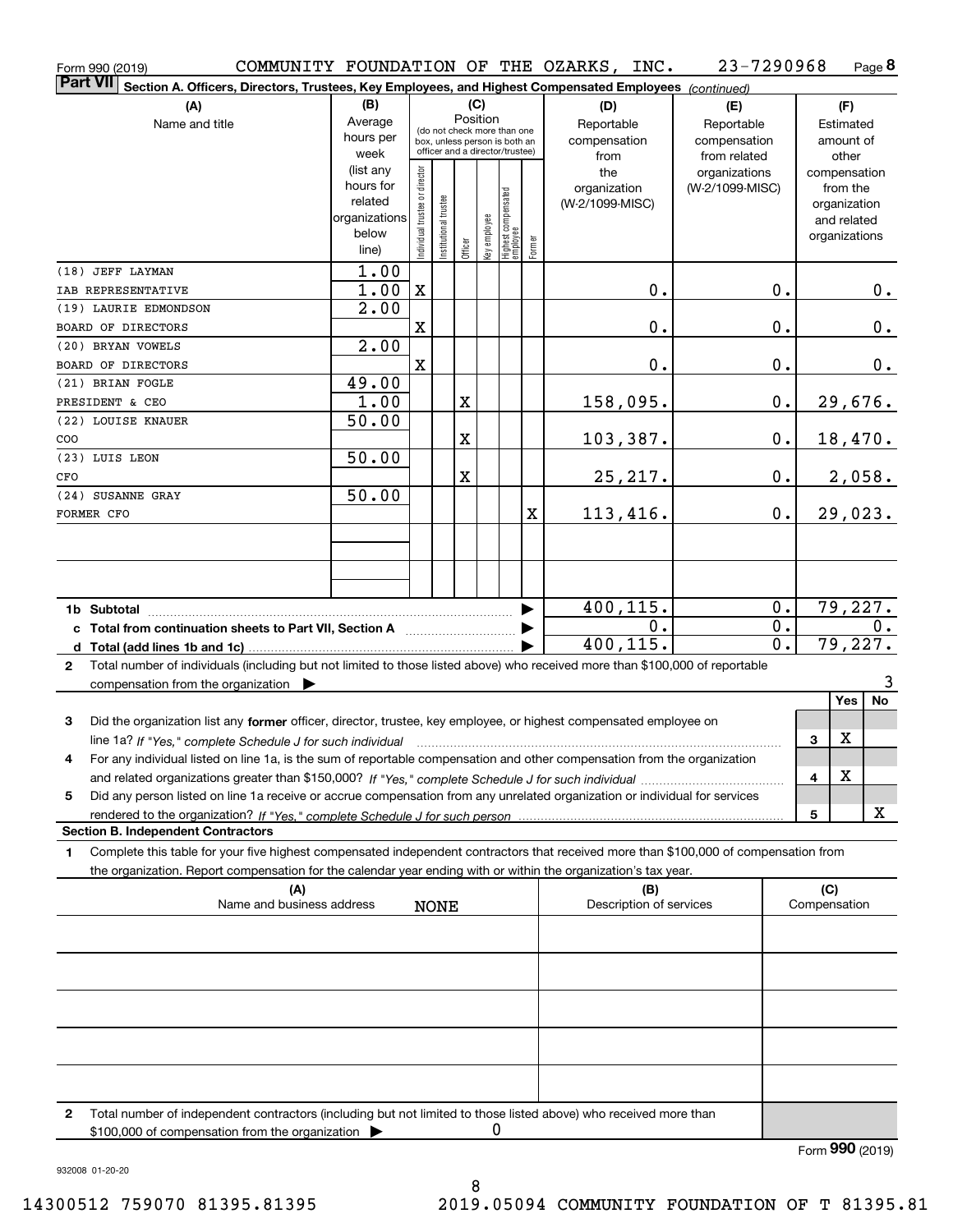Form 990 (2019) COMMUNITY FOUNDATION OF THE OZARKS, INC. 23-7290968 Page **8**

**Part VII** **Section A. Officers, Directors, Trustees, Key Employees, and Highest Compensated Employees** *(continued)*

| (A) Name and title | (B) Average hours per week (list any hours for related organizations below line) | (C) Position: Individual trustee or director | Institutional trustee | Officer | Key employee | Highest compensated employee | Former | (D) Reportable compensation from the organization (W-2/1099-MISC) | (E) Reportable compensation from related organizations (W-2/1099-MISC) | (F) Estimated amount of other compensation from the organization and related organizations |
|---|---|---|---|---|---|---|---|---|---|---|
| (18) JEFF LAYMAN<br>IAB REPRESENTATIVE | 1.00<br>1.00 | X | | | | | | 0. | 0. | 0. |
| (19) LAURIE EDMONDSON<br>BOARD OF DIRECTORS | 2.00 | X | | | | | | 0. | 0. | 0. |
| (20) BRYAN VOWELS<br>BOARD OF DIRECTORS | 2.00 | X | | | | | | 0. | 0. | 0. |
| (21) BRIAN FOGLE<br>PRESIDENT & CEO | 49.00<br>1.00 | | | X | | | | 158,095. | 0. | 29,676. |
| (22) LOUISE KNAUER<br>COO | 50.00 | | | X | | | | 103,387. | 0. | 18,470. |
| (23) LUIS LEON<br>CFO | 50.00 | | | X | | | | 25,217. | 0. | 2,058. |
| (24) SUSANNE GRAY<br>FORMER CFO | 50.00 | | | | | | X | 113,416. | 0. | 29,023. |
| **1b Subtotal** | | | | | | | | 400,115. | 0. | 79,227. |
| **c Total from continuation sheets to Part VII, Section A** | | | | | | | | 0. | 0. | 0. |
| **d Total (add lines 1b and 1c)** | | | | | | | | 400,115. | 0. | 79,227. |

**2** Total number of individuals (including but not limited to those listed above) who received more than $100,000 of reportable compensation from the organization ▶ 3

| | | Yes | No |
|---|---|---|---|
| **3** Did the organization list any **former** officer, director, trustee, key employee, or highest compensated employee on line 1a? *If "Yes," complete Schedule J for such individual* | 3 | X | |
| **4** For any individual listed on line 1a, is the sum of reportable compensation and other compensation from the organization and related organizations greater than $150,000? *If "Yes," complete Schedule J for such individual* | 4 | X | |
| **5** Did any person listed on line 1a receive or accrue compensation from any unrelated organization or individual for services rendered to the organization? *If "Yes," complete Schedule J for such person* | 5 | | X |

**Section B. Independent Contractors**

**1** Complete this table for your five highest compensated independent contractors that received more than $100,000 of compensation from the organization. Report compensation for the calendar year ending with or within the organization's tax year.

| (A) Name and business address | (B) Description of services | (C) Compensation |
|---|---|---|
| NONE | | |
| | | |
| | | |
| | | |
| | | |

**2** Total number of independent contractors (including but not limited to those listed above) who received more than $100,000 of compensation from the organization ▶ 0

Form **990** (2019)

932008 01-20-20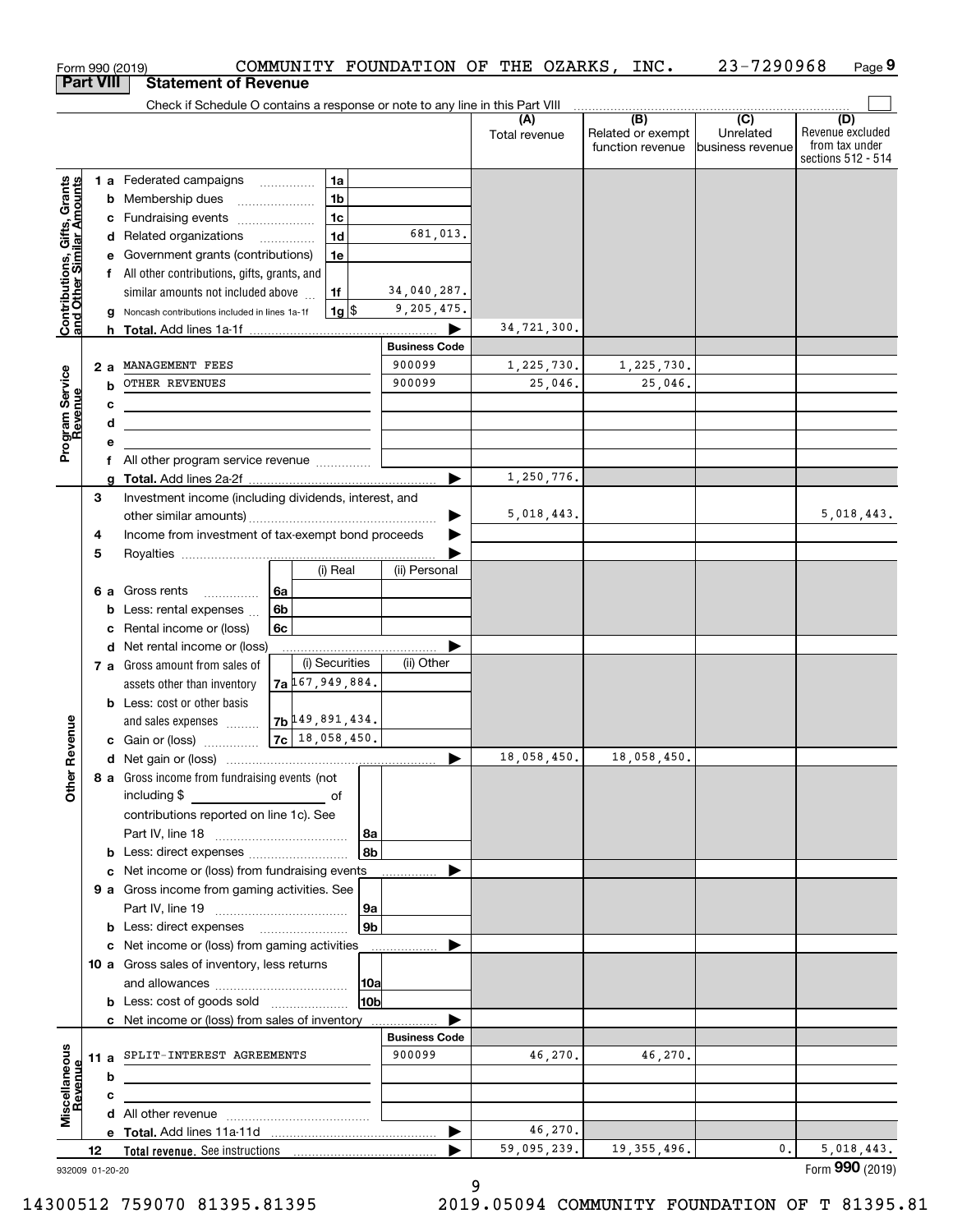Form 990 (2019) COMMUNITY FOUNDATION OF THE OZARKS, INC. 23-7290968 Page 9

**Part VIII Statement of Revenue**

Check if Schedule O contains a response or note to any line in this Part VIII

| | | | | (A) Total revenue | (B) Related or exempt function revenue | (C) Unrelated business revenue | (D) Revenue excluded from tax under sections 512 - 514 |
|---|---|---|---|---|---|---|---|
| **Contributions, Gifts, Grants and Other Similar Amounts** | 1 a Federated campaigns | 1a | | | | | |
| | b Membership dues | 1b | | | | | |
| | c Fundraising events | 1c | | | | | |
| | d Related organizations | 1d | 681,013. | | | | |
| | e Government grants (contributions) | 1e | | | | | |
| | f All other contributions, gifts, grants, and similar amounts not included above | 1f | 34,040,287. | | | | |
| | g Noncash contributions included in lines 1a-1f | 1g $ | 9,205,475. | | | | |
| | h **Total.** Add lines 1a-1f | | | 34,721,300. | | | |
| **Program Service Revenue** | | | **Business Code** | | | | |
| | 2 a MANAGEMENT FEES | | 900099 | 1,225,730. | 1,225,730. | | |
| | b OTHER REVENUES | | 900099 | 25,046. | 25,046. | | |
| | c | | | | | | |
| | d | | | | | | |
| | e | | | | | | |
| | f All other program service revenue | | | | | | |
| | g **Total.** Add lines 2a-2f | | | 1,250,776. | | | |
| **Other Revenue** | 3 Investment income (including dividends, interest, and other similar amounts) | | | 5,018,443. | | | 5,018,443. |
| | 4 Income from investment of tax-exempt bond proceeds | | | | | | |
| | 5 Royalties | | | | | | |
| | | (i) Real | (ii) Personal | | | | |
| | 6 a Gross rents (6a) | | | | | | |
| | b Less: rental expenses (6b) | | | | | | |
| | c Rental income or (loss) (6c) | | | | | | |
| | d Net rental income or (loss) | | | | | | |
| | | (i) Securities | (ii) Other | | | | |
| | 7 a Gross amount from sales of assets other than inventory (7a) | 167,949,884. | | | | | |
| | b Less: cost or other basis and sales expenses (7b) | 149,891,434. | | | | | |
| | c Gain or (loss) (7c) | 18,058,450. | | | | | |
| | d Net gain or (loss) | | | 18,058,450. | 18,058,450. | | |
| | 8 a Gross income from fundraising events (not including $ ______ of contributions reported on line 1c). See Part IV, line 18 | 8a | | | | | |
| | b Less: direct expenses | 8b | | | | | |
| | c Net income or (loss) from fundraising events | | | | | | |
| | 9 a Gross income from gaming activities. See Part IV, line 19 | 9a | | | | | |
| | b Less: direct expenses | 9b | | | | | |
| | c Net income or (loss) from gaming activities | | | | | | |
| | 10 a Gross sales of inventory, less returns and allowances | 10a | | | | | |
| | b Less: cost of goods sold | 10b | | | | | |
| | c Net income or (loss) from sales of inventory | | | | | | |
| **Miscellaneous Revenue** | | | **Business Code** | | | | |
| | 11 a SPLIT-INTEREST AGREEMENTS | | 900099 | 46,270. | 46,270. | | |
| | b | | | | | | |
| | c | | | | | | |
| | d All other revenue | | | | | | |
| | e **Total.** Add lines 11a-11d | | | 46,270. | | | |
| | 12 **Total revenue.** See instructions | | | 59,095,239. | 19,355,496. | 0. | 5,018,443. |

932009 01-20-20 Form **990** (2019)

14300512 759070 81395.81395 2019.05094 COMMUNITY FOUNDATION OF T 81395.81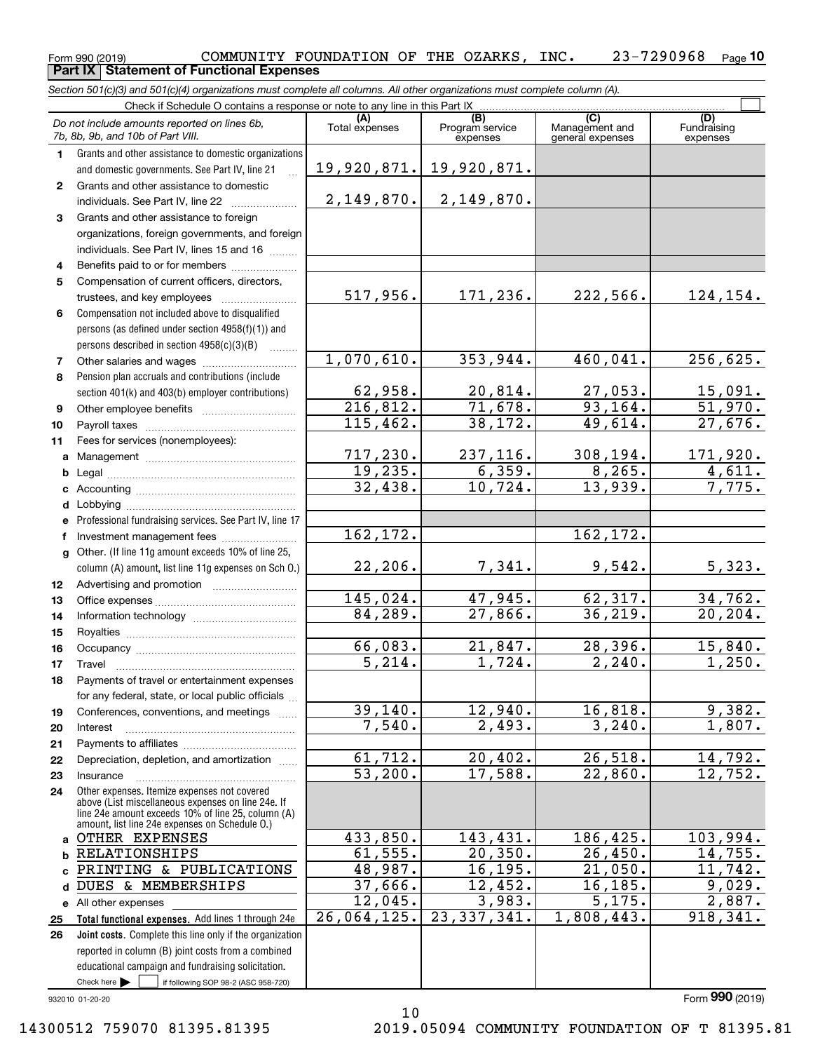Form 990 (2019) COMMUNITY FOUNDATION OF THE OZARKS, INC. 23-7290968 Page 10

**Part IX Statement of Functional Expenses**

*Section 501(c)(3) and 501(c)(4) organizations must complete all columns. All other organizations must complete column (A).*

Check if Schedule O contains a response or note to any line in this Part IX

| *Do not include amounts reported on lines 6b, 7b, 8b, 9b, and 10b of Part VIII.* | (A) Total expenses | (B) Program service expenses | (C) Management and general expenses | (D) Fundraising expenses |
|---|---|---|---|---|
| 1 Grants and other assistance to domestic organizations and domestic governments. See Part IV, line 21 | 19,920,871. | 19,920,871. | | |
| 2 Grants and other assistance to domestic individuals. See Part IV, line 22 | 2,149,870. | 2,149,870. | | |
| 3 Grants and other assistance to foreign organizations, foreign governments, and foreign individuals. See Part IV, lines 15 and 16 | | | | |
| 4 Benefits paid to or for members | | | | |
| 5 Compensation of current officers, directors, trustees, and key employees | 517,956. | 171,236. | 222,566. | 124,154. |
| 6 Compensation not included above to disqualified persons (as defined under section 4958(f)(1)) and persons described in section 4958(c)(3)(B) | | | | |
| 7 Other salaries and wages | 1,070,610. | 353,944. | 460,041. | 256,625. |
| 8 Pension plan accruals and contributions (include section 401(k) and 403(b) employer contributions) | 62,958. | 20,814. | 27,053. | 15,091. |
| 9 Other employee benefits | 216,812. | 71,678. | 93,164. | 51,970. |
| 10 Payroll taxes | 115,462. | 38,172. | 49,614. | 27,676. |
| 11 Fees for services (nonemployees): | | | | |
| a Management | 717,230. | 237,116. | 308,194. | 171,920. |
| b Legal | 19,235. | 6,359. | 8,265. | 4,611. |
| c Accounting | 32,438. | 10,724. | 13,939. | 7,775. |
| d Lobbying | | | | |
| e Professional fundraising services. See Part IV, line 17 | | | | |
| f Investment management fees | 162,172. | | 162,172. | |
| g Other. (If line 11g amount exceeds 10% of line 25, column (A) amount, list line 11g expenses on Sch O.) | 22,206. | 7,341. | 9,542. | 5,323. |
| 12 Advertising and promotion | | | | |
| 13 Office expenses | 145,024. | 47,945. | 62,317. | 34,762. |
| 14 Information technology | 84,289. | 27,866. | 36,219. | 20,204. |
| 15 Royalties | | | | |
| 16 Occupancy | 66,083. | 21,847. | 28,396. | 15,840. |
| 17 Travel | 5,214. | 1,724. | 2,240. | 1,250. |
| 18 Payments of travel or entertainment expenses for any federal, state, or local public officials | | | | |
| 19 Conferences, conventions, and meetings | 39,140. | 12,940. | 16,818. | 9,382. |
| 20 Interest | 7,540. | 2,493. | 3,240. | 1,807. |
| 21 Payments to affiliates | | | | |
| 22 Depreciation, depletion, and amortization | 61,712. | 20,402. | 26,518. | 14,792. |
| 23 Insurance | 53,200. | 17,588. | 22,860. | 12,752. |
| 24 Other expenses. Itemize expenses not covered above (List miscellaneous expenses on line 24e. If line 24e amount exceeds 10% of line 25, column (A) amount, list line 24e expenses on Schedule O.) | | | | |
| a OTHER EXPENSES | 433,850. | 143,431. | 186,425. | 103,994. |
| b RELATIONSHIPS | 61,555. | 20,350. | 26,450. | 14,755. |
| c PRINTING & PUBLICATIONS | 48,987. | 16,195. | 21,050. | 11,742. |
| d DUES & MEMBERSHIPS | 37,666. | 12,452. | 16,185. | 9,029. |
| e All other expenses | 12,045. | 3,983. | 5,175. | 2,887. |
| 25 **Total functional expenses.** Add lines 1 through 24e | 26,064,125. | 23,337,341. | 1,808,443. | 918,341. |
| 26 **Joint costs.** Complete this line only if the organization reported in column (B) joint costs from a combined educational campaign and fundraising solicitation. Check here ☐ if following SOP 98-2 (ASC 958-720) | | | | |

932010 01-20-20

Form **990** (2019)

14300512 759070 81395.81395 2019.05094 COMMUNITY FOUNDATION OF T 81395.81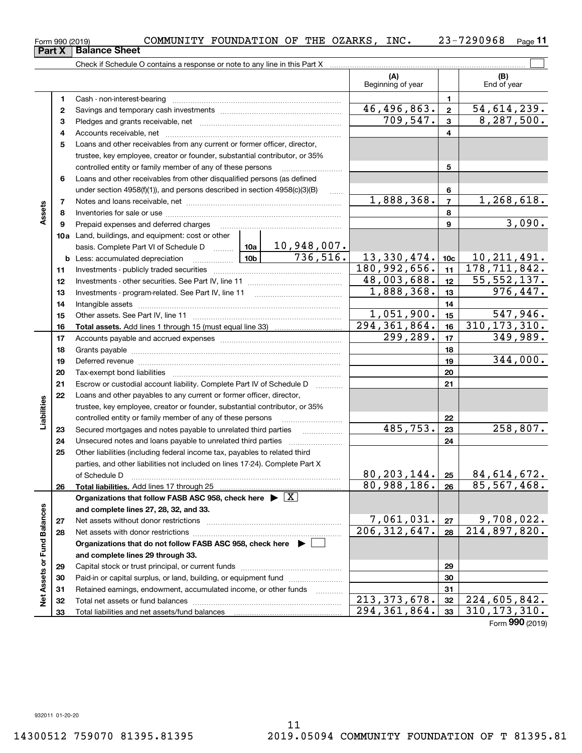Form 990 (2019) COMMUNITY FOUNDATION OF THE OZARKS, INC. 23-7290968

## Part X Balance Sheet

Check if Schedule O contains a response or note to any line in this Part X

| Section | Line | Description | | | (A) Beginning of year | | (B) End of year |
|---|---|---|---|---|---|---|---|
| Assets | 1 | Cash - non-interest-bearing | | | | 1 | |
| | 2 | Savings and temporary cash investments | | | 46,496,863. | 2 | 54,614,239. |
| | 3 | Pledges and grants receivable, net | | | 709,547. | 3 | 8,287,500. |
| | 4 | Accounts receivable, net | | | | 4 | |
| | 5 | Loans and other receivables from any current or former officer, director, trustee, key employee, creator or founder, substantial contributor, or 35% controlled entity or family member of any of these persons | | | | 5 | |
| | 6 | Loans and other receivables from other disqualified persons (as defined under section 4958(f)(1)), and persons described in section 4958(c)(3)(B) | | | | 6 | |
| | 7 | Notes and loans receivable, net | | | 1,888,368. | 7 | 1,268,618. |
| | 8 | Inventories for sale or use | | | | 8 | |
| | 9 | Prepaid expenses and deferred charges | | | | 9 | 3,090. |
| | 10a | Land, buildings, and equipment: cost or other basis. Complete Part VI of Schedule D | 10a | 10,948,007. | | | |
| | b | Less: accumulated depreciation | 10b | 736,516. | 13,330,474. | 10c | 10,211,491. |
| | 11 | Investments - publicly traded securities | | | 180,992,656. | 11 | 178,711,842. |
| | 12 | Investments - other securities. See Part IV, line 11 | | | 48,003,688. | 12 | 55,552,137. |
| | 13 | Investments - program-related. See Part IV, line 11 | | | 1,888,368. | 13 | 976,447. |
| | 14 | Intangible assets | | | | 14 | |
| | 15 | Other assets. See Part IV, line 11 | | | 1,051,900. | 15 | 547,946. |
| | 16 | **Total assets.** Add lines 1 through 15 (must equal line 33) | | | 294,361,864. | 16 | 310,173,310. |
| Liabilities | 17 | Accounts payable and accrued expenses | | | 299,289. | 17 | 349,989. |
| | 18 | Grants payable | | | | 18 | |
| | 19 | Deferred revenue | | | | 19 | 344,000. |
| | 20 | Tax-exempt bond liabilities | | | | 20 | |
| | 21 | Escrow or custodial account liability. Complete Part IV of Schedule D | | | | 21 | |
| | 22 | Loans and other payables to any current or former officer, director, trustee, key employee, creator or founder, substantial contributor, or 35% controlled entity or family member of any of these persons | | | | 22 | |
| | 23 | Secured mortgages and notes payable to unrelated third parties | | | 485,753. | 23 | 258,807. |
| | 24 | Unsecured notes and loans payable to unrelated third parties | | | | 24 | |
| | 25 | Other liabilities (including federal income tax, payables to related third parties, and other liabilities not included on lines 17-24). Complete Part X of Schedule D | | | 80,203,144. | 25 | 84,614,672. |
| | 26 | **Total liabilities.** Add lines 17 through 25 | | | 80,988,186. | 26 | 85,567,468. |
| Net Assets or Fund Balances | | **Organizations that follow FASB ASC 958, check here** [X] **and complete lines 27, 28, 32, and 33.** | | | | | |
| | 27 | Net assets without donor restrictions | | | 7,061,031. | 27 | 9,708,022. |
| | 28 | Net assets with donor restrictions | | | 206,312,647. | 28 | 214,897,820. |
| | | **Organizations that do not follow FASB ASC 958, check here** [ ] **and complete lines 29 through 33.** | | | | | |
| | 29 | Capital stock or trust principal, or current funds | | | | 29 | |
| | 30 | Paid-in or capital surplus, or land, building, or equipment fund | | | | 30 | |
| | 31 | Retained earnings, endowment, accumulated income, or other funds | | | | 31 | |
| | 32 | Total net assets or fund balances | | | 213,373,678. | 32 | 224,605,842. |
| | 33 | Total liabilities and net assets/fund balances | | | 294,361,864. | 33 | 310,173,310. |

Form **990** (2019)

932011 01-20-20

14300512 759070 81395.81395 2019.05094 COMMUNITY FOUNDATION OF T 81395.81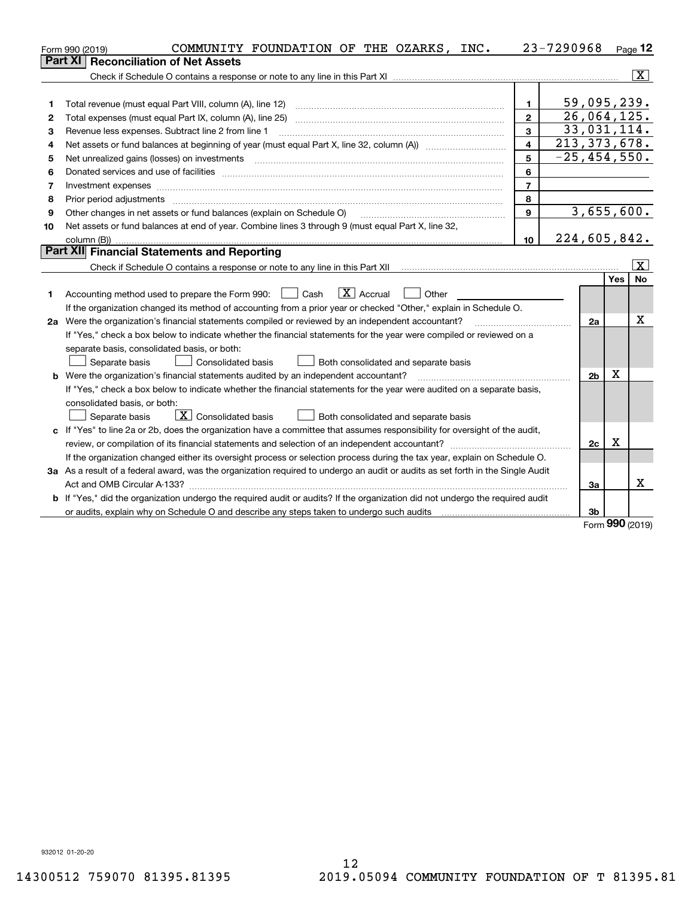Form 990 (2019) COMMUNITY FOUNDATION OF THE OZARKS, INC. 23-7290968

## Part XI Reconciliation of Net Assets

Check if Schedule O contains a response or note to any line in this Part XI ..... [X]

| | | | |
|---|---|---|---|
| 1 | Total revenue (must equal Part VIII, column (A), line 12) | 1 | 59,095,239. |
| 2 | Total expenses (must equal Part IX, column (A), line 25) | 2 | 26,064,125. |
| 3 | Revenue less expenses. Subtract line 2 from line 1 | 3 | 33,031,114. |
| 4 | Net assets or fund balances at beginning of year (must equal Part X, line 32, column (A)) | 4 | 213,373,678. |
| 5 | Net unrealized gains (losses) on investments | 5 | -25,454,550. |
| 6 | Donated services and use of facilities | 6 | |
| 7 | Investment expenses | 7 | |
| 8 | Prior period adjustments | 8 | |
| 9 | Other changes in net assets or fund balances (explain on Schedule O) | 9 | 3,655,600. |
| 10 | Net assets or fund balances at end of year. Combine lines 3 through 9 (must equal Part X, line 32, column (B)) | 10 | 224,605,842. |

## Part XII Financial Statements and Reporting

Check if Schedule O contains a response or note to any line in this Part XII ..... [X]

| | | | Yes | No |
|---|---|---|---|---|
| 1 | Accounting method used to prepare the Form 990: [ ] Cash [X] Accrual [ ] Other<br>If the organization changed its method of accounting from a prior year or checked "Other," explain in Schedule O. | | | |
| 2a | Were the organization's financial statements compiled or reviewed by an independent accountant?<br>If "Yes," check a box below to indicate whether the financial statements for the year were compiled or reviewed on a separate basis, consolidated basis, or both:<br>[ ] Separate basis [ ] Consolidated basis [ ] Both consolidated and separate basis | 2a | | X |
| b | Were the organization's financial statements audited by an independent accountant?<br>If "Yes," check a box below to indicate whether the financial statements for the year were audited on a separate basis, consolidated basis, or both:<br>[ ] Separate basis [X] Consolidated basis [ ] Both consolidated and separate basis | 2b | X | |
| c | If "Yes" to line 2a or 2b, does the organization have a committee that assumes responsibility for oversight of the audit, review, or compilation of its financial statements and selection of an independent accountant?<br>If the organization changed either its oversight process or selection process during the tax year, explain on Schedule O. | 2c | X | |
| 3a | As a result of a federal award, was the organization required to undergo an audit or audits as set forth in the Single Audit Act and OMB Circular A-133? | 3a | | X |
| b | If "Yes," did the organization undergo the required audit or audits? If the organization did not undergo the required audit or audits, explain why on Schedule O and describe any steps taken to undergo such audits | 3b | | |

Form **990** (2019)

932012 01-20-20

14300512 759070 81395.81395 2019.05094 COMMUNITY FOUNDATION OF T 81395.81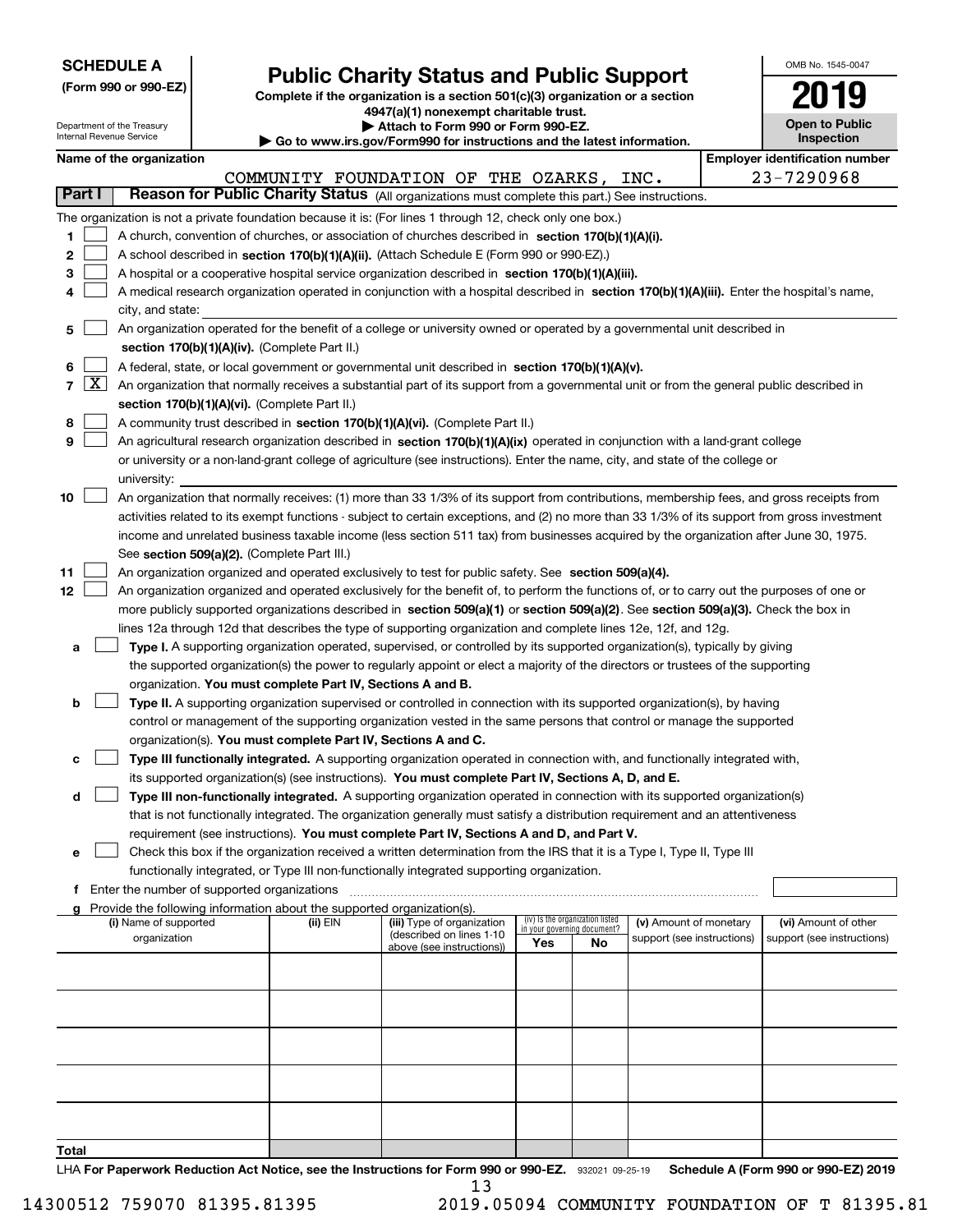**SCHEDULE A**
**(Form 990 or 990-EZ)**

Department of the Treasury
Internal Revenue Service

# Public Charity Status and Public Support

**Complete if the organization is a section 501(c)(3) organization or a section 4947(a)(1) nonexempt charitable trust.**
**▶ Attach to Form 990 or Form 990-EZ.**
**▶ Go to www.irs.gov/Form990 for instructions and the latest information.**

OMB No. 1545-0047

**2019**

**Open to Public Inspection**

**Name of the organization:** COMMUNITY FOUNDATION OF THE OZARKS, INC.

**Employer identification number:** 23-7290968

## Part I — Reason for Public Charity Status (All organizations must complete this part.) See instructions.

The organization is not a private foundation because it is: (For lines 1 through 12, check only one box.)

1. [ ] A church, convention of churches, or association of churches described in **section 170(b)(1)(A)(i).**
2. [ ] A school described in **section 170(b)(1)(A)(ii).** (Attach Schedule E (Form 990 or 990-EZ).)
3. [ ] A hospital or a cooperative hospital service organization described in **section 170(b)(1)(A)(iii).**
4. [ ] A medical research organization operated in conjunction with a hospital described in **section 170(b)(1)(A)(iii).** Enter the hospital's name, city, and state:
5. [ ] An organization operated for the benefit of a college or university owned or operated by a governmental unit described in **section 170(b)(1)(A)(iv).** (Complete Part II.)
6. [ ] A federal, state, or local government or governmental unit described in **section 170(b)(1)(A)(v).**
7. [X] An organization that normally receives a substantial part of its support from a governmental unit or from the general public described in **section 170(b)(1)(A)(vi).** (Complete Part II.)
8. [ ] A community trust described in **section 170(b)(1)(A)(vi).** (Complete Part II.)
9. [ ] An agricultural research organization described in **section 170(b)(1)(A)(ix)** operated in conjunction with a land-grant college or university or a non-land-grant college of agriculture (see instructions). Enter the name, city, and state of the college or university:
10. [ ] An organization that normally receives: (1) more than 33 1/3% of its support from contributions, membership fees, and gross receipts from activities related to its exempt functions - subject to certain exceptions, and (2) no more than 33 1/3% of its support from gross investment income and unrelated business taxable income (less section 511 tax) from businesses acquired by the organization after June 30, 1975. See **section 509(a)(2).** (Complete Part III.)
11. [ ] An organization organized and operated exclusively to test for public safety. See **section 509(a)(4).**
12. [ ] An organization organized and operated exclusively for the benefit of, to perform the functions of, or to carry out the purposes of one or more publicly supported organizations described in **section 509(a)(1)** or **section 509(a)(2)**. See **section 509(a)(3).** Check the box in lines 12a through 12d that describes the type of supporting organization and complete lines 12e, 12f, and 12g.
   - **a** [ ] **Type I.** A supporting organization operated, supervised, or controlled by its supported organization(s), typically by giving the supported organization(s) the power to regularly appoint or elect a majority of the directors or trustees of the supporting organization. **You must complete Part IV, Sections A and B.**
   - **b** [ ] **Type II.** A supporting organization supervised or controlled in connection with its supported organization(s), by having control or management of the supporting organization vested in the same persons that control or manage the supported organization(s). **You must complete Part IV, Sections A and C.**
   - **c** [ ] **Type III functionally integrated.** A supporting organization operated in connection with, and functionally integrated with, its supported organization(s) (see instructions). **You must complete Part IV, Sections A, D, and E.**
   - **d** [ ] **Type III non-functionally integrated.** A supporting organization operated in connection with its supported organization(s) that is not functionally integrated. The organization generally must satisfy a distribution requirement and an attentiveness requirement (see instructions). **You must complete Part IV, Sections A and D, and Part V.**
   - **e** [ ] Check this box if the organization received a written determination from the IRS that it is a Type I, Type II, Type III functionally integrated, or Type III non-functionally integrated supporting organization.
   - **f** Enter the number of supported organizations
   - **g** Provide the following information about the supported organization(s).

| (i) Name of supported organization | (ii) EIN | (iii) Type of organization (described on lines 1-10 above (see instructions)) | (iv) Is the organization listed in your governing document? Yes | No | (v) Amount of monetary support (see instructions) | (vi) Amount of other support (see instructions) |
|---|---|---|---|---|---|---|
| | | | | | | |
| | | | | | | |
| | | | | | | |
| | | | | | | |
| | | | | | | |
| **Total** | | | | | | |

LHA **For Paperwork Reduction Act Notice, see the Instructions for Form 990 or 990-EZ.** 932021 09-25-19 **Schedule A (Form 990 or 990-EZ) 2019**

14300512 759070 81395.81395 2019.05094 COMMUNITY FOUNDATION OF T 81395.81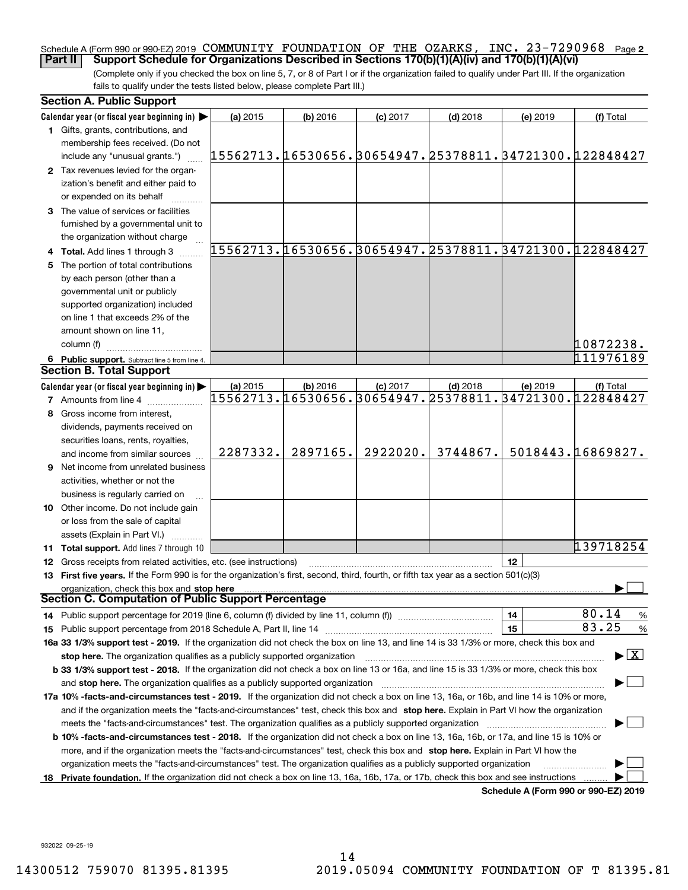Schedule A (Form 990 or 990-EZ) 2019 COMMUNITY FOUNDATION OF THE OZARKS, INC. 23-7290968 Page 2

**Part II** **Support Schedule for Organizations Described in Sections 170(b)(1)(A)(iv) and 170(b)(1)(A)(vi)**

(Complete only if you checked the box on line 5, 7, or 8 of Part I or if the organization failed to qualify under Part III. If the organization fails to qualify under the tests listed below, please complete Part III.)

**Section A. Public Support**

| Calendar year (or fiscal year beginning in) ▶ | (a) 2015 | (b) 2016 | (c) 2017 | (d) 2018 | (e) 2019 | (f) Total |
|---|---|---|---|---|---|---|
| **1** Gifts, grants, contributions, and membership fees received. (Do not include any "unusual grants.") | 15562713. | 16530656. | 30654947. | 25378811. | 34721300. | 122848427 |
| **2** Tax revenues levied for the organization's benefit and either paid to or expended on its behalf | | | | | | |
| **3** The value of services or facilities furnished by a governmental unit to the organization without charge | | | | | | |
| **4 Total.** Add lines 1 through 3 | 15562713. | 16530656. | 30654947. | 25378811. | 34721300. | 122848427 |
| **5** The portion of total contributions by each person (other than a governmental unit or publicly supported organization) included on line 1 that exceeds 2% of the amount shown on line 11, column (f) | | | | | | 10872238. |
| **6 Public support.** Subtract line 5 from line 4. | | | | | | 111976189 |

**Section B. Total Support**

| Calendar year (or fiscal year beginning in) ▶ | (a) 2015 | (b) 2016 | (c) 2017 | (d) 2018 | (e) 2019 | (f) Total |
|---|---|---|---|---|---|---|
| **7** Amounts from line 4 | 15562713. | 16530656. | 30654947. | 25378811. | 34721300. | 122848427 |
| **8** Gross income from interest, dividends, payments received on securities loans, rents, royalties, and income from similar sources | 2287332. | 2897165. | 2922020. | 3744867. | 5018443. | 16869827. |
| **9** Net income from unrelated business activities, whether or not the business is regularly carried on | | | | | | |
| **10** Other income. Do not include gain or loss from the sale of capital assets (Explain in Part VI.) | | | | | | |
| **11 Total support.** Add lines 7 through 10 | | | | | | 139718254 |

**12** Gross receipts from related activities, etc. (see instructions) | **12** |

**13 First five years.** If the Form 990 is for the organization's first, second, third, fourth, or fifth tax year as a section 501(c)(3) organization, check this box and **stop here** ▶ ☐

**Section C. Computation of Public Support Percentage**

**14** Public support percentage for 2019 (line 6, column (f) divided by line 11, column (f)) | **14** | 80.14 %

**15** Public support percentage from 2018 Schedule A, Part II, line 14 | **15** | 83.25 %

**16a 33 1/3% support test - 2019.** If the organization did not check the box on line 13, and line 14 is 33 1/3% or more, check this box and **stop here.** The organization qualifies as a publicly supported organization ▶ ☒

**b 33 1/3% support test - 2018.** If the organization did not check a box on line 13 or 16a, and line 15 is 33 1/3% or more, check this box and **stop here.** The organization qualifies as a publicly supported organization ▶ ☐

**17a 10% -facts-and-circumstances test - 2019.** If the organization did not check a box on line 13, 16a, or 16b, and line 14 is 10% or more, and if the organization meets the "facts-and-circumstances" test, check this box and **stop here.** Explain in Part VI how the organization meets the "facts-and-circumstances" test. The organization qualifies as a publicly supported organization ▶ ☐

**b 10% -facts-and-circumstances test - 2018.** If the organization did not check a box on line 13, 16a, 16b, or 17a, and line 15 is 10% or more, and if the organization meets the "facts-and-circumstances" test, check this box and **stop here.** Explain in Part VI how the organization meets the "facts-and-circumstances" test. The organization qualifies as a publicly supported organization ▶ ☐

**18 Private foundation.** If the organization did not check a box on line 13, 16a, 16b, 17a, or 17b, check this box and see instructions ▶ ☐

**Schedule A (Form 990 or 990-EZ) 2019**

932022 09-25-19

14300512 759070 81395.81395 2019.05094 COMMUNITY FOUNDATION OF T 81395.81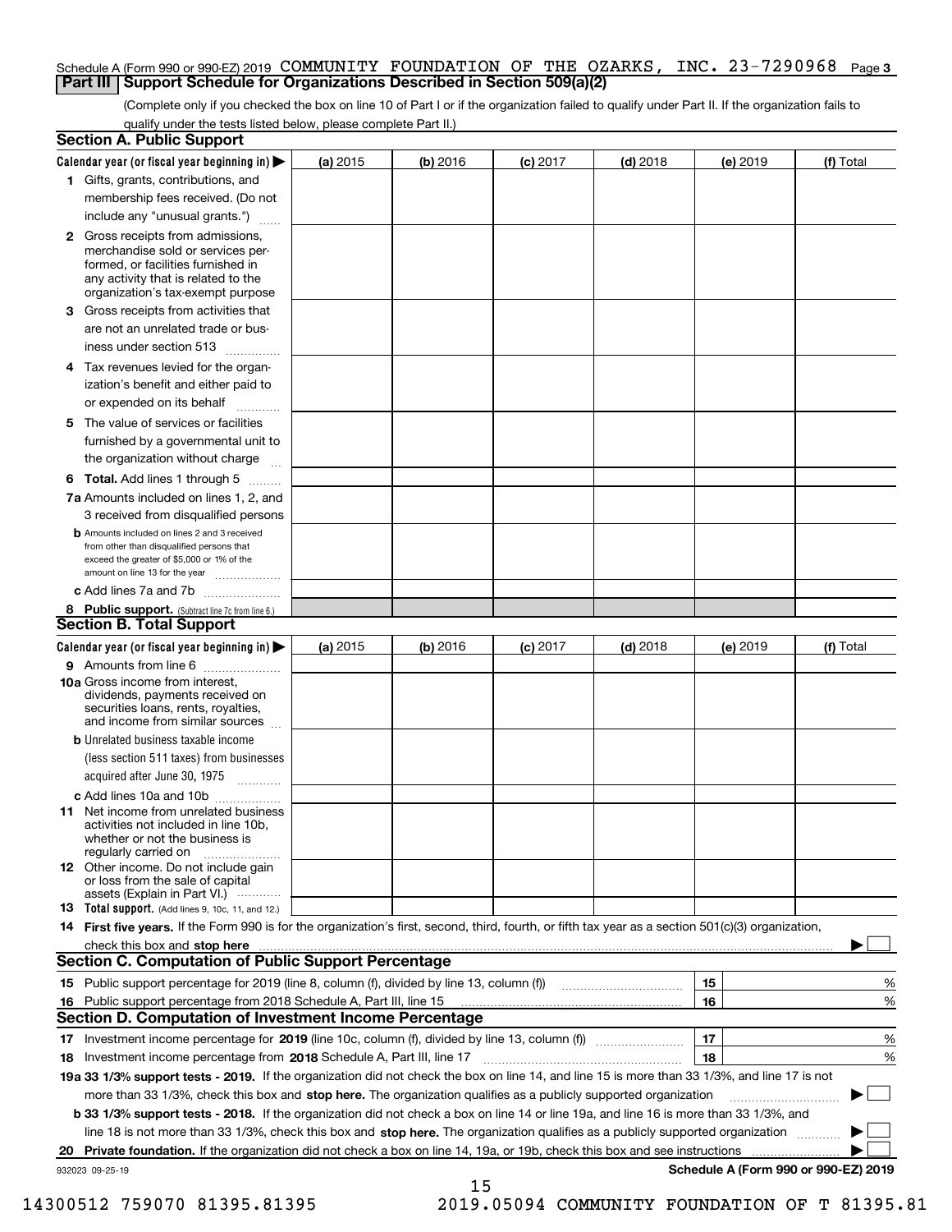Schedule A (Form 990 or 990-EZ) 2019 COMMUNITY FOUNDATION OF THE OZARKS, INC. 23-7290968 Page 3

## Part III Support Schedule for Organizations Described in Section 509(a)(2)

(Complete only if you checked the box on line 10 of Part I or if the organization failed to qualify under Part II. If the organization fails to qualify under the tests listed below, please complete Part II.)

### Section A. Public Support

| Calendar year (or fiscal year beginning in) ▶ | (a) 2015 | (b) 2016 | (c) 2017 | (d) 2018 | (e) 2019 | (f) Total |
|---|---|---|---|---|---|---|
| **1** Gifts, grants, contributions, and membership fees received. (Do not include any "unusual grants.") | | | | | | |
| **2** Gross receipts from admissions, merchandise sold or services performed, or facilities furnished in any activity that is related to the organization's tax-exempt purpose | | | | | | |
| **3** Gross receipts from activities that are not an unrelated trade or business under section 513 | | | | | | |
| **4** Tax revenues levied for the organization's benefit and either paid to or expended on its behalf | | | | | | |
| **5** The value of services or facilities furnished by a governmental unit to the organization without charge | | | | | | |
| **6 Total.** Add lines 1 through 5 | | | | | | |
| **7a** Amounts included on lines 1, 2, and 3 received from disqualified persons | | | | | | |
| **b** Amounts included on lines 2 and 3 received from other than disqualified persons that exceed the greater of $5,000 or 1% of the amount on line 13 for the year | | | | | | |
| **c** Add lines 7a and 7b | | | | | | |
| **8 Public support.** (Subtract line 7c from line 6.) | | | | | | |

### Section B. Total Support

| Calendar year (or fiscal year beginning in) ▶ | (a) 2015 | (b) 2016 | (c) 2017 | (d) 2018 | (e) 2019 | (f) Total |
|---|---|---|---|---|---|---|
| **9** Amounts from line 6 | | | | | | |
| **10a** Gross income from interest, dividends, payments received on securities loans, rents, royalties, and income from similar sources | | | | | | |
| **b** Unrelated business taxable income (less section 511 taxes) from businesses acquired after June 30, 1975 | | | | | | |
| **c** Add lines 10a and 10b | | | | | | |
| **11** Net income from unrelated business activities not included in line 10b, whether or not the business is regularly carried on | | | | | | |
| **12** Other income. Do not include gain or loss from the sale of capital assets (Explain in Part VI.) | | | | | | |
| **13 Total support.** (Add lines 9, 10c, 11, and 12.) | | | | | | |

**14 First five years.** If the Form 990 is for the organization's first, second, third, fourth, or fifth tax year as a section 501(c)(3) organization, check this box and **stop here** ▶ ☐

### Section C. Computation of Public Support Percentage

| | | | |
|---|---|---|---|
| **15** Public support percentage for 2019 (line 8, column (f), divided by line 13, column (f)) | 15 | | % |
| **16** Public support percentage from 2018 Schedule A, Part III, line 15 | 16 | | % |

### Section D. Computation of Investment Income Percentage

| | | | |
|---|---|---|---|
| **17** Investment income percentage for **2019** (line 10c, column (f), divided by line 13, column (f)) | 17 | | % |
| **18** Investment income percentage from **2018** Schedule A, Part III, line 17 | 18 | | % |

**19a 33 1/3% support tests - 2019.** If the organization did not check the box on line 14, and line 15 is more than 33 1/3%, and line 17 is not more than 33 1/3%, check this box and **stop here.** The organization qualifies as a publicly supported organization ▶ ☐

**b 33 1/3% support tests - 2018.** If the organization did not check a box on line 14 or line 19a, and line 16 is more than 33 1/3%, and line 18 is not more than 33 1/3%, check this box and **stop here.** The organization qualifies as a publicly supported organization ▶ ☐

**20 Private foundation.** If the organization did not check a box on line 14, 19a, or 19b, check this box and see instructions ▶ ☐

932023 09-25-19 **Schedule A (Form 990 or 990-EZ) 2019**

14300512 759070 81395.81395 2019.05094 COMMUNITY FOUNDATION OF T 81395.81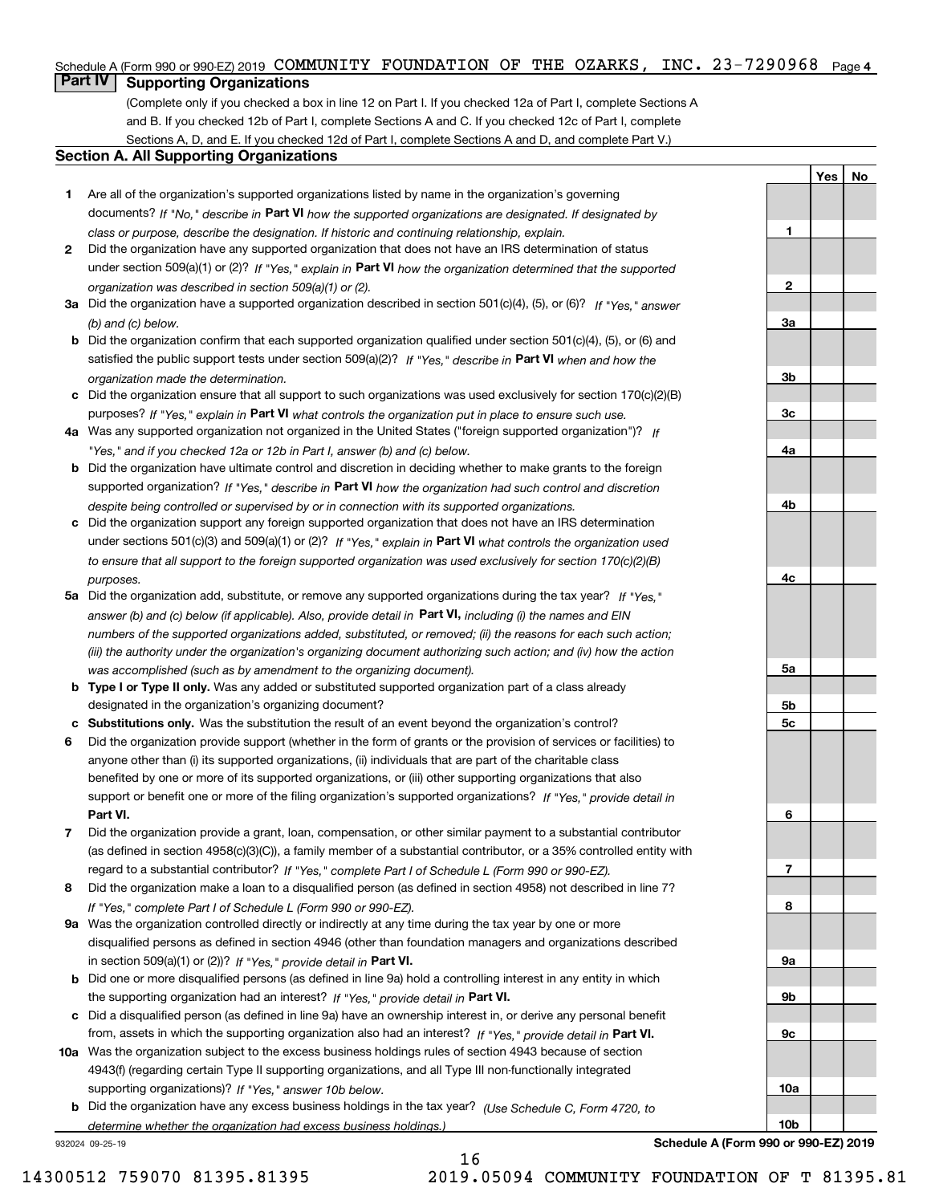Schedule A (Form 990 or 990-EZ) 2019 COMMUNITY FOUNDATION OF THE OZARKS, INC. 23-7290968 Page 4

## Part IV Supporting Organizations

(Complete only if you checked a box in line 12 on Part I. If you checked 12a of Part I, complete Sections A and B. If you checked 12b of Part I, complete Sections A and C. If you checked 12c of Part I, complete Sections A, D, and E. If you checked 12d of Part I, complete Sections A and D, and complete Part V.)

### Section A. All Supporting Organizations

| | | | Yes | No |
|---|---|---|---|---|
| **1** | Are all of the organization's supported organizations listed by name in the organization's governing documents? *If "No," describe in* **Part VI** *how the supported organizations are designated. If designated by class or purpose, describe the designation. If historic and continuing relationship, explain.* | 1 | | |
| **2** | Did the organization have any supported organization that does not have an IRS determination of status under section 509(a)(1) or (2)? *If "Yes," explain in* **Part VI** *how the organization determined that the supported organization was described in section 509(a)(1) or (2).* | 2 | | |
| **3a** | Did the organization have a supported organization described in section 501(c)(4), (5), or (6)? *If "Yes," answer (b) and (c) below.* | 3a | | |
| **b** | Did the organization confirm that each supported organization qualified under section 501(c)(4), (5), or (6) and satisfied the public support tests under section 509(a)(2)? *If "Yes," describe in* **Part VI** *when and how the organization made the determination.* | 3b | | |
| **c** | Did the organization ensure that all support to such organizations was used exclusively for section 170(c)(2)(B) purposes? *If "Yes," explain in* **Part VI** *what controls the organization put in place to ensure such use.* | 3c | | |
| **4a** | Was any supported organization not organized in the United States ("foreign supported organization")? *If "Yes," and if you checked 12a or 12b in Part I, answer (b) and (c) below.* | 4a | | |
| **b** | Did the organization have ultimate control and discretion in deciding whether to make grants to the foreign supported organization? *If "Yes," describe in* **Part VI** *how the organization had such control and discretion despite being controlled or supervised by or in connection with its supported organizations.* | 4b | | |
| **c** | Did the organization support any foreign supported organization that does not have an IRS determination under sections 501(c)(3) and 509(a)(1) or (2)? *If "Yes," explain in* **Part VI** *what controls the organization used to ensure that all support to the foreign supported organization was used exclusively for section 170(c)(2)(B) purposes.* | 4c | | |
| **5a** | Did the organization add, substitute, or remove any supported organizations during the tax year? *If "Yes," answer (b) and (c) below (if applicable). Also, provide detail in* **Part VI,** *including (i) the names and EIN numbers of the supported organizations added, substituted, or removed; (ii) the reasons for each such action; (iii) the authority under the organization's organizing document authorizing such action; and (iv) how the action was accomplished (such as by amendment to the organizing document).* | 5a | | |
| **b** | **Type I or Type II only.** Was any added or substituted supported organization part of a class already designated in the organization's organizing document? | 5b | | |
| **c** | **Substitutions only.** Was the substitution the result of an event beyond the organization's control? | 5c | | |
| **6** | Did the organization provide support (whether in the form of grants or the provision of services or facilities) to anyone other than (i) its supported organizations, (ii) individuals that are part of the charitable class benefited by one or more of its supported organizations, or (iii) other supporting organizations that also support or benefit one or more of the filing organization's supported organizations? *If "Yes," provide detail in* **Part VI.** | 6 | | |
| **7** | Did the organization provide a grant, loan, compensation, or other similar payment to a substantial contributor (as defined in section 4958(c)(3)(C)), a family member of a substantial contributor, or a 35% controlled entity with regard to a substantial contributor? *If "Yes," complete Part I of Schedule L (Form 990 or 990-EZ).* | 7 | | |
| **8** | Did the organization make a loan to a disqualified person (as defined in section 4958) not described in line 7? *If "Yes," complete Part I of Schedule L (Form 990 or 990-EZ).* | 8 | | |
| **9a** | Was the organization controlled directly or indirectly at any time during the tax year by one or more disqualified persons as defined in section 4946 (other than foundation managers and organizations described in section 509(a)(1) or (2))? *If "Yes," provide detail in* **Part VI.** | 9a | | |
| **b** | Did one or more disqualified persons (as defined in line 9a) hold a controlling interest in any entity in which the supporting organization had an interest? *If "Yes," provide detail in* **Part VI.** | 9b | | |
| **c** | Did a disqualified person (as defined in line 9a) have an ownership interest in, or derive any personal benefit from, assets in which the supporting organization also had an interest? *If "Yes," provide detail in* **Part VI.** | 9c | | |
| **10a** | Was the organization subject to the excess business holdings rules of section 4943 because of section 4943(f) (regarding certain Type II supporting organizations, and all Type III non-functionally integrated supporting organizations)? *If "Yes," answer 10b below.* | 10a | | |
| **b** | Did the organization have any excess business holdings in the tax year? *(Use Schedule C, Form 4720, to determine whether the organization had excess business holdings.)* | 10b | | |

932024 09-25-19 **Schedule A (Form 990 or 990-EZ) 2019**

14300512 759070 81395.81395 2019.05094 COMMUNITY FOUNDATION OF T 81395.81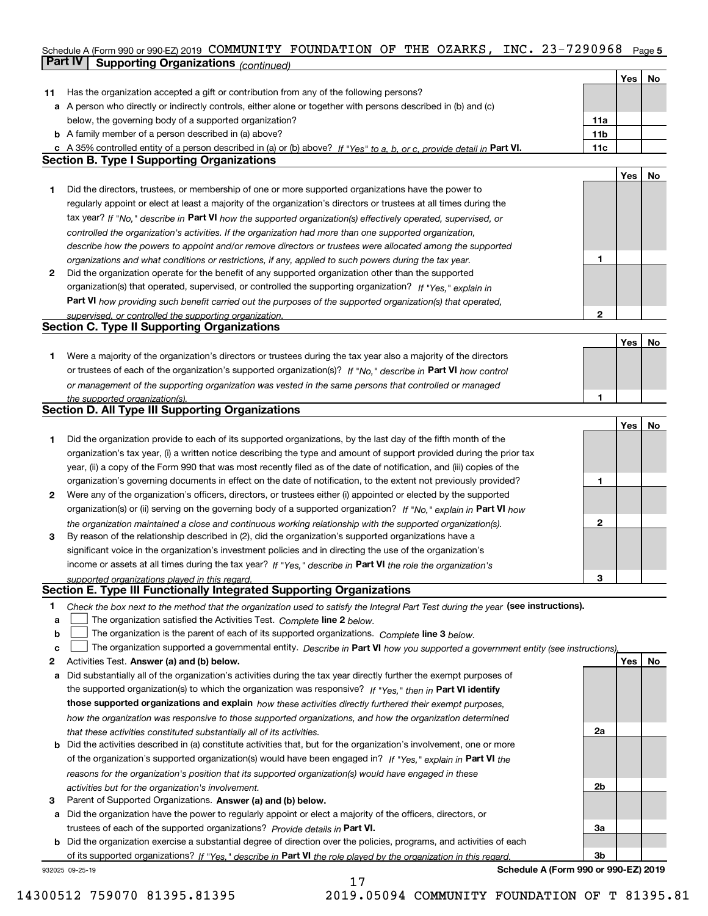Schedule A (Form 990 or 990-EZ) 2019 COMMUNITY FOUNDATION OF THE OZARKS, INC. 23-7290968 Page 5

## Part IV Supporting Organizations *(continued)*

| | | | Yes | No |
|---|---|---|---|---|
| **11** | Has the organization accepted a gift or contribution from any of the following persons? | | | |
| **a** | A person who directly or indirectly controls, either alone or together with persons described in (b) and (c) below, the governing body of a supported organization? | **11a** | | |
| **b** | A family member of a person described in (a) above? | **11b** | | |
| **c** | A 35% controlled entity of a person described in (a) or (b) above? *If "Yes" to a, b, or c, provide detail in* **Part VI.** | **11c** | | |

### Section B. Type I Supporting Organizations

| | | | Yes | No |
|---|---|---|---|---|
| **1** | Did the directors, trustees, or membership of one or more supported organizations have the power to regularly appoint or elect at least a majority of the organization's directors or trustees at all times during the tax year? *If "No," describe in* **Part VI** *how the supported organization(s) effectively operated, supervised, or controlled the organization's activities. If the organization had more than one supported organization, describe how the powers to appoint and/or remove directors or trustees were allocated among the supported organizations and what conditions or restrictions, if any, applied to such powers during the tax year.* | **1** | | |
| **2** | Did the organization operate for the benefit of any supported organization other than the supported organization(s) that operated, supervised, or controlled the supporting organization? *If "Yes," explain in* **Part VI** *how providing such benefit carried out the purposes of the supported organization(s) that operated, supervised, or controlled the supporting organization.* | **2** | | |

### Section C. Type II Supporting Organizations

| | | | Yes | No |
|---|---|---|---|---|
| **1** | Were a majority of the organization's directors or trustees during the tax year also a majority of the directors or trustees of each of the organization's supported organization(s)? *If "No," describe in* **Part VI** *how control or management of the supporting organization was vested in the same persons that controlled or managed the supported organization(s).* | **1** | | |

### Section D. All Type III Supporting Organizations

| | | | Yes | No |
|---|---|---|---|---|
| **1** | Did the organization provide to each of its supported organizations, by the last day of the fifth month of the organization's tax year, (i) a written notice describing the type and amount of support provided during the prior tax year, (ii) a copy of the Form 990 that was most recently filed as of the date of notification, and (iii) copies of the organization's governing documents in effect on the date of notification, to the extent not previously provided? | **1** | | |
| **2** | Were any of the organization's officers, directors, or trustees either (i) appointed or elected by the supported organization(s) or (ii) serving on the governing body of a supported organization? *If "No," explain in* **Part VI** *how the organization maintained a close and continuous working relationship with the supported organization(s).* | **2** | | |
| **3** | By reason of the relationship described in (2), did the organization's supported organizations have a significant voice in the organization's investment policies and in directing the use of the organization's income or assets at all times during the tax year? *If "Yes," describe in* **Part VI** *the role the organization's supported organizations played in this regard.* | **3** | | |

### Section E. Type III Functionally Integrated Supporting Organizations

**1** *Check the box next to the method that the organization used to satisfy the Integral Part Test during the year* **(see instructions).**

- **a** ☐ The organization satisfied the Activities Test. *Complete* **line 2** *below.*
- **b** ☐ The organization is the parent of each of its supported organizations. *Complete* **line 3** *below.*
- **c** ☐ The organization supported a governmental entity. *Describe in* **Part VI** *how you supported a government entity (see instructions).*

| | | | Yes | No |
|---|---|---|---|---|
| **2** | Activities Test. **Answer (a) and (b) below.** | | | |
| **a** | Did substantially all of the organization's activities during the tax year directly further the exempt purposes of the supported organization(s) to which the organization was responsive? *If "Yes," then in* **Part VI identify those supported organizations and explain** *how these activities directly furthered their exempt purposes, how the organization was responsive to those supported organizations, and how the organization determined that these activities constituted substantially all of its activities.* | **2a** | | |
| **b** | Did the activities described in (a) constitute activities that, but for the organization's involvement, one or more of the organization's supported organization(s) would have been engaged in? *If "Yes," explain in* **Part VI** *the reasons for the organization's position that its supported organization(s) would have engaged in these activities but for the organization's involvement.* | **2b** | | |
| **3** | Parent of Supported Organizations. **Answer (a) and (b) below.** | | | |
| **a** | Did the organization have the power to regularly appoint or elect a majority of the officers, directors, or trustees of each of the supported organizations? *Provide details in* **Part VI.** | **3a** | | |
| **b** | Did the organization exercise a substantial degree of direction over the policies, programs, and activities of each of its supported organizations? *If "Yes," describe in* **Part VI** *the role played by the organization in this regard.* | **3b** | | |

932025 09-25-19 **Schedule A (Form 990 or 990-EZ) 2019**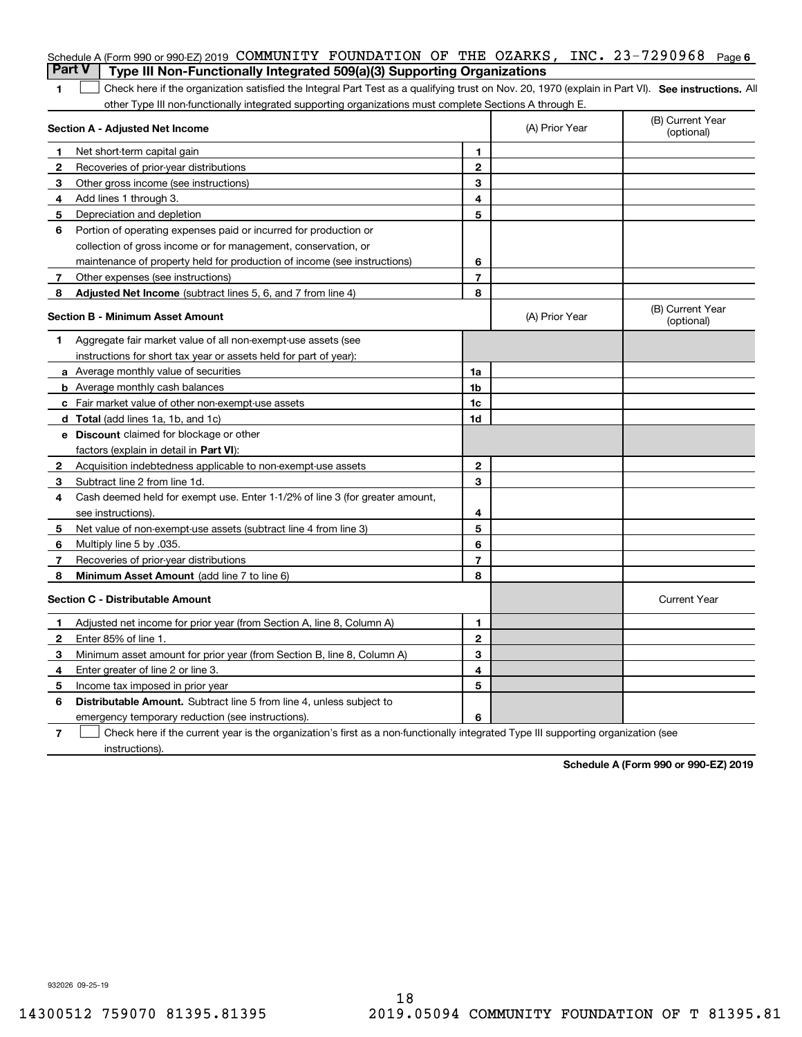Schedule A (Form 990 or 990-EZ) 2019 COMMUNITY FOUNDATION OF THE OZARKS, INC. 23-7290968 Page 6

## Part V Type III Non-Functionally Integrated 509(a)(3) Supporting Organizations

1 ☐ Check here if the organization satisfied the Integral Part Test as a qualifying trust on Nov. 20, 1970 (explain in Part VI). **See instructions.** All other Type III non-functionally integrated supporting organizations must complete Sections A through E.

| **Section A - Adjusted Net Income** | | (A) Prior Year | (B) Current Year (optional) |
|---|---|---|---|
| **1** Net short-term capital gain | 1 | | |
| **2** Recoveries of prior-year distributions | 2 | | |
| **3** Other gross income (see instructions) | 3 | | |
| **4** Add lines 1 through 3. | 4 | | |
| **5** Depreciation and depletion | 5 | | |
| **6** Portion of operating expenses paid or incurred for production or collection of gross income or for management, conservation, or maintenance of property held for production of income (see instructions) | 6 | | |
| **7** Other expenses (see instructions) | 7 | | |
| **8** **Adjusted Net Income** (subtract lines 5, 6, and 7 from line 4) | 8 | | |

| **Section B - Minimum Asset Amount** | | (A) Prior Year | (B) Current Year (optional) |
|---|---|---|---|
| **1** Aggregate fair market value of all non-exempt-use assets (see instructions for short tax year or assets held for part of year): | | | |
| **a** Average monthly value of securities | 1a | | |
| **b** Average monthly cash balances | 1b | | |
| **c** Fair market value of other non-exempt-use assets | 1c | | |
| **d** **Total** (add lines 1a, 1b, and 1c) | 1d | | |
| **e** **Discount** claimed for blockage or other factors (explain in detail in **Part VI**): | | | |
| **2** Acquisition indebtedness applicable to non-exempt-use assets | 2 | | |
| **3** Subtract line 2 from line 1d. | 3 | | |
| **4** Cash deemed held for exempt use. Enter 1-1/2% of line 3 (for greater amount, see instructions). | 4 | | |
| **5** Net value of non-exempt-use assets (subtract line 4 from line 3) | 5 | | |
| **6** Multiply line 5 by .035. | 6 | | |
| **7** Recoveries of prior-year distributions | 7 | | |
| **8** **Minimum Asset Amount** (add line 7 to line 6) | 8 | | |

| **Section C - Distributable Amount** | | | Current Year |
|---|---|---|---|
| **1** Adjusted net income for prior year (from Section A, line 8, Column A) | 1 | | |
| **2** Enter 85% of line 1. | 2 | | |
| **3** Minimum asset amount for prior year (from Section B, line 8, Column A) | 3 | | |
| **4** Enter greater of line 2 or line 3. | 4 | | |
| **5** Income tax imposed in prior year | 5 | | |
| **6** **Distributable Amount.** Subtract line 5 from line 4, unless subject to emergency temporary reduction (see instructions). | 6 | | |

7 ☐ Check here if the current year is the organization's first as a non-functionally integrated Type III supporting organization (see instructions).

**Schedule A (Form 990 or 990-EZ) 2019**

932026 09-25-19

14300512 759070 81395.81395 2019.05094 COMMUNITY FOUNDATION OF T 81395.81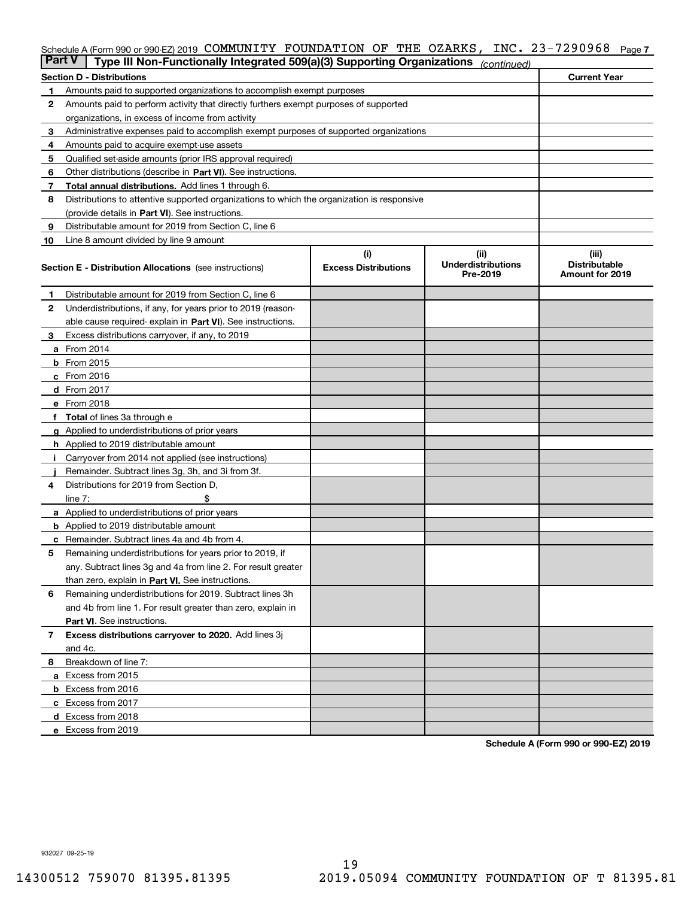Schedule A (Form 990 or 990-EZ) 2019 COMMUNITY FOUNDATION OF THE OZARKS, INC. 23-7290968 Page 7

**Part V** | **Type III Non-Functionally Integrated 509(a)(3) Supporting Organizations** *(continued)*

| **Section D - Distributions** | | **Current Year** |
|---|---|---|
| 1 | Amounts paid to supported organizations to accomplish exempt purposes | |
| 2 | Amounts paid to perform activity that directly furthers exempt purposes of supported organizations, in excess of income from activity | |
| 3 | Administrative expenses paid to accomplish exempt purposes of supported organizations | |
| 4 | Amounts paid to acquire exempt-use assets | |
| 5 | Qualified set-aside amounts (prior IRS approval required) | |
| 6 | Other distributions (describe in **Part VI**). See instructions. | |
| 7 | **Total annual distributions.** Add lines 1 through 6. | |
| 8 | Distributions to attentive supported organizations to which the organization is responsive (provide details in **Part VI**). See instructions. | |
| 9 | Distributable amount for 2019 from Section C, line 6 | |
| 10 | Line 8 amount divided by line 9 amount | |

| **Section E - Distribution Allocations** (see instructions) | | (i) **Excess Distributions** | (ii) **Underdistributions Pre-2019** | (iii) **Distributable Amount for 2019** |
|---|---|---|---|---|
| 1 | Distributable amount for 2019 from Section C, line 6 | | | |
| 2 | Underdistributions, if any, for years prior to 2019 (reasonable cause required- explain in **Part VI**). See instructions. | | | |
| 3 | Excess distributions carryover, if any, to 2019 | | | |
| a | From 2014 | | | |
| b | From 2015 | | | |
| c | From 2016 | | | |
| d | From 2017 | | | |
| e | From 2018 | | | |
| f | **Total** of lines 3a through e | | | |
| g | Applied to underdistributions of prior years | | | |
| h | Applied to 2019 distributable amount | | | |
| i | Carryover from 2014 not applied (see instructions) | | | |
| j | Remainder. Subtract lines 3g, 3h, and 3i from 3f. | | | |
| 4 | Distributions for 2019 from Section D, line 7: $ | | | |
| a | Applied to underdistributions of prior years | | | |
| b | Applied to 2019 distributable amount | | | |
| c | Remainder. Subtract lines 4a and 4b from 4. | | | |
| 5 | Remaining underdistributions for years prior to 2019, if any. Subtract lines 3g and 4a from line 2. For result greater than zero, explain in **Part VI.** See instructions. | | | |
| 6 | Remaining underdistributions for 2019. Subtract lines 3h and 4b from line 1. For result greater than zero, explain in **Part VI**. See instructions. | | | |
| 7 | **Excess distributions carryover to 2020.** Add lines 3j and 4c. | | | |
| 8 | Breakdown of line 7: | | | |
| a | Excess from 2015 | | | |
| b | Excess from 2016 | | | |
| c | Excess from 2017 | | | |
| d | Excess from 2018 | | | |
| e | Excess from 2019 | | | |

**Schedule A (Form 990 or 990-EZ) 2019**

932027 09-25-19

14300512 759070 81395.81395 2019.05094 COMMUNITY FOUNDATION OF T 81395.81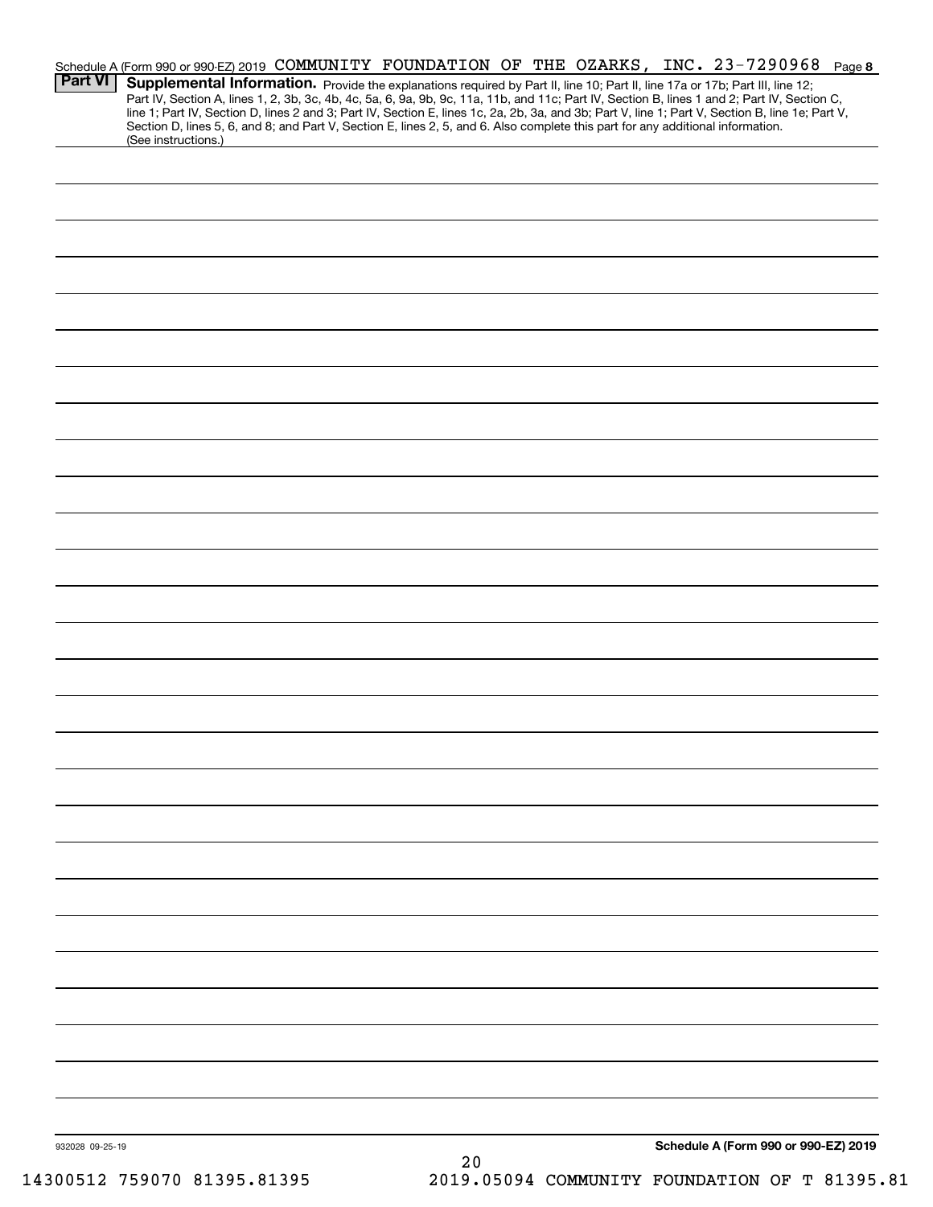Schedule A (Form 990 or 990-EZ) 2019 COMMUNITY FOUNDATION OF THE OZARKS, INC. 23-7290968 Page 8

**Part VI** **Supplemental Information.** Provide the explanations required by Part II, line 10; Part II, line 17a or 17b; Part III, line 12; Part IV, Section A, lines 1, 2, 3b, 3c, 4b, 4c, 5a, 6, 9a, 9b, 9c, 11a, 11b, and 11c; Part IV, Section B, lines 1 and 2; Part IV, Section C, line 1; Part IV, Section D, lines 2 and 3; Part IV, Section E, lines 1c, 2a, 2b, 3a, and 3b; Part V, line 1; Part V, Section B, line 1e; Part V, Section D, lines 5, 6, and 8; and Part V, Section E, lines 2, 5, and 6. Also complete this part for any additional information. (See instructions.)

932028 09-25-19

**Schedule A (Form 990 or 990-EZ) 2019**

14300512 759070 81395.81395 2019.05094 COMMUNITY FOUNDATION OF T 81395.81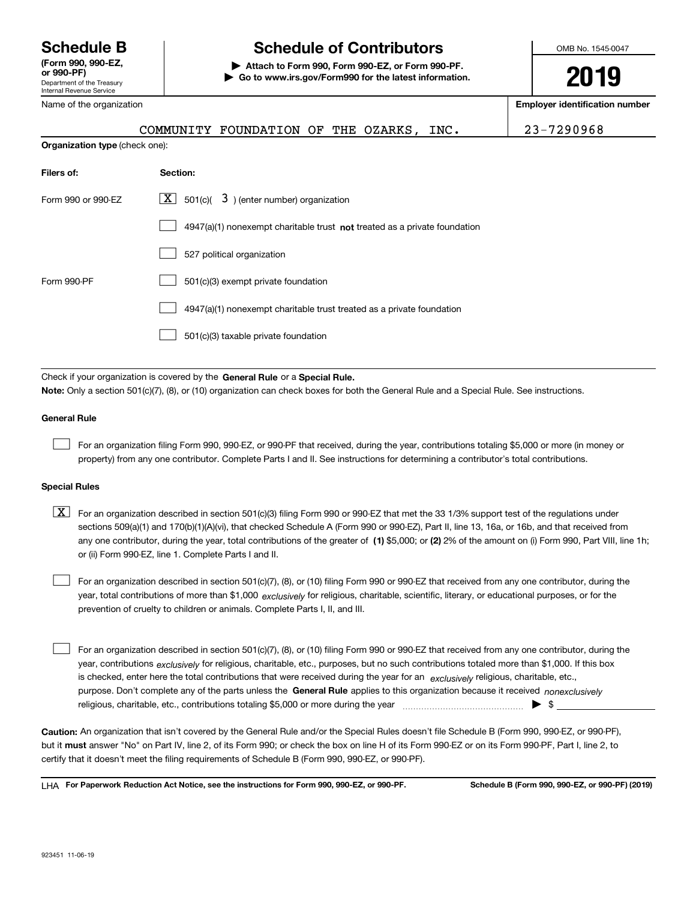# Schedule B

**(Form 990, 990-EZ, or 990-PF)**
Department of the Treasury
Internal Revenue Service

## Schedule of Contributors

▶ **Attach to Form 990, Form 990-EZ, or Form 990-PF.**
▶ **Go to www.irs.gov/Form990 for the latest information.**

OMB No. 1545-0047

**2019**

| Name of the organization | Employer identification number |
|---|---|
| COMMUNITY FOUNDATION OF THE OZARKS, INC. | 23-7290968 |

**Organization type** (check one):

| Filers of: | Section: |
|---|---|
| Form 990 or 990-EZ | [X] 501(c)( 3 ) (enter number) organization |
| | [ ] 4947(a)(1) nonexempt charitable trust **not** treated as a private foundation |
| | [ ] 527 political organization |
| Form 990-PF | [ ] 501(c)(3) exempt private foundation |
| | [ ] 4947(a)(1) nonexempt charitable trust treated as a private foundation |
| | [ ] 501(c)(3) taxable private foundation |

Check if your organization is covered by the **General Rule** or a **Special Rule.**

**Note:** Only a section 501(c)(7), (8), or (10) organization can check boxes for both the General Rule and a Special Rule. See instructions.

### General Rule

[ ] For an organization filing Form 990, 990-EZ, or 990-PF that received, during the year, contributions totaling $5,000 or more (in money or property) from any one contributor. Complete Parts I and II. See instructions for determining a contributor's total contributions.

### Special Rules

[X] For an organization described in section 501(c)(3) filing Form 990 or 990-EZ that met the 33 1/3% support test of the regulations under sections 509(a)(1) and 170(b)(1)(A)(vi), that checked Schedule A (Form 990 or 990-EZ), Part II, line 13, 16a, or 16b, and that received from any one contributor, during the year, total contributions of the greater of **(1)** $5,000; or **(2)** 2% of the amount on (i) Form 990, Part VIII, line 1h; or (ii) Form 990-EZ, line 1. Complete Parts I and II.

[ ] For an organization described in section 501(c)(7), (8), or (10) filing Form 990 or 990-EZ that received from any one contributor, during the year, total contributions of more than $1,000 *exclusively* for religious, charitable, scientific, literary, or educational purposes, or for the prevention of cruelty to children or animals. Complete Parts I, II, and III.

[ ] For an organization described in section 501(c)(7), (8), or (10) filing Form 990 or 990-EZ that received from any one contributor, during the year, contributions *exclusively* for religious, charitable, etc., purposes, but no such contributions totaled more than $1,000. If this box is checked, enter here the total contributions that were received during the year for an *exclusively* religious, charitable, etc., purpose. Don't complete any of the parts unless the **General Rule** applies to this organization because it received *nonexclusively* religious, charitable, etc., contributions totaling $5,000 or more during the year ▶ $ ____________

**Caution:** An organization that isn't covered by the General Rule and/or the Special Rules doesn't file Schedule B (Form 990, 990-EZ, or 990-PF), but it **must** answer "No" on Part IV, line 2, of its Form 990; or check the box on line H of its Form 990-EZ or on its Form 990-PF, Part I, line 2, to certify that it doesn't meet the filing requirements of Schedule B (Form 990, 990-EZ, or 990-PF).

LHA **For Paperwork Reduction Act Notice, see the instructions for Form 990, 990-EZ, or 990-PF.** **Schedule B (Form 990, 990-EZ, or 990-PF) (2019)**

923451 11-06-19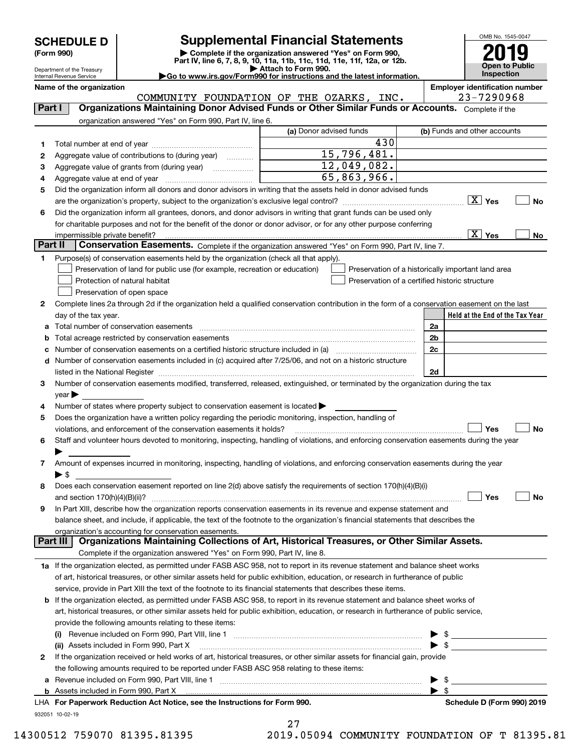# SCHEDULE D (Form 990)

Department of the Treasury
Internal Revenue Service

## Supplemental Financial Statements

▶ Complete if the organization answered "Yes" on Form 990, Part IV, line 6, 7, 8, 9, 10, 11a, 11b, 11c, 11d, 11e, 11f, 12a, or 12b.
▶ Attach to Form 990.
▶Go to www.irs.gov/Form990 for instructions and the latest information.

OMB No. 1545-0047

**2019**

**Open to Public Inspection**

**Name of the organization**
COMMUNITY FOUNDATION OF THE OZARKS, INC.

**Employer identification number**
23-7290968

## Part I Organizations Maintaining Donor Advised Funds or Other Similar Funds or Accounts.

Complete if the organization answered "Yes" on Form 990, Part IV, line 6.

| | | (a) Donor advised funds | (b) Funds and other accounts |
|---|---|---|---|
| 1 | Total number at end of year | 430 | |
| 2 | Aggregate value of contributions to (during year) | 15,796,481. | |
| 3 | Aggregate value of grants from (during year) | 12,049,082. | |
| 4 | Aggregate value at end of year | 65,863,966. | |

5 Did the organization inform all donors and donor advisors in writing that the assets held in donor advised funds are the organization's property, subject to the organization's exclusive legal control? [X] Yes [ ] No

6 Did the organization inform all grantees, donors, and donor advisors in writing that grant funds can be used only for charitable purposes and not for the benefit of the donor or donor advisor, or for any other purpose conferring impermissible private benefit? [X] Yes [ ] No

## Part II Conservation Easements.

Complete if the organization answered "Yes" on Form 990, Part IV, line 7.

1 Purpose(s) of conservation easements held by the organization (check all that apply).
- [ ] Preservation of land for public use (for example, recreation or education)
- [ ] Protection of natural habitat
- [ ] Preservation of open space
- [ ] Preservation of a historically important land area
- [ ] Preservation of a certified historic structure

2 Complete lines 2a through 2d if the organization held a qualified conservation contribution in the form of a conservation easement on the last day of the tax year.

| | | | Held at the End of the Tax Year |
|---|---|---|---|
| a | Total number of conservation easements | 2a | |
| b | Total acreage restricted by conservation easements | 2b | |
| c | Number of conservation easements on a certified historic structure included in (a) | 2c | |
| d | Number of conservation easements included in (c) acquired after 7/25/06, and not on a historic structure listed in the National Register | 2d | |

3 Number of conservation easements modified, transferred, released, extinguished, or terminated by the organization during the tax year ▶

4 Number of states where property subject to conservation easement is located ▶

5 Does the organization have a written policy regarding the periodic monitoring, inspection, handling of violations, and enforcement of the conservation easements it holds? [ ] Yes [ ] No

6 Staff and volunteer hours devoted to monitoring, inspecting, handling of violations, and enforcing conservation easements during the year ▶

7 Amount of expenses incurred in monitoring, inspecting, handling of violations, and enforcing conservation easements during the year ▶ $

8 Does each conservation easement reported on line 2(d) above satisfy the requirements of section 170(h)(4)(B)(i) and section 170(h)(4)(B)(ii)? [ ] Yes [ ] No

9 In Part XIII, describe how the organization reports conservation easements in its revenue and expense statement and balance sheet, and include, if applicable, the text of the footnote to the organization's financial statements that describes the organization's accounting for conservation easements.

## Part III Organizations Maintaining Collections of Art, Historical Treasures, or Other Similar Assets.

Complete if the organization answered "Yes" on Form 990, Part IV, line 8.

1a If the organization elected, as permitted under FASB ASC 958, not to report in its revenue statement and balance sheet works of art, historical treasures, or other similar assets held for public exhibition, education, or research in furtherance of public service, provide in Part XIII the text of the footnote to its financial statements that describes these items.

b If the organization elected, as permitted under FASB ASC 958, to report in its revenue statement and balance sheet works of art, historical treasures, or other similar assets held for public exhibition, education, or research in furtherance of public service, provide the following amounts relating to these items:

(i) Revenue included on Form 990, Part VIII, line 1 ▶ $

(ii) Assets included in Form 990, Part X ▶ $

2 If the organization received or held works of art, historical treasures, or other similar assets for financial gain, provide the following amounts required to be reported under FASB ASC 958 relating to these items:

a Revenue included on Form 990, Part VIII, line 1 ▶ $

b Assets included in Form 990, Part X ▶ $

LHA For Paperwork Reduction Act Notice, see the Instructions for Form 990. Schedule D (Form 990) 2019

932051 10-02-19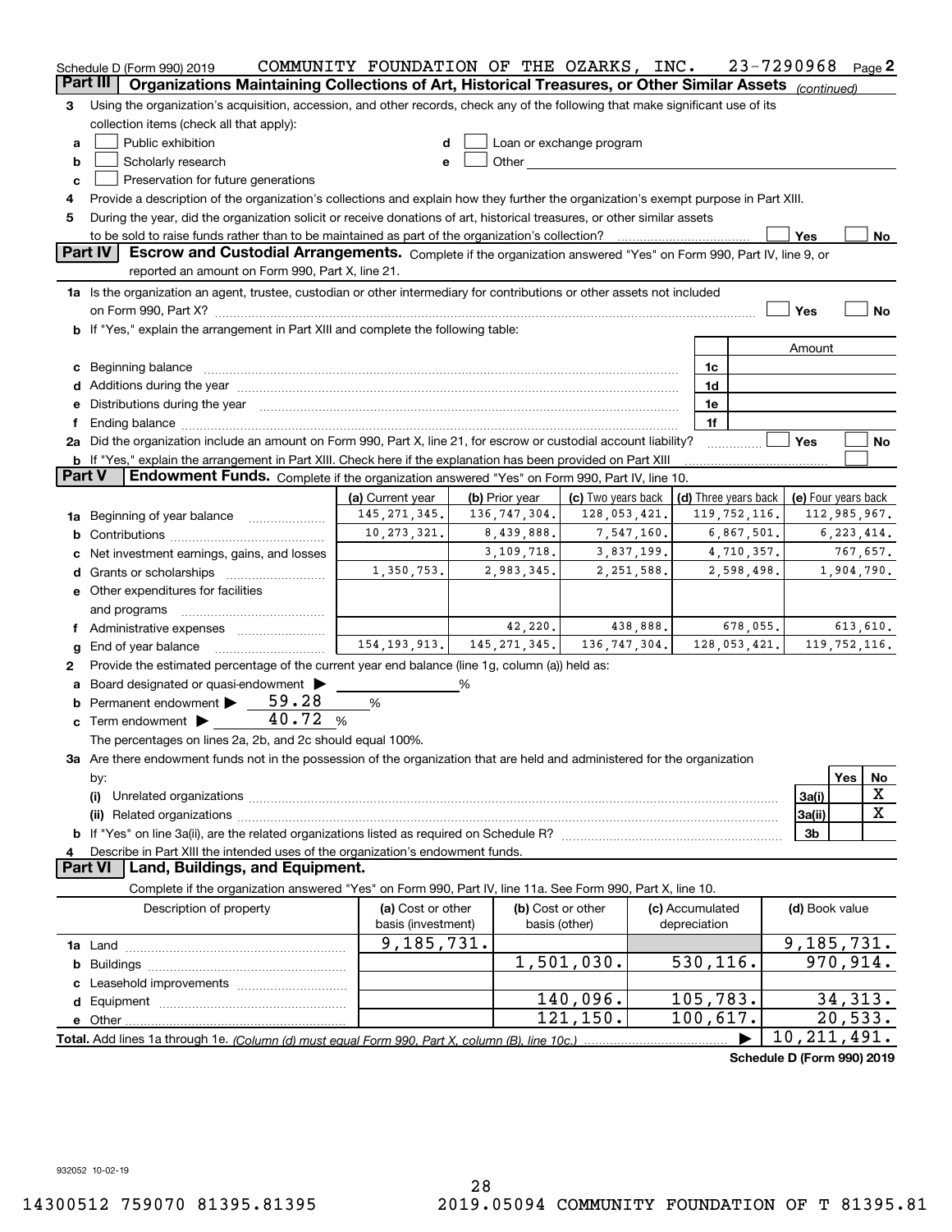Schedule D (Form 990) 2019 COMMUNITY FOUNDATION OF THE OZARKS, INC. 23-7290968 Page 2

## Part III Organizations Maintaining Collections of Art, Historical Treasures, or Other Similar Assets *(continued)*

3 Using the organization's acquisition, accession, and other records, check any of the following that make significant use of its collection items (check all that apply):

- a ☐ Public exhibition
- b ☐ Scholarly research
- c ☐ Preservation for future generations
- d ☐ Loan or exchange program
- e ☐ Other

4 Provide a description of the organization's collections and explain how they further the organization's exempt purpose in Part XIII.

5 During the year, did the organization solicit or receive donations of art, historical treasures, or other similar assets to be sold to raise funds rather than to be maintained as part of the organization's collection? ☐ Yes ☐ No

## Part IV Escrow and Custodial Arrangements. Complete if the organization answered "Yes" on Form 990, Part IV, line 9, or reported an amount on Form 990, Part X, line 21.

1a Is the organization an agent, trustee, custodian or other intermediary for contributions or other assets not included on Form 990, Part X? ☐ Yes ☐ No

b If "Yes," explain the arrangement in Part XIII and complete the following table:

| | | Amount |
|---|---|---|
| c Beginning balance | 1c | |
| d Additions during the year | 1d | |
| e Distributions during the year | 1e | |
| f Ending balance | 1f | |

2a Did the organization include an amount on Form 990, Part X, line 21, for escrow or custodial account liability? ☐ Yes ☐ No

b If "Yes," explain the arrangement in Part XIII. Check here if the explanation has been provided on Part XIII ☐

## Part V Endowment Funds. Complete if the organization answered "Yes" on Form 990, Part IV, line 10.

| | (a) Current year | (b) Prior year | (c) Two years back | (d) Three years back | (e) Four years back |
|---|---|---|---|---|---|
| 1a Beginning of year balance | 145,271,345. | 136,747,304. | 128,053,421. | 119,752,116. | 112,985,967. |
| b Contributions | 10,273,321. | 8,439,888. | 7,547,160. | 6,867,501. | 6,223,414. |
| c Net investment earnings, gains, and losses | | 3,109,718. | 3,837,199. | 4,710,357. | 767,657. |
| d Grants or scholarships | 1,350,753. | 2,983,345. | 2,251,588. | 2,598,498. | 1,904,790. |
| e Other expenditures for facilities and programs | | | | | |
| f Administrative expenses | | 42,220. | 438,888. | 678,055. | 613,610. |
| g End of year balance | 154,193,913. | 145,271,345. | 136,747,304. | 128,053,421. | 119,752,116. |

2 Provide the estimated percentage of the current year end balance (line 1g, column (a)) held as:

- a Board designated or quasi-endowment ▶ ______ %
- b Permanent endowment ▶ 59.28 %
- c Term endowment ▶ 40.72 %

The percentages on lines 2a, 2b, and 2c should equal 100%.

3a Are there endowment funds not in the possession of the organization that are held and administered for the organization by:

| | | Yes | No |
|---|---|---|---|
| (i) Unrelated organizations | 3a(i) | | X |
| (ii) Related organizations | 3a(ii) | | X |
| b If "Yes" on line 3a(ii), are the related organizations listed as required on Schedule R? | 3b | | |

4 Describe in Part XIII the intended uses of the organization's endowment funds.

## Part VI Land, Buildings, and Equipment.

Complete if the organization answered "Yes" on Form 990, Part IV, line 11a. See Form 990, Part X, line 10.

| Description of property | (a) Cost or other basis (investment) | (b) Cost or other basis (other) | (c) Accumulated depreciation | (d) Book value |
|---|---|---|---|---|
| 1a Land | 9,185,731. | | | 9,185,731. |
| b Buildings | | 1,501,030. | 530,116. | 970,914. |
| c Leasehold improvements | | | | |
| d Equipment | | 140,096. | 105,783. | 34,313. |
| e Other | | 121,150. | 100,617. | 20,533. |
| Total. Add lines 1a through 1e. *(Column (d) must equal Form 990, Part X, column (B), line 10c.)* ▶ | | | | 10,211,491. |

Schedule D (Form 990) 2019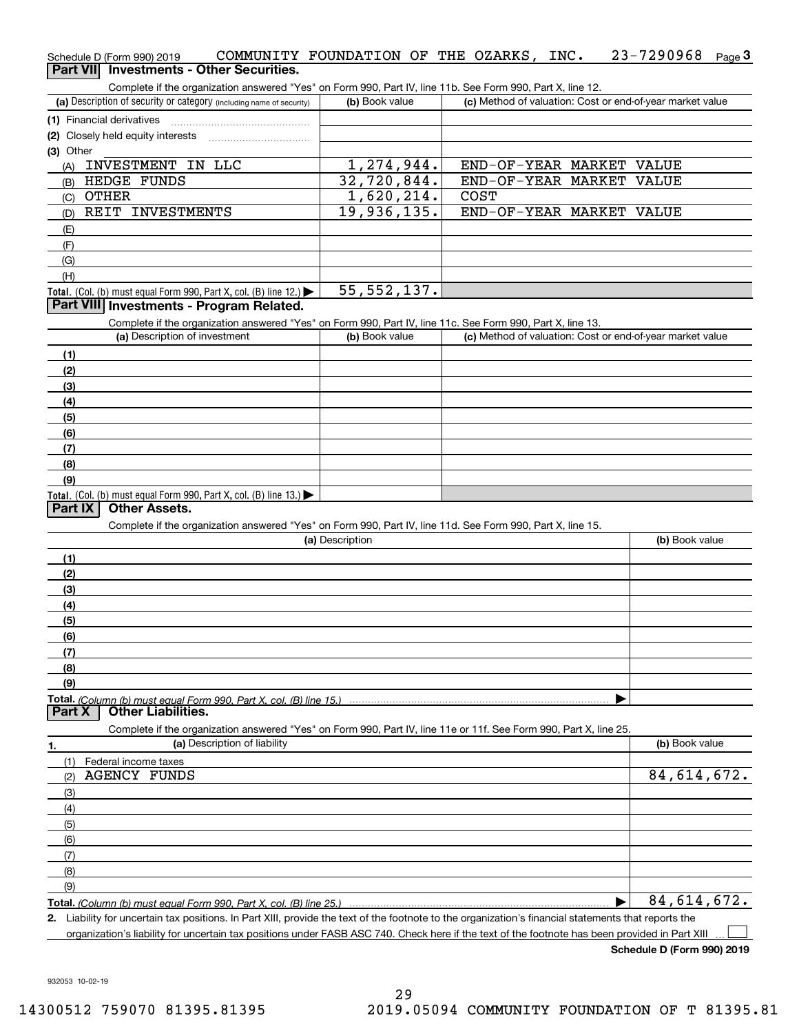Schedule D (Form 990) 2019 COMMUNITY FOUNDATION OF THE OZARKS, INC. 23-7290968

## Part VII Investments - Other Securities.

Complete if the organization answered "Yes" on Form 990, Part IV, line 11b. See Form 990, Part X, line 12.

| (a) Description of security or category (including name of security) | (b) Book value | (c) Method of valuation: Cost or end-of-year market value |
|---|---|---|
| (1) Financial derivatives | | |
| (2) Closely held equity interests | | |
| (3) Other | | |
| (A) INVESTMENT IN LLC | 1,274,944. | END-OF-YEAR MARKET VALUE |
| (B) HEDGE FUNDS | 32,720,844. | END-OF-YEAR MARKET VALUE |
| (C) OTHER | 1,620,214. | COST |
| (D) REIT INVESTMENTS | 19,936,135. | END-OF-YEAR MARKET VALUE |
| (E) | | |
| (F) | | |
| (G) | | |
| (H) | | |
| **Total.** (Col. (b) must equal Form 990, Part X, col. (B) line 12.) | 55,552,137. | |

## Part VIII Investments - Program Related.

Complete if the organization answered "Yes" on Form 990, Part IV, line 11c. See Form 990, Part X, line 13.

| (a) Description of investment | (b) Book value | (c) Method of valuation: Cost or end-of-year market value |
|---|---|---|
| (1) | | |
| (2) | | |
| (3) | | |
| (4) | | |
| (5) | | |
| (6) | | |
| (7) | | |
| (8) | | |
| (9) | | |
| **Total.** (Col. (b) must equal Form 990, Part X, col. (B) line 13.) | | |

## Part IX Other Assets.

Complete if the organization answered "Yes" on Form 990, Part IV, line 11d. See Form 990, Part X, line 15.

| (a) Description | (b) Book value |
|---|---|
| (1) | |
| (2) | |
| (3) | |
| (4) | |
| (5) | |
| (6) | |
| (7) | |
| (8) | |
| (9) | |
| **Total.** *(Column (b) must equal Form 990, Part X, col. (B) line 15.)* | |

## Part X Other Liabilities.

Complete if the organization answered "Yes" on Form 990, Part IV, line 11e or 11f. See Form 990, Part X, line 25.

| 1. (a) Description of liability | (b) Book value |
|---|---|
| (1) Federal income taxes | |
| (2) AGENCY FUNDS | 84,614,672. |
| (3) | |
| (4) | |
| (5) | |
| (6) | |
| (7) | |
| (8) | |
| (9) | |
| **Total.** *(Column (b) must equal Form 990, Part X, col. (B) line 25.)* | 84,614,672. |

2. Liability for uncertain tax positions. In Part XIII, provide the text of the footnote to the organization's financial statements that reports the organization's liability for uncertain tax positions under FASB ASC 740. Check here if the text of the footnote has been provided in Part XIII ☐

**Schedule D (Form 990) 2019**

932053 10-02-19

14300512 759070 81395.81395 2019.05094 COMMUNITY FOUNDATION OF T 81395.81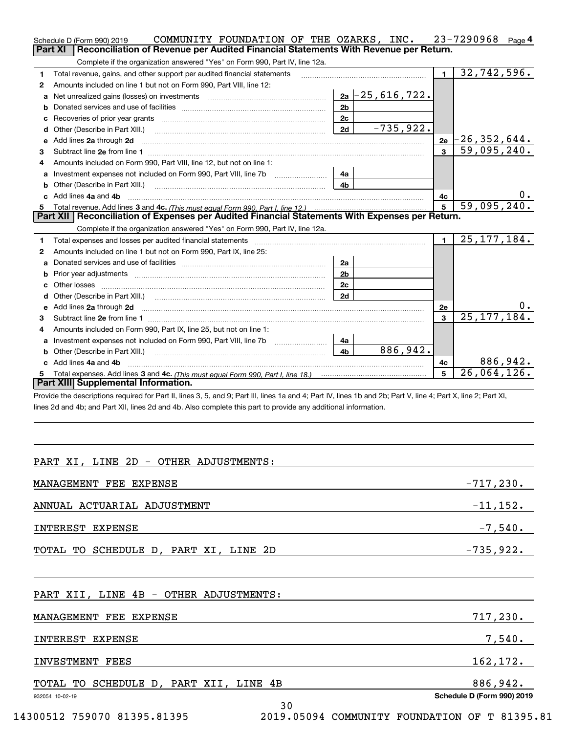Schedule D (Form 990) 2019 COMMUNITY FOUNDATION OF THE OZARKS, INC. 23-7290968 Page 4

## Part XI Reconciliation of Revenue per Audited Financial Statements With Revenue per Return.

Complete if the organization answered "Yes" on Form 990, Part IV, line 12a.

| | | | | | |
|---|---|---|---|---|---|
| 1 | Total revenue, gains, and other support per audited financial statements | | | 1 | 32,742,596. |
| 2 | Amounts included on line 1 but not on Form 990, Part VIII, line 12: | | | | |
| a | Net unrealized gains (losses) on investments | 2a | -25,616,722. | | |
| b | Donated services and use of facilities | 2b | | | |
| c | Recoveries of prior year grants | 2c | | | |
| d | Other (Describe in Part XIII.) | 2d | -735,922. | | |
| e | Add lines 2a through 2d | | | 2e | -26,352,644. |
| 3 | Subtract line 2e from line 1 | | | 3 | 59,095,240. |
| 4 | Amounts included on Form 990, Part VIII, line 12, but not on line 1: | | | | |
| a | Investment expenses not included on Form 990, Part VIII, line 7b | 4a | | | |
| b | Other (Describe in Part XIII.) | 4b | | | |
| c | Add lines 4a and 4b | | | 4c | 0. |
| 5 | Total revenue. Add lines 3 and 4c. *(This must equal Form 990, Part I, line 12.)* | | | 5 | 59,095,240. |

## Part XII Reconciliation of Expenses per Audited Financial Statements With Expenses per Return.

Complete if the organization answered "Yes" on Form 990, Part IV, line 12a.

| | | | | | |
|---|---|---|---|---|---|
| 1 | Total expenses and losses per audited financial statements | | | 1 | 25,177,184. |
| 2 | Amounts included on line 1 but not on Form 990, Part IX, line 25: | | | | |
| a | Donated services and use of facilities | 2a | | | |
| b | Prior year adjustments | 2b | | | |
| c | Other losses | 2c | | | |
| d | Other (Describe in Part XIII.) | 2d | | | |
| e | Add lines 2a through 2d | | | 2e | 0. |
| 3 | Subtract line 2e from line 1 | | | 3 | 25,177,184. |
| 4 | Amounts included on Form 990, Part IX, line 25, but not on line 1: | | | | |
| a | Investment expenses not included on Form 990, Part VIII, line 7b | 4a | | | |
| b | Other (Describe in Part XIII.) | 4b | 886,942. | | |
| c | Add lines 4a and 4b | | | 4c | 886,942. |
| 5 | Total expenses. Add lines 3 and 4c. *(This must equal Form 990, Part I, line 18.)* | | | 5 | 26,064,126. |

## Part XIII Supplemental Information.

Provide the descriptions required for Part II, lines 3, 5, and 9; Part III, lines 1a and 4; Part IV, lines 1b and 2b; Part V, line 4; Part X, line 2; Part XI, lines 2d and 4b; and Part XII, lines 2d and 4b. Also complete this part to provide any additional information.

PART XI, LINE 2D - OTHER ADJUSTMENTS:

| | |
|---|---|
| MANAGEMENT FEE EXPENSE | -717,230. |
| ANNUAL ACTUARIAL ADJUSTMENT | -11,152. |
| INTEREST EXPENSE | -7,540. |
| TOTAL TO SCHEDULE D, PART XI, LINE 2D | -735,922. |

PART XII, LINE 4B - OTHER ADJUSTMENTS:

| | |
|---|---|
| MANAGEMENT FEE EXPENSE | 717,230. |
| INTEREST EXPENSE | 7,540. |
| INVESTMENT FEES | 162,172. |
| TOTAL TO SCHEDULE D, PART XII, LINE 4B | 886,942. |

932054 10-02-19 Schedule D (Form 990) 2019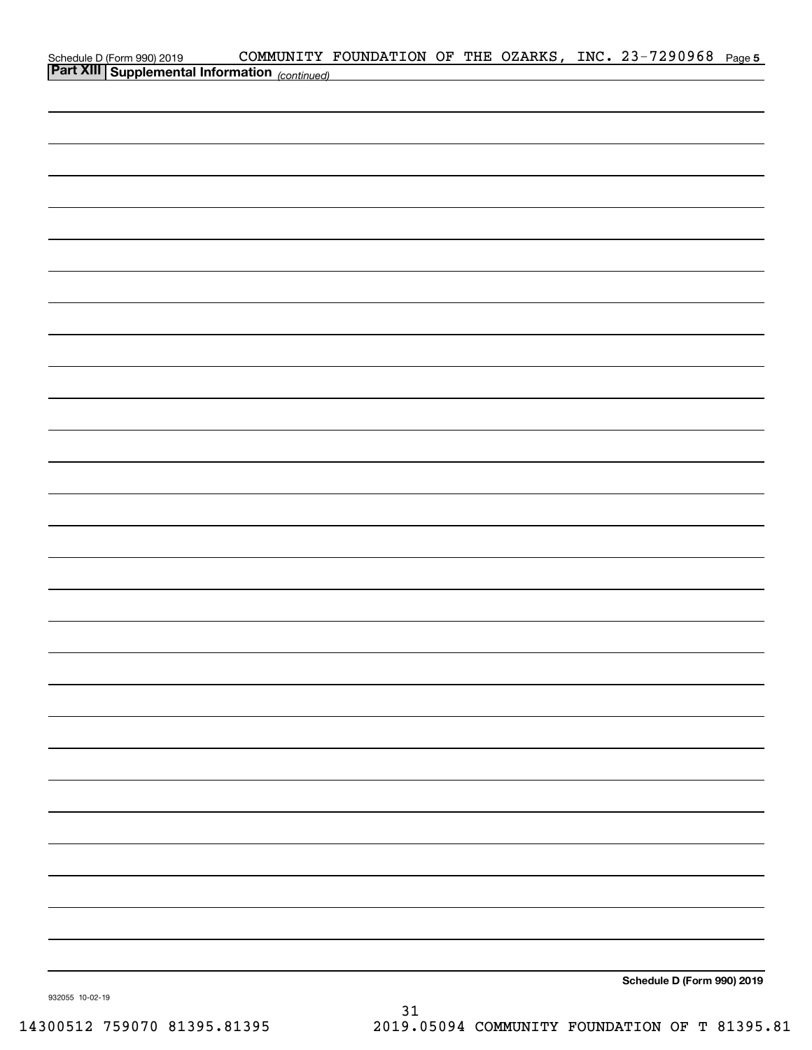Schedule D (Form 990) 2019 COMMUNITY FOUNDATION OF THE OZARKS, INC. 23-7290968 Page 5

**Part XIII Supplemental Information** *(continued)*

**Schedule D (Form 990) 2019**

932055 10-02-19

14300512 759070 81395.81395 2019.05094 COMMUNITY FOUNDATION OF T 81395.81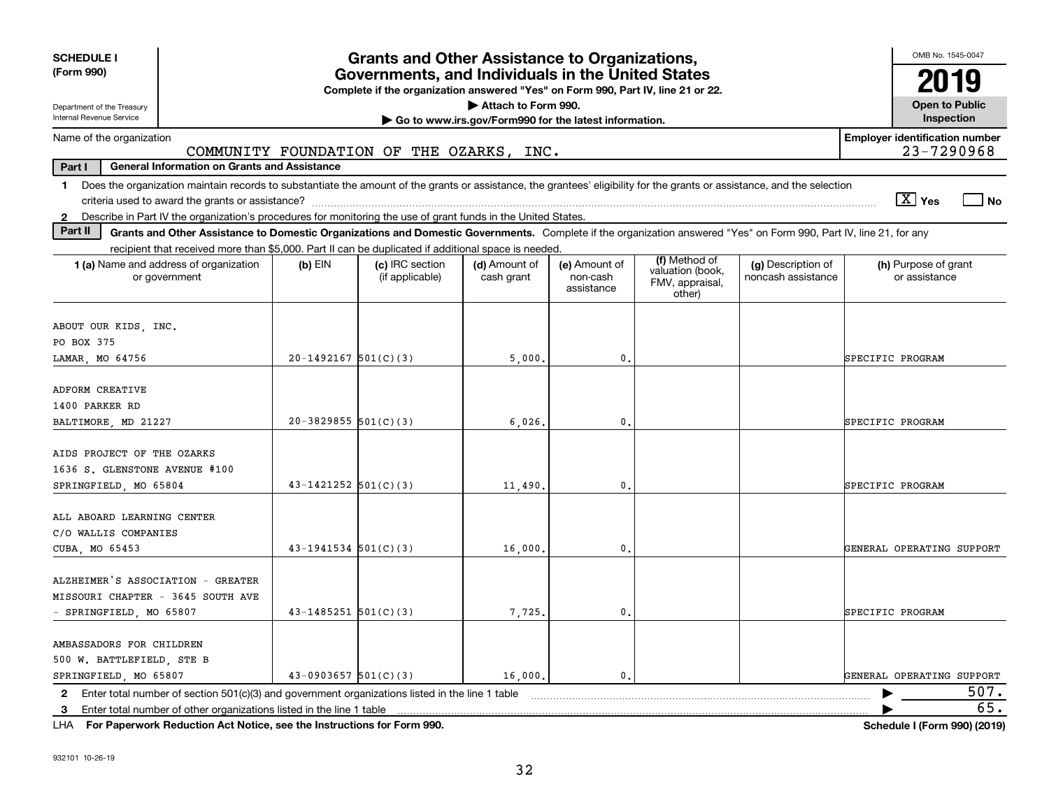**SCHEDULE I (Form 990)**

Department of the Treasury
Internal Revenue Service

# Grants and Other Assistance to Organizations, Governments, and Individuals in the United States

**Complete if the organization answered "Yes" on Form 990, Part IV, line 21 or 22.**
**▶ Attach to Form 990.**
**▶ Go to www.irs.gov/Form990 for the latest information.**

OMB No. 1545-0047

**2019**

**Open to Public Inspection**

Name of the organization: COMMUNITY FOUNDATION OF THE OZARKS, INC.

**Employer identification number**: 23-7290968

**Part I — General Information on Grants and Assistance**

1 Does the organization maintain records to substantiate the amount of the grants or assistance, the grantees' eligibility for the grants or assistance, and the selection criteria used to award the grants or assistance? [X] Yes [ ] No

2 Describe in Part IV the organization's procedures for monitoring the use of grant funds in the United States.

**Part II — Grants and Other Assistance to Domestic Organizations and Domestic Governments.** Complete if the organization answered "Yes" on Form 990, Part IV, line 21, for any recipient that received more than $5,000. Part II can be duplicated if additional space is needed.

| 1 (a) Name and address of organization or government | (b) EIN | (c) IRC section (if applicable) | (d) Amount of cash grant | (e) Amount of non-cash assistance | (f) Method of valuation (book, FMV, appraisal, other) | (g) Description of noncash assistance | (h) Purpose of grant or assistance |
|---|---|---|---|---|---|---|---|
| ABOUT OUR KIDS, INC. PO BOX 375 LAMAR, MO 64756 | 20-1492167 | 501(C)(3) | 5,000. | 0. | | | SPECIFIC PROGRAM |
| ADFORM CREATIVE 1400 PARKER RD BALTIMORE, MD 21227 | 20-3829855 | 501(C)(3) | 6,026. | 0. | | | SPECIFIC PROGRAM |
| AIDS PROJECT OF THE OZARKS 1636 S. GLENSTONE AVENUE #100 SPRINGFIELD, MO 65804 | 43-1421252 | 501(C)(3) | 11,490. | 0. | | | SPECIFIC PROGRAM |
| ALL ABOARD LEARNING CENTER C/O WALLIS COMPANIES CUBA, MO 65453 | 43-1941534 | 501(C)(3) | 16,000. | 0. | | | GENERAL OPERATING SUPPORT |
| ALZHEIMER'S ASSOCIATION - GREATER MISSOURI CHAPTER - 3645 SOUTH AVE - SPRINGFIELD, MO 65807 | 43-1485251 | 501(C)(3) | 7,725. | 0. | | | SPECIFIC PROGRAM |
| AMBASSADORS FOR CHILDREN 500 W. BATTLEFIELD, STE B SPRINGFIELD, MO 65807 | 43-0903657 | 501(C)(3) | 16,000. | 0. | | | GENERAL OPERATING SUPPORT |

2 Enter total number of section 501(c)(3) and government organizations listed in the line 1 table ▶ 507.

3 Enter total number of other organizations listed in the line 1 table ▶ 65.

LHA **For Paperwork Reduction Act Notice, see the Instructions for Form 990.** **Schedule I (Form 990) (2019)**

932101 10-26-19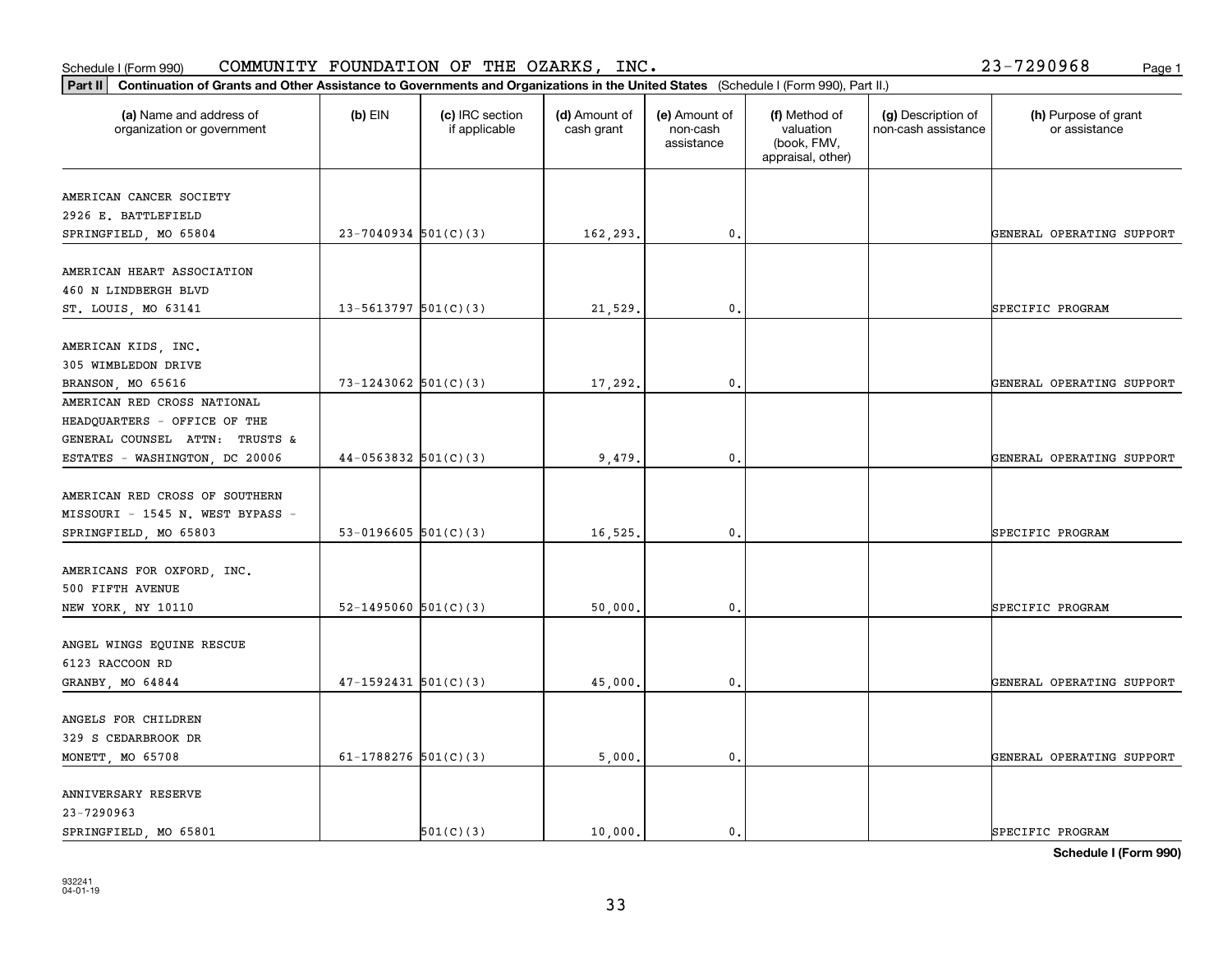Schedule I (Form 990) COMMUNITY FOUNDATION OF THE OZARKS, INC. 23-7290968

**Part II** **Continuation of Grants and Other Assistance to Governments and Organizations in the United States** (Schedule I (Form 990), Part II.)

| (a) Name and address of organization or government | (b) EIN | (c) IRC section if applicable | (d) Amount of cash grant | (e) Amount of non-cash assistance | (f) Method of valuation (book, FMV, appraisal, other) | (g) Description of non-cash assistance | (h) Purpose of grant or assistance |
|---|---|---|---|---|---|---|---|
| AMERICAN CANCER SOCIETY 2926 E. BATTLEFIELD SPRINGFIELD, MO 65804 | 23-7040934 | 501(C)(3) | 162,293. | 0. | | | GENERAL OPERATING SUPPORT |
| AMERICAN HEART ASSOCIATION 460 N LINDBERGH BLVD ST. LOUIS, MO 63141 | 13-5613797 | 501(C)(3) | 21,529. | 0. | | | SPECIFIC PROGRAM |
| AMERICAN KIDS, INC. 305 WIMBLEDON DRIVE BRANSON, MO 65616 | 73-1243062 | 501(C)(3) | 17,292. | 0. | | | GENERAL OPERATING SUPPORT |
| AMERICAN RED CROSS NATIONAL HEADQUARTERS - OFFICE OF THE GENERAL COUNSEL ATTN: TRUSTS & ESTATES - WASHINGTON, DC 20006 | 44-0563832 | 501(C)(3) | 9,479. | 0. | | | GENERAL OPERATING SUPPORT |
| AMERICAN RED CROSS OF SOUTHERN MISSOURI - 1545 N. WEST BYPASS - SPRINGFIELD, MO 65803 | 53-0196605 | 501(C)(3) | 16,525. | 0. | | | SPECIFIC PROGRAM |
| AMERICANS FOR OXFORD, INC. 500 FIFTH AVENUE NEW YORK, NY 10110 | 52-1495060 | 501(C)(3) | 50,000. | 0. | | | SPECIFIC PROGRAM |
| ANGEL WINGS EQUINE RESCUE 6123 RACCOON RD GRANBY, MO 64844 | 47-1592431 | 501(C)(3) | 45,000. | 0. | | | GENERAL OPERATING SUPPORT |
| ANGELS FOR CHILDREN 329 S CEDARBROOK DR MONETT, MO 65708 | 61-1788276 | 501(C)(3) | 5,000. | 0. | | | GENERAL OPERATING SUPPORT |
| ANNIVERSARY RESERVE 23-7290963 SPRINGFIELD, MO 65801 | | 501(C)(3) | 10,000. | 0. | | | SPECIFIC PROGRAM |

**Schedule I (Form 990)**

932241 04-01-19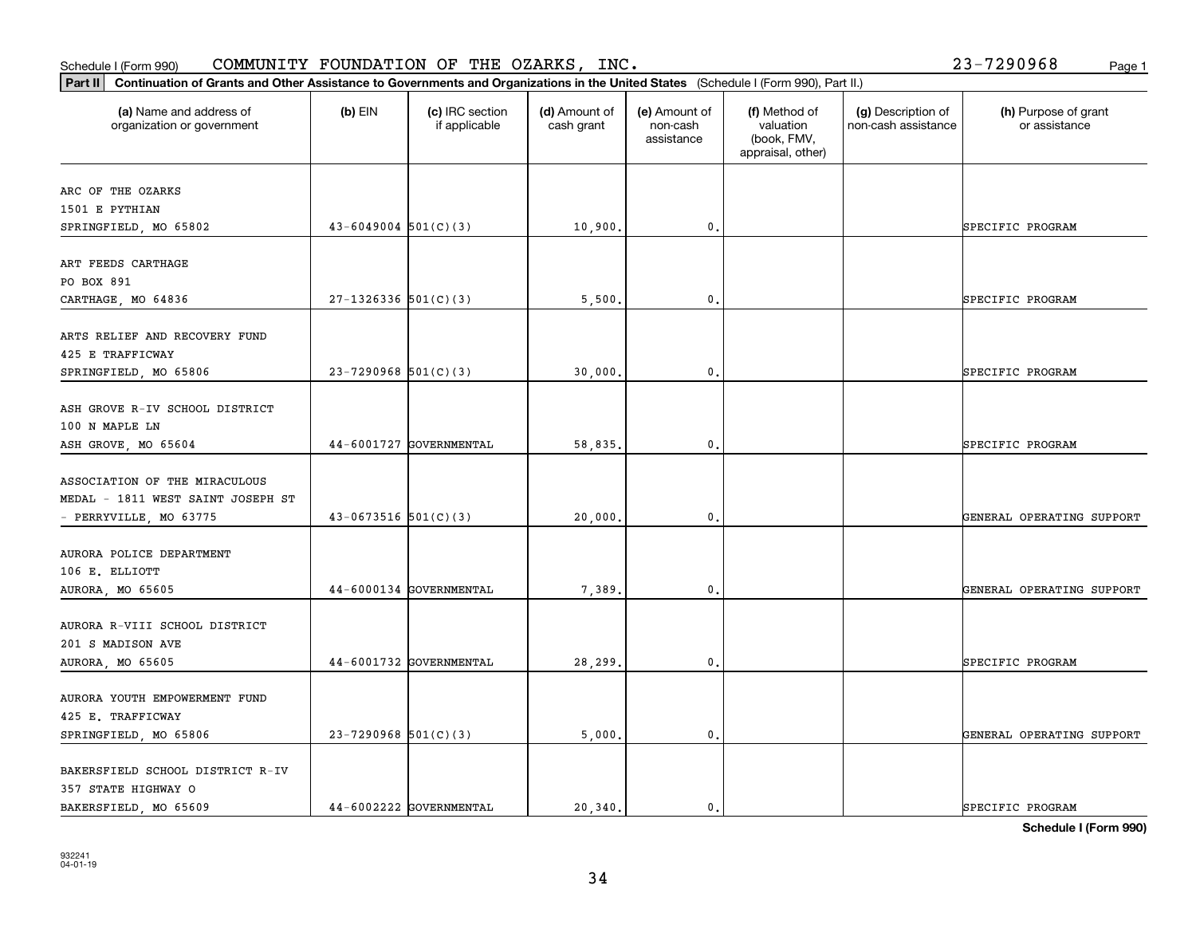Schedule I (Form 990) COMMUNITY FOUNDATION OF THE OZARKS, INC. 23-7290968

**Part II** **Continuation of Grants and Other Assistance to Governments and Organizations in the United States** (Schedule I (Form 990), Part II.)

| (a) Name and address of organization or government | (b) EIN | (c) IRC section if applicable | (d) Amount of cash grant | (e) Amount of non-cash assistance | (f) Method of valuation (book, FMV, appraisal, other) | (g) Description of non-cash assistance | (h) Purpose of grant or assistance |
|---|---|---|---|---|---|---|---|
| ARC OF THE OZARKS<br>1501 E PYTHIAN<br>SPRINGFIELD, MO 65802 | 43-6049004 | 501(C)(3) | 10,900. | 0. | | | SPECIFIC PROGRAM |
| ART FEEDS CARTHAGE<br>PO BOX 891<br>CARTHAGE, MO 64836 | 27-1326336 | 501(C)(3) | 5,500. | 0. | | | SPECIFIC PROGRAM |
| ARTS RELIEF AND RECOVERY FUND<br>425 E TRAFFICWAY<br>SPRINGFIELD, MO 65806 | 23-7290968 | 501(C)(3) | 30,000. | 0. | | | SPECIFIC PROGRAM |
| ASH GROVE R-IV SCHOOL DISTRICT<br>100 N MAPLE LN<br>ASH GROVE, MO 65604 | 44-6001727 | GOVERNMENTAL | 58,835. | 0. | | | SPECIFIC PROGRAM |
| ASSOCIATION OF THE MIRACULOUS<br>MEDAL - 1811 WEST SAINT JOSEPH ST<br>- PERRYVILLE, MO 63775 | 43-0673516 | 501(C)(3) | 20,000. | 0. | | | GENERAL OPERATING SUPPORT |
| AURORA POLICE DEPARTMENT<br>106 E. ELLIOTT<br>AURORA, MO 65605 | 44-6000134 | GOVERNMENTAL | 7,389. | 0. | | | GENERAL OPERATING SUPPORT |
| AURORA R-VIII SCHOOL DISTRICT<br>201 S MADISON AVE<br>AURORA, MO 65605 | 44-6001732 | GOVERNMENTAL | 28,299. | 0. | | | SPECIFIC PROGRAM |
| AURORA YOUTH EMPOWERMENT FUND<br>425 E. TRAFFICWAY<br>SPRINGFIELD, MO 65806 | 23-7290968 | 501(C)(3) | 5,000. | 0. | | | GENERAL OPERATING SUPPORT |
| BAKERSFIELD SCHOOL DISTRICT R-IV<br>357 STATE HIGHWAY O<br>BAKERSFIELD, MO 65609 | 44-6002222 | GOVERNMENTAL | 20,340. | 0. | | | SPECIFIC PROGRAM |

**Schedule I (Form 990)**

932241
04-01-19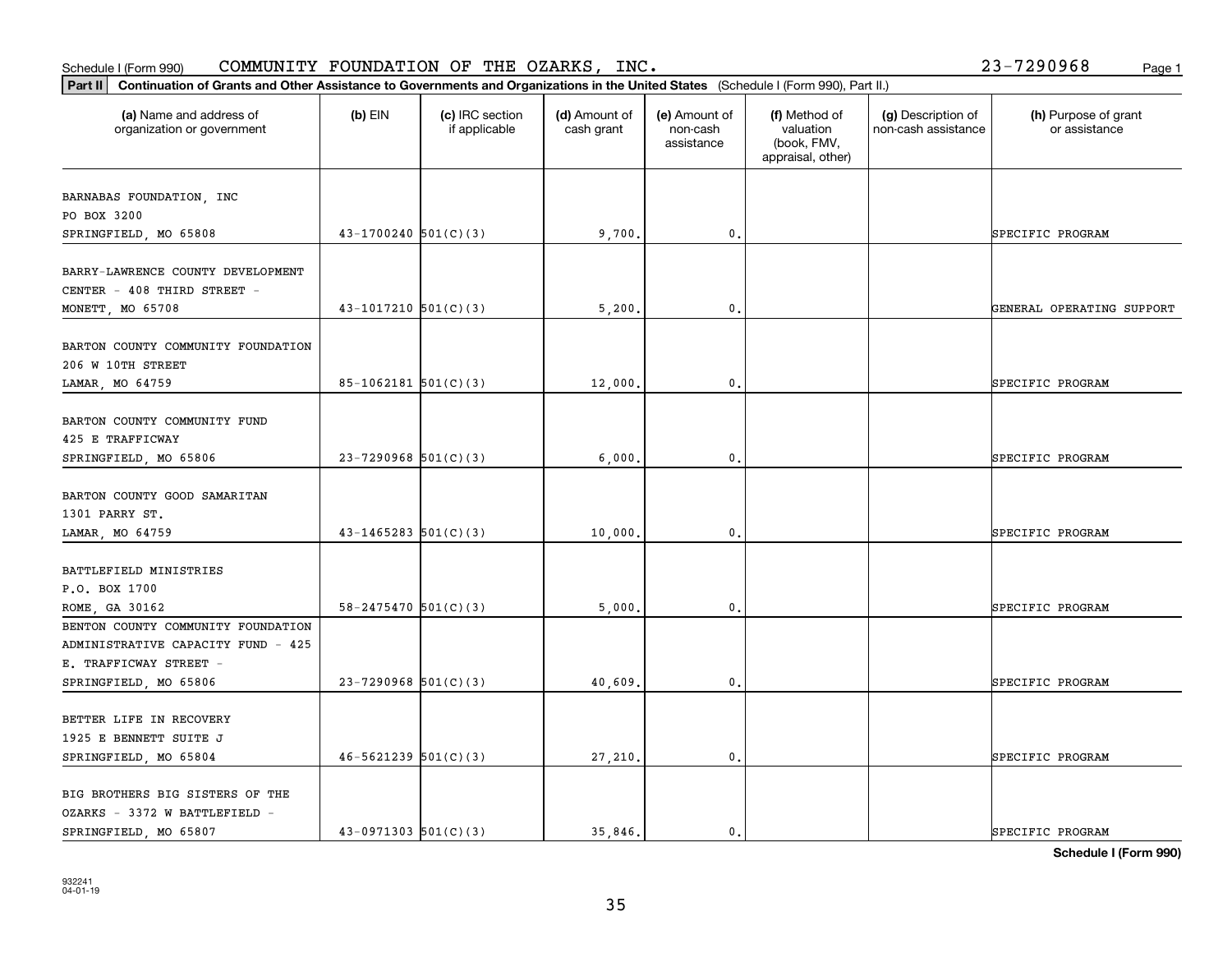Schedule I (Form 990) COMMUNITY FOUNDATION OF THE OZARKS, INC. 23-7290968

**Part II** **Continuation of Grants and Other Assistance to Governments and Organizations in the United States** (Schedule I (Form 990), Part II.)

| (a) Name and address of organization or government | (b) EIN | (c) IRC section if applicable | (d) Amount of cash grant | (e) Amount of non-cash assistance | (f) Method of valuation (book, FMV, appraisal, other) | (g) Description of non-cash assistance | (h) Purpose of grant or assistance |
|---|---|---|---|---|---|---|---|
| BARNABAS FOUNDATION, INC PO BOX 3200 SPRINGFIELD, MO 65808 | 43-1700240 | 501(C)(3) | 9,700. | 0. | | | SPECIFIC PROGRAM |
| BARRY-LAWRENCE COUNTY DEVELOPMENT CENTER - 408 THIRD STREET - MONETT, MO 65708 | 43-1017210 | 501(C)(3) | 5,200. | 0. | | | GENERAL OPERATING SUPPORT |
| BARTON COUNTY COMMUNITY FOUNDATION 206 W 10TH STREET LAMAR, MO 64759 | 85-1062181 | 501(C)(3) | 12,000. | 0. | | | SPECIFIC PROGRAM |
| BARTON COUNTY COMMUNITY FUND 425 E TRAFFICWAY SPRINGFIELD, MO 65806 | 23-7290968 | 501(C)(3) | 6,000. | 0. | | | SPECIFIC PROGRAM |
| BARTON COUNTY GOOD SAMARITAN 1301 PARRY ST. LAMAR, MO 64759 | 43-1465283 | 501(C)(3) | 10,000. | 0. | | | SPECIFIC PROGRAM |
| BATTLEFIELD MINISTRIES P.O. BOX 1700 ROME, GA 30162 | 58-2475470 | 501(C)(3) | 5,000. | 0. | | | SPECIFIC PROGRAM |
| BENTON COUNTY COMMUNITY FOUNDATION ADMINISTRATIVE CAPACITY FUND - 425 E. TRAFFICWAY STREET - SPRINGFIELD, MO 65806 | 23-7290968 | 501(C)(3) | 40,609. | 0. | | | SPECIFIC PROGRAM |
| BETTER LIFE IN RECOVERY 1925 E BENNETT SUITE J SPRINGFIELD, MO 65804 | 46-5621239 | 501(C)(3) | 27,210. | 0. | | | SPECIFIC PROGRAM |
| BIG BROTHERS BIG SISTERS OF THE OZARKS - 3372 W BATTLEFIELD - SPRINGFIELD, MO 65807 | 43-0971303 | 501(C)(3) | 35,846. | 0. | | | SPECIFIC PROGRAM |

**Schedule I (Form 990)**

932241 04-01-19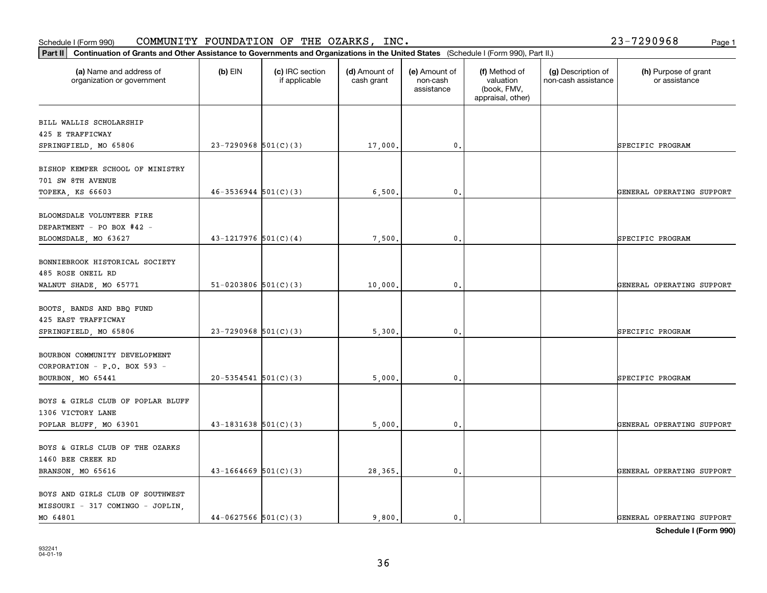Schedule I (Form 990) COMMUNITY FOUNDATION OF THE OZARKS, INC. 23-7290968

**Part II** **Continuation of Grants and Other Assistance to Governments and Organizations in the United States** (Schedule I (Form 990), Part II.)

| (a) Name and address of organization or government | (b) EIN | (c) IRC section if applicable | (d) Amount of cash grant | (e) Amount of non-cash assistance | (f) Method of valuation (book, FMV, appraisal, other) | (g) Description of non-cash assistance | (h) Purpose of grant or assistance |
|---|---|---|---|---|---|---|---|
| BILL WALLIS SCHOLARSHIP<br>425 E TRAFFICWAY<br>SPRINGFIELD, MO 65806 | 23-7290968 | 501(C)(3) | 17,000. | 0. | | | SPECIFIC PROGRAM |
| BISHOP KEMPER SCHOOL OF MINISTRY<br>701 SW 8TH AVENUE<br>TOPEKA, KS 66603 | 46-3536944 | 501(C)(3) | 6,500. | 0. | | | GENERAL OPERATING SUPPORT |
| BLOOMSDALE VOLUNTEER FIRE<br>DEPARTMENT - PO BOX #42 -<br>BLOOMSDALE, MO 63627 | 43-1217976 | 501(C)(4) | 7,500. | 0. | | | SPECIFIC PROGRAM |
| BONNIEBROOK HISTORICAL SOCIETY<br>485 ROSE ONEIL RD<br>WALNUT SHADE, MO 65771 | 51-0203806 | 501(C)(3) | 10,000. | 0. | | | GENERAL OPERATING SUPPORT |
| BOOTS, BANDS AND BBQ FUND<br>425 EAST TRAFFICWAY<br>SPRINGFIELD, MO 65806 | 23-7290968 | 501(C)(3) | 5,300. | 0. | | | SPECIFIC PROGRAM |
| BOURBON COMMUNITY DEVELOPMENT<br>CORPORATION - P.O. BOX 593 -<br>BOURBON, MO 65441 | 20-5354541 | 501(C)(3) | 5,000. | 0. | | | SPECIFIC PROGRAM |
| BOYS & GIRLS CLUB OF POPLAR BLUFF<br>1306 VICTORY LANE<br>POPLAR BLUFF, MO 63901 | 43-1831638 | 501(C)(3) | 5,000. | 0. | | | GENERAL OPERATING SUPPORT |
| BOYS & GIRLS CLUB OF THE OZARKS<br>1460 BEE CREEK RD<br>BRANSON, MO 65616 | 43-1664669 | 501(C)(3) | 28,365. | 0. | | | GENERAL OPERATING SUPPORT |
| BOYS AND GIRLS CLUB OF SOUTHWEST<br>MISSOURI - 317 COMINGO - JOPLIN,<br>MO 64801 | 44-0627566 | 501(C)(3) | 9,800. | 0. | | | GENERAL OPERATING SUPPORT |

**Schedule I (Form 990)**

932241
04-01-19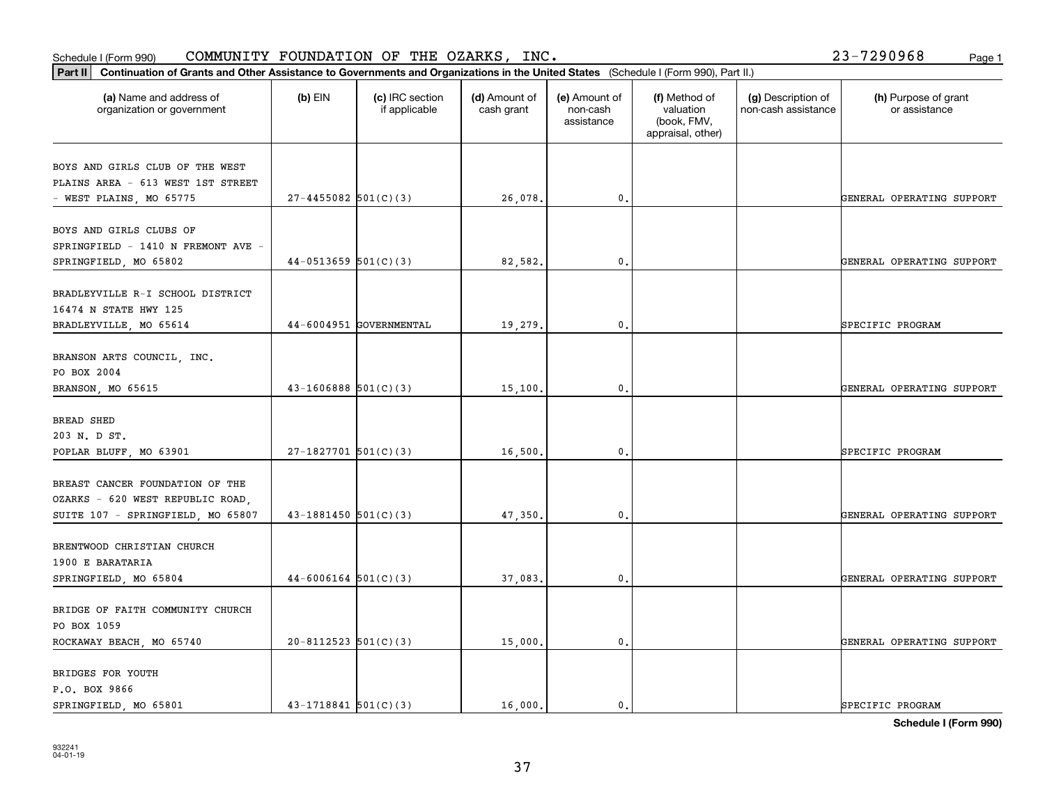Schedule I (Form 990) COMMUNITY FOUNDATION OF THE OZARKS, INC. 23-7290968

**Part II** **Continuation of Grants and Other Assistance to Governments and Organizations in the United States** (Schedule I (Form 990), Part II.)

| (a) Name and address of organization or government | (b) EIN | (c) IRC section if applicable | (d) Amount of cash grant | (e) Amount of non-cash assistance | (f) Method of valuation (book, FMV, appraisal, other) | (g) Description of non-cash assistance | (h) Purpose of grant or assistance |
|---|---|---|---|---|---|---|---|
| BOYS AND GIRLS CLUB OF THE WEST PLAINS AREA - 613 WEST 1ST STREET - WEST PLAINS, MO 65775 | 27-4455082 | 501(C)(3) | 26,078. | 0. | | | GENERAL OPERATING SUPPORT |
| BOYS AND GIRLS CLUBS OF SPRINGFIELD - 1410 N FREMONT AVE - SPRINGFIELD, MO 65802 | 44-0513659 | 501(C)(3) | 82,582. | 0. | | | GENERAL OPERATING SUPPORT |
| BRADLEYVILLE R-I SCHOOL DISTRICT 16474 N STATE HWY 125 BRADLEYVILLE, MO 65614 | 44-6004951 | GOVERNMENTAL | 19,279. | 0. | | | SPECIFIC PROGRAM |
| BRANSON ARTS COUNCIL, INC. PO BOX 2004 BRANSON, MO 65615 | 43-1606888 | 501(C)(3) | 15,100. | 0. | | | GENERAL OPERATING SUPPORT |
| BREAD SHED 203 N. D ST. POPLAR BLUFF, MO 63901 | 27-1827701 | 501(C)(3) | 16,500. | 0. | | | SPECIFIC PROGRAM |
| BREAST CANCER FOUNDATION OF THE OZARKS - 620 WEST REPUBLIC ROAD, SUITE 107 - SPRINGFIELD, MO 65807 | 43-1881450 | 501(C)(3) | 47,350. | 0. | | | GENERAL OPERATING SUPPORT |
| BRENTWOOD CHRISTIAN CHURCH 1900 E BARATARIA SPRINGFIELD, MO 65804 | 44-6006164 | 501(C)(3) | 37,083. | 0. | | | GENERAL OPERATING SUPPORT |
| BRIDGE OF FAITH COMMUNITY CHURCH PO BOX 1059 ROCKAWAY BEACH, MO 65740 | 20-8112523 | 501(C)(3) | 15,000. | 0. | | | GENERAL OPERATING SUPPORT |
| BRIDGES FOR YOUTH P.O. BOX 9866 SPRINGFIELD, MO 65801 | 43-1718841 | 501(C)(3) | 16,000. | 0. | | | SPECIFIC PROGRAM |

**Schedule I (Form 990)**

932241 04-01-19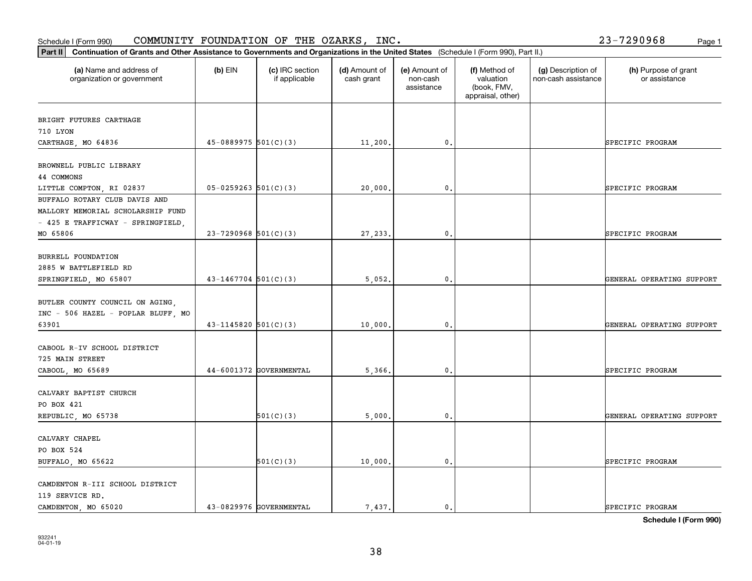Schedule I (Form 990) COMMUNITY FOUNDATION OF THE OZARKS, INC. 23-7290968

**Part II** Continuation of Grants and Other Assistance to Governments and Organizations in the United States (Schedule I (Form 990), Part II.)

| (a) Name and address of organization or government | (b) EIN | (c) IRC section if applicable | (d) Amount of cash grant | (e) Amount of non-cash assistance | (f) Method of valuation (book, FMV, appraisal, other) | (g) Description of non-cash assistance | (h) Purpose of grant or assistance |
|---|---|---|---|---|---|---|---|
| BRIGHT FUTURES CARTHAGE<br>710 LYON<br>CARTHAGE, MO 64836 | 45-0889975 | 501(C)(3) | 11,200. | 0. | | | SPECIFIC PROGRAM |
| BROWNELL PUBLIC LIBRARY<br>44 COMMONS<br>LITTLE COMPTON, RI 02837 | 05-0259263 | 501(C)(3) | 20,000. | 0. | | | SPECIFIC PROGRAM |
| BUFFALO ROTARY CLUB DAVIS AND MALLORY MEMORIAL SCHOLARSHIP FUND - 425 E TRAFFICWAY - SPRINGFIELD, MO 65806 | 23-7290968 | 501(C)(3) | 27,233. | 0. | | | SPECIFIC PROGRAM |
| BURRELL FOUNDATION<br>2885 W BATTLEFIELD RD<br>SPRINGFIELD, MO 65807 | 43-1467704 | 501(C)(3) | 5,052. | 0. | | | GENERAL OPERATING SUPPORT |
| BUTLER COUNTY COUNCIL ON AGING, INC - 506 HAZEL - POPLAR BLUFF, MO 63901 | 43-1145820 | 501(C)(3) | 10,000. | 0. | | | GENERAL OPERATING SUPPORT |
| CABOOL R-IV SCHOOL DISTRICT<br>725 MAIN STREET<br>CABOOL, MO 65689 | 44-6001372 | GOVERNMENTAL | 5,366. | 0. | | | SPECIFIC PROGRAM |
| CALVARY BAPTIST CHURCH<br>PO BOX 421<br>REPUBLIC, MO 65738 | | 501(C)(3) | 5,000. | 0. | | | GENERAL OPERATING SUPPORT |
| CALVARY CHAPEL<br>PO BOX 524<br>BUFFALO, MO 65622 | | 501(C)(3) | 10,000. | 0. | | | SPECIFIC PROGRAM |
| CAMDENTON R-III SCHOOL DISTRICT<br>119 SERVICE RD.<br>CAMDENTON, MO 65020 | 43-0829976 | GOVERNMENTAL | 7,437. | 0. | | | SPECIFIC PROGRAM |

**Schedule I (Form 990)**

932241
04-01-19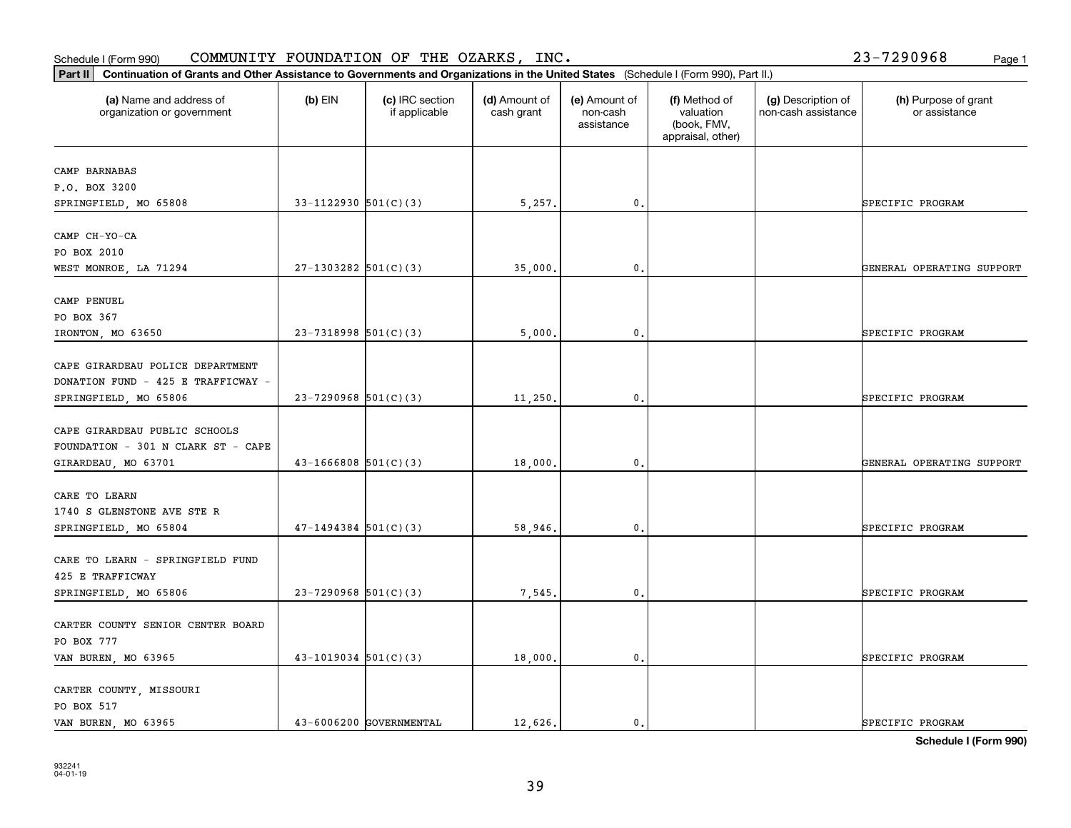Schedule I (Form 990) COMMUNITY FOUNDATION OF THE OZARKS, INC. 23-7290968

**Part II** **Continuation of Grants and Other Assistance to Governments and Organizations in the United States** (Schedule I (Form 990), Part II.)

| (a) Name and address of organization or government | (b) EIN | (c) IRC section if applicable | (d) Amount of cash grant | (e) Amount of non-cash assistance | (f) Method of valuation (book, FMV, appraisal, other) | (g) Description of non-cash assistance | (h) Purpose of grant or assistance |
|---|---|---|---|---|---|---|---|
| CAMP BARNABAS<br>P.O. BOX 3200<br>SPRINGFIELD, MO 65808 | 33-1122930 | 501(C)(3) | 5,257. | 0. | | | SPECIFIC PROGRAM |
| CAMP CH-YO-CA<br>PO BOX 2010<br>WEST MONROE, LA 71294 | 27-1303282 | 501(C)(3) | 35,000. | 0. | | | GENERAL OPERATING SUPPORT |
| CAMP PENUEL<br>PO BOX 367<br>IRONTON, MO 63650 | 23-7318998 | 501(C)(3) | 5,000. | 0. | | | SPECIFIC PROGRAM |
| CAPE GIRARDEAU POLICE DEPARTMENT<br>DONATION FUND - 425 E TRAFFICWAY -<br>SPRINGFIELD, MO 65806 | 23-7290968 | 501(C)(3) | 11,250. | 0. | | | SPECIFIC PROGRAM |
| CAPE GIRARDEAU PUBLIC SCHOOLS<br>FOUNDATION - 301 N CLARK ST - CAPE<br>GIRARDEAU, MO 63701 | 43-1666808 | 501(C)(3) | 18,000. | 0. | | | GENERAL OPERATING SUPPORT |
| CARE TO LEARN<br>1740 S GLENSTONE AVE STE R<br>SPRINGFIELD, MO 65804 | 47-1494384 | 501(C)(3) | 58,946. | 0. | | | SPECIFIC PROGRAM |
| CARE TO LEARN - SPRINGFIELD FUND<br>425 E TRAFFICWAY<br>SPRINGFIELD, MO 65806 | 23-7290968 | 501(C)(3) | 7,545. | 0. | | | SPECIFIC PROGRAM |
| CARTER COUNTY SENIOR CENTER BOARD<br>PO BOX 777<br>VAN BUREN, MO 63965 | 43-1019034 | 501(C)(3) | 18,000. | 0. | | | SPECIFIC PROGRAM |
| CARTER COUNTY, MISSOURI<br>PO BOX 517<br>VAN BUREN, MO 63965 | 43-6006200 | GOVERNMENTAL | 12,626. | 0. | | | SPECIFIC PROGRAM |

**Schedule I (Form 990)**

932241
04-01-19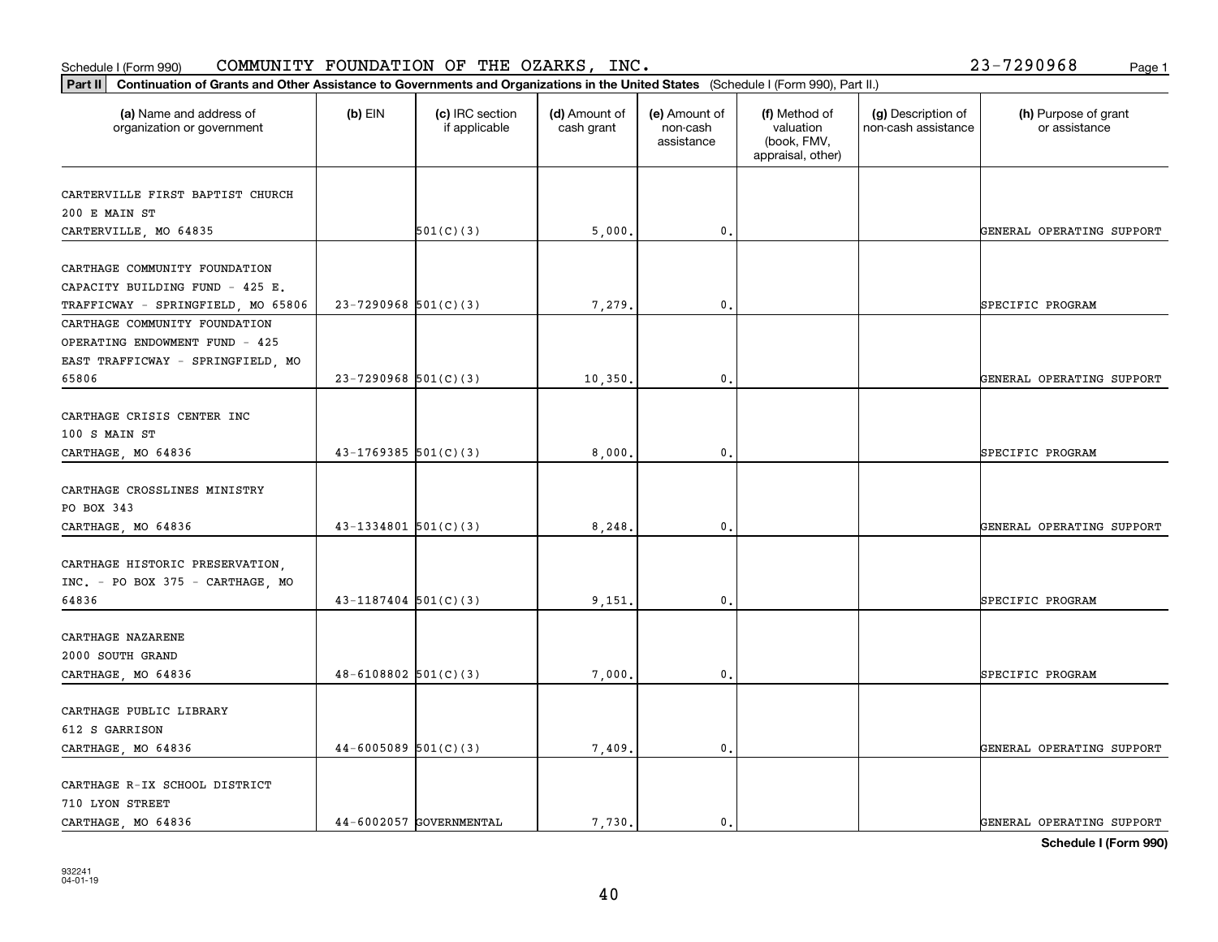Schedule I (Form 990) COMMUNITY FOUNDATION OF THE OZARKS, INC. 23-7290968

**Part II** **Continuation of Grants and Other Assistance to Governments and Organizations in the United States** (Schedule I (Form 990), Part II.)

| (a) Name and address of organization or government | (b) EIN | (c) IRC section if applicable | (d) Amount of cash grant | (e) Amount of non-cash assistance | (f) Method of valuation (book, FMV, appraisal, other) | (g) Description of non-cash assistance | (h) Purpose of grant or assistance |
|---|---|---|---|---|---|---|---|
| CARTERVILLE FIRST BAPTIST CHURCH 200 E MAIN ST CARTERVILLE, MO 64835 | | 501(C)(3) | 5,000. | 0. | | | GENERAL OPERATING SUPPORT |
| CARTHAGE COMMUNITY FOUNDATION CAPACITY BUILDING FUND - 425 E. TRAFFICWAY - SPRINGFIELD, MO 65806 | 23-7290968 | 501(C)(3) | 7,279. | 0. | | | SPECIFIC PROGRAM |
| CARTHAGE COMMUNITY FOUNDATION OPERATING ENDOWMENT FUND - 425 EAST TRAFFICWAY - SPRINGFIELD, MO 65806 | 23-7290968 | 501(C)(3) | 10,350. | 0. | | | GENERAL OPERATING SUPPORT |
| CARTHAGE CRISIS CENTER INC 100 S MAIN ST CARTHAGE, MO 64836 | 43-1769385 | 501(C)(3) | 8,000. | 0. | | | SPECIFIC PROGRAM |
| CARTHAGE CROSSLINES MINISTRY PO BOX 343 CARTHAGE, MO 64836 | 43-1334801 | 501(C)(3) | 8,248. | 0. | | | GENERAL OPERATING SUPPORT |
| CARTHAGE HISTORIC PRESERVATION, INC. - PO BOX 375 - CARTHAGE, MO 64836 | 43-1187404 | 501(C)(3) | 9,151. | 0. | | | SPECIFIC PROGRAM |
| CARTHAGE NAZARENE 2000 SOUTH GRAND CARTHAGE, MO 64836 | 48-6108802 | 501(C)(3) | 7,000. | 0. | | | SPECIFIC PROGRAM |
| CARTHAGE PUBLIC LIBRARY 612 S GARRISON CARTHAGE, MO 64836 | 44-6005089 | 501(C)(3) | 7,409. | 0. | | | GENERAL OPERATING SUPPORT |
| CARTHAGE R-IX SCHOOL DISTRICT 710 LYON STREET CARTHAGE, MO 64836 | 44-6002057 | GOVERNMENTAL | 7,730. | 0. | | | GENERAL OPERATING SUPPORT |

**Schedule I (Form 990)**

932241
04-01-19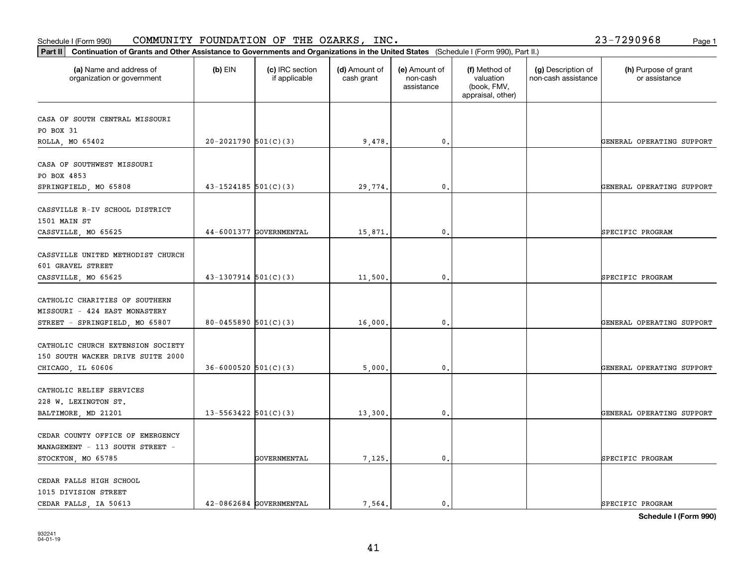Schedule I (Form 990) COMMUNITY FOUNDATION OF THE OZARKS, INC. 23-7290968

**Part II Continuation of Grants and Other Assistance to Governments and Organizations in the United States** (Schedule I (Form 990), Part II.)

| (a) Name and address of organization or government | (b) EIN | (c) IRC section if applicable | (d) Amount of cash grant | (e) Amount of non-cash assistance | (f) Method of valuation (book, FMV, appraisal, other) | (g) Description of non-cash assistance | (h) Purpose of grant or assistance |
|---|---|---|---|---|---|---|---|
| CASA OF SOUTH CENTRAL MISSOURI PO BOX 31 ROLLA, MO 65402 | 20-2021790 | 501(C)(3) | 9,478. | 0. | | | GENERAL OPERATING SUPPORT |
| CASA OF SOUTHWEST MISSOURI PO BOX 4853 SPRINGFIELD, MO 65808 | 43-1524185 | 501(C)(3) | 29,774. | 0. | | | GENERAL OPERATING SUPPORT |
| CASSVILLE R-IV SCHOOL DISTRICT 1501 MAIN ST CASSVILLE, MO 65625 | 44-6001377 | GOVERNMENTAL | 15,871. | 0. | | | SPECIFIC PROGRAM |
| CASSVILLE UNITED METHODIST CHURCH 601 GRAVEL STREET CASSVILLE, MO 65625 | 43-1307914 | 501(C)(3) | 11,500. | 0. | | | SPECIFIC PROGRAM |
| CATHOLIC CHARITIES OF SOUTHERN MISSOURI - 424 EAST MONASTERY STREET - SPRINGFIELD, MO 65807 | 80-0455890 | 501(C)(3) | 16,000. | 0. | | | GENERAL OPERATING SUPPORT |
| CATHOLIC CHURCH EXTENSION SOCIETY 150 SOUTH WACKER DRIVE SUITE 2000 CHICAGO, IL 60606 | 36-6000520 | 501(C)(3) | 5,000. | 0. | | | GENERAL OPERATING SUPPORT |
| CATHOLIC RELIEF SERVICES 228 W. LEXINGTON ST. BALTIMORE, MD 21201 | 13-5563422 | 501(C)(3) | 13,300. | 0. | | | GENERAL OPERATING SUPPORT |
| CEDAR COUNTY OFFICE OF EMERGENCY MANAGEMENT - 113 SOUTH STREET - STOCKTON, MO 65785 | | GOVERNMENTAL | 7,125. | 0. | | | SPECIFIC PROGRAM |
| CEDAR FALLS HIGH SCHOOL 1015 DIVISION STREET CEDAR FALLS, IA 50613 | 42-0862684 | GOVERNMENTAL | 7,564. | 0. | | | SPECIFIC PROGRAM |

Schedule I (Form 990)

932241 04-01-19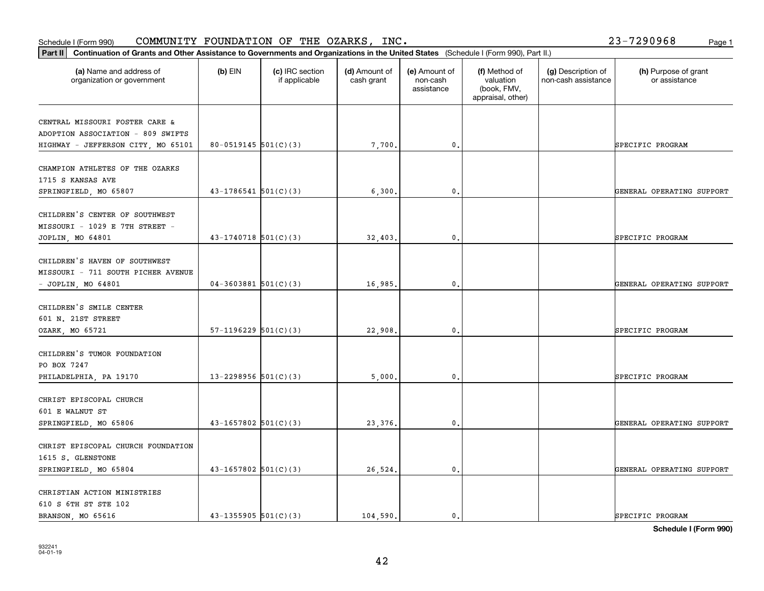Schedule I (Form 990) COMMUNITY FOUNDATION OF THE OZARKS, INC. 23-7290968

**Part II** Continuation of Grants and Other Assistance to Governments and Organizations in the United States (Schedule I (Form 990), Part II.)

| (a) Name and address of organization or government | (b) EIN | (c) IRC section if applicable | (d) Amount of cash grant | (e) Amount of non-cash assistance | (f) Method of valuation (book, FMV, appraisal, other) | (g) Description of non-cash assistance | (h) Purpose of grant or assistance |
|---|---|---|---|---|---|---|---|
| CENTRAL MISSOURI FOSTER CARE & ADOPTION ASSOCIATION - 809 SWIFTS HIGHWAY - JEFFERSON CITY, MO 65101 | 80-0519145 | 501(C)(3) | 7,700. | 0. | | | SPECIFIC PROGRAM |
| CHAMPION ATHLETES OF THE OZARKS 1715 S KANSAS AVE SPRINGFIELD, MO 65807 | 43-1786541 | 501(C)(3) | 6,300. | 0. | | | GENERAL OPERATING SUPPORT |
| CHILDREN'S CENTER OF SOUTHWEST MISSOURI - 1029 E 7TH STREET - JOPLIN, MO 64801 | 43-1740718 | 501(C)(3) | 32,403. | 0. | | | SPECIFIC PROGRAM |
| CHILDREN'S HAVEN OF SOUTHWEST MISSOURI - 711 SOUTH PICHER AVENUE - JOPLIN, MO 64801 | 04-3603881 | 501(C)(3) | 16,985. | 0. | | | GENERAL OPERATING SUPPORT |
| CHILDREN'S SMILE CENTER 601 N. 21ST STREET OZARK, MO 65721 | 57-1196229 | 501(C)(3) | 22,908. | 0. | | | SPECIFIC PROGRAM |
| CHILDREN'S TUMOR FOUNDATION PO BOX 7247 PHILADELPHIA, PA 19170 | 13-2298956 | 501(C)(3) | 5,000. | 0. | | | SPECIFIC PROGRAM |
| CHRIST EPISCOPAL CHURCH 601 E WALNUT ST SPRINGFIELD, MO 65806 | 43-1657802 | 501(C)(3) | 23,376. | 0. | | | GENERAL OPERATING SUPPORT |
| CHRIST EPISCOPAL CHURCH FOUNDATION 1615 S. GLENSTONE SPRINGFIELD, MO 65804 | 43-1657802 | 501(C)(3) | 26,524. | 0. | | | GENERAL OPERATING SUPPORT |
| CHRISTIAN ACTION MINISTRIES 610 S 6TH ST STE 102 BRANSON, MO 65616 | 43-1355905 | 501(C)(3) | 104,590. | 0. | | | SPECIFIC PROGRAM |

**Schedule I (Form 990)**

932241 04-01-19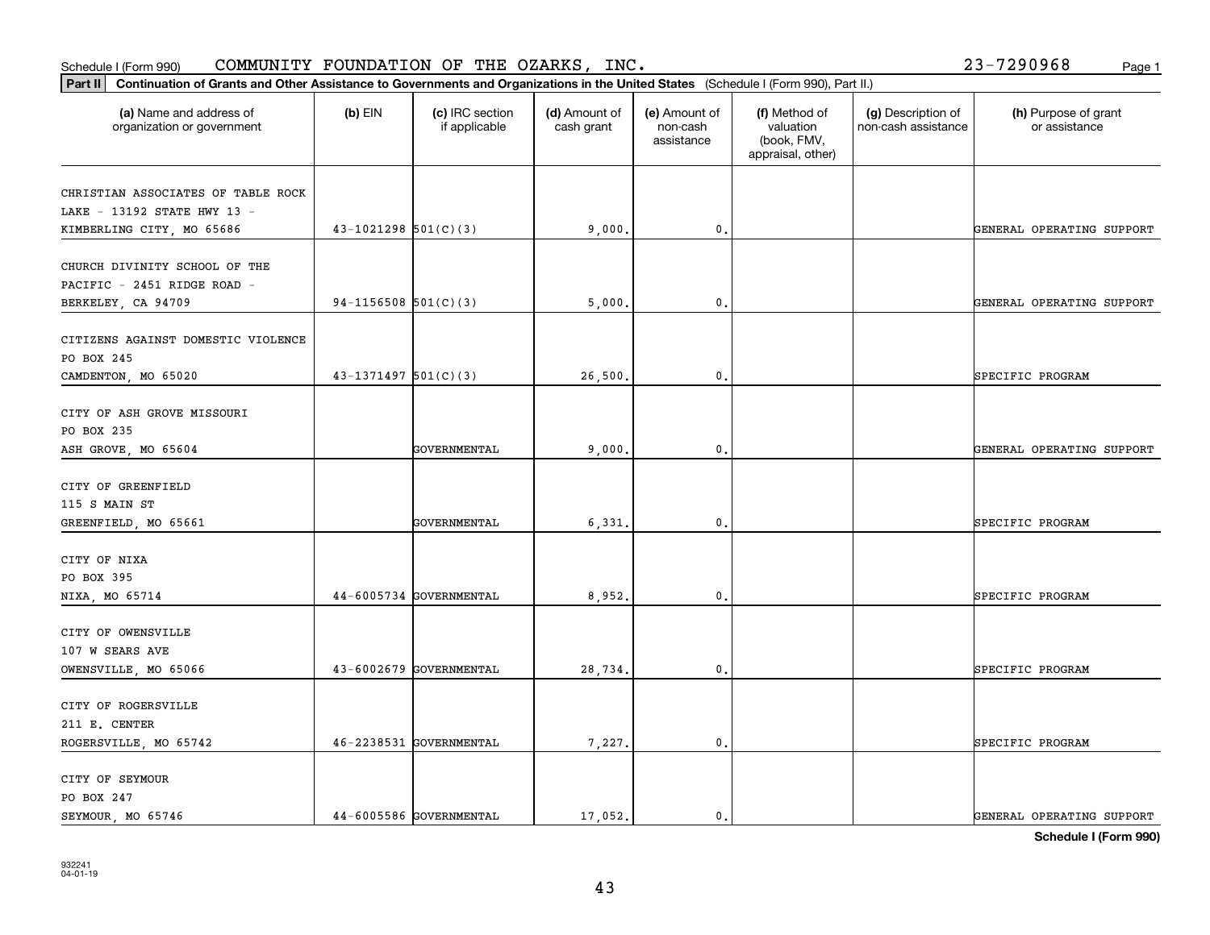Schedule I (Form 990) COMMUNITY FOUNDATION OF THE OZARKS, INC. 23-7290968

**Part II** **Continuation of Grants and Other Assistance to Governments and Organizations in the United States** (Schedule I (Form 990), Part II.)

| (a) Name and address of organization or government | (b) EIN | (c) IRC section if applicable | (d) Amount of cash grant | (e) Amount of non-cash assistance | (f) Method of valuation (book, FMV, appraisal, other) | (g) Description of non-cash assistance | (h) Purpose of grant or assistance |
|---|---|---|---|---|---|---|---|
| CHRISTIAN ASSOCIATES OF TABLE ROCK LAKE - 13192 STATE HWY 13 - KIMBERLING CITY, MO 65686 | 43-1021298 | 501(C)(3) | 9,000. | 0. | | | GENERAL OPERATING SUPPORT |
| CHURCH DIVINITY SCHOOL OF THE PACIFIC - 2451 RIDGE ROAD - BERKELEY, CA 94709 | 94-1156508 | 501(C)(3) | 5,000. | 0. | | | GENERAL OPERATING SUPPORT |
| CITIZENS AGAINST DOMESTIC VIOLENCE PO BOX 245 CAMDENTON, MO 65020 | 43-1371497 | 501(C)(3) | 26,500. | 0. | | | SPECIFIC PROGRAM |
| CITY OF ASH GROVE MISSOURI PO BOX 235 ASH GROVE, MO 65604 | | GOVERNMENTAL | 9,000. | 0. | | | GENERAL OPERATING SUPPORT |
| CITY OF GREENFIELD 115 S MAIN ST GREENFIELD, MO 65661 | | GOVERNMENTAL | 6,331. | 0. | | | SPECIFIC PROGRAM |
| CITY OF NIXA PO BOX 395 NIXA, MO 65714 | 44-6005734 | GOVERNMENTAL | 8,952. | 0. | | | SPECIFIC PROGRAM |
| CITY OF OWENSVILLE 107 W SEARS AVE OWENSVILLE, MO 65066 | 43-6002679 | GOVERNMENTAL | 28,734. | 0. | | | SPECIFIC PROGRAM |
| CITY OF ROGERSVILLE 211 E. CENTER ROGERSVILLE, MO 65742 | 46-2238531 | GOVERNMENTAL | 7,227. | 0. | | | SPECIFIC PROGRAM |
| CITY OF SEYMOUR PO BOX 247 SEYMOUR, MO 65746 | 44-6005586 | GOVERNMENTAL | 17,052. | 0. | | | GENERAL OPERATING SUPPORT |

**Schedule I (Form 990)**

932241 04-01-19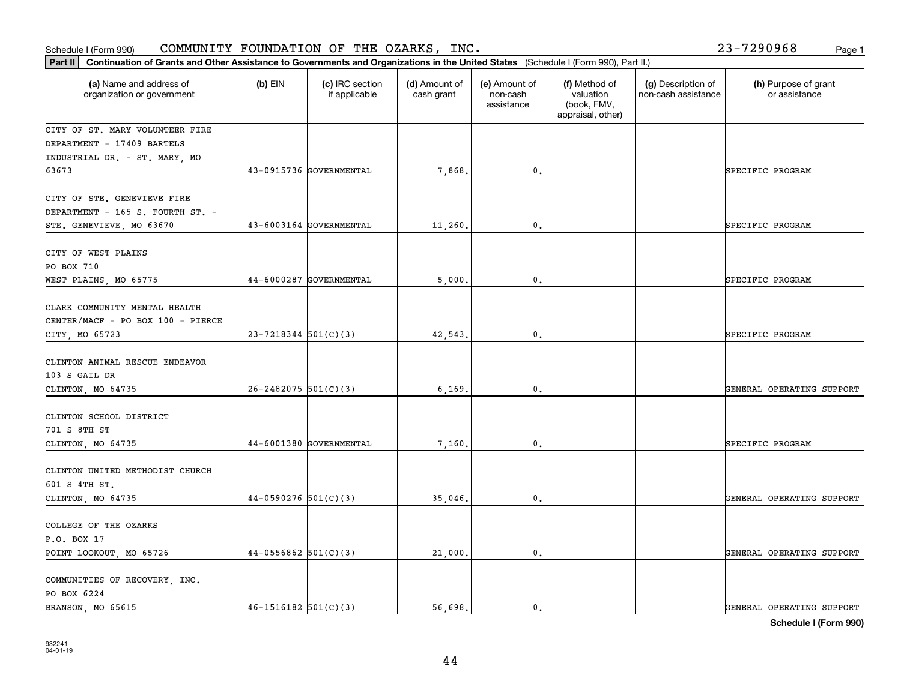Schedule I (Form 990) COMMUNITY FOUNDATION OF THE OZARKS, INC. 23-7290968

**Part II** **Continuation of Grants and Other Assistance to Governments and Organizations in the United States** (Schedule I (Form 990), Part II.)

| (a) Name and address of organization or government | (b) EIN | (c) IRC section if applicable | (d) Amount of cash grant | (e) Amount of non-cash assistance | (f) Method of valuation (book, FMV, appraisal, other) | (g) Description of non-cash assistance | (h) Purpose of grant or assistance |
|---|---|---|---|---|---|---|---|
| CITY OF ST. MARY VOLUNTEER FIRE DEPARTMENT - 17409 BARTELS INDUSTRIAL DR. - ST. MARY, MO 63673 | 43-0915736 | GOVERNMENTAL | 7,868. | 0. | | | SPECIFIC PROGRAM |
| CITY OF STE. GENEVIEVE FIRE DEPARTMENT - 165 S. FOURTH ST. - STE. GENEVIEVE, MO 63670 | 43-6003164 | GOVERNMENTAL | 11,260. | 0. | | | SPECIFIC PROGRAM |
| CITY OF WEST PLAINS PO BOX 710 WEST PLAINS, MO 65775 | 44-6000287 | GOVERNMENTAL | 5,000. | 0. | | | SPECIFIC PROGRAM |
| CLARK COMMUNITY MENTAL HEALTH CENTER/MACF - PO BOX 100 - PIERCE CITY, MO 65723 | 23-7218344 | 501(C)(3) | 42,543. | 0. | | | SPECIFIC PROGRAM |
| CLINTON ANIMAL RESCUE ENDEAVOR 103 S GAIL DR CLINTON, MO 64735 | 26-2482075 | 501(C)(3) | 6,169. | 0. | | | GENERAL OPERATING SUPPORT |
| CLINTON SCHOOL DISTRICT 701 S 8TH ST CLINTON, MO 64735 | 44-6001380 | GOVERNMENTAL | 7,160. | 0. | | | SPECIFIC PROGRAM |
| CLINTON UNITED METHODIST CHURCH 601 S 4TH ST. CLINTON, MO 64735 | 44-0590276 | 501(C)(3) | 35,046. | 0. | | | GENERAL OPERATING SUPPORT |
| COLLEGE OF THE OZARKS P.O. BOX 17 POINT LOOKOUT, MO 65726 | 44-0556862 | 501(C)(3) | 21,000. | 0. | | | GENERAL OPERATING SUPPORT |
| COMMUNITIES OF RECOVERY, INC. PO BOX 6224 BRANSON, MO 65615 | 46-1516182 | 501(C)(3) | 56,698. | 0. | | | GENERAL OPERATING SUPPORT |

**Schedule I (Form 990)**

932241
04-01-19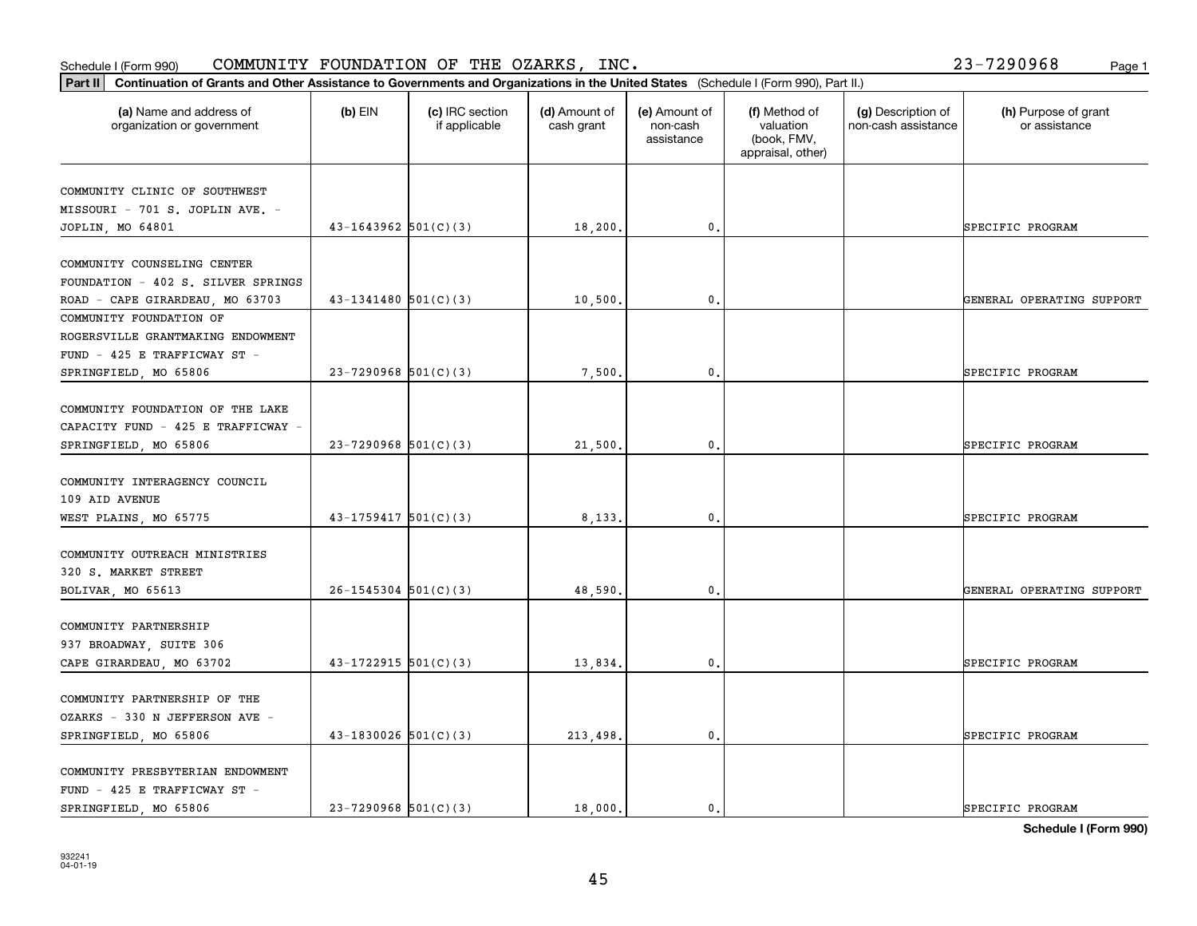Schedule I (Form 990) COMMUNITY FOUNDATION OF THE OZARKS, INC. 23-7290968

**Part II** **Continuation of Grants and Other Assistance to Governments and Organizations in the United States** (Schedule I (Form 990), Part II.)

| (a) Name and address of organization or government | (b) EIN | (c) IRC section if applicable | (d) Amount of cash grant | (e) Amount of non-cash assistance | (f) Method of valuation (book, FMV, appraisal, other) | (g) Description of non-cash assistance | (h) Purpose of grant or assistance |
|---|---|---|---|---|---|---|---|
| COMMUNITY CLINIC OF SOUTHWEST MISSOURI - 701 S. JOPLIN AVE. - JOPLIN, MO 64801 | 43-1643962 | 501(C)(3) | 18,200. | 0. | | | SPECIFIC PROGRAM |
| COMMUNITY COUNSELING CENTER FOUNDATION - 402 S. SILVER SPRINGS ROAD - CAPE GIRARDEAU, MO 63703 | 43-1341480 | 501(C)(3) | 10,500. | 0. | | | GENERAL OPERATING SUPPORT |
| COMMUNITY FOUNDATION OF ROGERSVILLE GRANTMAKING ENDOWMENT FUND - 425 E TRAFFICWAY ST - SPRINGFIELD, MO 65806 | 23-7290968 | 501(C)(3) | 7,500. | 0. | | | SPECIFIC PROGRAM |
| COMMUNITY FOUNDATION OF THE LAKE CAPACITY FUND - 425 E TRAFFICWAY - SPRINGFIELD, MO 65806 | 23-7290968 | 501(C)(3) | 21,500. | 0. | | | SPECIFIC PROGRAM |
| COMMUNITY INTERAGENCY COUNCIL 109 AID AVENUE WEST PLAINS, MO 65775 | 43-1759417 | 501(C)(3) | 8,133. | 0. | | | SPECIFIC PROGRAM |
| COMMUNITY OUTREACH MINISTRIES 320 S. MARKET STREET BOLIVAR, MO 65613 | 26-1545304 | 501(C)(3) | 48,590. | 0. | | | GENERAL OPERATING SUPPORT |
| COMMUNITY PARTNERSHIP 937 BROADWAY, SUITE 306 CAPE GIRARDEAU, MO 63702 | 43-1722915 | 501(C)(3) | 13,834. | 0. | | | SPECIFIC PROGRAM |
| COMMUNITY PARTNERSHIP OF THE OZARKS - 330 N JEFFERSON AVE - SPRINGFIELD, MO 65806 | 43-1830026 | 501(C)(3) | 213,498. | 0. | | | SPECIFIC PROGRAM |
| COMMUNITY PRESBYTERIAN ENDOWMENT FUND - 425 E TRAFFICWAY ST - SPRINGFIELD, MO 65806 | 23-7290968 | 501(C)(3) | 18,000. | 0. | | | SPECIFIC PROGRAM |

**Schedule I (Form 990)**

932241
04-01-19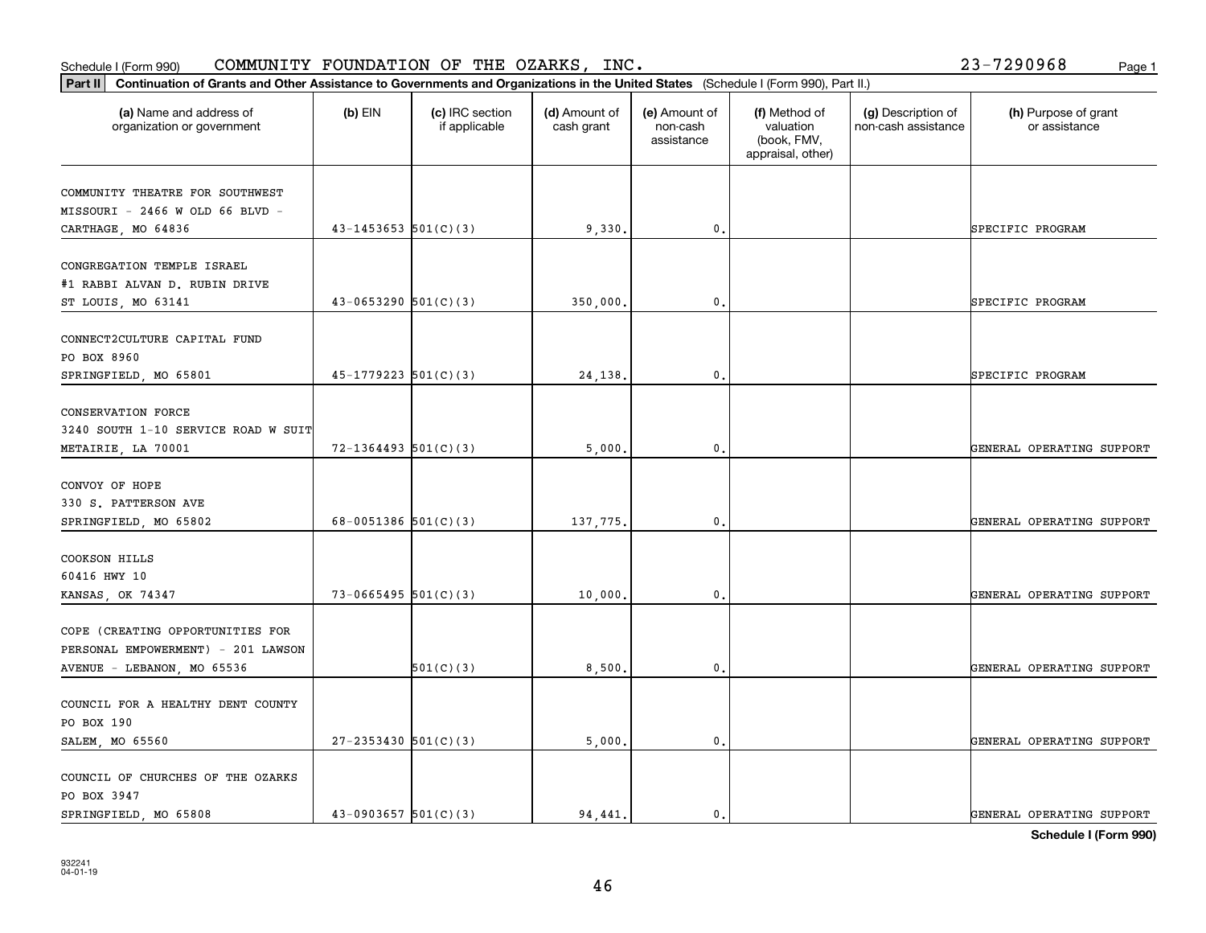Schedule I (Form 990) COMMUNITY FOUNDATION OF THE OZARKS, INC. 23-7290968

**Part II** **Continuation of Grants and Other Assistance to Governments and Organizations in the United States** (Schedule I (Form 990), Part II.)

| (a) Name and address of organization or government | (b) EIN | (c) IRC section if applicable | (d) Amount of cash grant | (e) Amount of non-cash assistance | (f) Method of valuation (book, FMV, appraisal, other) | (g) Description of non-cash assistance | (h) Purpose of grant or assistance |
|---|---|---|---|---|---|---|---|
| COMMUNITY THEATRE FOR SOUTHWEST MISSOURI - 2466 W OLD 66 BLVD - CARTHAGE, MO 64836 | 43-1453653 | 501(C)(3) | 9,330. | 0. | | | SPECIFIC PROGRAM |
| CONGREGATION TEMPLE ISRAEL #1 RABBI ALVAN D. RUBIN DRIVE ST LOUIS, MO 63141 | 43-0653290 | 501(C)(3) | 350,000. | 0. | | | SPECIFIC PROGRAM |
| CONNECT2CULTURE CAPITAL FUND PO BOX 8960 SPRINGFIELD, MO 65801 | 45-1779223 | 501(C)(3) | 24,138. | 0. | | | SPECIFIC PROGRAM |
| CONSERVATION FORCE 3240 SOUTH 1-10 SERVICE ROAD W SUIT METAIRIE, LA 70001 | 72-1364493 | 501(C)(3) | 5,000. | 0. | | | GENERAL OPERATING SUPPORT |
| CONVOY OF HOPE 330 S. PATTERSON AVE SPRINGFIELD, MO 65802 | 68-0051386 | 501(C)(3) | 137,775. | 0. | | | GENERAL OPERATING SUPPORT |
| COOKSON HILLS 60416 HWY 10 KANSAS, OK 74347 | 73-0665495 | 501(C)(3) | 10,000. | 0. | | | GENERAL OPERATING SUPPORT |
| COPE (CREATING OPPORTUNITIES FOR PERSONAL EMPOWERMENT) - 201 LAWSON AVENUE - LEBANON, MO 65536 | | 501(C)(3) | 8,500. | 0. | | | GENERAL OPERATING SUPPORT |
| COUNCIL FOR A HEALTHY DENT COUNTY PO BOX 190 SALEM, MO 65560 | 27-2353430 | 501(C)(3) | 5,000. | 0. | | | GENERAL OPERATING SUPPORT |
| COUNCIL OF CHURCHES OF THE OZARKS PO BOX 3947 SPRINGFIELD, MO 65808 | 43-0903657 | 501(C)(3) | 94,441. | 0. | | | GENERAL OPERATING SUPPORT |

**Schedule I (Form 990)**

932241 04-01-19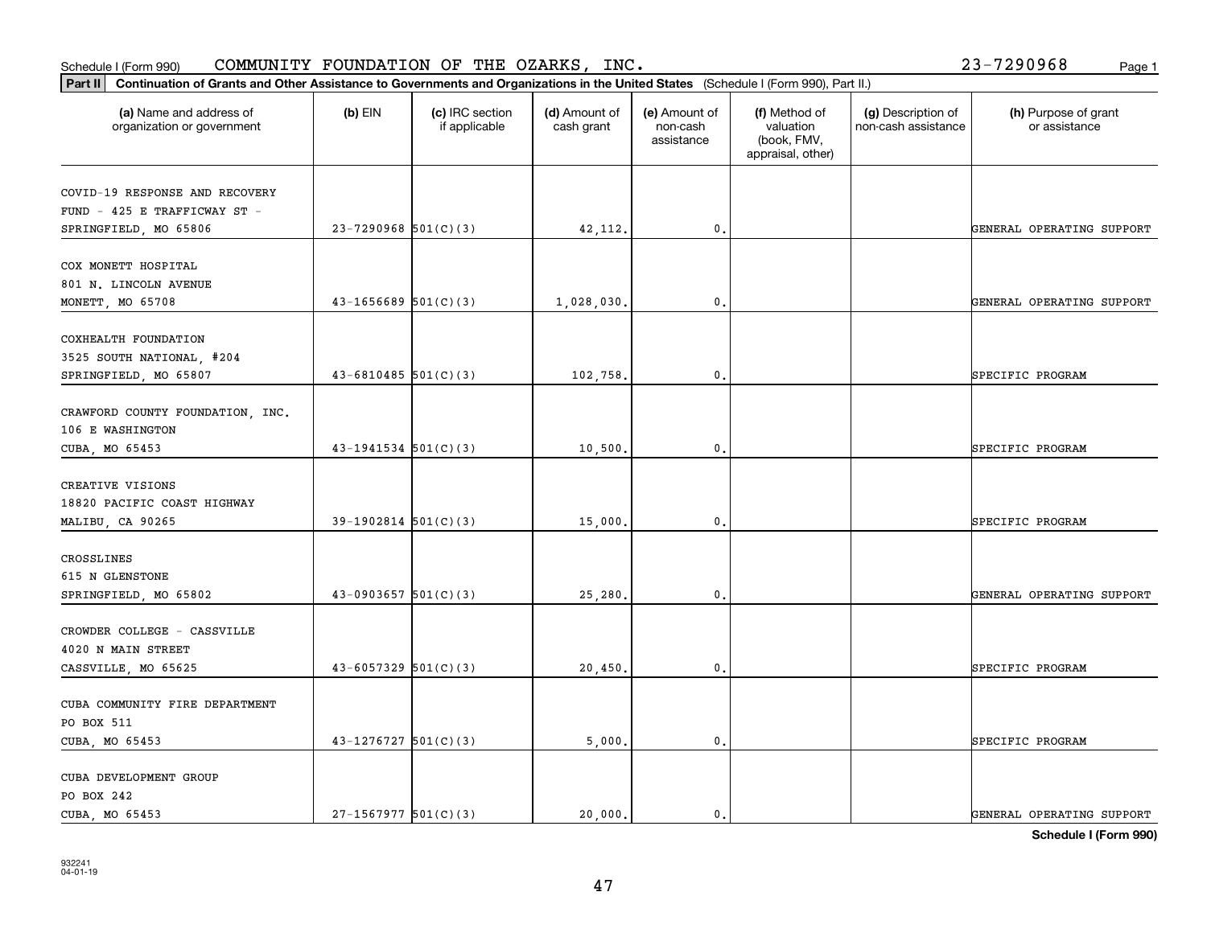Schedule I (Form 990) COMMUNITY FOUNDATION OF THE OZARKS, INC. 23-7290968

**Part II Continuation of Grants and Other Assistance to Governments and Organizations in the United States** (Schedule I (Form 990), Part II.)

| (a) Name and address of organization or government | (b) EIN | (c) IRC section if applicable | (d) Amount of cash grant | (e) Amount of non-cash assistance | (f) Method of valuation (book, FMV, appraisal, other) | (g) Description of non-cash assistance | (h) Purpose of grant or assistance |
|---|---|---|---|---|---|---|---|
| COVID-19 RESPONSE AND RECOVERY FUND - 425 E TRAFFICWAY ST - SPRINGFIELD, MO 65806 | 23-7290968 | 501(C)(3) | 42,112. | 0. | | | GENERAL OPERATING SUPPORT |
| COX MONETT HOSPITAL 801 N. LINCOLN AVENUE MONETT, MO 65708 | 43-1656689 | 501(C)(3) | 1,028,030. | 0. | | | GENERAL OPERATING SUPPORT |
| COXHEALTH FOUNDATION 3525 SOUTH NATIONAL, #204 SPRINGFIELD, MO 65807 | 43-6810485 | 501(C)(3) | 102,758. | 0. | | | SPECIFIC PROGRAM |
| CRAWFORD COUNTY FOUNDATION, INC. 106 E WASHINGTON CUBA, MO 65453 | 43-1941534 | 501(C)(3) | 10,500. | 0. | | | SPECIFIC PROGRAM |
| CREATIVE VISIONS 18820 PACIFIC COAST HIGHWAY MALIBU, CA 90265 | 39-1902814 | 501(C)(3) | 15,000. | 0. | | | SPECIFIC PROGRAM |
| CROSSLINES 615 N GLENSTONE SPRINGFIELD, MO 65802 | 43-0903657 | 501(C)(3) | 25,280. | 0. | | | GENERAL OPERATING SUPPORT |
| CROWDER COLLEGE - CASSVILLE 4020 N MAIN STREET CASSVILLE, MO 65625 | 43-6057329 | 501(C)(3) | 20,450. | 0. | | | SPECIFIC PROGRAM |
| CUBA COMMUNITY FIRE DEPARTMENT PO BOX 511 CUBA, MO 65453 | 43-1276727 | 501(C)(3) | 5,000. | 0. | | | SPECIFIC PROGRAM |
| CUBA DEVELOPMENT GROUP PO BOX 242 CUBA, MO 65453 | 27-1567977 | 501(C)(3) | 20,000. | 0. | | | GENERAL OPERATING SUPPORT |

**Schedule I (Form 990)**

932241 04-01-19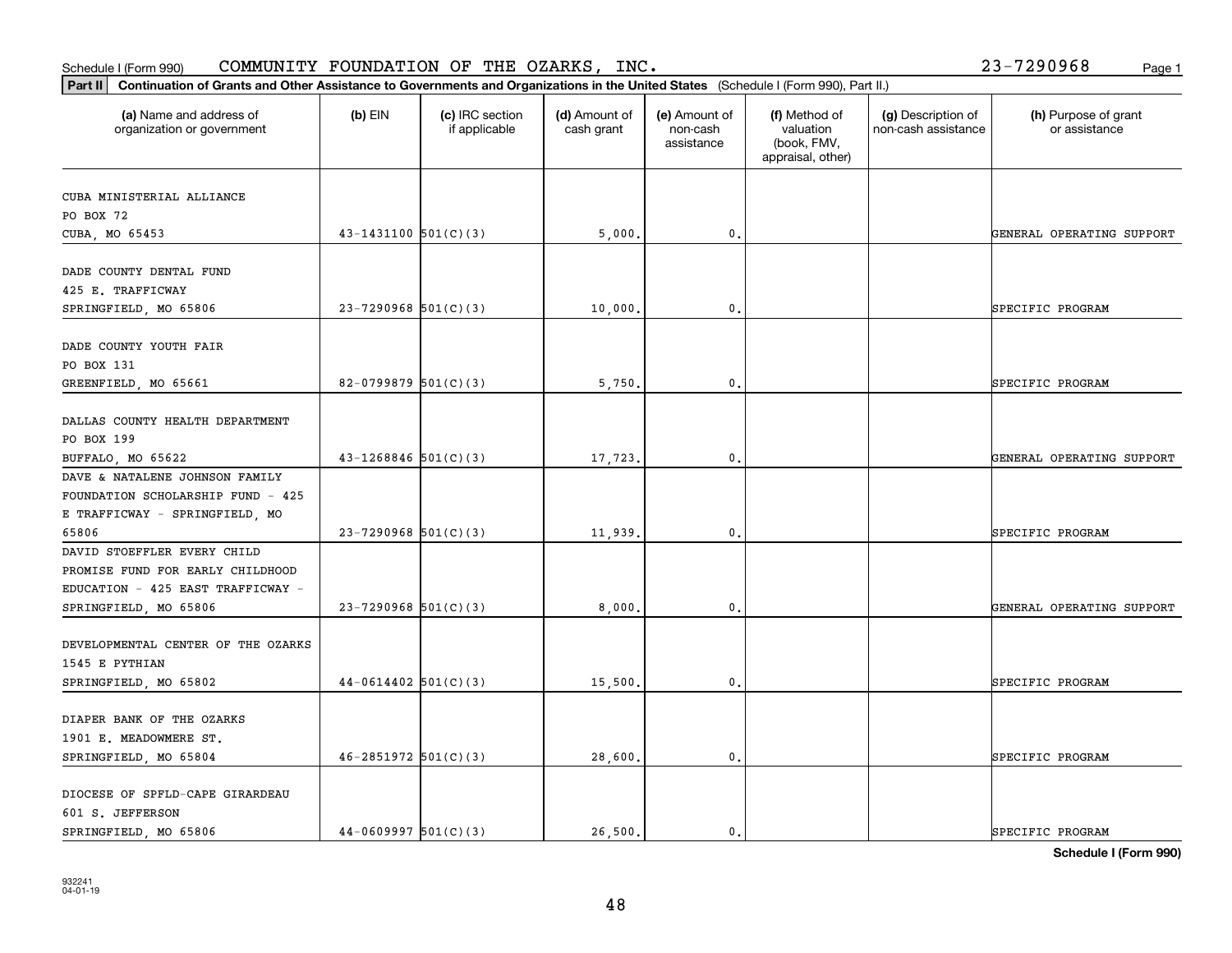Schedule I (Form 990) COMMUNITY FOUNDATION OF THE OZARKS, INC. 23-7290968

**Part II** **Continuation of Grants and Other Assistance to Governments and Organizations in the United States** (Schedule I (Form 990), Part II.)

| (a) Name and address of organization or government | (b) EIN | (c) IRC section if applicable | (d) Amount of cash grant | (e) Amount of non-cash assistance | (f) Method of valuation (book, FMV, appraisal, other) | (g) Description of non-cash assistance | (h) Purpose of grant or assistance |
|---|---|---|---|---|---|---|---|
| CUBA MINISTERIAL ALLIANCE<br>PO BOX 72<br>CUBA, MO 65453 | 43-1431100 | 501(C)(3) | 5,000. | 0. | | | GENERAL OPERATING SUPPORT |
| DADE COUNTY DENTAL FUND<br>425 E. TRAFFICWAY<br>SPRINGFIELD, MO 65806 | 23-7290968 | 501(C)(3) | 10,000. | 0. | | | SPECIFIC PROGRAM |
| DADE COUNTY YOUTH FAIR<br>PO BOX 131<br>GREENFIELD, MO 65661 | 82-0799879 | 501(C)(3) | 5,750. | 0. | | | SPECIFIC PROGRAM |
| DALLAS COUNTY HEALTH DEPARTMENT<br>PO BOX 199<br>BUFFALO, MO 65622 | 43-1268846 | 501(C)(3) | 17,723. | 0. | | | GENERAL OPERATING SUPPORT |
| DAVE & NATALENE JOHNSON FAMILY FOUNDATION SCHOLARSHIP FUND - 425 E TRAFFICWAY - SPRINGFIELD, MO 65806 | 23-7290968 | 501(C)(3) | 11,939. | 0. | | | SPECIFIC PROGRAM |
| DAVID STOEFFLER EVERY CHILD PROMISE FUND FOR EARLY CHILDHOOD EDUCATION - 425 EAST TRAFFICWAY - SPRINGFIELD, MO 65806 | 23-7290968 | 501(C)(3) | 8,000. | 0. | | | GENERAL OPERATING SUPPORT |
| DEVELOPMENTAL CENTER OF THE OZARKS<br>1545 E PYTHIAN<br>SPRINGFIELD, MO 65802 | 44-0614402 | 501(C)(3) | 15,500. | 0. | | | SPECIFIC PROGRAM |
| DIAPER BANK OF THE OZARKS<br>1901 E. MEADOWMERE ST.<br>SPRINGFIELD, MO 65804 | 46-2851972 | 501(C)(3) | 28,600. | 0. | | | SPECIFIC PROGRAM |
| DIOCESE OF SPFLD-CAPE GIRARDEAU<br>601 S. JEFFERSON<br>SPRINGFIELD, MO 65806 | 44-0609997 | 501(C)(3) | 26,500. | 0. | | | SPECIFIC PROGRAM |

**Schedule I (Form 990)**

932241
04-01-19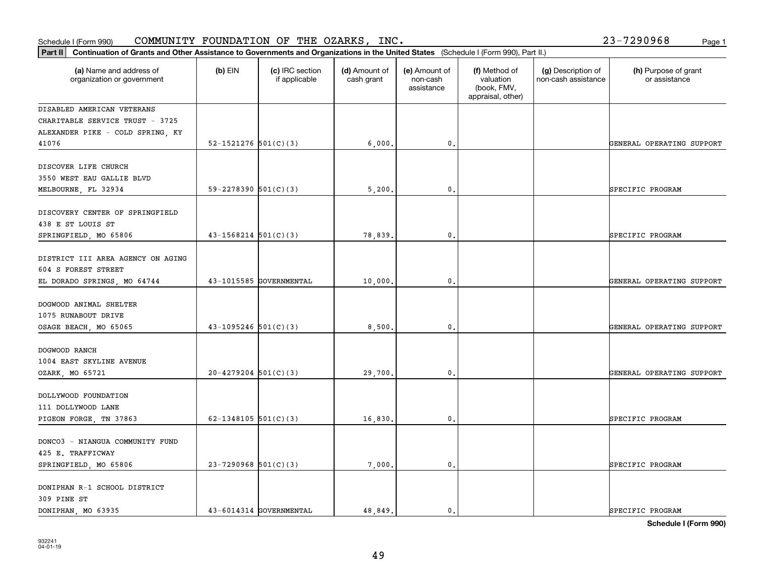Schedule I (Form 990) COMMUNITY FOUNDATION OF THE OZARKS, INC. 23-7290968

**Part II Continuation of Grants and Other Assistance to Governments and Organizations in the United States** (Schedule I (Form 990), Part II.)

| (a) Name and address of organization or government | (b) EIN | (c) IRC section if applicable | (d) Amount of cash grant | (e) Amount of non-cash assistance | (f) Method of valuation (book, FMV, appraisal, other) | (g) Description of non-cash assistance | (h) Purpose of grant or assistance |
|---|---|---|---|---|---|---|---|
| DISABLED AMERICAN VETERANS CHARITABLE SERVICE TRUST - 3725 ALEXANDER PIKE - COLD SPRING, KY 41076 | 52-1521276 | 501(C)(3) | 6,000. | 0. | | | GENERAL OPERATING SUPPORT |
| DISCOVER LIFE CHURCH 3550 WEST EAU GALLIE BLVD MELBOURNE, FL 32934 | 59-2278390 | 501(C)(3) | 5,200. | 0. | | | SPECIFIC PROGRAM |
| DISCOVERY CENTER OF SPRINGFIELD 438 E ST LOUIS ST SPRINGFIELD, MO 65806 | 43-1568214 | 501(C)(3) | 78,839. | 0. | | | SPECIFIC PROGRAM |
| DISTRICT III AREA AGENCY ON AGING 604 S FOREST STREET EL DORADO SPRINGS, MO 64744 | 43-1015585 | GOVERNMENTAL | 10,000. | 0. | | | GENERAL OPERATING SUPPORT |
| DOGWOOD ANIMAL SHELTER 1075 RUNABOUT DRIVE OSAGE BEACH, MO 65065 | 43-1095246 | 501(C)(3) | 8,500. | 0. | | | GENERAL OPERATING SUPPORT |
| DOGWOOD RANCH 1004 EAST SKYLINE AVENUE OZARK, MO 65721 | 20-4279204 | 501(C)(3) | 29,700. | 0. | | | GENERAL OPERATING SUPPORT |
| DOLLYWOOD FOUNDATION 111 DOLLYWOOD LANE PIGEON FORGE, TN 37863 | 62-1348105 | 501(C)(3) | 16,830. | 0. | | | SPECIFIC PROGRAM |
| DONCO3 - NIANGUA COMMUNITY FUND 425 E. TRAFFICWAY SPRINGFIELD, MO 65806 | 23-7290968 | 501(C)(3) | 7,000. | 0. | | | SPECIFIC PROGRAM |
| DONIPHAN R-1 SCHOOL DISTRICT 309 PINE ST DONIPHAN, MO 63935 | 43-6014314 | GOVERNMENTAL | 48,849. | 0. | | | SPECIFIC PROGRAM |

**Schedule I (Form 990)**

932241 04-01-19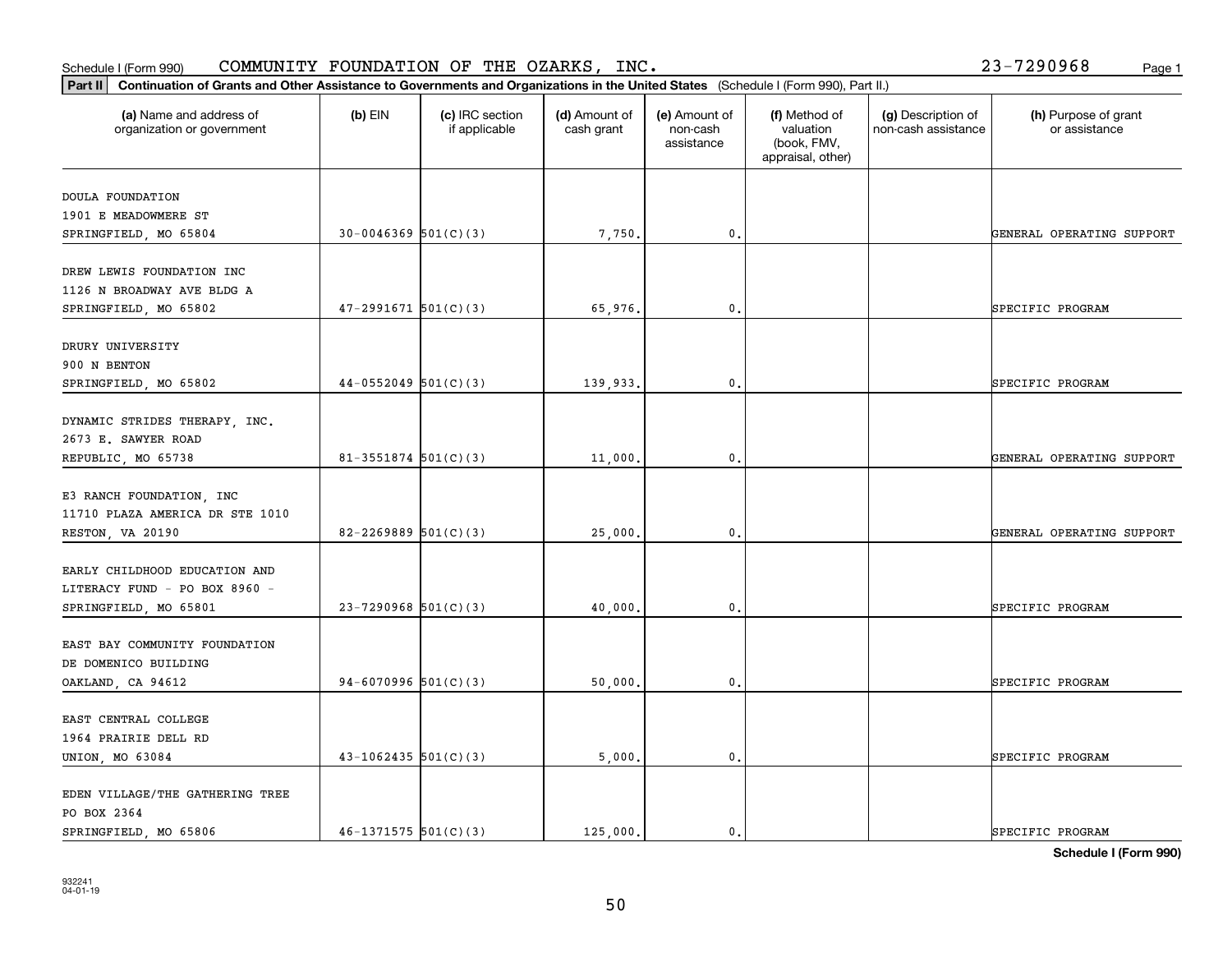Schedule I (Form 990) COMMUNITY FOUNDATION OF THE OZARKS, INC. 23-7290968

**Part II** **Continuation of Grants and Other Assistance to Governments and Organizations in the United States** (Schedule I (Form 990), Part II.)

| (a) Name and address of organization or government | (b) EIN | (c) IRC section if applicable | (d) Amount of cash grant | (e) Amount of non-cash assistance | (f) Method of valuation (book, FMV, appraisal, other) | (g) Description of non-cash assistance | (h) Purpose of grant or assistance |
|---|---|---|---|---|---|---|---|
| DOULA FOUNDATION 1901 E MEADOWMERE ST SPRINGFIELD, MO 65804 | 30-0046369 | 501(C)(3) | 7,750. | 0. | | | GENERAL OPERATING SUPPORT |
| DREW LEWIS FOUNDATION INC 1126 N BROADWAY AVE BLDG A SPRINGFIELD, MO 65802 | 47-2991671 | 501(C)(3) | 65,976. | 0. | | | SPECIFIC PROGRAM |
| DRURY UNIVERSITY 900 N BENTON SPRINGFIELD, MO 65802 | 44-0552049 | 501(C)(3) | 139,933. | 0. | | | SPECIFIC PROGRAM |
| DYNAMIC STRIDES THERAPY, INC. 2673 E. SAWYER ROAD REPUBLIC, MO 65738 | 81-3551874 | 501(C)(3) | 11,000. | 0. | | | GENERAL OPERATING SUPPORT |
| E3 RANCH FOUNDATION, INC 11710 PLAZA AMERICA DR STE 1010 RESTON, VA 20190 | 82-2269889 | 501(C)(3) | 25,000. | 0. | | | GENERAL OPERATING SUPPORT |
| EARLY CHILDHOOD EDUCATION AND LITERACY FUND - PO BOX 8960 - SPRINGFIELD, MO 65801 | 23-7290968 | 501(C)(3) | 40,000. | 0. | | | SPECIFIC PROGRAM |
| EAST BAY COMMUNITY FOUNDATION DE DOMENICO BUILDING OAKLAND, CA 94612 | 94-6070996 | 501(C)(3) | 50,000. | 0. | | | SPECIFIC PROGRAM |
| EAST CENTRAL COLLEGE 1964 PRAIRIE DELL RD UNION, MO 63084 | 43-1062435 | 501(C)(3) | 5,000. | 0. | | | SPECIFIC PROGRAM |
| EDEN VILLAGE/THE GATHERING TREE PO BOX 2364 SPRINGFIELD, MO 65806 | 46-1371575 | 501(C)(3) | 125,000. | 0. | | | SPECIFIC PROGRAM |

**Schedule I (Form 990)**

932241
04-01-19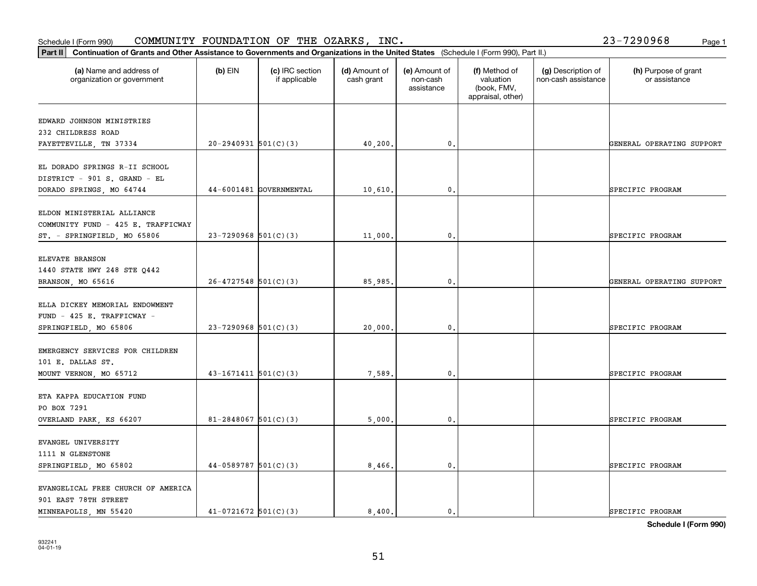Schedule I (Form 990) COMMUNITY FOUNDATION OF THE OZARKS, INC. 23-7290968

**Part II** **Continuation of Grants and Other Assistance to Governments and Organizations in the United States** (Schedule I (Form 990), Part II.)

| (a) Name and address of organization or government | (b) EIN | (c) IRC section if applicable | (d) Amount of cash grant | (e) Amount of non-cash assistance | (f) Method of valuation (book, FMV, appraisal, other) | (g) Description of non-cash assistance | (h) Purpose of grant or assistance |
|---|---|---|---|---|---|---|---|
| EDWARD JOHNSON MINISTRIES 232 CHILDRESS ROAD FAYETTEVILLE, TN 37334 | 20-2940931 | 501(C)(3) | 40,200. | 0. | | | GENERAL OPERATING SUPPORT |
| EL DORADO SPRINGS R-II SCHOOL DISTRICT - 901 S. GRAND - EL DORADO SPRINGS, MO 64744 | 44-6001481 | GOVERNMENTAL | 10,610. | 0. | | | SPECIFIC PROGRAM |
| ELDON MINISTERIAL ALLIANCE COMMUNITY FUND - 425 E. TRAFFICWAY ST. - SPRINGFIELD, MO 65806 | 23-7290968 | 501(C)(3) | 11,000. | 0. | | | SPECIFIC PROGRAM |
| ELEVATE BRANSON 1440 STATE HWY 248 STE Q442 BRANSON, MO 65616 | 26-4727548 | 501(C)(3) | 85,985. | 0. | | | GENERAL OPERATING SUPPORT |
| ELLA DICKEY MEMORIAL ENDOWMENT FUND - 425 E. TRAFFICWAY - SPRINGFIELD, MO 65806 | 23-7290968 | 501(C)(3) | 20,000. | 0. | | | SPECIFIC PROGRAM |
| EMERGENCY SERVICES FOR CHILDREN 101 E. DALLAS ST. MOUNT VERNON, MO 65712 | 43-1671411 | 501(C)(3) | 7,589. | 0. | | | SPECIFIC PROGRAM |
| ETA KAPPA EDUCATION FUND PO BOX 7291 OVERLAND PARK, KS 66207 | 81-2848067 | 501(C)(3) | 5,000. | 0. | | | SPECIFIC PROGRAM |
| EVANGEL UNIVERSITY 1111 N GLENSTONE SPRINGFIELD, MO 65802 | 44-0589787 | 501(C)(3) | 8,466. | 0. | | | SPECIFIC PROGRAM |
| EVANGELICAL FREE CHURCH OF AMERICA 901 EAST 78TH STREET MINNEAPOLIS, MN 55420 | 41-0721672 | 501(C)(3) | 8,400. | 0. | | | SPECIFIC PROGRAM |

**Schedule I (Form 990)**

932241 04-01-19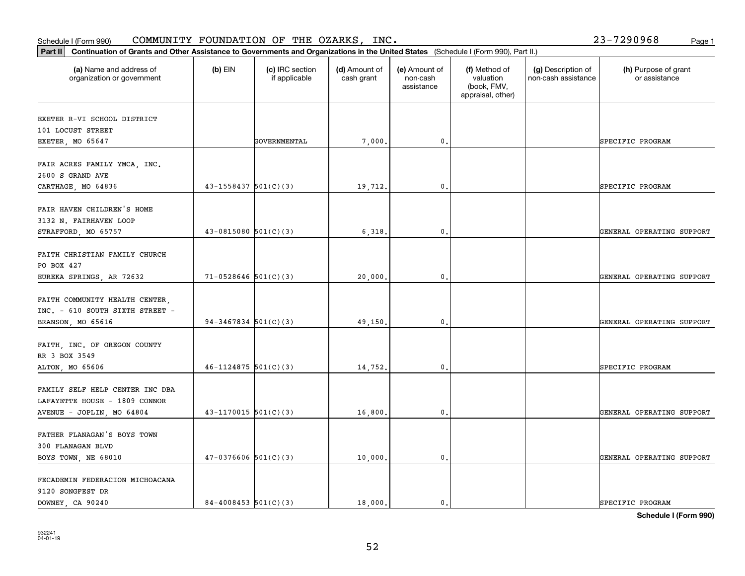Schedule I (Form 990) COMMUNITY FOUNDATION OF THE OZARKS, INC. 23-7290968

**Part II** Continuation of Grants and Other Assistance to Governments and Organizations in the United States (Schedule I (Form 990), Part II.)

| (a) Name and address of organization or government | (b) EIN | (c) IRC section if applicable | (d) Amount of cash grant | (e) Amount of non-cash assistance | (f) Method of valuation (book, FMV, appraisal, other) | (g) Description of non-cash assistance | (h) Purpose of grant or assistance |
|---|---|---|---|---|---|---|---|
| EXETER R-VI SCHOOL DISTRICT<br>101 LOCUST STREET<br>EXETER, MO 65647 | | GOVERNMENTAL | 7,000. | 0. | | | SPECIFIC PROGRAM |
| FAIR ACRES FAMILY YMCA, INC.<br>2600 S GRAND AVE<br>CARTHAGE, MO 64836 | 43-1558437 | 501(C)(3) | 19,712. | 0. | | | SPECIFIC PROGRAM |
| FAIR HAVEN CHILDREN'S HOME<br>3132 N. FAIRHAVEN LOOP<br>STRAFFORD, MO 65757 | 43-0815080 | 501(C)(3) | 6,318. | 0. | | | GENERAL OPERATING SUPPORT |
| FAITH CHRISTIAN FAMILY CHURCH<br>PO BOX 427<br>EUREKA SPRINGS, AR 72632 | 71-0528646 | 501(C)(3) | 20,000. | 0. | | | GENERAL OPERATING SUPPORT |
| FAITH COMMUNITY HEALTH CENTER,<br>INC. - 610 SOUTH SIXTH STREET -<br>BRANSON, MO 65616 | 94-3467834 | 501(C)(3) | 49,150. | 0. | | | GENERAL OPERATING SUPPORT |
| FAITH, INC. OF OREGON COUNTY<br>RR 3 BOX 3549<br>ALTON, MO 65606 | 46-1124875 | 501(C)(3) | 14,752. | 0. | | | SPECIFIC PROGRAM |
| FAMILY SELF HELP CENTER INC DBA<br>LAFAYETTE HOUSE - 1809 CONNOR<br>AVENUE - JOPLIN, MO 64804 | 43-1170015 | 501(C)(3) | 16,800. | 0. | | | GENERAL OPERATING SUPPORT |
| FATHER FLANAGAN'S BOYS TOWN<br>300 FLANAGAN BLVD<br>BOYS TOWN, NE 68010 | 47-0376606 | 501(C)(3) | 10,000. | 0. | | | GENERAL OPERATING SUPPORT |
| FECADEMIN FEDERACION MICHOACANA<br>9120 SONGFEST DR<br>DOWNEY, CA 90240 | 84-4008453 | 501(C)(3) | 18,000. | 0. | | | SPECIFIC PROGRAM |

**Schedule I (Form 990)**

932241
04-01-19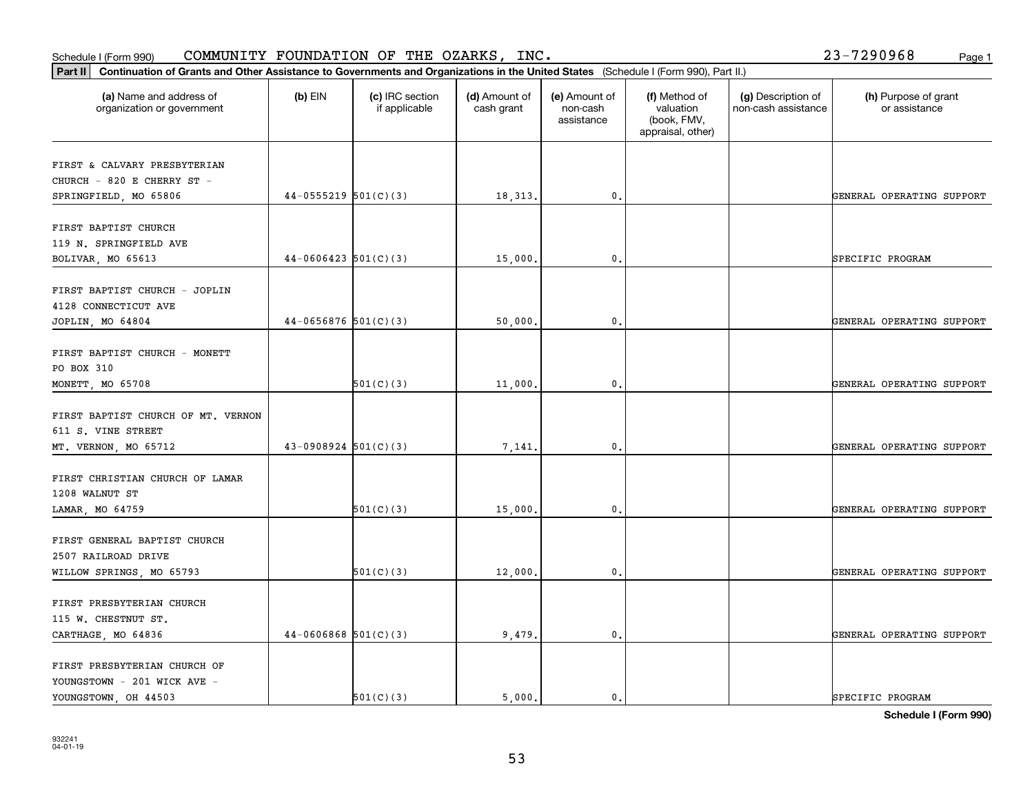Schedule I (Form 990) COMMUNITY FOUNDATION OF THE OZARKS, INC. 23-7290968

**Part II** **Continuation of Grants and Other Assistance to Governments and Organizations in the United States** (Schedule I (Form 990), Part II.)

| (a) Name and address of organization or government | (b) EIN | (c) IRC section if applicable | (d) Amount of cash grant | (e) Amount of non-cash assistance | (f) Method of valuation (book, FMV, appraisal, other) | (g) Description of non-cash assistance | (h) Purpose of grant or assistance |
|---|---|---|---|---|---|---|---|
| FIRST & CALVARY PRESBYTERIAN CHURCH - 820 E CHERRY ST - SPRINGFIELD, MO 65806 | 44-0555219 | 501(C)(3) | 18,313. | 0. | | | GENERAL OPERATING SUPPORT |
| FIRST BAPTIST CHURCH 119 N. SPRINGFIELD AVE BOLIVAR, MO 65613 | 44-0606423 | 501(C)(3) | 15,000. | 0. | | | SPECIFIC PROGRAM |
| FIRST BAPTIST CHURCH - JOPLIN 4128 CONNECTICUT AVE JOPLIN, MO 64804 | 44-0656876 | 501(C)(3) | 50,000. | 0. | | | GENERAL OPERATING SUPPORT |
| FIRST BAPTIST CHURCH - MONETT PO BOX 310 MONETT, MO 65708 | | 501(C)(3) | 11,000. | 0. | | | GENERAL OPERATING SUPPORT |
| FIRST BAPTIST CHURCH OF MT. VERNON 611 S. VINE STREET MT. VERNON, MO 65712 | 43-0908924 | 501(C)(3) | 7,141. | 0. | | | GENERAL OPERATING SUPPORT |
| FIRST CHRISTIAN CHURCH OF LAMAR 1208 WALNUT ST LAMAR, MO 64759 | | 501(C)(3) | 15,000. | 0. | | | GENERAL OPERATING SUPPORT |
| FIRST GENERAL BAPTIST CHURCH 2507 RAILROAD DRIVE WILLOW SPRINGS, MO 65793 | | 501(C)(3) | 12,000. | 0. | | | GENERAL OPERATING SUPPORT |
| FIRST PRESBYTERIAN CHURCH 115 W. CHESTNUT ST. CARTHAGE, MO 64836 | 44-0606868 | 501(C)(3) | 9,479. | 0. | | | GENERAL OPERATING SUPPORT |
| FIRST PRESBYTERIAN CHURCH OF YOUNGSTOWN - 201 WICK AVE - YOUNGSTOWN, OH 44503 | | 501(C)(3) | 5,000. | 0. | | | SPECIFIC PROGRAM |

**Schedule I (Form 990)**

932241 04-01-19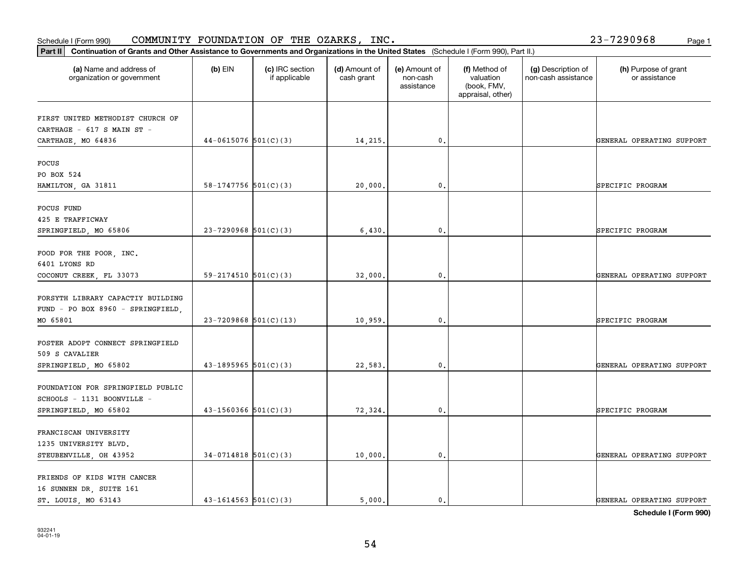Schedule I (Form 990) COMMUNITY FOUNDATION OF THE OZARKS, INC. 23-7290968

**Part II** **Continuation of Grants and Other Assistance to Governments and Organizations in the United States** (Schedule I (Form 990), Part II.)

| (a) Name and address of organization or government | (b) EIN | (c) IRC section if applicable | (d) Amount of cash grant | (e) Amount of non-cash assistance | (f) Method of valuation (book, FMV, appraisal, other) | (g) Description of non-cash assistance | (h) Purpose of grant or assistance |
|---|---|---|---|---|---|---|---|
| FIRST UNITED METHODIST CHURCH OF CARTHAGE - 617 S MAIN ST - CARTHAGE, MO 64836 | 44-0615076 | 501(C)(3) | 14,215. | 0. | | | GENERAL OPERATING SUPPORT |
| FOCUS PO BOX 524 HAMILTON, GA 31811 | 58-1747756 | 501(C)(3) | 20,000. | 0. | | | SPECIFIC PROGRAM |
| FOCUS FUND 425 E TRAFFICWAY SPRINGFIELD, MO 65806 | 23-7290968 | 501(C)(3) | 6,430. | 0. | | | SPECIFIC PROGRAM |
| FOOD FOR THE POOR, INC. 6401 LYONS RD COCONUT CREEK, FL 33073 | 59-2174510 | 501(C)(3) | 32,000. | 0. | | | GENERAL OPERATING SUPPORT |
| FORSYTH LIBRARY CAPACTIY BUILDING FUND - PO BOX 8960 - SPRINGFIELD, MO 65801 | 23-7209868 | 501(C)(13) | 10,959. | 0. | | | SPECIFIC PROGRAM |
| FOSTER ADOPT CONNECT SPRINGFIELD 509 S CAVALIER SPRINGFIELD, MO 65802 | 43-1895965 | 501(C)(3) | 22,583. | 0. | | | GENERAL OPERATING SUPPORT |
| FOUNDATION FOR SPRINGFIELD PUBLIC SCHOOLS - 1131 BOONVILLE - SPRINGFIELD, MO 65802 | 43-1560366 | 501(C)(3) | 72,324. | 0. | | | SPECIFIC PROGRAM |
| FRANCISCAN UNIVERSITY 1235 UNIVERSITY BLVD. STEUBENVILLE, OH 43952 | 34-0714818 | 501(C)(3) | 10,000. | 0. | | | GENERAL OPERATING SUPPORT |
| FRIENDS OF KIDS WITH CANCER 16 SUNNEN DR, SUITE 161 ST. LOUIS, MO 63143 | 43-1614563 | 501(C)(3) | 5,000. | 0. | | | GENERAL OPERATING SUPPORT |

**Schedule I (Form 990)**

932241
04-01-19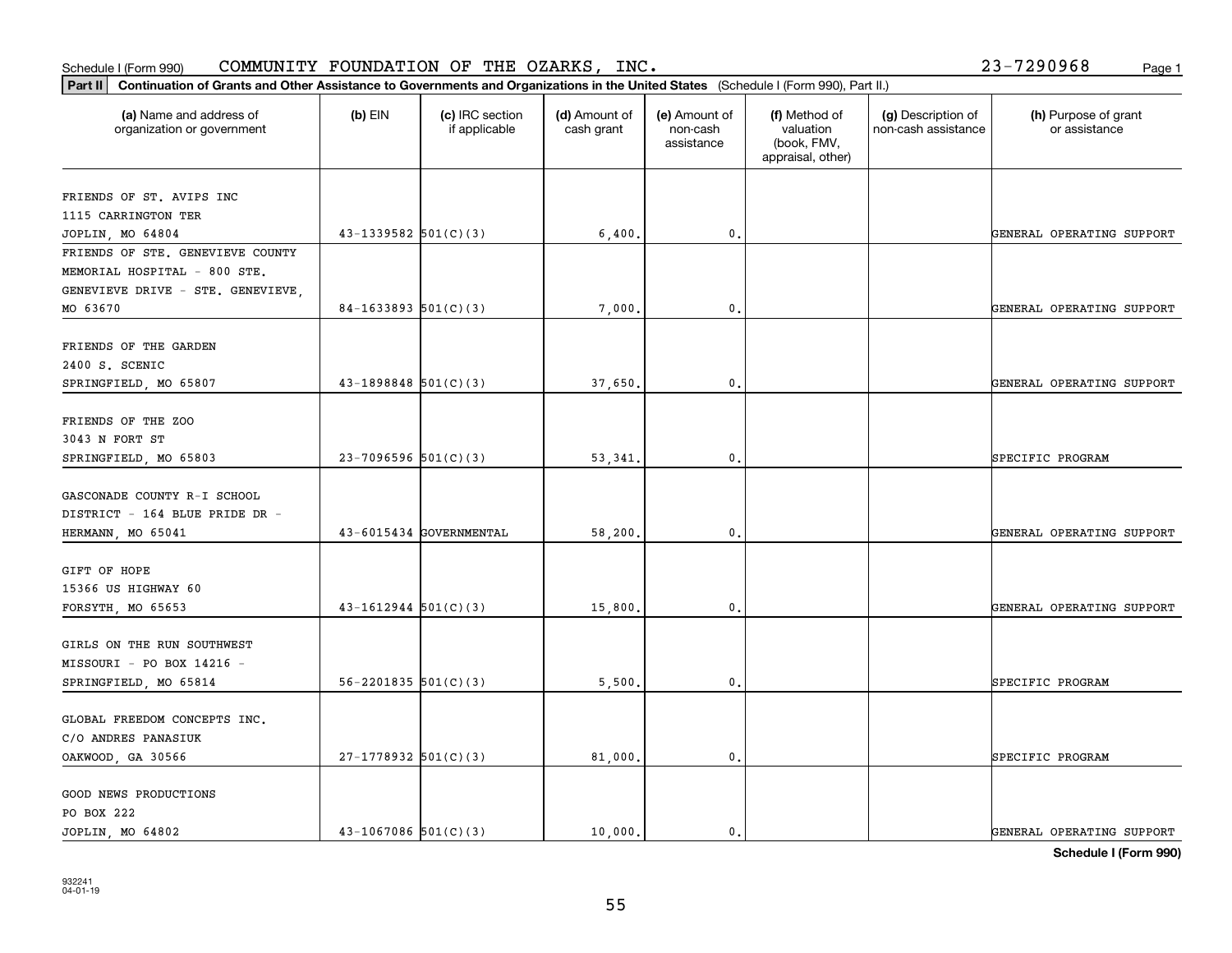Schedule I (Form 990) COMMUNITY FOUNDATION OF THE OZARKS, INC. 23-7290968

**Part II** **Continuation of Grants and Other Assistance to Governments and Organizations in the United States** (Schedule I (Form 990), Part II.)

| (a) Name and address of organization or government | (b) EIN | (c) IRC section if applicable | (d) Amount of cash grant | (e) Amount of non-cash assistance | (f) Method of valuation (book, FMV, appraisal, other) | (g) Description of non-cash assistance | (h) Purpose of grant or assistance |
|---|---|---|---|---|---|---|---|
| FRIENDS OF ST. AVIPS INC 1115 CARRINGTON TER JOPLIN, MO 64804 | 43-1339582 | 501(C)(3) | 6,400. | 0. | | | GENERAL OPERATING SUPPORT |
| FRIENDS OF STE. GENEVIEVE COUNTY MEMORIAL HOSPITAL - 800 STE. GENEVIEVE DRIVE - STE. GENEVIEVE, MO 63670 | 84-1633893 | 501(C)(3) | 7,000. | 0. | | | GENERAL OPERATING SUPPORT |
| FRIENDS OF THE GARDEN 2400 S. SCENIC SPRINGFIELD, MO 65807 | 43-1898848 | 501(C)(3) | 37,650. | 0. | | | GENERAL OPERATING SUPPORT |
| FRIENDS OF THE ZOO 3043 N FORT ST SPRINGFIELD, MO 65803 | 23-7096596 | 501(C)(3) | 53,341. | 0. | | | SPECIFIC PROGRAM |
| GASCONADE COUNTY R-I SCHOOL DISTRICT - 164 BLUE PRIDE DR - HERMANN, MO 65041 | 43-6015434 | GOVERNMENTAL | 58,200. | 0. | | | GENERAL OPERATING SUPPORT |
| GIFT OF HOPE 15366 US HIGHWAY 60 FORSYTH, MO 65653 | 43-1612944 | 501(C)(3) | 15,800. | 0. | | | GENERAL OPERATING SUPPORT |
| GIRLS ON THE RUN SOUTHWEST MISSOURI - PO BOX 14216 - SPRINGFIELD, MO 65814 | 56-2201835 | 501(C)(3) | 5,500. | 0. | | | SPECIFIC PROGRAM |
| GLOBAL FREEDOM CONCEPTS INC. C/O ANDRES PANASIUK OAKWOOD, GA 30566 | 27-1778932 | 501(C)(3) | 81,000. | 0. | | | SPECIFIC PROGRAM |
| GOOD NEWS PRODUCTIONS PO BOX 222 JOPLIN, MO 64802 | 43-1067086 | 501(C)(3) | 10,000. | 0. | | | GENERAL OPERATING SUPPORT |

**Schedule I (Form 990)**

932241
04-01-19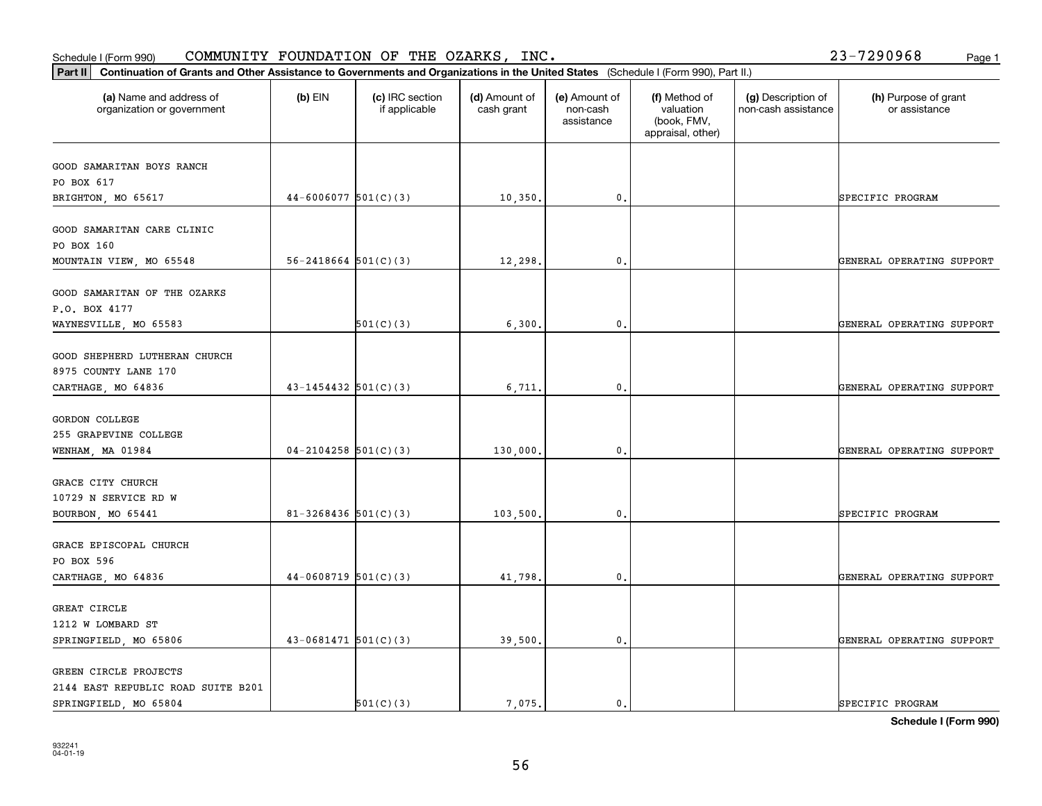Schedule I (Form 990) COMMUNITY FOUNDATION OF THE OZARKS, INC. 23-7290968

**Part II** **Continuation of Grants and Other Assistance to Governments and Organizations in the United States** (Schedule I (Form 990), Part II.)

| (a) Name and address of organization or government | (b) EIN | (c) IRC section if applicable | (d) Amount of cash grant | (e) Amount of non-cash assistance | (f) Method of valuation (book, FMV, appraisal, other) | (g) Description of non-cash assistance | (h) Purpose of grant or assistance |
|---|---|---|---|---|---|---|---|
| GOOD SAMARITAN BOYS RANCH<br>PO BOX 617<br>BRIGHTON, MO 65617 | 44-6006077 | 501(C)(3) | 10,350. | 0. | | | SPECIFIC PROGRAM |
| GOOD SAMARITAN CARE CLINIC<br>PO BOX 160<br>MOUNTAIN VIEW, MO 65548 | 56-2418664 | 501(C)(3) | 12,298. | 0. | | | GENERAL OPERATING SUPPORT |
| GOOD SAMARITAN OF THE OZARKS<br>P.O. BOX 4177<br>WAYNESVILLE, MO 65583 | | 501(C)(3) | 6,300. | 0. | | | GENERAL OPERATING SUPPORT |
| GOOD SHEPHERD LUTHERAN CHURCH<br>8975 COUNTY LANE 170<br>CARTHAGE, MO 64836 | 43-1454432 | 501(C)(3) | 6,711. | 0. | | | GENERAL OPERATING SUPPORT |
| GORDON COLLEGE<br>255 GRAPEVINE COLLEGE<br>WENHAM, MA 01984 | 04-2104258 | 501(C)(3) | 130,000. | 0. | | | GENERAL OPERATING SUPPORT |
| GRACE CITY CHURCH<br>10729 N SERVICE RD W<br>BOURBON, MO 65441 | 81-3268436 | 501(C)(3) | 103,500. | 0. | | | SPECIFIC PROGRAM |
| GRACE EPISCOPAL CHURCH<br>PO BOX 596<br>CARTHAGE, MO 64836 | 44-0608719 | 501(C)(3) | 41,798. | 0. | | | GENERAL OPERATING SUPPORT |
| GREAT CIRCLE<br>1212 W LOMBARD ST<br>SPRINGFIELD, MO 65806 | 43-0681471 | 501(C)(3) | 39,500. | 0. | | | GENERAL OPERATING SUPPORT |
| GREEN CIRCLE PROJECTS<br>2144 EAST REPUBLIC ROAD SUITE B201<br>SPRINGFIELD, MO 65804 | | 501(C)(3) | 7,075. | 0. | | | SPECIFIC PROGRAM |

**Schedule I (Form 990)**

932241
04-01-19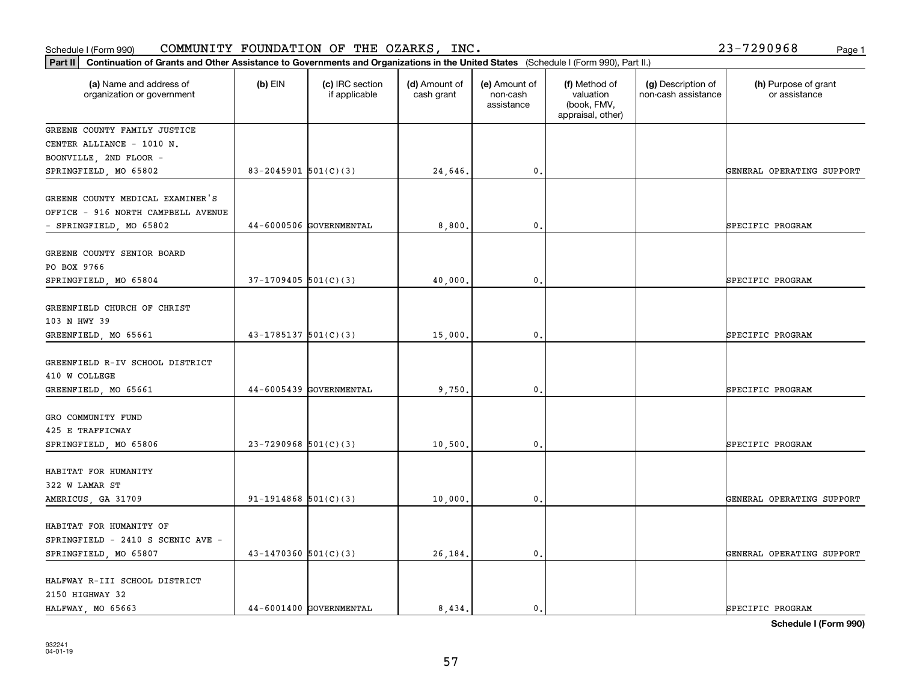Schedule I (Form 990) COMMUNITY FOUNDATION OF THE OZARKS, INC. 23-7290968

**Part II** **Continuation of Grants and Other Assistance to Governments and Organizations in the United States** (Schedule I (Form 990), Part II.)

| (a) Name and address of organization or government | (b) EIN | (c) IRC section if applicable | (d) Amount of cash grant | (e) Amount of non-cash assistance | (f) Method of valuation (book, FMV, appraisal, other) | (g) Description of non-cash assistance | (h) Purpose of grant or assistance |
|---|---|---|---|---|---|---|---|
| GREENE COUNTY FAMILY JUSTICE CENTER ALLIANCE - 1010 N. BOONVILLE, 2ND FLOOR - SPRINGFIELD, MO 65802 | 83-2045901 | 501(C)(3) | 24,646. | 0. | | | GENERAL OPERATING SUPPORT |
| GREENE COUNTY MEDICAL EXAMINER'S OFFICE - 916 NORTH CAMPBELL AVENUE - SPRINGFIELD, MO 65802 | 44-6000506 | GOVERNMENTAL | 8,800. | 0. | | | SPECIFIC PROGRAM |
| GREENE COUNTY SENIOR BOARD PO BOX 9766 SPRINGFIELD, MO 65804 | 37-1709405 | 501(C)(3) | 40,000. | 0. | | | SPECIFIC PROGRAM |
| GREENFIELD CHURCH OF CHRIST 103 N HWY 39 GREENFIELD, MO 65661 | 43-1785137 | 501(C)(3) | 15,000. | 0. | | | SPECIFIC PROGRAM |
| GREENFIELD R-IV SCHOOL DISTRICT 410 W COLLEGE GREENFIELD, MO 65661 | 44-6005439 | GOVERNMENTAL | 9,750. | 0. | | | SPECIFIC PROGRAM |
| GRO COMMUNITY FUND 425 E TRAFFICWAY SPRINGFIELD, MO 65806 | 23-7290968 | 501(C)(3) | 10,500. | 0. | | | SPECIFIC PROGRAM |
| HABITAT FOR HUMANITY 322 W LAMAR ST AMERICUS, GA 31709 | 91-1914868 | 501(C)(3) | 10,000. | 0. | | | GENERAL OPERATING SUPPORT |
| HABITAT FOR HUMANITY OF SPRINGFIELD - 2410 S SCENIC AVE - SPRINGFIELD, MO 65807 | 43-1470360 | 501(C)(3) | 26,184. | 0. | | | GENERAL OPERATING SUPPORT |
| HALFWAY R-III SCHOOL DISTRICT 2150 HIGHWAY 32 HALFWAY, MO 65663 | 44-6001400 | GOVERNMENTAL | 8,434. | 0. | | | SPECIFIC PROGRAM |

**Schedule I (Form 990)**

932241 04-01-19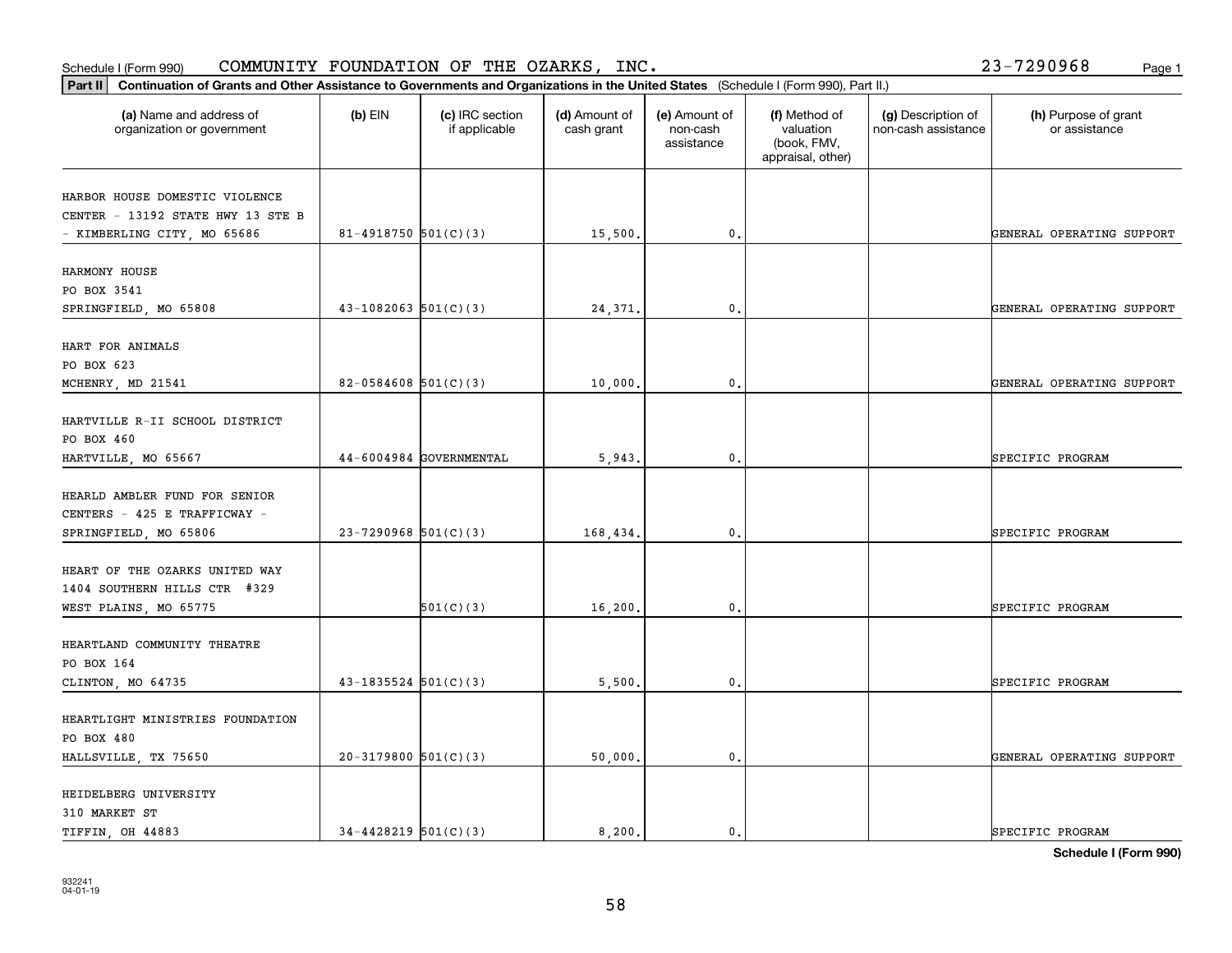Schedule I (Form 990) COMMUNITY FOUNDATION OF THE OZARKS, INC. 23-7290968

**Part II** **Continuation of Grants and Other Assistance to Governments and Organizations in the United States** (Schedule I (Form 990), Part II.)

| (a) Name and address of organization or government | (b) EIN | (c) IRC section if applicable | (d) Amount of cash grant | (e) Amount of non-cash assistance | (f) Method of valuation (book, FMV, appraisal, other) | (g) Description of non-cash assistance | (h) Purpose of grant or assistance |
|---|---|---|---|---|---|---|---|
| HARBOR HOUSE DOMESTIC VIOLENCE CENTER - 13192 STATE HWY 13 STE B - KIMBERLING CITY, MO 65686 | 81-4918750 | 501(C)(3) | 15,500. | 0. | | | GENERAL OPERATING SUPPORT |
| HARMONY HOUSE PO BOX 3541 SPRINGFIELD, MO 65808 | 43-1082063 | 501(C)(3) | 24,371. | 0. | | | GENERAL OPERATING SUPPORT |
| HART FOR ANIMALS PO BOX 623 MCHENRY, MD 21541 | 82-0584608 | 501(C)(3) | 10,000. | 0. | | | GENERAL OPERATING SUPPORT |
| HARTVILLE R-II SCHOOL DISTRICT PO BOX 460 HARTVILLE, MO 65667 | 44-6004984 | GOVERNMENTAL | 5,943. | 0. | | | SPECIFIC PROGRAM |
| HEARLD AMBLER FUND FOR SENIOR CENTERS - 425 E TRAFFICWAY - SPRINGFIELD, MO 65806 | 23-7290968 | 501(C)(3) | 168,434. | 0. | | | SPECIFIC PROGRAM |
| HEART OF THE OZARKS UNITED WAY 1404 SOUTHERN HILLS CTR #329 WEST PLAINS, MO 65775 | | 501(C)(3) | 16,200. | 0. | | | SPECIFIC PROGRAM |
| HEARTLAND COMMUNITY THEATRE PO BOX 164 CLINTON, MO 64735 | 43-1835524 | 501(C)(3) | 5,500. | 0. | | | SPECIFIC PROGRAM |
| HEARTLIGHT MINISTRIES FOUNDATION PO BOX 480 HALLSVILLE, TX 75650 | 20-3179800 | 501(C)(3) | 50,000. | 0. | | | GENERAL OPERATING SUPPORT |
| HEIDELBERG UNIVERSITY 310 MARKET ST TIFFIN, OH 44883 | 34-4428219 | 501(C)(3) | 8,200. | 0. | | | SPECIFIC PROGRAM |

**Schedule I (Form 990)**

932241 04-01-19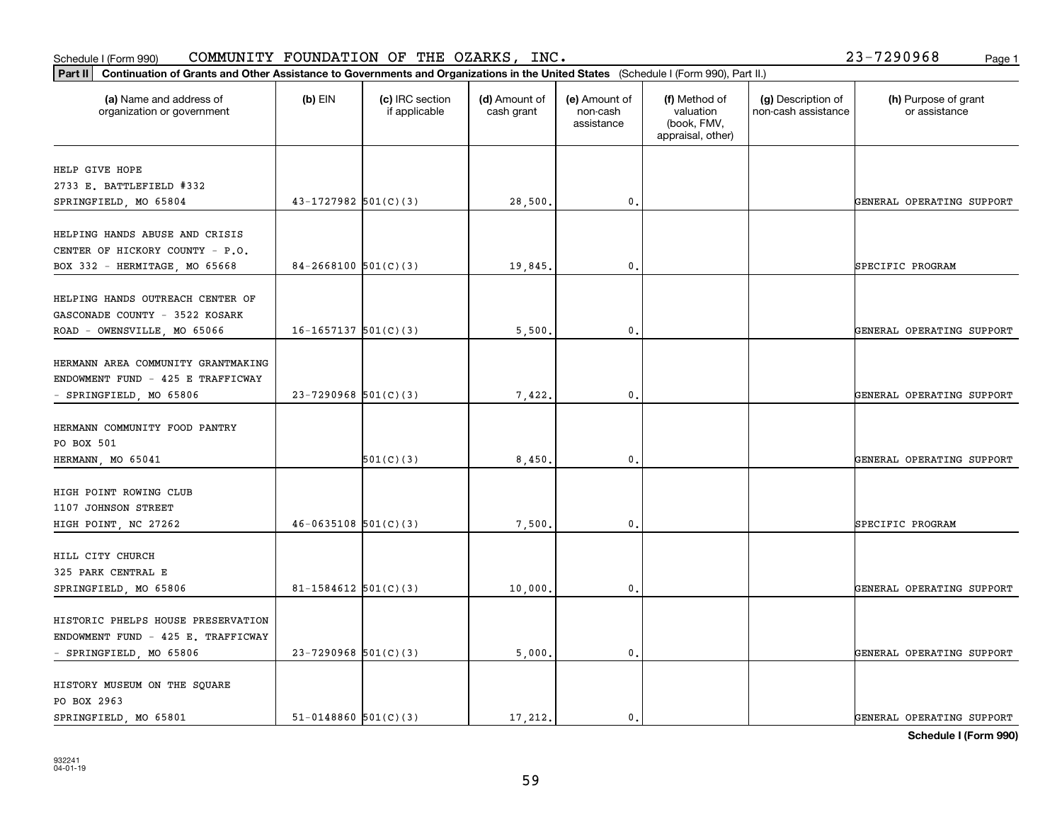Schedule I (Form 990) COMMUNITY FOUNDATION OF THE OZARKS, INC. 23-7290968

**Part II** **Continuation of Grants and Other Assistance to Governments and Organizations in the United States** (Schedule I (Form 990), Part II.)

| (a) Name and address of organization or government | (b) EIN | (c) IRC section if applicable | (d) Amount of cash grant | (e) Amount of non-cash assistance | (f) Method of valuation (book, FMV, appraisal, other) | (g) Description of non-cash assistance | (h) Purpose of grant or assistance |
|---|---|---|---|---|---|---|---|
| HELP GIVE HOPE 2733 E. BATTLEFIELD #332 SPRINGFIELD, MO 65804 | 43-1727982 | 501(C)(3) | 28,500. | 0. | | | GENERAL OPERATING SUPPORT |
| HELPING HANDS ABUSE AND CRISIS CENTER OF HICKORY COUNTY - P.O. BOX 332 - HERMITAGE, MO 65668 | 84-2668100 | 501(C)(3) | 19,845. | 0. | | | SPECIFIC PROGRAM |
| HELPING HANDS OUTREACH CENTER OF GASCONADE COUNTY - 3522 KOSARK ROAD - OWENSVILLE, MO 65066 | 16-1657137 | 501(C)(3) | 5,500. | 0. | | | GENERAL OPERATING SUPPORT |
| HERMANN AREA COMMUNITY GRANTMAKING ENDOWMENT FUND - 425 E TRAFFICWAY - SPRINGFIELD, MO 65806 | 23-7290968 | 501(C)(3) | 7,422. | 0. | | | GENERAL OPERATING SUPPORT |
| HERMANN COMMUNITY FOOD PANTRY PO BOX 501 HERMANN, MO 65041 | | 501(C)(3) | 8,450. | 0. | | | GENERAL OPERATING SUPPORT |
| HIGH POINT ROWING CLUB 1107 JOHNSON STREET HIGH POINT, NC 27262 | 46-0635108 | 501(C)(3) | 7,500. | 0. | | | SPECIFIC PROGRAM |
| HILL CITY CHURCH 325 PARK CENTRAL E SPRINGFIELD, MO 65806 | 81-1584612 | 501(C)(3) | 10,000. | 0. | | | GENERAL OPERATING SUPPORT |
| HISTORIC PHELPS HOUSE PRESERVATION ENDOWMENT FUND - 425 E. TRAFFICWAY - SPRINGFIELD, MO 65806 | 23-7290968 | 501(C)(3) | 5,000. | 0. | | | GENERAL OPERATING SUPPORT |
| HISTORY MUSEUM ON THE SQUARE PO BOX 2963 SPRINGFIELD, MO 65801 | 51-0148860 | 501(C)(3) | 17,212. | 0. | | | GENERAL OPERATING SUPPORT |

**Schedule I (Form 990)**

932241
04-01-19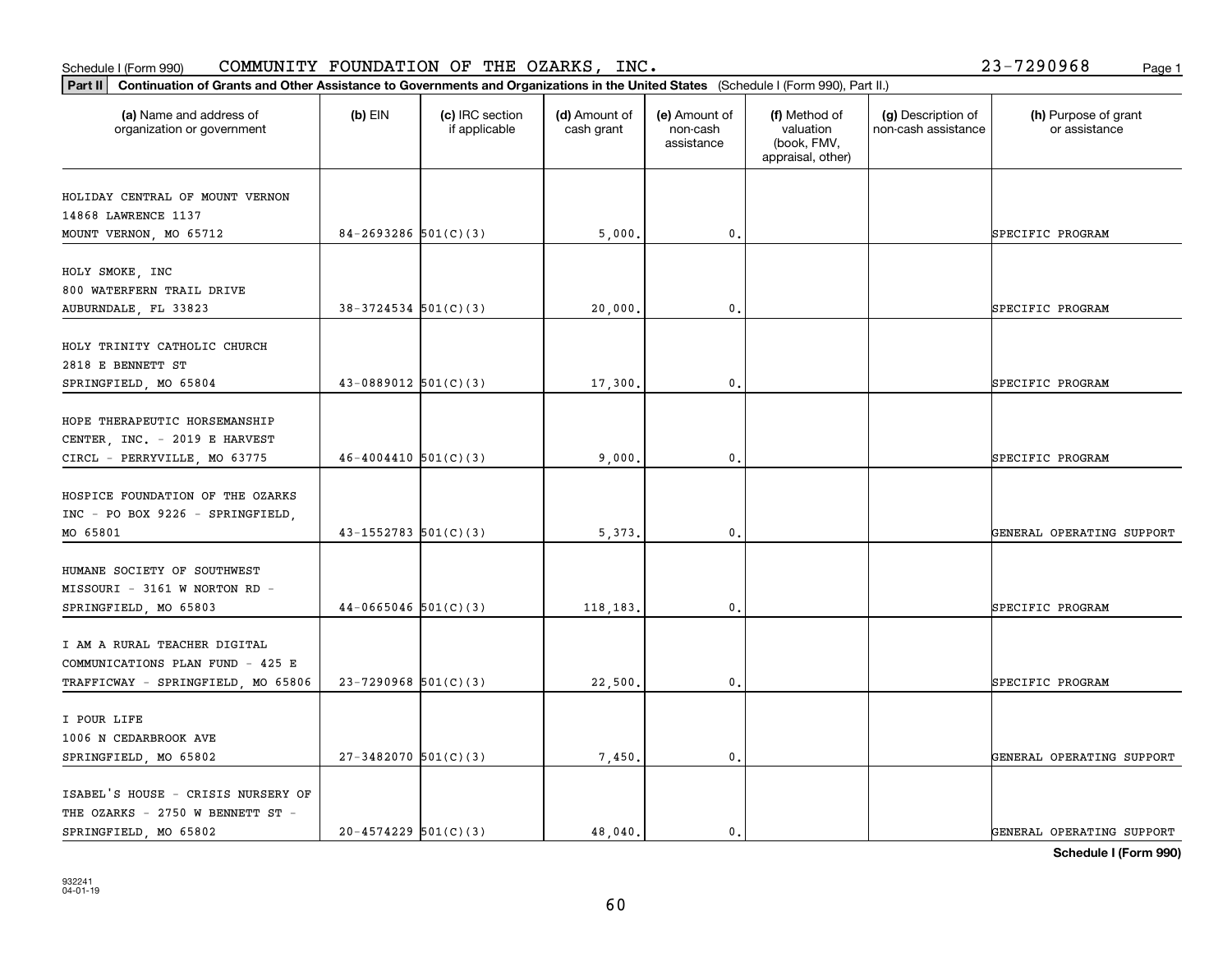Schedule I (Form 990) COMMUNITY FOUNDATION OF THE OZARKS, INC. 23-7290968

**Part II** **Continuation of Grants and Other Assistance to Governments and Organizations in the United States** (Schedule I (Form 990), Part II.)

| (a) Name and address of organization or government | (b) EIN | (c) IRC section if applicable | (d) Amount of cash grant | (e) Amount of non-cash assistance | (f) Method of valuation (book, FMV, appraisal, other) | (g) Description of non-cash assistance | (h) Purpose of grant or assistance |
|---|---|---|---|---|---|---|---|
| HOLIDAY CENTRAL OF MOUNT VERNON 14868 LAWRENCE 1137 MOUNT VERNON, MO 65712 | 84-2693286 | 501(C)(3) | 5,000. | 0. | | | SPECIFIC PROGRAM |
| HOLY SMOKE, INC 800 WATERFERN TRAIL DRIVE AUBURNDALE, FL 33823 | 38-3724534 | 501(C)(3) | 20,000. | 0. | | | SPECIFIC PROGRAM |
| HOLY TRINITY CATHOLIC CHURCH 2818 E BENNETT ST SPRINGFIELD, MO 65804 | 43-0889012 | 501(C)(3) | 17,300. | 0. | | | SPECIFIC PROGRAM |
| HOPE THERAPEUTIC HORSEMANSHIP CENTER, INC. - 2019 E HARVEST CIRCL - PERRYVILLE, MO 63775 | 46-4004410 | 501(C)(3) | 9,000. | 0. | | | SPECIFIC PROGRAM |
| HOSPICE FOUNDATION OF THE OZARKS INC - PO BOX 9226 - SPRINGFIELD, MO 65801 | 43-1552783 | 501(C)(3) | 5,373. | 0. | | | GENERAL OPERATING SUPPORT |
| HUMANE SOCIETY OF SOUTHWEST MISSOURI - 3161 W NORTON RD - SPRINGFIELD, MO 65803 | 44-0665046 | 501(C)(3) | 118,183. | 0. | | | SPECIFIC PROGRAM |
| I AM A RURAL TEACHER DIGITAL COMMUNICATIONS PLAN FUND - 425 E TRAFFICWAY - SPRINGFIELD, MO 65806 | 23-7290968 | 501(C)(3) | 22,500. | 0. | | | SPECIFIC PROGRAM |
| I POUR LIFE 1006 N CEDARBROOK AVE SPRINGFIELD, MO 65802 | 27-3482070 | 501(C)(3) | 7,450. | 0. | | | GENERAL OPERATING SUPPORT |
| ISABEL'S HOUSE - CRISIS NURSERY OF THE OZARKS - 2750 W BENNETT ST - SPRINGFIELD, MO 65802 | 20-4574229 | 501(C)(3) | 48,040. | 0. | | | GENERAL OPERATING SUPPORT |

**Schedule I (Form 990)**

932241 04-01-19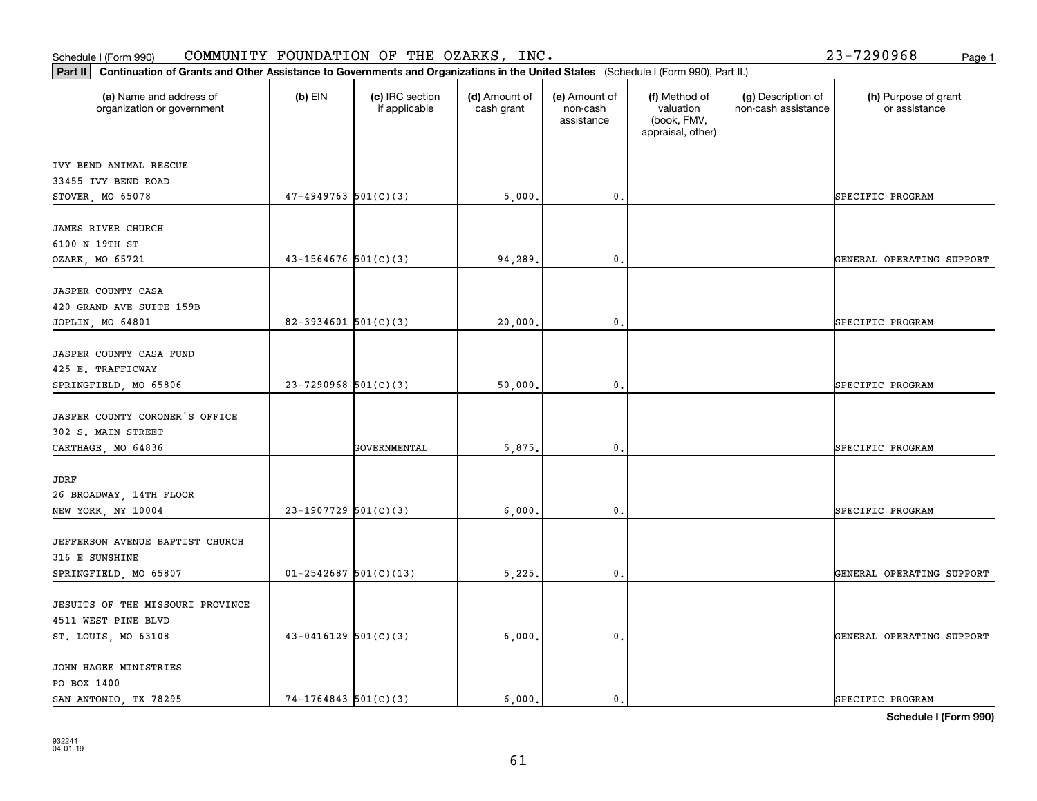Schedule I (Form 990) COMMUNITY FOUNDATION OF THE OZARKS, INC. 23-7290968

**Part II** **Continuation of Grants and Other Assistance to Governments and Organizations in the United States** (Schedule I (Form 990), Part II.)

| (a) Name and address of organization or government | (b) EIN | (c) IRC section if applicable | (d) Amount of cash grant | (e) Amount of non-cash assistance | (f) Method of valuation (book, FMV, appraisal, other) | (g) Description of non-cash assistance | (h) Purpose of grant or assistance |
|---|---|---|---|---|---|---|---|
| IVY BEND ANIMAL RESCUE<br>33455 IVY BEND ROAD<br>STOVER, MO 65078 | 47-4949763 | 501(C)(3) | 5,000. | 0. | | | SPECIFIC PROGRAM |
| JAMES RIVER CHURCH<br>6100 N 19TH ST<br>OZARK, MO 65721 | 43-1564676 | 501(C)(3) | 94,289. | 0. | | | GENERAL OPERATING SUPPORT |
| JASPER COUNTY CASA<br>420 GRAND AVE SUITE 159B<br>JOPLIN, MO 64801 | 82-3934601 | 501(C)(3) | 20,000. | 0. | | | SPECIFIC PROGRAM |
| JASPER COUNTY CASA FUND<br>425 E. TRAFFICWAY<br>SPRINGFIELD, MO 65806 | 23-7290968 | 501(C)(3) | 50,000. | 0. | | | SPECIFIC PROGRAM |
| JASPER COUNTY CORONER'S OFFICE<br>302 S. MAIN STREET<br>CARTHAGE, MO 64836 | | GOVERNMENTAL | 5,875. | 0. | | | SPECIFIC PROGRAM |
| JDRF<br>26 BROADWAY, 14TH FLOOR<br>NEW YORK, NY 10004 | 23-1907729 | 501(C)(3) | 6,000. | 0. | | | SPECIFIC PROGRAM |
| JEFFERSON AVENUE BAPTIST CHURCH<br>316 E SUNSHINE<br>SPRINGFIELD, MO 65807 | 01-2542687 | 501(C)(13) | 5,225. | 0. | | | GENERAL OPERATING SUPPORT |
| JESUITS OF THE MISSOURI PROVINCE<br>4511 WEST PINE BLVD<br>ST. LOUIS, MO 63108 | 43-0416129 | 501(C)(3) | 6,000. | 0. | | | GENERAL OPERATING SUPPORT |
| JOHN HAGEE MINISTRIES<br>PO BOX 1400<br>SAN ANTONIO, TX 78295 | 74-1764843 | 501(C)(3) | 6,000. | 0. | | | SPECIFIC PROGRAM |

**Schedule I (Form 990)**

932241
04-01-19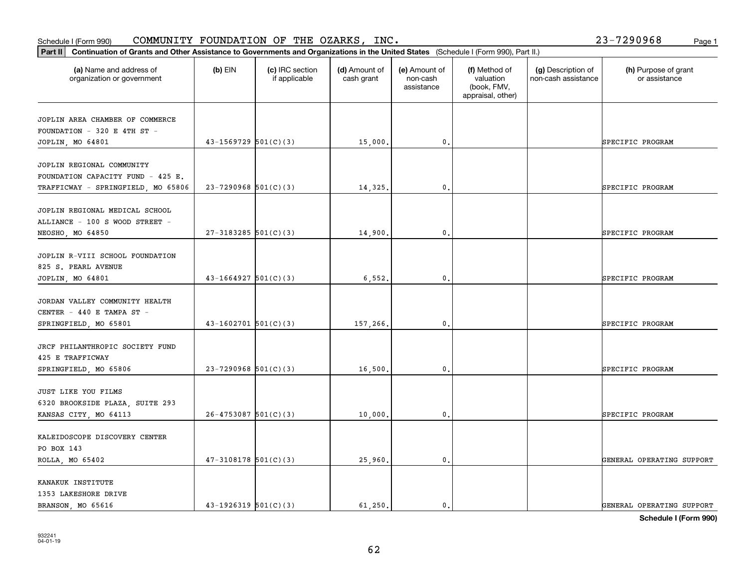Schedule I (Form 990) COMMUNITY FOUNDATION OF THE OZARKS, INC. 23-7290968

**Part II** **Continuation of Grants and Other Assistance to Governments and Organizations in the United States** (Schedule I (Form 990), Part II.)

| (a) Name and address of organization or government | (b) EIN | (c) IRC section if applicable | (d) Amount of cash grant | (e) Amount of non-cash assistance | (f) Method of valuation (book, FMV, appraisal, other) | (g) Description of non-cash assistance | (h) Purpose of grant or assistance |
|---|---|---|---|---|---|---|---|
| JOPLIN AREA CHAMBER OF COMMERCE FOUNDATION - 320 E 4TH ST - JOPLIN, MO 64801 | 43-1569729 | 501(C)(3) | 15,000. | 0. | | | SPECIFIC PROGRAM |
| JOPLIN REGIONAL COMMUNITY FOUNDATION CAPACITY FUND - 425 E. TRAFFICWAY - SPRINGFIELD, MO 65806 | 23-7290968 | 501(C)(3) | 14,325. | 0. | | | SPECIFIC PROGRAM |
| JOPLIN REGIONAL MEDICAL SCHOOL ALLIANCE - 100 S WOOD STREET - NEOSHO, MO 64850 | 27-3183285 | 501(C)(3) | 14,900. | 0. | | | SPECIFIC PROGRAM |
| JOPLIN R-VIII SCHOOL FOUNDATION 825 S. PEARL AVENUE JOPLIN, MO 64801 | 43-1664927 | 501(C)(3) | 6,552. | 0. | | | SPECIFIC PROGRAM |
| JORDAN VALLEY COMMUNITY HEALTH CENTER - 440 E TAMPA ST - SPRINGFIELD, MO 65801 | 43-1602701 | 501(C)(3) | 157,266. | 0. | | | SPECIFIC PROGRAM |
| JRCF PHILANTHROPIC SOCIETY FUND 425 E TRAFFICWAY SPRINGFIELD, MO 65806 | 23-7290968 | 501(C)(3) | 16,500. | 0. | | | SPECIFIC PROGRAM |
| JUST LIKE YOU FILMS 6320 BROOKSIDE PLAZA, SUITE 293 KANSAS CITY, MO 64113 | 26-4753087 | 501(C)(3) | 10,000. | 0. | | | SPECIFIC PROGRAM |
| KALEIDOSCOPE DISCOVERY CENTER PO BOX 143 ROLLA, MO 65402 | 47-3108178 | 501(C)(3) | 25,960. | 0. | | | GENERAL OPERATING SUPPORT |
| KANAKUK INSTITUTE 1353 LAKESHORE DRIVE BRANSON, MO 65616 | 43-1926319 | 501(C)(3) | 61,250. | 0. | | | GENERAL OPERATING SUPPORT |

**Schedule I (Form 990)**

932241 04-01-19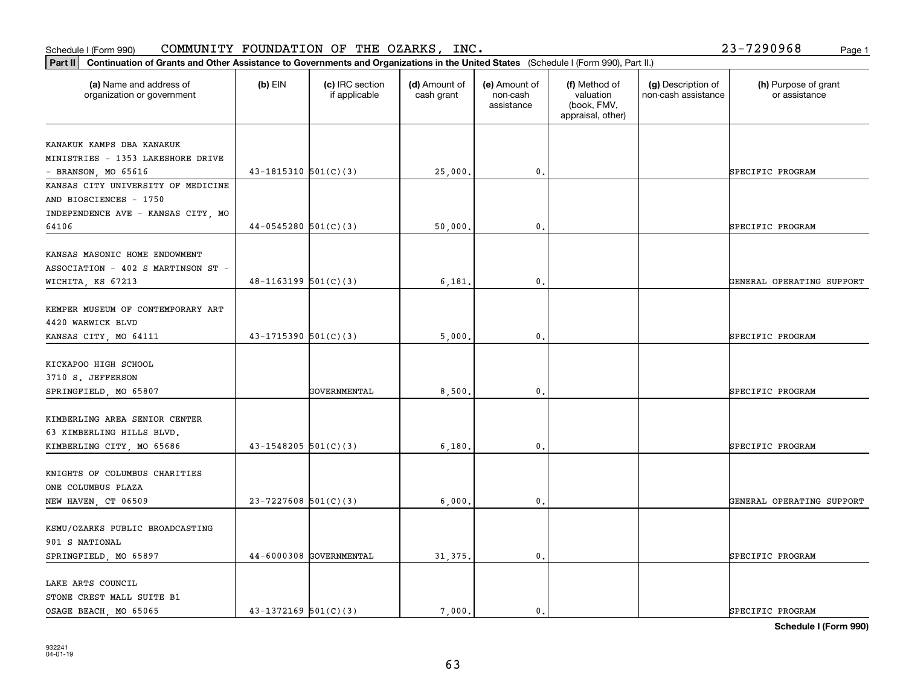Schedule I (Form 990) COMMUNITY FOUNDATION OF THE OZARKS, INC. 23-7290968

**Part II** **Continuation of Grants and Other Assistance to Governments and Organizations in the United States** (Schedule I (Form 990), Part II.)

| (a) Name and address of organization or government | (b) EIN | (c) IRC section if applicable | (d) Amount of cash grant | (e) Amount of non-cash assistance | (f) Method of valuation (book, FMV, appraisal, other) | (g) Description of non-cash assistance | (h) Purpose of grant or assistance |
|---|---|---|---|---|---|---|---|
| KANAKUK KAMPS DBA KANAKUK MINISTRIES - 1353 LAKESHORE DRIVE - BRANSON, MO 65616 | 43-1815310 | 501(C)(3) | 25,000. | 0. | | | SPECIFIC PROGRAM |
| KANSAS CITY UNIVERSITY OF MEDICINE AND BIOSCIENCES - 1750 INDEPENDENCE AVE - KANSAS CITY, MO 64106 | 44-0545280 | 501(C)(3) | 50,000. | 0. | | | SPECIFIC PROGRAM |
| KANSAS MASONIC HOME ENDOWMENT ASSOCIATION - 402 S MARTINSON ST - WICHITA, KS 67213 | 48-1163199 | 501(C)(3) | 6,181. | 0. | | | GENERAL OPERATING SUPPORT |
| KEMPER MUSEUM OF CONTEMPORARY ART 4420 WARWICK BLVD KANSAS CITY, MO 64111 | 43-1715390 | 501(C)(3) | 5,000. | 0. | | | SPECIFIC PROGRAM |
| KICKAPOO HIGH SCHOOL 3710 S. JEFFERSON SPRINGFIELD, MO 65807 | | GOVERNMENTAL | 8,500. | 0. | | | SPECIFIC PROGRAM |
| KIMBERLING AREA SENIOR CENTER 63 KIMBERLING HILLS BLVD. KIMBERLING CITY, MO 65686 | 43-1548205 | 501(C)(3) | 6,180. | 0. | | | SPECIFIC PROGRAM |
| KNIGHTS OF COLUMBUS CHARITIES ONE COLUMBUS PLAZA NEW HAVEN, CT 06509 | 23-7227608 | 501(C)(3) | 6,000. | 0. | | | GENERAL OPERATING SUPPORT |
| KSMU/OZARKS PUBLIC BROADCASTING 901 S NATIONAL SPRINGFIELD, MO 65897 | 44-6000308 | GOVERNMENTAL | 31,375. | 0. | | | SPECIFIC PROGRAM |
| LAKE ARTS COUNCIL STONE CREST MALL SUITE B1 OSAGE BEACH, MO 65065 | 43-1372169 | 501(C)(3) | 7,000. | 0. | | | SPECIFIC PROGRAM |

**Schedule I (Form 990)**

932241
04-01-19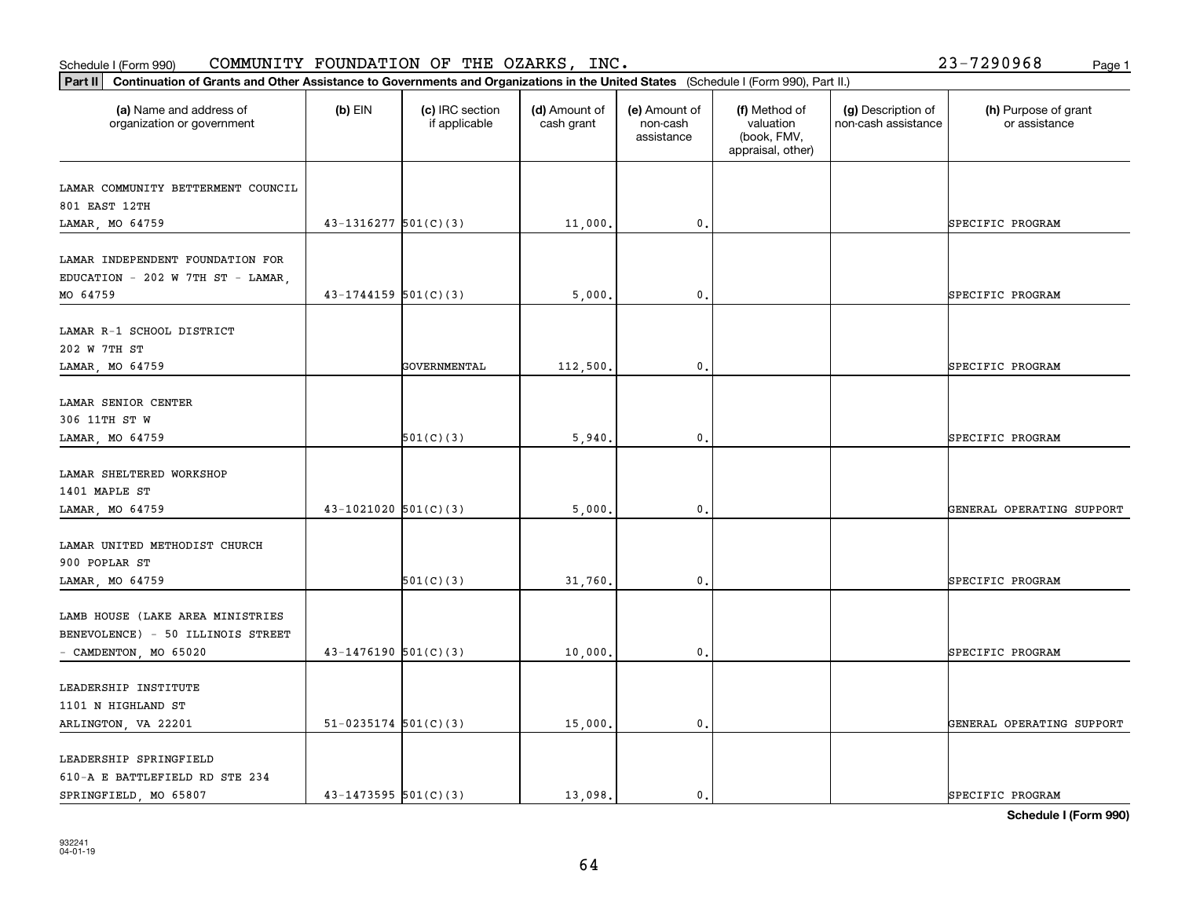Schedule I (Form 990) COMMUNITY FOUNDATION OF THE OZARKS, INC. 23-7290968

**Part II** **Continuation of Grants and Other Assistance to Governments and Organizations in the United States** (Schedule I (Form 990), Part II.)

| (a) Name and address of organization or government | (b) EIN | (c) IRC section if applicable | (d) Amount of cash grant | (e) Amount of non-cash assistance | (f) Method of valuation (book, FMV, appraisal, other) | (g) Description of non-cash assistance | (h) Purpose of grant or assistance |
|---|---|---|---|---|---|---|---|
| LAMAR COMMUNITY BETTERMENT COUNCIL 801 EAST 12TH LAMAR, MO 64759 | 43-1316277 | 501(C)(3) | 11,000. | 0. | | | SPECIFIC PROGRAM |
| LAMAR INDEPENDENT FOUNDATION FOR EDUCATION - 202 W 7TH ST - LAMAR, MO 64759 | 43-1744159 | 501(C)(3) | 5,000. | 0. | | | SPECIFIC PROGRAM |
| LAMAR R-1 SCHOOL DISTRICT 202 W 7TH ST LAMAR, MO 64759 | | GOVERNMENTAL | 112,500. | 0. | | | SPECIFIC PROGRAM |
| LAMAR SENIOR CENTER 306 11TH ST W LAMAR, MO 64759 | | 501(C)(3) | 5,940. | 0. | | | SPECIFIC PROGRAM |
| LAMAR SHELTERED WORKSHOP 1401 MAPLE ST LAMAR, MO 64759 | 43-1021020 | 501(C)(3) | 5,000. | 0. | | | GENERAL OPERATING SUPPORT |
| LAMAR UNITED METHODIST CHURCH 900 POPLAR ST LAMAR, MO 64759 | | 501(C)(3) | 31,760. | 0. | | | SPECIFIC PROGRAM |
| LAMB HOUSE (LAKE AREA MINISTRIES BENEVOLENCE) - 50 ILLINOIS STREET - CAMDENTON, MO 65020 | 43-1476190 | 501(C)(3) | 10,000. | 0. | | | SPECIFIC PROGRAM |
| LEADERSHIP INSTITUTE 1101 N HIGHLAND ST ARLINGTON, VA 22201 | 51-0235174 | 501(C)(3) | 15,000. | 0. | | | GENERAL OPERATING SUPPORT |
| LEADERSHIP SPRINGFIELD 610-A E BATTLEFIELD RD STE 234 SPRINGFIELD, MO 65807 | 43-1473595 | 501(C)(3) | 13,098. | 0. | | | SPECIFIC PROGRAM |

**Schedule I (Form 990)**

932241 04-01-19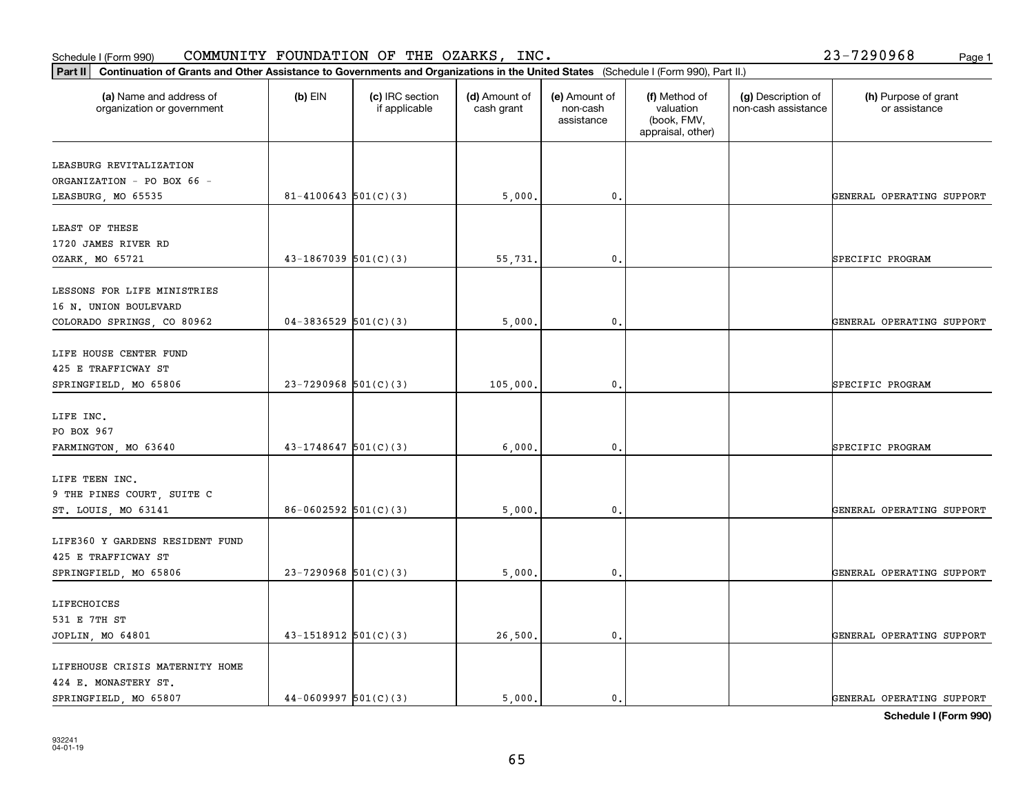Schedule I (Form 990) COMMUNITY FOUNDATION OF THE OZARKS, INC. 23-7290968

**Part II Continuation of Grants and Other Assistance to Governments and Organizations in the United States** (Schedule I (Form 990), Part II.)

| (a) Name and address of organization or government | (b) EIN | (c) IRC section if applicable | (d) Amount of cash grant | (e) Amount of non-cash assistance | (f) Method of valuation (book, FMV, appraisal, other) | (g) Description of non-cash assistance | (h) Purpose of grant or assistance |
|---|---|---|---|---|---|---|---|
| LEASBURG REVITALIZATION ORGANIZATION - PO BOX 66 - LEASBURG, MO 65535 | 81-4100643 | 501(C)(3) | 5,000. | 0. | | | GENERAL OPERATING SUPPORT |
| LEAST OF THESE 1720 JAMES RIVER RD OZARK, MO 65721 | 43-1867039 | 501(C)(3) | 55,731. | 0. | | | SPECIFIC PROGRAM |
| LESSONS FOR LIFE MINISTRIES 16 N. UNION BOULEVARD COLORADO SPRINGS, CO 80962 | 04-3836529 | 501(C)(3) | 5,000. | 0. | | | GENERAL OPERATING SUPPORT |
| LIFE HOUSE CENTER FUND 425 E TRAFFICWAY ST SPRINGFIELD, MO 65806 | 23-7290968 | 501(C)(3) | 105,000. | 0. | | | SPECIFIC PROGRAM |
| LIFE INC. PO BOX 967 FARMINGTON, MO 63640 | 43-1748647 | 501(C)(3) | 6,000. | 0. | | | SPECIFIC PROGRAM |
| LIFE TEEN INC. 9 THE PINES COURT, SUITE C ST. LOUIS, MO 63141 | 86-0602592 | 501(C)(3) | 5,000. | 0. | | | GENERAL OPERATING SUPPORT |
| LIFE360 Y GARDENS RESIDENT FUND 425 E TRAFFICWAY ST SPRINGFIELD, MO 65806 | 23-7290968 | 501(C)(3) | 5,000. | 0. | | | GENERAL OPERATING SUPPORT |
| LIFECHOICES 531 E 7TH ST JOPLIN, MO 64801 | 43-1518912 | 501(C)(3) | 26,500. | 0. | | | GENERAL OPERATING SUPPORT |
| LIFEHOUSE CRISIS MATERNITY HOME 424 E. MONASTERY ST. SPRINGFIELD, MO 65807 | 44-0609997 | 501(C)(3) | 5,000. | 0. | | | GENERAL OPERATING SUPPORT |

**Schedule I (Form 990)**

932241 04-01-19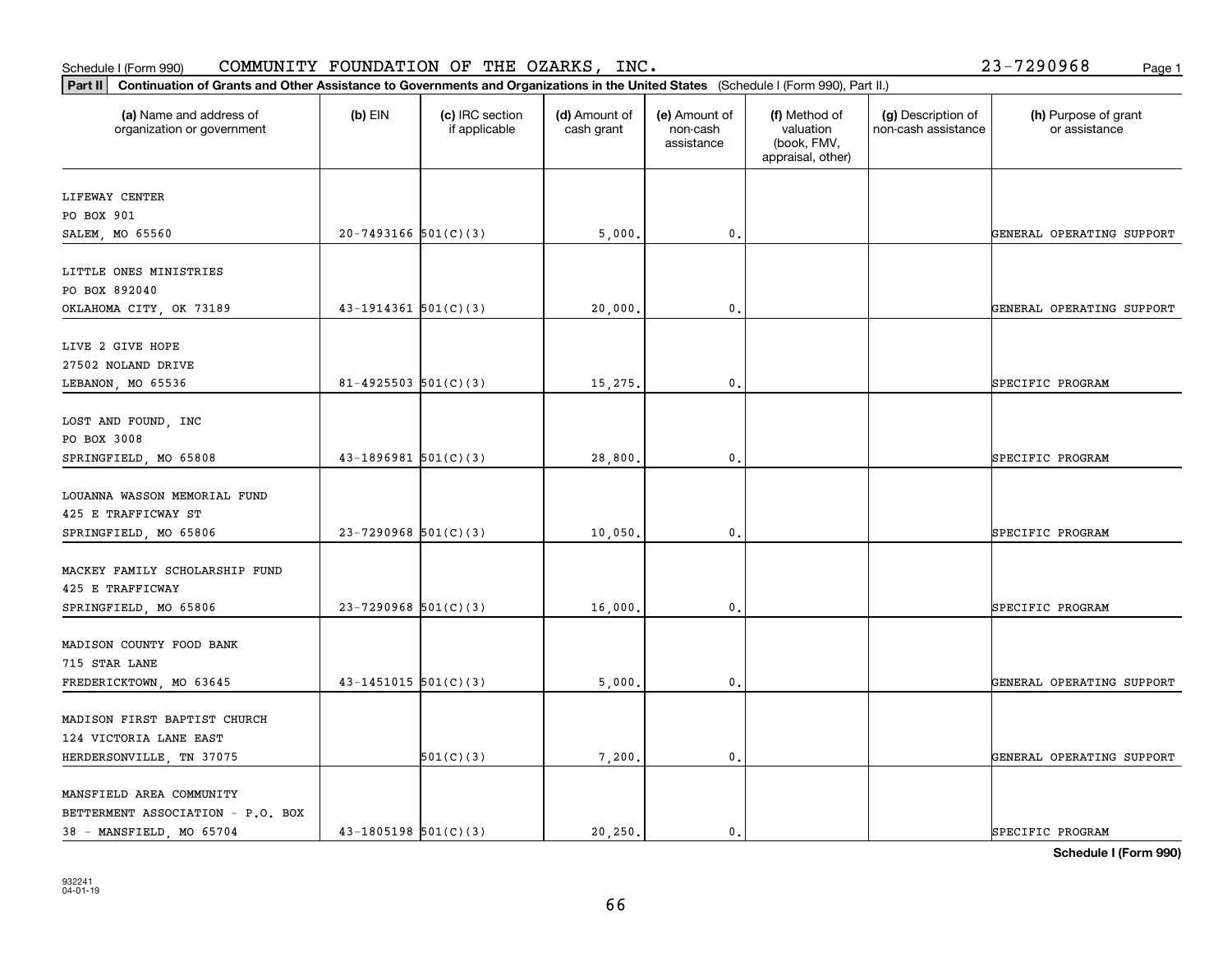Schedule I (Form 990) COMMUNITY FOUNDATION OF THE OZARKS, INC. 23-7290968

**Part II** **Continuation of Grants and Other Assistance to Governments and Organizations in the United States** (Schedule I (Form 990), Part II.)

| (a) Name and address of organization or government | (b) EIN | (c) IRC section if applicable | (d) Amount of cash grant | (e) Amount of non-cash assistance | (f) Method of valuation (book, FMV, appraisal, other) | (g) Description of non-cash assistance | (h) Purpose of grant or assistance |
|---|---|---|---|---|---|---|---|
| LIFEWAY CENTER<br>PO BOX 901<br>SALEM, MO 65560 | 20-7493166 | 501(C)(3) | 5,000. | 0. | | | GENERAL OPERATING SUPPORT |
| LITTLE ONES MINISTRIES<br>PO BOX 892040<br>OKLAHOMA CITY, OK 73189 | 43-1914361 | 501(C)(3) | 20,000. | 0. | | | GENERAL OPERATING SUPPORT |
| LIVE 2 GIVE HOPE<br>27502 NOLAND DRIVE<br>LEBANON, MO 65536 | 81-4925503 | 501(C)(3) | 15,275. | 0. | | | SPECIFIC PROGRAM |
| LOST AND FOUND, INC<br>PO BOX 3008<br>SPRINGFIELD, MO 65808 | 43-1896981 | 501(C)(3) | 28,800. | 0. | | | SPECIFIC PROGRAM |
| LOUANNA WASSON MEMORIAL FUND<br>425 E TRAFFICWAY ST<br>SPRINGFIELD, MO 65806 | 23-7290968 | 501(C)(3) | 10,050. | 0. | | | SPECIFIC PROGRAM |
| MACKEY FAMILY SCHOLARSHIP FUND<br>425 E TRAFFICWAY<br>SPRINGFIELD, MO 65806 | 23-7290968 | 501(C)(3) | 16,000. | 0. | | | SPECIFIC PROGRAM |
| MADISON COUNTY FOOD BANK<br>715 STAR LANE<br>FREDERICKTOWN, MO 63645 | 43-1451015 | 501(C)(3) | 5,000. | 0. | | | GENERAL OPERATING SUPPORT |
| MADISON FIRST BAPTIST CHURCH<br>124 VICTORIA LANE EAST<br>HERDERSONVILLE, TN 37075 | | 501(C)(3) | 7,200. | 0. | | | GENERAL OPERATING SUPPORT |
| MANSFIELD AREA COMMUNITY<br>BETTERMENT ASSOCIATION - P.O. BOX<br>38 - MANSFIELD, MO 65704 | 43-1805198 | 501(C)(3) | 20,250. | 0. | | | SPECIFIC PROGRAM |

**Schedule I (Form 990)**

932241
04-01-19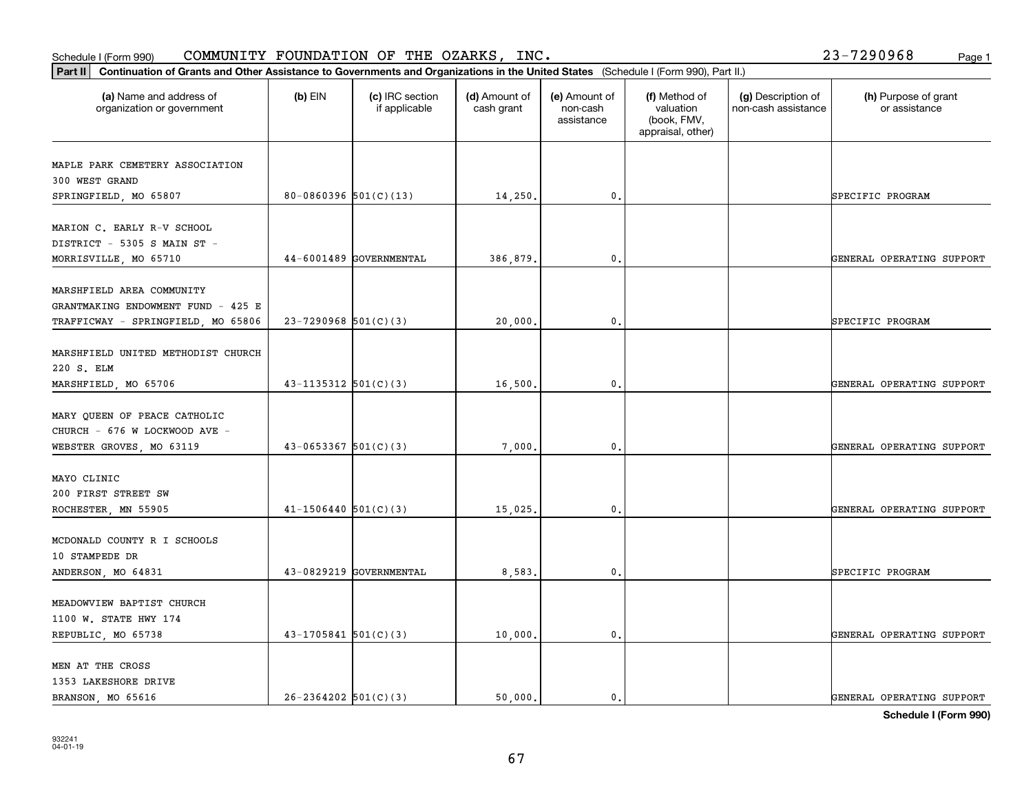Schedule I (Form 990) COMMUNITY FOUNDATION OF THE OZARKS, INC. 23-7290968

**Part II** **Continuation of Grants and Other Assistance to Governments and Organizations in the United States** (Schedule I (Form 990), Part II.)

| (a) Name and address of organization or government | (b) EIN | (c) IRC section if applicable | (d) Amount of cash grant | (e) Amount of non-cash assistance | (f) Method of valuation (book, FMV, appraisal, other) | (g) Description of non-cash assistance | (h) Purpose of grant or assistance |
|---|---|---|---|---|---|---|---|
| MAPLE PARK CEMETERY ASSOCIATION 300 WEST GRAND SPRINGFIELD, MO 65807 | 80-0860396 | 501(C)(13) | 14,250. | 0. | | | SPECIFIC PROGRAM |
| MARION C. EARLY R-V SCHOOL DISTRICT - 5305 S MAIN ST - MORRISVILLE, MO 65710 | 44-6001489 | GOVERNMENTAL | 386,879. | 0. | | | GENERAL OPERATING SUPPORT |
| MARSHFIELD AREA COMMUNITY GRANTMAKING ENDOWMENT FUND - 425 E TRAFFICWAY - SPRINGFIELD, MO 65806 | 23-7290968 | 501(C)(3) | 20,000. | 0. | | | SPECIFIC PROGRAM |
| MARSHFIELD UNITED METHODIST CHURCH 220 S. ELM MARSHFIELD, MO 65706 | 43-1135312 | 501(C)(3) | 16,500. | 0. | | | GENERAL OPERATING SUPPORT |
| MARY QUEEN OF PEACE CATHOLIC CHURCH - 676 W LOCKWOOD AVE - WEBSTER GROVES, MO 63119 | 43-0653367 | 501(C)(3) | 7,000. | 0. | | | GENERAL OPERATING SUPPORT |
| MAYO CLINIC 200 FIRST STREET SW ROCHESTER, MN 55905 | 41-1506440 | 501(C)(3) | 15,025. | 0. | | | GENERAL OPERATING SUPPORT |
| MCDONALD COUNTY R I SCHOOLS 10 STAMPEDE DR ANDERSON, MO 64831 | 43-0829219 | GOVERNMENTAL | 8,583. | 0. | | | SPECIFIC PROGRAM |
| MEADOWVIEW BAPTIST CHURCH 1100 W. STATE HWY 174 REPUBLIC, MO 65738 | 43-1705841 | 501(C)(3) | 10,000. | 0. | | | GENERAL OPERATING SUPPORT |
| MEN AT THE CROSS 1353 LAKESHORE DRIVE BRANSON, MO 65616 | 26-2364202 | 501(C)(3) | 50,000. | 0. | | | GENERAL OPERATING SUPPORT |

**Schedule I (Form 990)**

932241 04-01-19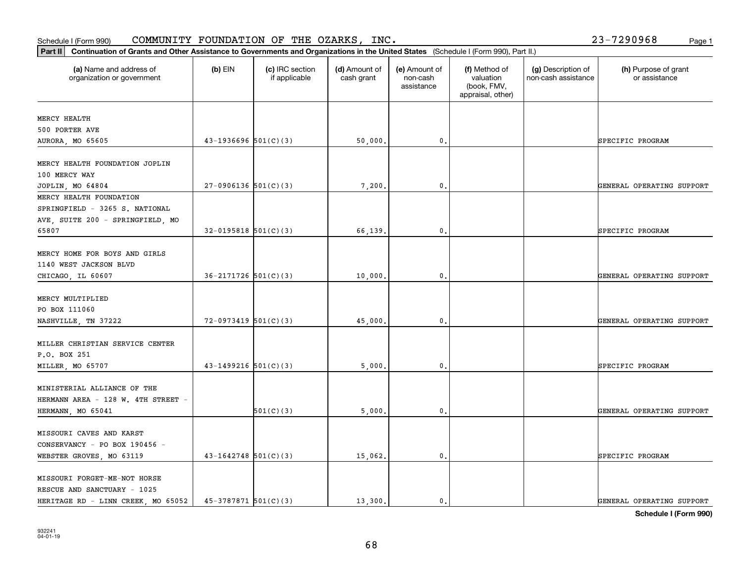Schedule I (Form 990) COMMUNITY FOUNDATION OF THE OZARKS, INC. 23-7290968

**Part II** **Continuation of Grants and Other Assistance to Governments and Organizations in the United States** (Schedule I (Form 990), Part II.)

| (a) Name and address of organization or government | (b) EIN | (c) IRC section if applicable | (d) Amount of cash grant | (e) Amount of non-cash assistance | (f) Method of valuation (book, FMV, appraisal, other) | (g) Description of non-cash assistance | (h) Purpose of grant or assistance |
|---|---|---|---|---|---|---|---|
| MERCY HEALTH<br>500 PORTER AVE<br>AURORA, MO 65605 | 43-1936696 | 501(C)(3) | 50,000. | 0. | | | SPECIFIC PROGRAM |
| MERCY HEALTH FOUNDATION JOPLIN<br>100 MERCY WAY<br>JOPLIN, MO 64804 | 27-0906136 | 501(C)(3) | 7,200. | 0. | | | GENERAL OPERATING SUPPORT |
| MERCY HEALTH FOUNDATION SPRINGFIELD - 3265 S. NATIONAL AVE, SUITE 200 - SPRINGFIELD, MO 65807 | 32-0195818 | 501(C)(3) | 66,139. | 0. | | | SPECIFIC PROGRAM |
| MERCY HOME FOR BOYS AND GIRLS<br>1140 WEST JACKSON BLVD<br>CHICAGO, IL 60607 | 36-2171726 | 501(C)(3) | 10,000. | 0. | | | GENERAL OPERATING SUPPORT |
| MERCY MULTIPLIED<br>PO BOX 111060<br>NASHVILLE, TN 37222 | 72-0973419 | 501(C)(3) | 45,000. | 0. | | | GENERAL OPERATING SUPPORT |
| MILLER CHRISTIAN SERVICE CENTER<br>P.O. BOX 251<br>MILLER, MO 65707 | 43-1499216 | 501(C)(3) | 5,000. | 0. | | | SPECIFIC PROGRAM |
| MINISTERIAL ALLIANCE OF THE HERMANN AREA - 128 W. 4TH STREET - HERMANN, MO 65041 | | 501(C)(3) | 5,000. | 0. | | | GENERAL OPERATING SUPPORT |
| MISSOURI CAVES AND KARST CONSERVANCY - PO BOX 190456 - WEBSTER GROVES, MO 63119 | 43-1642748 | 501(C)(3) | 15,062. | 0. | | | SPECIFIC PROGRAM |
| MISSOURI FORGET-ME-NOT HORSE RESCUE AND SANCTUARY - 1025 HERITAGE RD - LINN CREEK, MO 65052 | 45-3787871 | 501(C)(3) | 13,300. | 0. | | | GENERAL OPERATING SUPPORT |

**Schedule I (Form 990)**

932241
04-01-19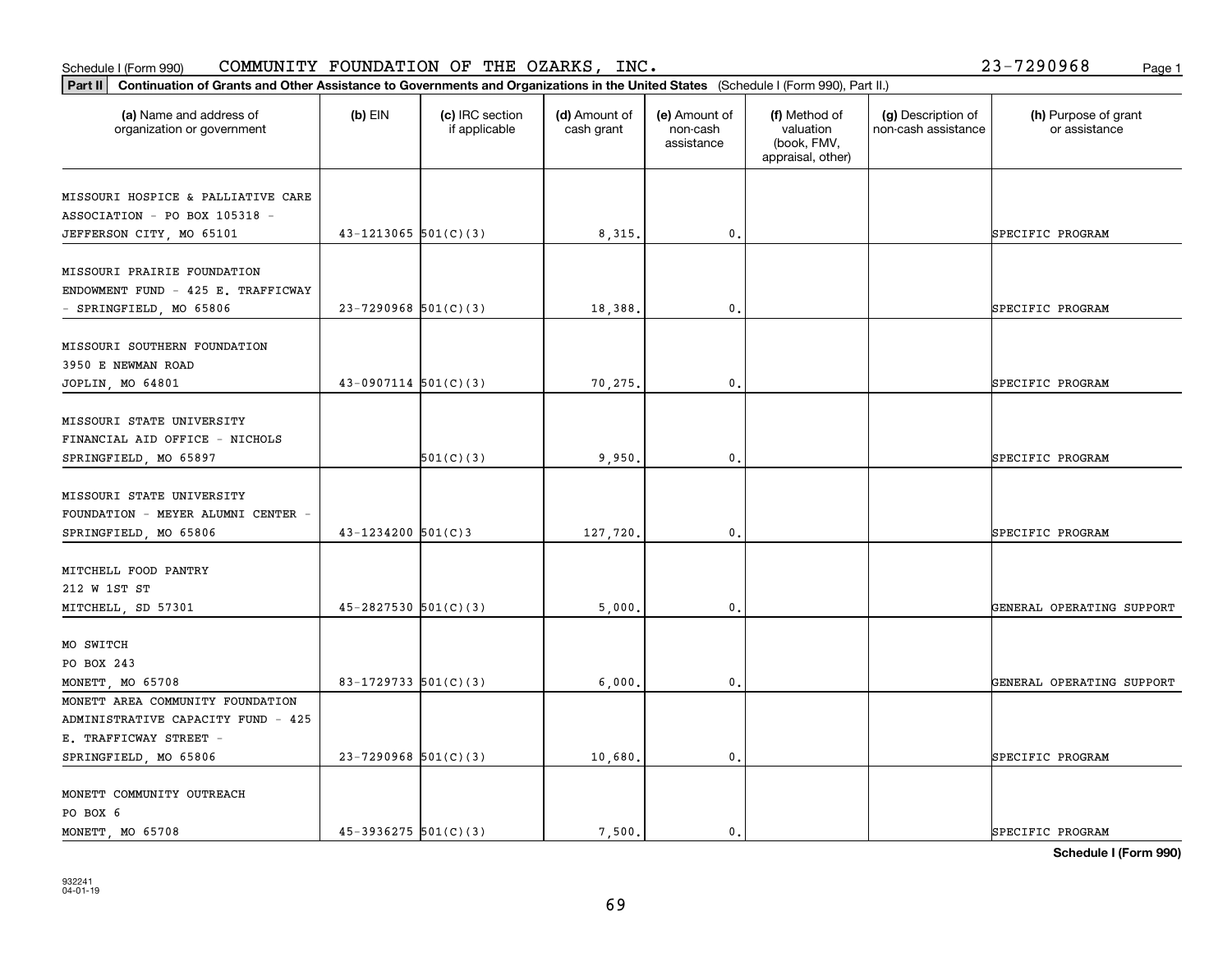Schedule I (Form 990) COMMUNITY FOUNDATION OF THE OZARKS, INC. 23-7290968

**Part II Continuation of Grants and Other Assistance to Governments and Organizations in the United States** (Schedule I (Form 990), Part II.)

| (a) Name and address of organization or government | (b) EIN | (c) IRC section if applicable | (d) Amount of cash grant | (e) Amount of non-cash assistance | (f) Method of valuation (book, FMV, appraisal, other) | (g) Description of non-cash assistance | (h) Purpose of grant or assistance |
|---|---|---|---|---|---|---|---|
| MISSOURI HOSPICE & PALLIATIVE CARE ASSOCIATION - PO BOX 105318 - JEFFERSON CITY, MO 65101 | 43-1213065 | 501(C)(3) | 8,315. | 0. | | | SPECIFIC PROGRAM |
| MISSOURI PRAIRIE FOUNDATION ENDOWMENT FUND - 425 E. TRAFFICWAY - SPRINGFIELD, MO 65806 | 23-7290968 | 501(C)(3) | 18,388. | 0. | | | SPECIFIC PROGRAM |
| MISSOURI SOUTHERN FOUNDATION 3950 E NEWMAN ROAD JOPLIN, MO 64801 | 43-0907114 | 501(C)(3) | 70,275. | 0. | | | SPECIFIC PROGRAM |
| MISSOURI STATE UNIVERSITY FINANCIAL AID OFFICE - NICHOLS SPRINGFIELD, MO 65897 | | 501(C)(3) | 9,950. | 0. | | | SPECIFIC PROGRAM |
| MISSOURI STATE UNIVERSITY FOUNDATION - MEYER ALUMNI CENTER - SPRINGFIELD, MO 65806 | 43-1234200 | 501(C)3 | 127,720. | 0. | | | SPECIFIC PROGRAM |
| MITCHELL FOOD PANTRY 212 W 1ST ST MITCHELL, SD 57301 | 45-2827530 | 501(C)(3) | 5,000. | 0. | | | GENERAL OPERATING SUPPORT |
| MO SWITCH PO BOX 243 MONETT, MO 65708 | 83-1729733 | 501(C)(3) | 6,000. | 0. | | | GENERAL OPERATING SUPPORT |
| MONETT AREA COMMUNITY FOUNDATION ADMINISTRATIVE CAPACITY FUND - 425 E. TRAFFICWAY STREET - SPRINGFIELD, MO 65806 | 23-7290968 | 501(C)(3) | 10,680. | 0. | | | SPECIFIC PROGRAM |
| MONETT COMMUNITY OUTREACH PO BOX 6 MONETT, MO 65708 | 45-3936275 | 501(C)(3) | 7,500. | 0. | | | SPECIFIC PROGRAM |

**Schedule I (Form 990)**

932241
04-01-19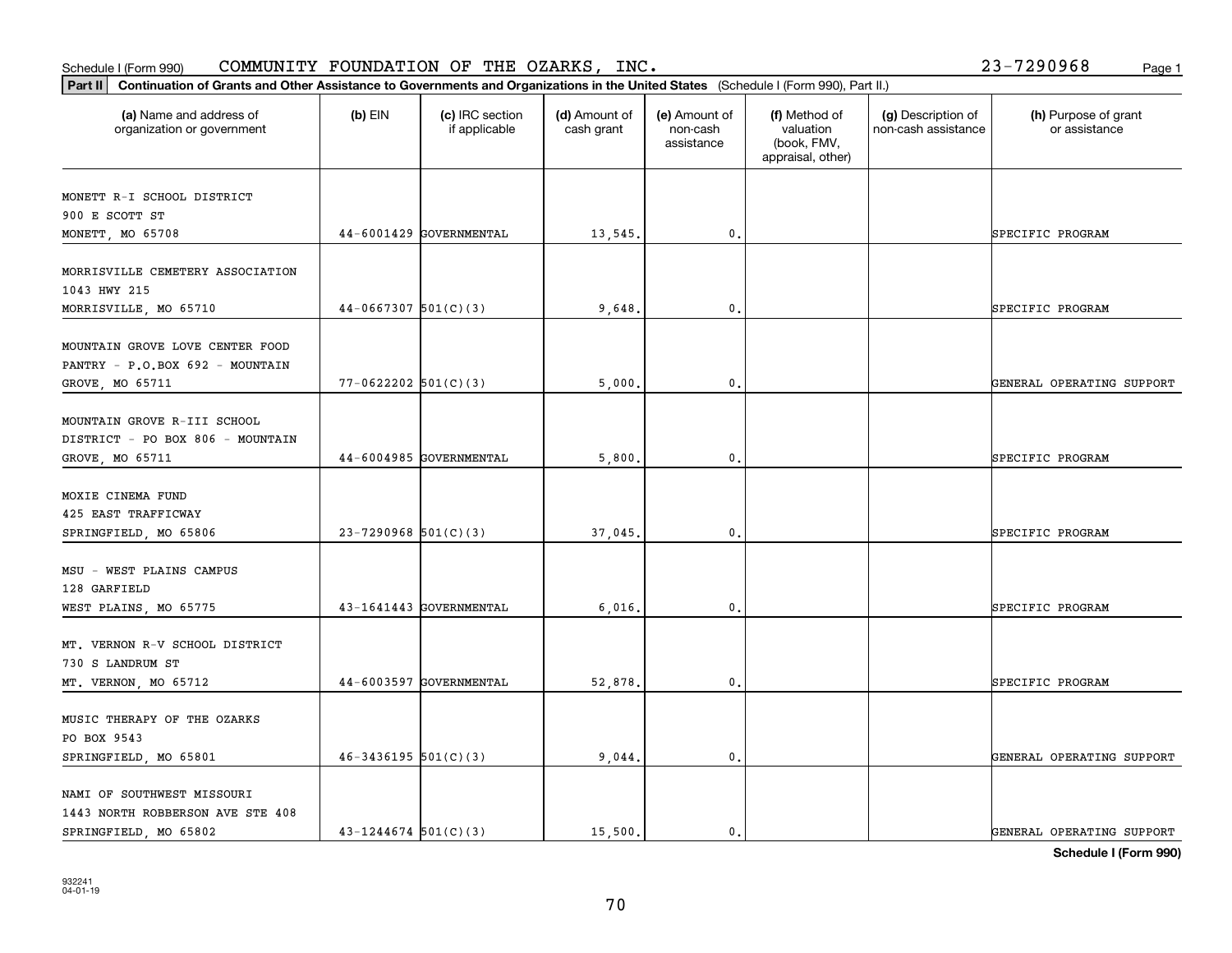Schedule I (Form 990) COMMUNITY FOUNDATION OF THE OZARKS, INC. 23-7290968

**Part II** **Continuation of Grants and Other Assistance to Governments and Organizations in the United States** (Schedule I (Form 990), Part II.)

| (a) Name and address of organization or government | (b) EIN | (c) IRC section if applicable | (d) Amount of cash grant | (e) Amount of non-cash assistance | (f) Method of valuation (book, FMV, appraisal, other) | (g) Description of non-cash assistance | (h) Purpose of grant or assistance |
|---|---|---|---|---|---|---|---|
| MONETT R-I SCHOOL DISTRICT<br>900 E SCOTT ST<br>MONETT, MO 65708 | 44-6001429 | GOVERNMENTAL | 13,545. | 0. | | | SPECIFIC PROGRAM |
| MORRISVILLE CEMETERY ASSOCIATION<br>1043 HWY 215<br>MORRISVILLE, MO 65710 | 44-0667307 | 501(C)(3) | 9,648. | 0. | | | SPECIFIC PROGRAM |
| MOUNTAIN GROVE LOVE CENTER FOOD PANTRY - P.O.BOX 692 - MOUNTAIN GROVE, MO 65711 | 77-0622202 | 501(C)(3) | 5,000. | 0. | | | GENERAL OPERATING SUPPORT |
| MOUNTAIN GROVE R-III SCHOOL DISTRICT - PO BOX 806 - MOUNTAIN GROVE, MO 65711 | 44-6004985 | GOVERNMENTAL | 5,800. | 0. | | | SPECIFIC PROGRAM |
| MOXIE CINEMA FUND<br>425 EAST TRAFFICWAY<br>SPRINGFIELD, MO 65806 | 23-7290968 | 501(C)(3) | 37,045. | 0. | | | SPECIFIC PROGRAM |
| MSU - WEST PLAINS CAMPUS<br>128 GARFIELD<br>WEST PLAINS, MO 65775 | 43-1641443 | GOVERNMENTAL | 6,016. | 0. | | | SPECIFIC PROGRAM |
| MT. VERNON R-V SCHOOL DISTRICT<br>730 S LANDRUM ST<br>MT. VERNON, MO 65712 | 44-6003597 | GOVERNMENTAL | 52,878. | 0. | | | SPECIFIC PROGRAM |
| MUSIC THERAPY OF THE OZARKS<br>PO BOX 9543<br>SPRINGFIELD, MO 65801 | 46-3436195 | 501(C)(3) | 9,044. | 0. | | | GENERAL OPERATING SUPPORT |
| NAMI OF SOUTHWEST MISSOURI<br>1443 NORTH ROBBERSON AVE STE 408<br>SPRINGFIELD, MO 65802 | 43-1244674 | 501(C)(3) | 15,500. | 0. | | | GENERAL OPERATING SUPPORT |

**Schedule I (Form 990)**

932241
04-01-19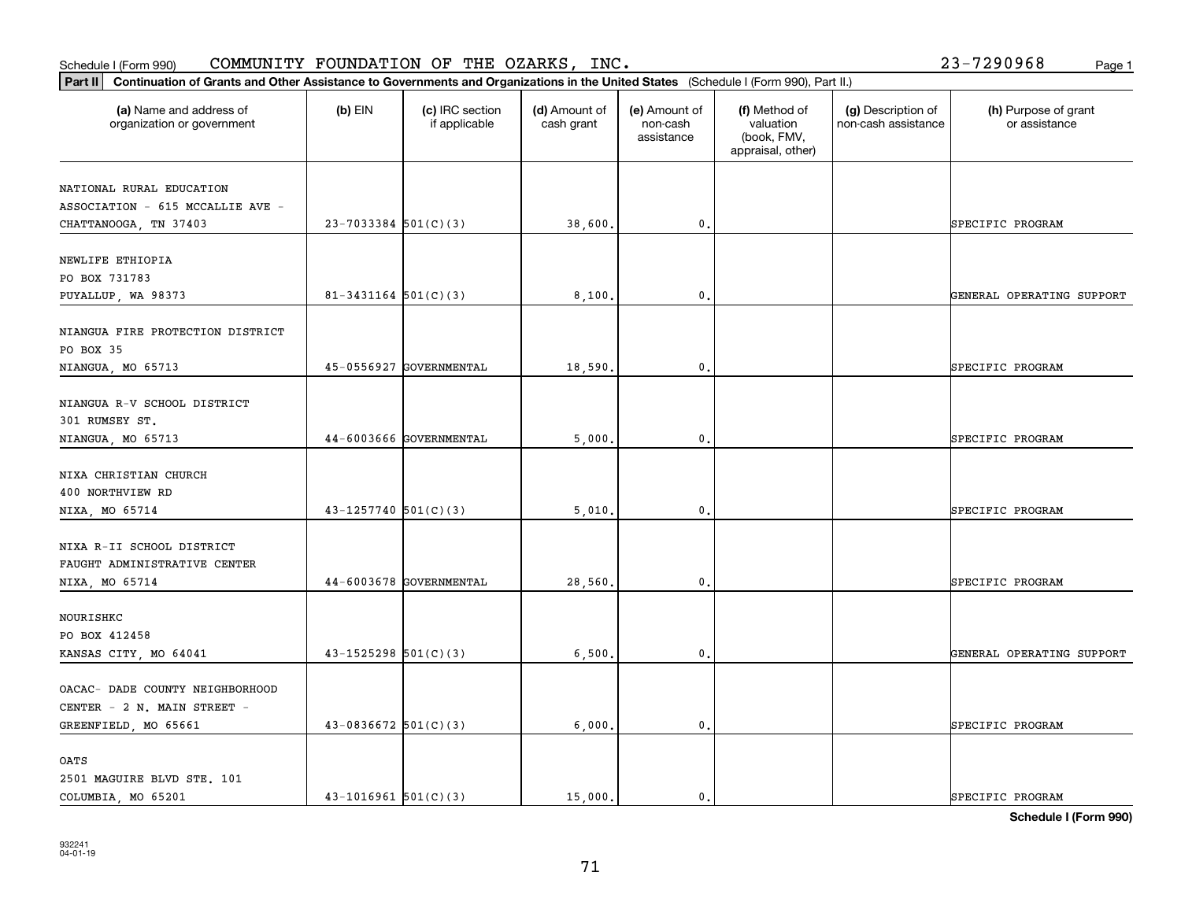Schedule I (Form 990) COMMUNITY FOUNDATION OF THE OZARKS, INC. 23-7290968

**Part II Continuation of Grants and Other Assistance to Governments and Organizations in the United States** (Schedule I (Form 990), Part II.)

| (a) Name and address of organization or government | (b) EIN | (c) IRC section if applicable | (d) Amount of cash grant | (e) Amount of non-cash assistance | (f) Method of valuation (book, FMV, appraisal, other) | (g) Description of non-cash assistance | (h) Purpose of grant or assistance |
|---|---|---|---|---|---|---|---|
| NATIONAL RURAL EDUCATION ASSOCIATION - 615 MCCALLIE AVE - CHATTANOOGA, TN 37403 | 23-7033384 | 501(C)(3) | 38,600. | 0. | | | SPECIFIC PROGRAM |
| NEWLIFE ETHIOPIA PO BOX 731783 PUYALLUP, WA 98373 | 81-3431164 | 501(C)(3) | 8,100. | 0. | | | GENERAL OPERATING SUPPORT |
| NIANGUA FIRE PROTECTION DISTRICT PO BOX 35 NIANGUA, MO 65713 | 45-0556927 | GOVERNMENTAL | 18,590. | 0. | | | SPECIFIC PROGRAM |
| NIANGUA R-V SCHOOL DISTRICT 301 RUMSEY ST. NIANGUA, MO 65713 | 44-6003666 | GOVERNMENTAL | 5,000. | 0. | | | SPECIFIC PROGRAM |
| NIXA CHRISTIAN CHURCH 400 NORTHVIEW RD NIXA, MO 65714 | 43-1257740 | 501(C)(3) | 5,010. | 0. | | | SPECIFIC PROGRAM |
| NIXA R-II SCHOOL DISTRICT FAUGHT ADMINISTRATIVE CENTER NIXA, MO 65714 | 44-6003678 | GOVERNMENTAL | 28,560. | 0. | | | SPECIFIC PROGRAM |
| NOURISHKC PO BOX 412458 KANSAS CITY, MO 64041 | 43-1525298 | 501(C)(3) | 6,500. | 0. | | | GENERAL OPERATING SUPPORT |
| OACAC- DADE COUNTY NEIGHBORHOOD CENTER - 2 N. MAIN STREET - GREENFIELD, MO 65661 | 43-0836672 | 501(C)(3) | 6,000. | 0. | | | SPECIFIC PROGRAM |
| OATS 2501 MAGUIRE BLVD STE. 101 COLUMBIA, MO 65201 | 43-1016961 | 501(C)(3) | 15,000. | 0. | | | SPECIFIC PROGRAM |

**Schedule I (Form 990)**

932241 04-01-19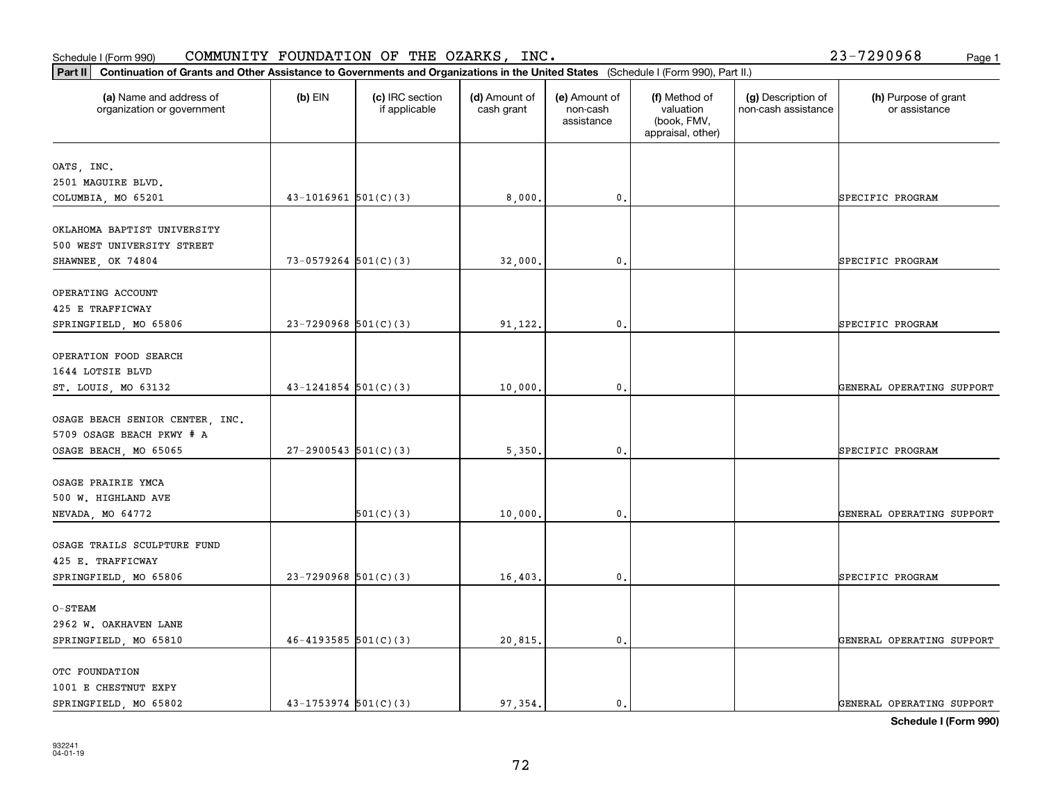Schedule I (Form 990) COMMUNITY FOUNDATION OF THE OZARKS, INC. 23-7290968

**Part II** **Continuation of Grants and Other Assistance to Governments and Organizations in the United States** (Schedule I (Form 990), Part II.)

| (a) Name and address of organization or government | (b) EIN | (c) IRC section if applicable | (d) Amount of cash grant | (e) Amount of non-cash assistance | (f) Method of valuation (book, FMV, appraisal, other) | (g) Description of non-cash assistance | (h) Purpose of grant or assistance |
|---|---|---|---|---|---|---|---|
| OATS, INC.<br>2501 MAGUIRE BLVD.<br>COLUMBIA, MO 65201 | 43-1016961 | 501(C)(3) | 8,000. | 0. | | | SPECIFIC PROGRAM |
| OKLAHOMA BAPTIST UNIVERSITY<br>500 WEST UNIVERSITY STREET<br>SHAWNEE, OK 74804 | 73-0579264 | 501(C)(3) | 32,000. | 0. | | | SPECIFIC PROGRAM |
| OPERATING ACCOUNT<br>425 E TRAFFICWAY<br>SPRINGFIELD, MO 65806 | 23-7290968 | 501(C)(3) | 91,122. | 0. | | | SPECIFIC PROGRAM |
| OPERATION FOOD SEARCH<br>1644 LOTSIE BLVD<br>ST. LOUIS, MO 63132 | 43-1241854 | 501(C)(3) | 10,000. | 0. | | | GENERAL OPERATING SUPPORT |
| OSAGE BEACH SENIOR CENTER, INC.<br>5709 OSAGE BEACH PKWY # A<br>OSAGE BEACH, MO 65065 | 27-2900543 | 501(C)(3) | 5,350. | 0. | | | SPECIFIC PROGRAM |
| OSAGE PRAIRIE YMCA<br>500 W. HIGHLAND AVE<br>NEVADA, MO 64772 | | 501(C)(3) | 10,000. | 0. | | | GENERAL OPERATING SUPPORT |
| OSAGE TRAILS SCULPTURE FUND<br>425 E. TRAFFICWAY<br>SPRINGFIELD, MO 65806 | 23-7290968 | 501(C)(3) | 16,403. | 0. | | | SPECIFIC PROGRAM |
| O-STEAM<br>2962 W. OAKHAVEN LANE<br>SPRINGFIELD, MO 65810 | 46-4193585 | 501(C)(3) | 20,815. | 0. | | | GENERAL OPERATING SUPPORT |
| OTC FOUNDATION<br>1001 E CHESTNUT EXPY<br>SPRINGFIELD, MO 65802 | 43-1753974 | 501(C)(3) | 97,354. | 0. | | | GENERAL OPERATING SUPPORT |

**Schedule I (Form 990)**

932241
04-01-19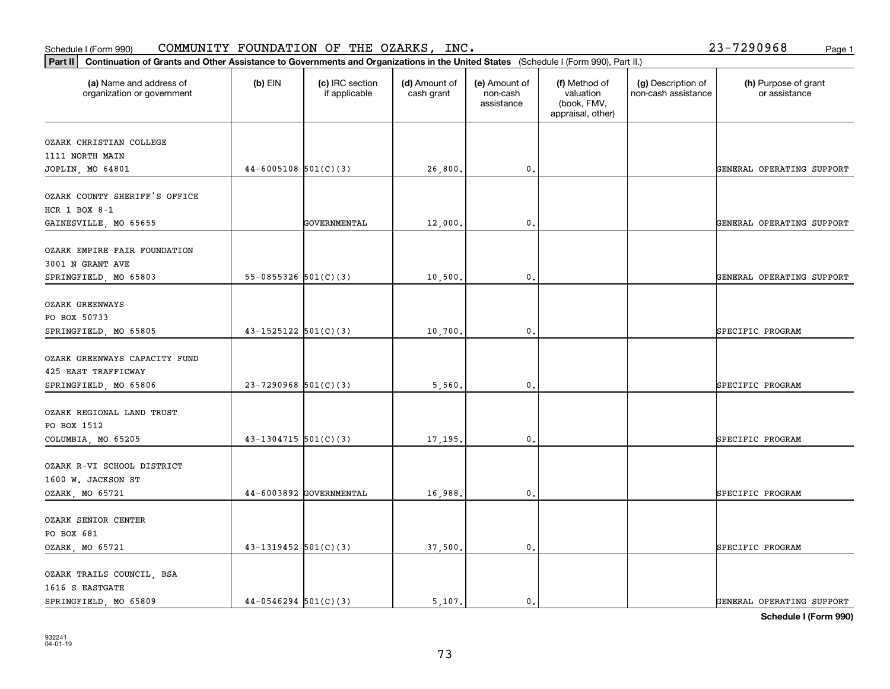Schedule I (Form 990) COMMUNITY FOUNDATION OF THE OZARKS, INC. 23-7290968

**Part II** **Continuation of Grants and Other Assistance to Governments and Organizations in the United States** (Schedule I (Form 990), Part II.)

| (a) Name and address of organization or government | (b) EIN | (c) IRC section if applicable | (d) Amount of cash grant | (e) Amount of non-cash assistance | (f) Method of valuation (book, FMV, appraisal, other) | (g) Description of non-cash assistance | (h) Purpose of grant or assistance |
|---|---|---|---|---|---|---|---|
| OZARK CHRISTIAN COLLEGE<br>1111 NORTH MAIN<br>JOPLIN, MO 64801 | 44-6005108 | 501(C)(3) | 26,800. | 0. | | | GENERAL OPERATING SUPPORT |
| OZARK COUNTY SHERIFF'S OFFICE<br>HCR 1 BOX 8-1<br>GAINESVILLE, MO 65655 | | GOVERNMENTAL | 12,000. | 0. | | | GENERAL OPERATING SUPPORT |
| OZARK EMPIRE FAIR FOUNDATION<br>3001 N GRANT AVE<br>SPRINGFIELD, MO 65803 | 55-0855326 | 501(C)(3) | 10,500. | 0. | | | GENERAL OPERATING SUPPORT |
| OZARK GREENWAYS<br>PO BOX 50733<br>SPRINGFIELD, MO 65805 | 43-1525122 | 501(C)(3) | 10,700. | 0. | | | SPECIFIC PROGRAM |
| OZARK GREENWAYS CAPACITY FUND<br>425 EAST TRAFFICWAY<br>SPRINGFIELD, MO 65806 | 23-7290968 | 501(C)(3) | 5,560. | 0. | | | SPECIFIC PROGRAM |
| OZARK REGIONAL LAND TRUST<br>PO BOX 1512<br>COLUMBIA, MO 65205 | 43-1304715 | 501(C)(3) | 17,195. | 0. | | | SPECIFIC PROGRAM |
| OZARK R-VI SCHOOL DISTRICT<br>1600 W. JACKSON ST<br>OZARK, MO 65721 | 44-6003892 | GOVERNMENTAL | 16,988. | 0. | | | SPECIFIC PROGRAM |
| OZARK SENIOR CENTER<br>PO BOX 681<br>OZARK, MO 65721 | 43-1319452 | 501(C)(3) | 37,500. | 0. | | | SPECIFIC PROGRAM |
| OZARK TRAILS COUNCIL, BSA<br>1616 S EASTGATE<br>SPRINGFIELD, MO 65809 | 44-0546294 | 501(C)(3) | 5,107. | 0. | | | GENERAL OPERATING SUPPORT |

**Schedule I (Form 990)**

932241
04-01-19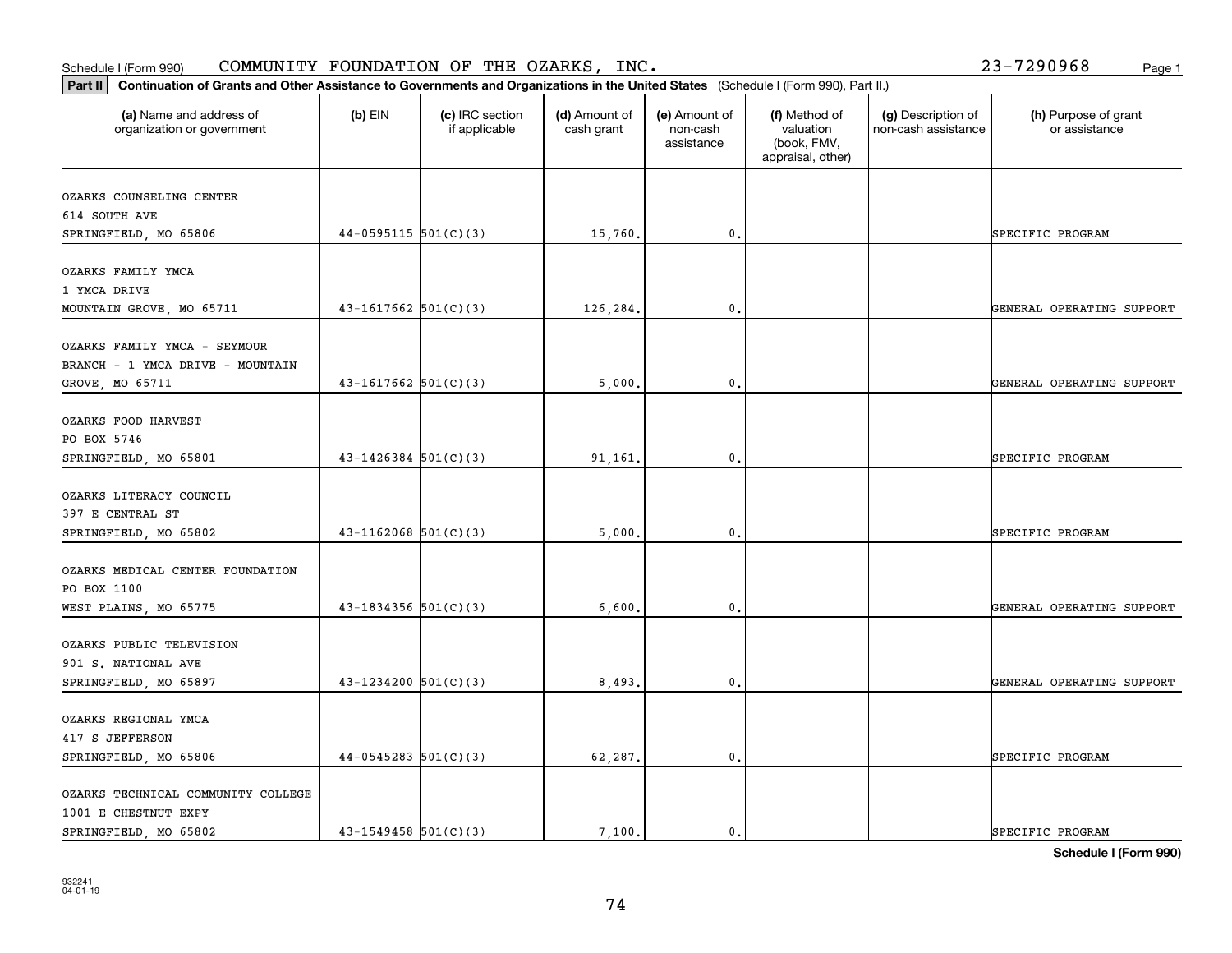Schedule I (Form 990) COMMUNITY FOUNDATION OF THE OZARKS, INC. 23-7290968

**Part II Continuation of Grants and Other Assistance to Governments and Organizations in the United States** (Schedule I (Form 990), Part II.)

| (a) Name and address of organization or government | (b) EIN | (c) IRC section if applicable | (d) Amount of cash grant | (e) Amount of non-cash assistance | (f) Method of valuation (book, FMV, appraisal, other) | (g) Description of non-cash assistance | (h) Purpose of grant or assistance |
|---|---|---|---|---|---|---|---|
| OZARKS COUNSELING CENTER 614 SOUTH AVE SPRINGFIELD, MO 65806 | 44-0595115 | 501(C)(3) | 15,760. | 0. | | | SPECIFIC PROGRAM |
| OZARKS FAMILY YMCA 1 YMCA DRIVE MOUNTAIN GROVE, MO 65711 | 43-1617662 | 501(C)(3) | 126,284. | 0. | | | GENERAL OPERATING SUPPORT |
| OZARKS FAMILY YMCA - SEYMOUR BRANCH - 1 YMCA DRIVE - MOUNTAIN GROVE, MO 65711 | 43-1617662 | 501(C)(3) | 5,000. | 0. | | | GENERAL OPERATING SUPPORT |
| OZARKS FOOD HARVEST PO BOX 5746 SPRINGFIELD, MO 65801 | 43-1426384 | 501(C)(3) | 91,161. | 0. | | | SPECIFIC PROGRAM |
| OZARKS LITERACY COUNCIL 397 E CENTRAL ST SPRINGFIELD, MO 65802 | 43-1162068 | 501(C)(3) | 5,000. | 0. | | | SPECIFIC PROGRAM |
| OZARKS MEDICAL CENTER FOUNDATION PO BOX 1100 WEST PLAINS, MO 65775 | 43-1834356 | 501(C)(3) | 6,600. | 0. | | | GENERAL OPERATING SUPPORT |
| OZARKS PUBLIC TELEVISION 901 S. NATIONAL AVE SPRINGFIELD, MO 65897 | 43-1234200 | 501(C)(3) | 8,493. | 0. | | | GENERAL OPERATING SUPPORT |
| OZARKS REGIONAL YMCA 417 S JEFFERSON SPRINGFIELD, MO 65806 | 44-0545283 | 501(C)(3) | 62,287. | 0. | | | SPECIFIC PROGRAM |
| OZARKS TECHNICAL COMMUNITY COLLEGE 1001 E CHESTNUT EXPY SPRINGFIELD, MO 65802 | 43-1549458 | 501(C)(3) | 7,100. | 0. | | | SPECIFIC PROGRAM |

**Schedule I (Form 990)**

932241 04-01-19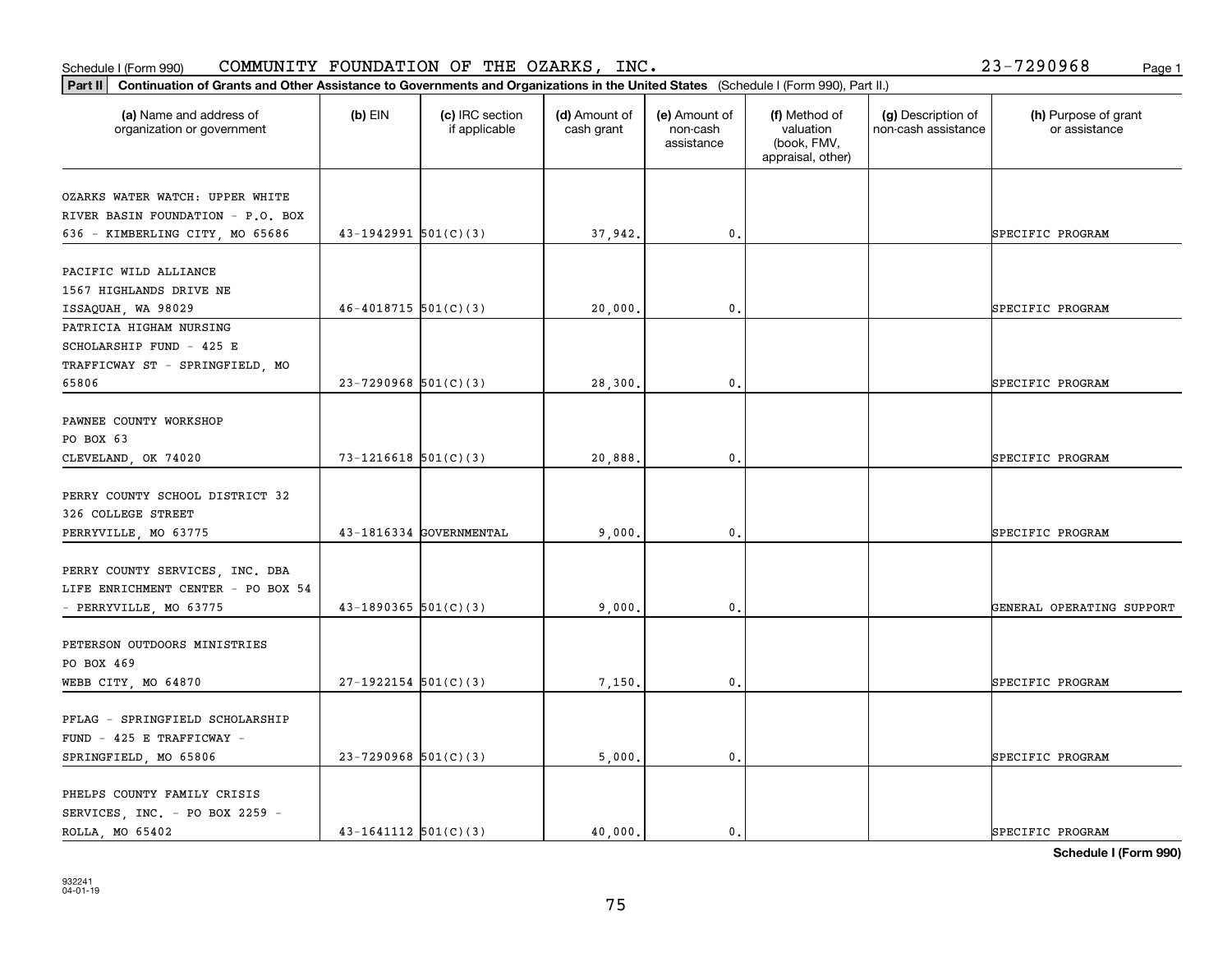Schedule I (Form 990) COMMUNITY FOUNDATION OF THE OZARKS, INC. 23-7290968

**Part II** **Continuation of Grants and Other Assistance to Governments and Organizations in the United States** (Schedule I (Form 990), Part II.)

| (a) Name and address of organization or government | (b) EIN | (c) IRC section if applicable | (d) Amount of cash grant | (e) Amount of non-cash assistance | (f) Method of valuation (book, FMV, appraisal, other) | (g) Description of non-cash assistance | (h) Purpose of grant or assistance |
|---|---|---|---|---|---|---|---|
| OZARKS WATER WATCH: UPPER WHITE RIVER BASIN FOUNDATION - P.O. BOX 636 - KIMBERLING CITY, MO 65686 | 43-1942991 | 501(C)(3) | 37,942. | 0. | | | SPECIFIC PROGRAM |
| PACIFIC WILD ALLIANCE 1567 HIGHLANDS DRIVE NE ISSAQUAH, WA 98029 | 46-4018715 | 501(C)(3) | 20,000. | 0. | | | SPECIFIC PROGRAM |
| PATRICIA HIGHAM NURSING SCHOLARSHIP FUND - 425 E TRAFFICWAY ST - SPRINGFIELD, MO 65806 | 23-7290968 | 501(C)(3) | 28,300. | 0. | | | SPECIFIC PROGRAM |
| PAWNEE COUNTY WORKSHOP PO BOX 63 CLEVELAND, OK 74020 | 73-1216618 | 501(C)(3) | 20,888. | 0. | | | SPECIFIC PROGRAM |
| PERRY COUNTY SCHOOL DISTRICT 32 326 COLLEGE STREET PERRYVILLE, MO 63775 | 43-1816334 | GOVERNMENTAL | 9,000. | 0. | | | SPECIFIC PROGRAM |
| PERRY COUNTY SERVICES, INC. DBA LIFE ENRICHMENT CENTER - PO BOX 54 - PERRYVILLE, MO 63775 | 43-1890365 | 501(C)(3) | 9,000. | 0. | | | GENERAL OPERATING SUPPORT |
| PETERSON OUTDOORS MINISTRIES PO BOX 469 WEBB CITY, MO 64870 | 27-1922154 | 501(C)(3) | 7,150. | 0. | | | SPECIFIC PROGRAM |
| PFLAG - SPRINGFIELD SCHOLARSHIP FUND - 425 E TRAFFICWAY - SPRINGFIELD, MO 65806 | 23-7290968 | 501(C)(3) | 5,000. | 0. | | | SPECIFIC PROGRAM |
| PHELPS COUNTY FAMILY CRISIS SERVICES, INC. - PO BOX 2259 - ROLLA, MO 65402 | 43-1641112 | 501(C)(3) | 40,000. | 0. | | | SPECIFIC PROGRAM |

**Schedule I (Form 990)**

932241
04-01-19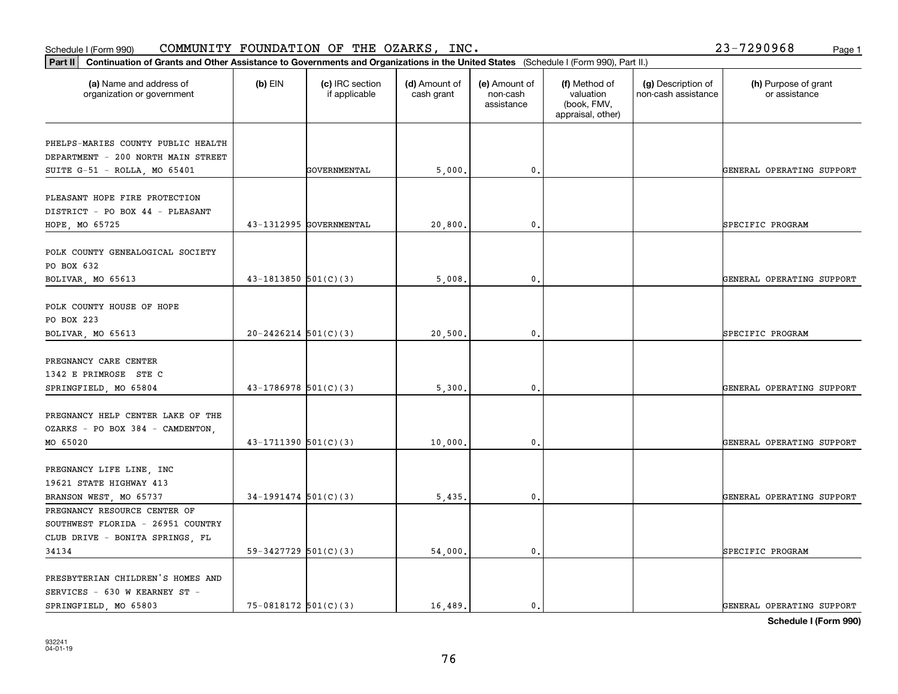Schedule I (Form 990) COMMUNITY FOUNDATION OF THE OZARKS, INC. 23-7290968

**Part II Continuation of Grants and Other Assistance to Governments and Organizations in the United States** (Schedule I (Form 990), Part II.)

| (a) Name and address of organization or government | (b) EIN | (c) IRC section if applicable | (d) Amount of cash grant | (e) Amount of non-cash assistance | (f) Method of valuation (book, FMV, appraisal, other) | (g) Description of non-cash assistance | (h) Purpose of grant or assistance |
|---|---|---|---|---|---|---|---|
| PHELPS-MARIES COUNTY PUBLIC HEALTH DEPARTMENT - 200 NORTH MAIN STREET SUITE G-51 - ROLLA, MO 65401 | | GOVERNMENTAL | 5,000. | 0. | | | GENERAL OPERATING SUPPORT |
| PLEASANT HOPE FIRE PROTECTION DISTRICT - PO BOX 44 - PLEASANT HOPE, MO 65725 | 43-1312995 | GOVERNMENTAL | 20,800. | 0. | | | SPECIFIC PROGRAM |
| POLK COUNTY GENEALOGICAL SOCIETY PO BOX 632 BOLIVAR, MO 65613 | 43-1813850 | 501(C)(3) | 5,008. | 0. | | | GENERAL OPERATING SUPPORT |
| POLK COUNTY HOUSE OF HOPE PO BOX 223 BOLIVAR, MO 65613 | 20-2426214 | 501(C)(3) | 20,500. | 0. | | | SPECIFIC PROGRAM |
| PREGNANCY CARE CENTER 1342 E PRIMROSE STE C SPRINGFIELD, MO 65804 | 43-1786978 | 501(C)(3) | 5,300. | 0. | | | GENERAL OPERATING SUPPORT |
| PREGNANCY HELP CENTER LAKE OF THE OZARKS - PO BOX 384 - CAMDENTON, MO 65020 | 43-1711390 | 501(C)(3) | 10,000. | 0. | | | GENERAL OPERATING SUPPORT |
| PREGNANCY LIFE LINE, INC 19621 STATE HIGHWAY 413 BRANSON WEST, MO 65737 | 34-1991474 | 501(C)(3) | 5,435. | 0. | | | GENERAL OPERATING SUPPORT |
| PREGNANCY RESOURCE CENTER OF SOUTHWEST FLORIDA - 26951 COUNTRY CLUB DRIVE - BONITA SPRINGS, FL 34134 | 59-3427729 | 501(C)(3) | 54,000. | 0. | | | SPECIFIC PROGRAM |
| PRESBYTERIAN CHILDREN'S HOMES AND SERVICES - 630 W KEARNEY ST - SPRINGFIELD, MO 65803 | 75-0818172 | 501(C)(3) | 16,489. | 0. | | | GENERAL OPERATING SUPPORT |

**Schedule I (Form 990)**

932241
04-01-19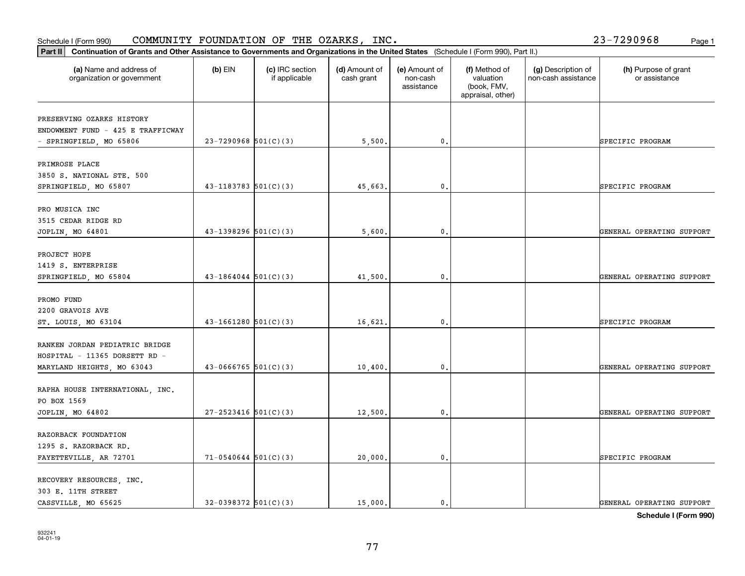Schedule I (Form 990) COMMUNITY FOUNDATION OF THE OZARKS, INC. 23-7290968

**Part II** **Continuation of Grants and Other Assistance to Governments and Organizations in the United States** (Schedule I (Form 990), Part II.)

| (a) Name and address of organization or government | (b) EIN | (c) IRC section if applicable | (d) Amount of cash grant | (e) Amount of non-cash assistance | (f) Method of valuation (book, FMV, appraisal, other) | (g) Description of non-cash assistance | (h) Purpose of grant or assistance |
|---|---|---|---|---|---|---|---|
| PRESERVING OZARKS HISTORY ENDOWMENT FUND - 425 E TRAFFICWAY - SPRINGFIELD, MO 65806 | 23-7290968 | 501(C)(3) | 5,500. | 0. | | | SPECIFIC PROGRAM |
| PRIMROSE PLACE 3850 S. NATIONAL STE. 500 SPRINGFIELD, MO 65807 | 43-1183783 | 501(C)(3) | 45,663. | 0. | | | SPECIFIC PROGRAM |
| PRO MUSICA INC 3515 CEDAR RIDGE RD JOPLIN, MO 64801 | 43-1398296 | 501(C)(3) | 5,600. | 0. | | | GENERAL OPERATING SUPPORT |
| PROJECT HOPE 1419 S. ENTERPRISE SPRINGFIELD, MO 65804 | 43-1864044 | 501(C)(3) | 41,500. | 0. | | | GENERAL OPERATING SUPPORT |
| PROMO FUND 2200 GRAVOIS AVE ST. LOUIS, MO 63104 | 43-1661280 | 501(C)(3) | 16,621. | 0. | | | SPECIFIC PROGRAM |
| RANKEN JORDAN PEDIATRIC BRIDGE HOSPITAL - 11365 DORSETT RD - MARYLAND HEIGHTS, MO 63043 | 43-0666765 | 501(C)(3) | 10,400. | 0. | | | GENERAL OPERATING SUPPORT |
| RAPHA HOUSE INTERNATIONAL, INC. PO BOX 1569 JOPLIN, MO 64802 | 27-2523416 | 501(C)(3) | 12,500. | 0. | | | GENERAL OPERATING SUPPORT |
| RAZORBACK FOUNDATION 1295 S. RAZORBACK RD. FAYETTEVILLE, AR 72701 | 71-0540644 | 501(C)(3) | 20,000. | 0. | | | SPECIFIC PROGRAM |
| RECOVERY RESOURCES, INC. 303 E. 11TH STREET CASSVILLE, MO 65625 | 32-0398372 | 501(C)(3) | 15,000. | 0. | | | GENERAL OPERATING SUPPORT |

**Schedule I (Form 990)**

932241
04-01-19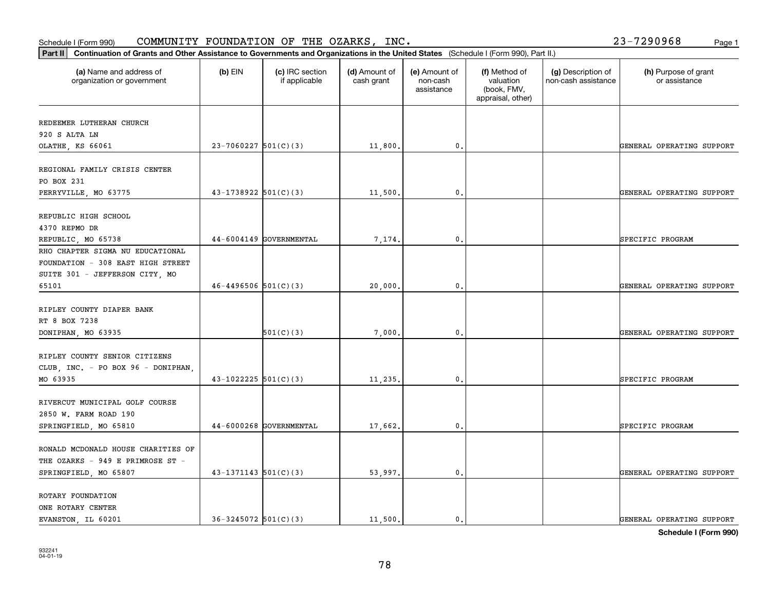Schedule I (Form 990) COMMUNITY FOUNDATION OF THE OZARKS, INC. 23-7290968

**Part II** **Continuation of Grants and Other Assistance to Governments and Organizations in the United States** (Schedule I (Form 990), Part II.)

| (a) Name and address of organization or government | (b) EIN | (c) IRC section if applicable | (d) Amount of cash grant | (e) Amount of non-cash assistance | (f) Method of valuation (book, FMV, appraisal, other) | (g) Description of non-cash assistance | (h) Purpose of grant or assistance |
|---|---|---|---|---|---|---|---|
| REDEEMER LUTHERAN CHURCH 920 S ALTA LN OLATHE, KS 66061 | 23-7060227 | 501(C)(3) | 11,800. | 0. | | | GENERAL OPERATING SUPPORT |
| REGIONAL FAMILY CRISIS CENTER PO BOX 231 PERRYVILLE, MO 63775 | 43-1738922 | 501(C)(3) | 11,500. | 0. | | | GENERAL OPERATING SUPPORT |
| REPUBLIC HIGH SCHOOL 4370 REPMO DR REPUBLIC, MO 65738 | 44-6004149 | GOVERNMENTAL | 7,174. | 0. | | | SPECIFIC PROGRAM |
| RHO CHAPTER SIGMA NU EDUCATIONAL FOUNDATION - 308 EAST HIGH STREET SUITE 301 - JEFFERSON CITY, MO 65101 | 46-4496506 | 501(C)(3) | 20,000. | 0. | | | GENERAL OPERATING SUPPORT |
| RIPLEY COUNTY DIAPER BANK RT 8 BOX 7238 DONIPHAN, MO 63935 | | 501(C)(3) | 7,000. | 0. | | | GENERAL OPERATING SUPPORT |
| RIPLEY COUNTY SENIOR CITIZENS CLUB, INC. - PO BOX 96 - DONIPHAN, MO 63935 | 43-1022225 | 501(C)(3) | 11,235. | 0. | | | SPECIFIC PROGRAM |
| RIVERCUT MUNICIPAL GOLF COURSE 2850 W. FARM ROAD 190 SPRINGFIELD, MO 65810 | 44-6000268 | GOVERNMENTAL | 17,662. | 0. | | | SPECIFIC PROGRAM |
| RONALD MCDONALD HOUSE CHARITIES OF THE OZARKS - 949 E PRIMROSE ST - SPRINGFIELD, MO 65807 | 43-1371143 | 501(C)(3) | 53,997. | 0. | | | GENERAL OPERATING SUPPORT |
| ROTARY FOUNDATION ONE ROTARY CENTER EVANSTON, IL 60201 | 36-3245072 | 501(C)(3) | 11,500. | 0. | | | GENERAL OPERATING SUPPORT |

**Schedule I (Form 990)**

932241 04-01-19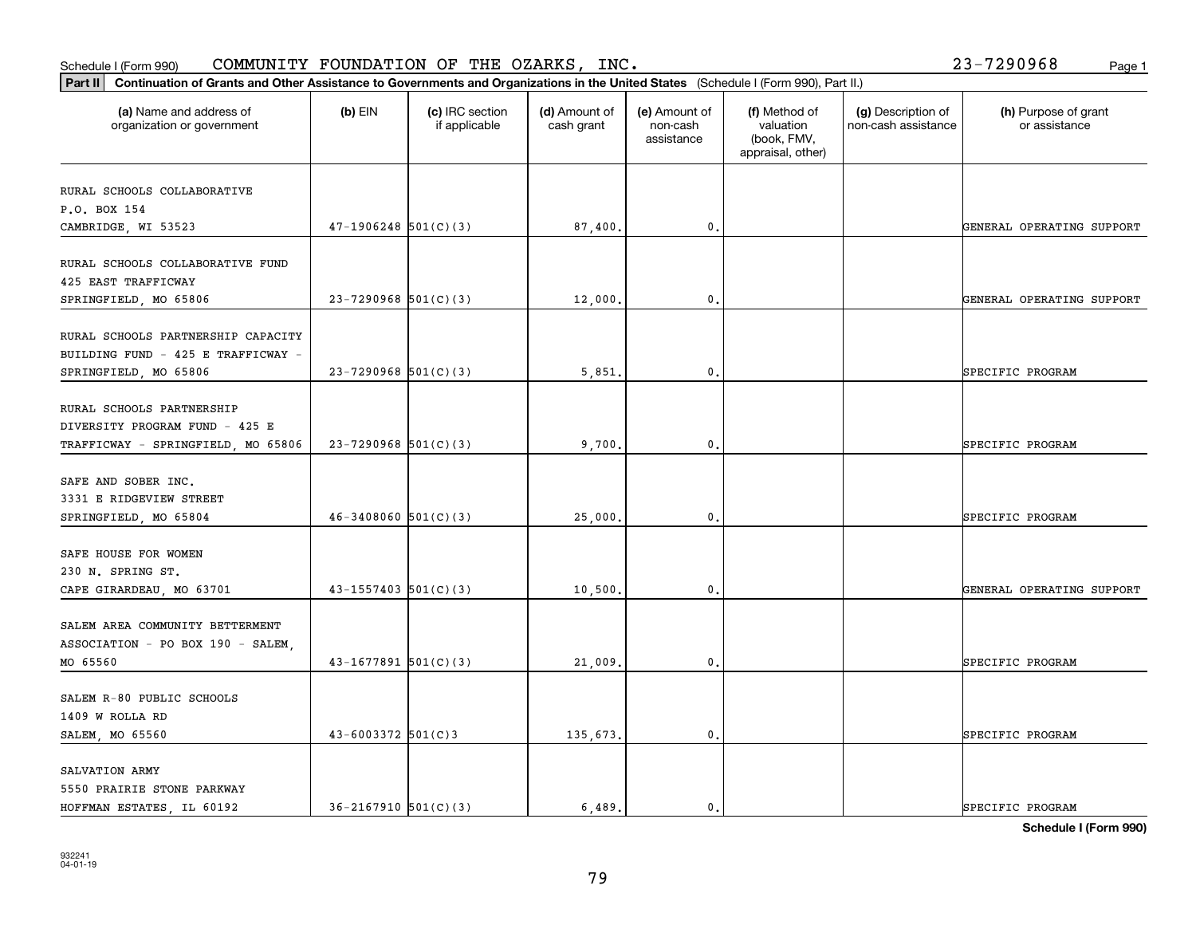Schedule I (Form 990) COMMUNITY FOUNDATION OF THE OZARKS, INC. 23-7290968

**Part II Continuation of Grants and Other Assistance to Governments and Organizations in the United States** (Schedule I (Form 990), Part II.)

| (a) Name and address of organization or government | (b) EIN | (c) IRC section if applicable | (d) Amount of cash grant | (e) Amount of non-cash assistance | (f) Method of valuation (book, FMV, appraisal, other) | (g) Description of non-cash assistance | (h) Purpose of grant or assistance |
|---|---|---|---|---|---|---|---|
| RURAL SCHOOLS COLLABORATIVE<br>P.O. BOX 154<br>CAMBRIDGE, WI 53523 | 47-1906248 | 501(C)(3) | 87,400. | 0. | | | GENERAL OPERATING SUPPORT |
| RURAL SCHOOLS COLLABORATIVE FUND<br>425 EAST TRAFFICWAY<br>SPRINGFIELD, MO 65806 | 23-7290968 | 501(C)(3) | 12,000. | 0. | | | GENERAL OPERATING SUPPORT |
| RURAL SCHOOLS PARTNERSHIP CAPACITY BUILDING FUND - 425 E TRAFFICWAY - SPRINGFIELD, MO 65806 | 23-7290968 | 501(C)(3) | 5,851. | 0. | | | SPECIFIC PROGRAM |
| RURAL SCHOOLS PARTNERSHIP DIVERSITY PROGRAM FUND - 425 E TRAFFICWAY - SPRINGFIELD, MO 65806 | 23-7290968 | 501(C)(3) | 9,700. | 0. | | | SPECIFIC PROGRAM |
| SAFE AND SOBER INC.<br>3331 E RIDGEVIEW STREET<br>SPRINGFIELD, MO 65804 | 46-3408060 | 501(C)(3) | 25,000. | 0. | | | SPECIFIC PROGRAM |
| SAFE HOUSE FOR WOMEN<br>230 N. SPRING ST.<br>CAPE GIRARDEAU, MO 63701 | 43-1557403 | 501(C)(3) | 10,500. | 0. | | | GENERAL OPERATING SUPPORT |
| SALEM AREA COMMUNITY BETTERMENT ASSOCIATION - PO BOX 190 - SALEM, MO 65560 | 43-1677891 | 501(C)(3) | 21,009. | 0. | | | SPECIFIC PROGRAM |
| SALEM R-80 PUBLIC SCHOOLS<br>1409 W ROLLA RD<br>SALEM, MO 65560 | 43-6003372 | 501(C)3 | 135,673. | 0. | | | SPECIFIC PROGRAM |
| SALVATION ARMY<br>5550 PRAIRIE STONE PARKWAY<br>HOFFMAN ESTATES, IL 60192 | 36-2167910 | 501(C)(3) | 6,489. | 0. | | | SPECIFIC PROGRAM |

**Schedule I (Form 990)**

932241
04-01-19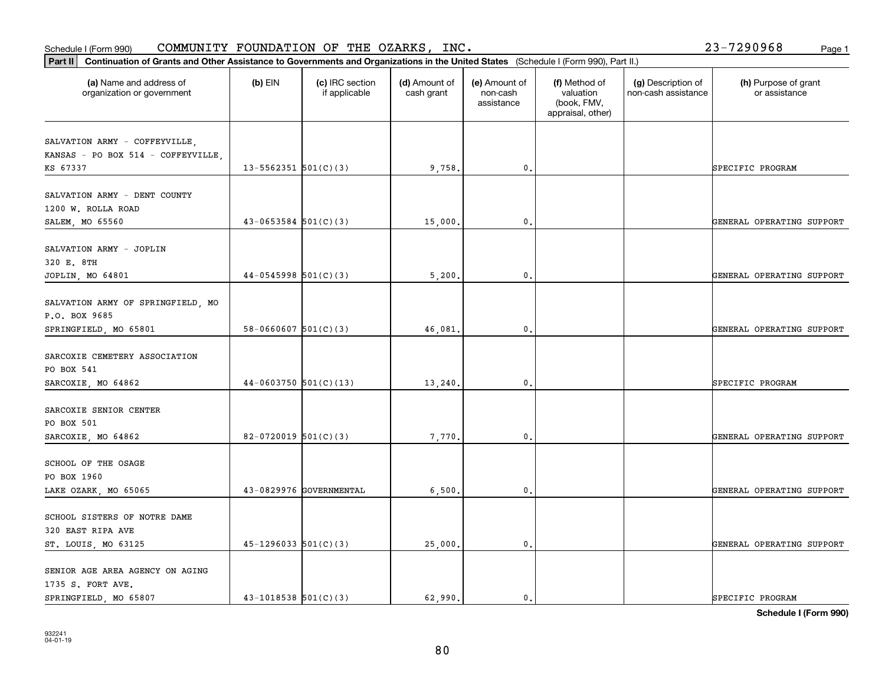Schedule I (Form 990) COMMUNITY FOUNDATION OF THE OZARKS, INC. 23-7290968

**Part II** **Continuation of Grants and Other Assistance to Governments and Organizations in the United States** (Schedule I (Form 990), Part II.)

| (a) Name and address of organization or government | (b) EIN | (c) IRC section if applicable | (d) Amount of cash grant | (e) Amount of non-cash assistance | (f) Method of valuation (book, FMV, appraisal, other) | (g) Description of non-cash assistance | (h) Purpose of grant or assistance |
|---|---|---|---|---|---|---|---|
| SALVATION ARMY - COFFEYVILLE, KANSAS - PO BOX 514 - COFFEYVILLE, KS 67337 | 13-5562351 | 501(C)(3) | 9,758. | 0. | | | SPECIFIC PROGRAM |
| SALVATION ARMY - DENT COUNTY 1200 W. ROLLA ROAD SALEM, MO 65560 | 43-0653584 | 501(C)(3) | 15,000. | 0. | | | GENERAL OPERATING SUPPORT |
| SALVATION ARMY - JOPLIN 320 E. 8TH JOPLIN, MO 64801 | 44-0545998 | 501(C)(3) | 5,200. | 0. | | | GENERAL OPERATING SUPPORT |
| SALVATION ARMY OF SPRINGFIELD, MO P.O. BOX 9685 SPRINGFIELD, MO 65801 | 58-0660607 | 501(C)(3) | 46,081. | 0. | | | GENERAL OPERATING SUPPORT |
| SARCOXIE CEMETERY ASSOCIATION PO BOX 541 SARCOXIE, MO 64862 | 44-0603750 | 501(C)(13) | 13,240. | 0. | | | SPECIFIC PROGRAM |
| SARCOXIE SENIOR CENTER PO BOX 501 SARCOXIE, MO 64862 | 82-0720019 | 501(C)(3) | 7,770. | 0. | | | GENERAL OPERATING SUPPORT |
| SCHOOL OF THE OSAGE PO BOX 1960 LAKE OZARK, MO 65065 | 43-0829976 | GOVERNMENTAL | 6,500. | 0. | | | GENERAL OPERATING SUPPORT |
| SCHOOL SISTERS OF NOTRE DAME 320 EAST RIPA AVE ST. LOUIS, MO 63125 | 45-1296033 | 501(C)(3) | 25,000. | 0. | | | GENERAL OPERATING SUPPORT |
| SENIOR AGE AREA AGENCY ON AGING 1735 S. FORT AVE. SPRINGFIELD, MO 65807 | 43-1018538 | 501(C)(3) | 62,990. | 0. | | | SPECIFIC PROGRAM |

**Schedule I (Form 990)**

932241
04-01-19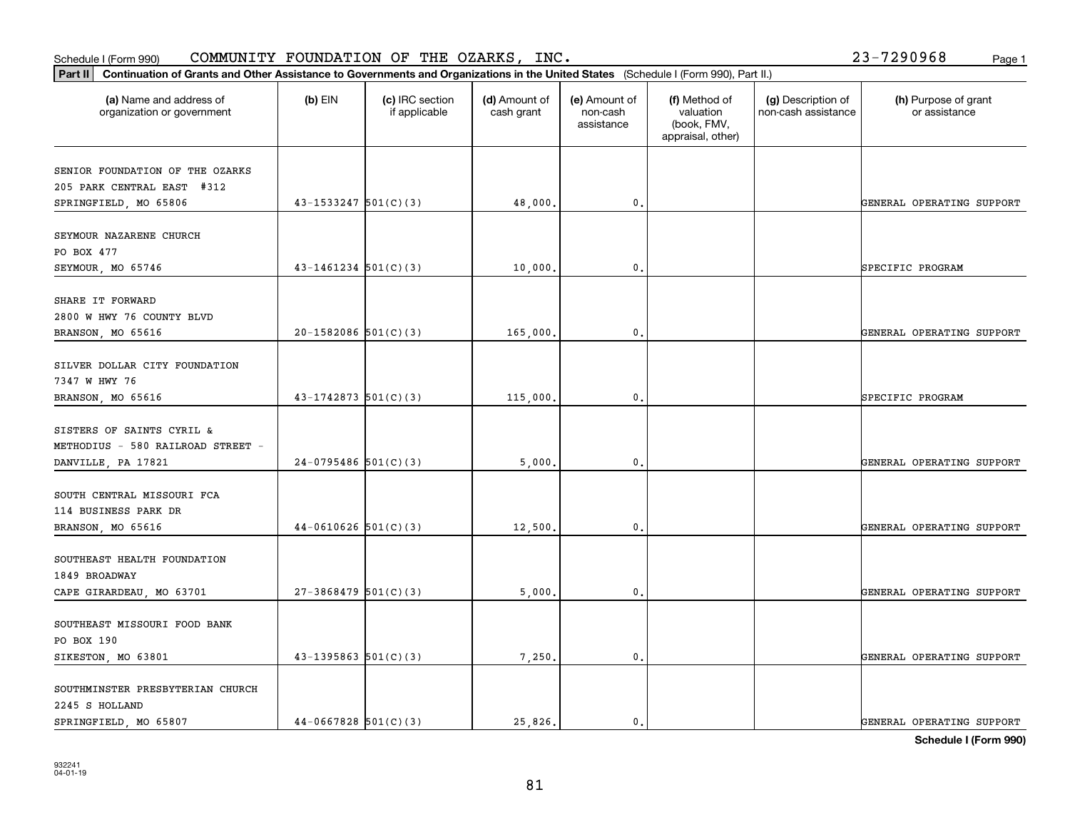Schedule I (Form 990) COMMUNITY FOUNDATION OF THE OZARKS, INC. 23-7290968

**Part II** **Continuation of Grants and Other Assistance to Governments and Organizations in the United States** (Schedule I (Form 990), Part II.)

| (a) Name and address of organization or government | (b) EIN | (c) IRC section if applicable | (d) Amount of cash grant | (e) Amount of non-cash assistance | (f) Method of valuation (book, FMV, appraisal, other) | (g) Description of non-cash assistance | (h) Purpose of grant or assistance |
|---|---|---|---|---|---|---|---|
| SENIOR FOUNDATION OF THE OZARKS 205 PARK CENTRAL EAST #312 SPRINGFIELD, MO 65806 | 43-1533247 | 501(C)(3) | 48,000. | 0. | | | GENERAL OPERATING SUPPORT |
| SEYMOUR NAZARENE CHURCH PO BOX 477 SEYMOUR, MO 65746 | 43-1461234 | 501(C)(3) | 10,000. | 0. | | | SPECIFIC PROGRAM |
| SHARE IT FORWARD 2800 W HWY 76 COUNTY BLVD BRANSON, MO 65616 | 20-1582086 | 501(C)(3) | 165,000. | 0. | | | GENERAL OPERATING SUPPORT |
| SILVER DOLLAR CITY FOUNDATION 7347 W HWY 76 BRANSON, MO 65616 | 43-1742873 | 501(C)(3) | 115,000. | 0. | | | SPECIFIC PROGRAM |
| SISTERS OF SAINTS CYRIL & METHODIUS - 580 RAILROAD STREET - DANVILLE, PA 17821 | 24-0795486 | 501(C)(3) | 5,000. | 0. | | | GENERAL OPERATING SUPPORT |
| SOUTH CENTRAL MISSOURI FCA 114 BUSINESS PARK DR BRANSON, MO 65616 | 44-0610626 | 501(C)(3) | 12,500. | 0. | | | GENERAL OPERATING SUPPORT |
| SOUTHEAST HEALTH FOUNDATION 1849 BROADWAY CAPE GIRARDEAU, MO 63701 | 27-3868479 | 501(C)(3) | 5,000. | 0. | | | GENERAL OPERATING SUPPORT |
| SOUTHEAST MISSOURI FOOD BANK PO BOX 190 SIKESTON, MO 63801 | 43-1395863 | 501(C)(3) | 7,250. | 0. | | | GENERAL OPERATING SUPPORT |
| SOUTHMINSTER PRESBYTERIAN CHURCH 2245 S HOLLAND SPRINGFIELD, MO 65807 | 44-0667828 | 501(C)(3) | 25,826. | 0. | | | GENERAL OPERATING SUPPORT |

**Schedule I (Form 990)**

932241 04-01-19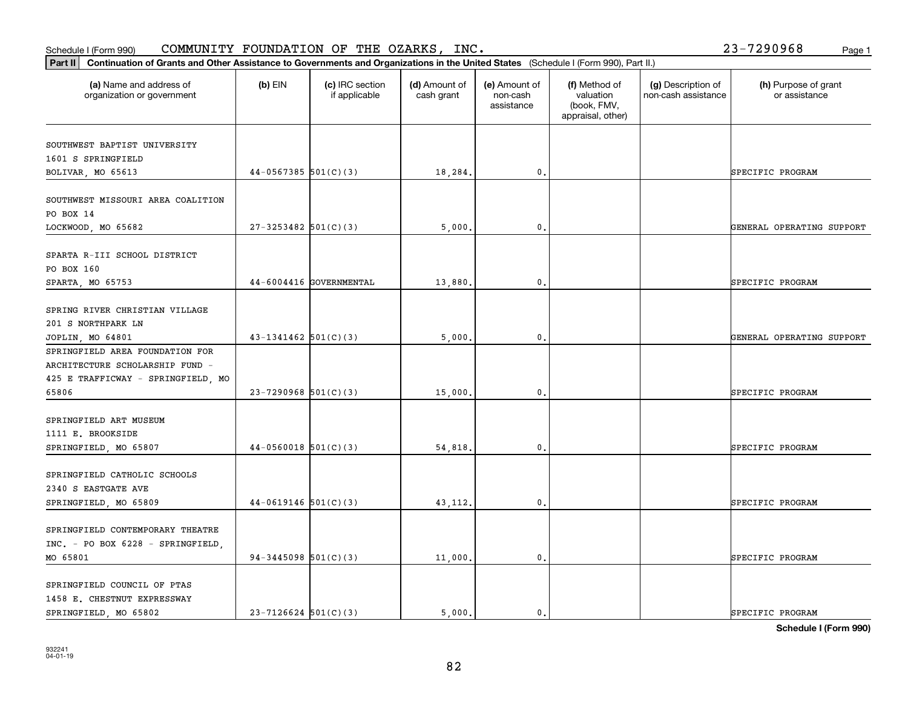Schedule I (Form 990) COMMUNITY FOUNDATION OF THE OZARKS, INC. 23-7290968

**Part II Continuation of Grants and Other Assistance to Governments and Organizations in the United States** (Schedule I (Form 990), Part II.)

| (a) Name and address of organization or government | (b) EIN | (c) IRC section if applicable | (d) Amount of cash grant | (e) Amount of non-cash assistance | (f) Method of valuation (book, FMV, appraisal, other) | (g) Description of non-cash assistance | (h) Purpose of grant or assistance |
|---|---|---|---|---|---|---|---|
| SOUTHWEST BAPTIST UNIVERSITY 1601 S SPRINGFIELD BOLIVAR, MO 65613 | 44-0567385 | 501(C)(3) | 18,284. | 0. | | | SPECIFIC PROGRAM |
| SOUTHWEST MISSOURI AREA COALITION PO BOX 14 LOCKWOOD, MO 65682 | 27-3253482 | 501(C)(3) | 5,000. | 0. | | | GENERAL OPERATING SUPPORT |
| SPARTA R-III SCHOOL DISTRICT PO BOX 160 SPARTA, MO 65753 | 44-6004416 | GOVERNMENTAL | 13,880. | 0. | | | SPECIFIC PROGRAM |
| SPRING RIVER CHRISTIAN VILLAGE 201 S NORTHPARK LN JOPLIN, MO 64801 | 43-1341462 | 501(C)(3) | 5,000. | 0. | | | GENERAL OPERATING SUPPORT |
| SPRINGFIELD AREA FOUNDATION FOR ARCHITECTURE SCHOLARSHIP FUND - 425 E TRAFFICWAY - SPRINGFIELD, MO 65806 | 23-7290968 | 501(C)(3) | 15,000. | 0. | | | SPECIFIC PROGRAM |
| SPRINGFIELD ART MUSEUM 1111 E. BROOKSIDE SPRINGFIELD, MO 65807 | 44-0560018 | 501(C)(3) | 54,818. | 0. | | | SPECIFIC PROGRAM |
| SPRINGFIELD CATHOLIC SCHOOLS 2340 S EASTGATE AVE SPRINGFIELD, MO 65809 | 44-0619146 | 501(C)(3) | 43,112. | 0. | | | SPECIFIC PROGRAM |
| SPRINGFIELD CONTEMPORARY THEATRE INC. - PO BOX 6228 - SPRINGFIELD, MO 65801 | 94-3445098 | 501(C)(3) | 11,000. | 0. | | | SPECIFIC PROGRAM |
| SPRINGFIELD COUNCIL OF PTAS 1458 E. CHESTNUT EXPRESSWAY SPRINGFIELD, MO 65802 | 23-7126624 | 501(C)(3) | 5,000. | 0. | | | SPECIFIC PROGRAM |

**Schedule I (Form 990)**

932241
04-01-19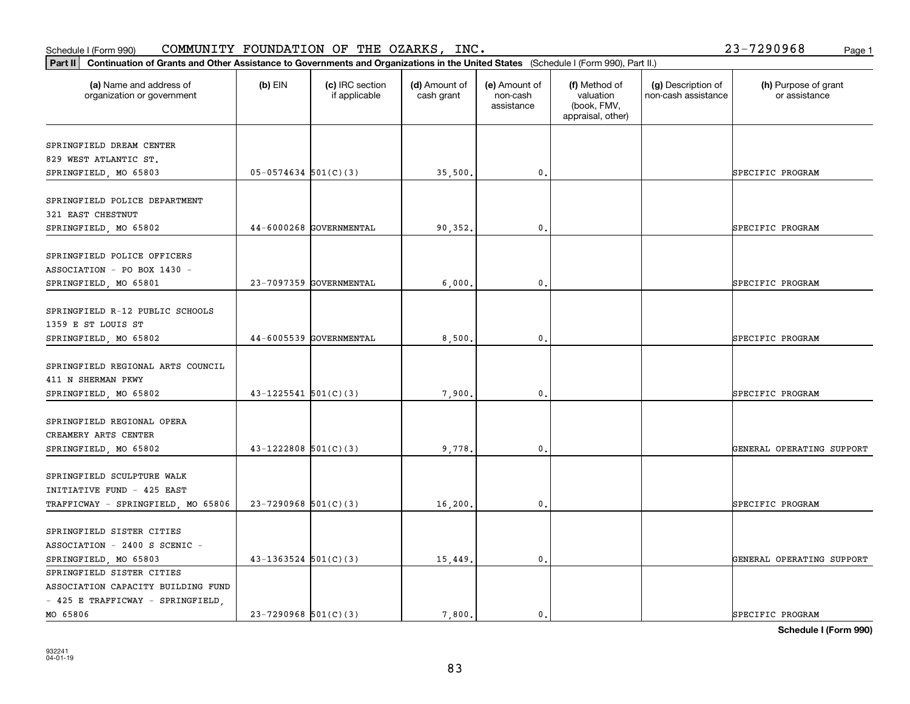Schedule I (Form 990) COMMUNITY FOUNDATION OF THE OZARKS, INC. 23-7290968

**Part II** **Continuation of Grants and Other Assistance to Governments and Organizations in the United States** (Schedule I (Form 990), Part II.)

| (a) Name and address of organization or government | (b) EIN | (c) IRC section if applicable | (d) Amount of cash grant | (e) Amount of non-cash assistance | (f) Method of valuation (book, FMV, appraisal, other) | (g) Description of non-cash assistance | (h) Purpose of grant or assistance |
|---|---|---|---|---|---|---|---|
| SPRINGFIELD DREAM CENTER 829 WEST ATLANTIC ST. SPRINGFIELD, MO 65803 | 05-0574634 | 501(C)(3) | 35,500. | 0. | | | SPECIFIC PROGRAM |
| SPRINGFIELD POLICE DEPARTMENT 321 EAST CHESTNUT SPRINGFIELD, MO 65802 | 44-6000268 | GOVERNMENTAL | 90,352. | 0. | | | SPECIFIC PROGRAM |
| SPRINGFIELD POLICE OFFICERS ASSOCIATION - PO BOX 1430 - SPRINGFIELD, MO 65801 | 23-7097359 | GOVERNMENTAL | 6,000. | 0. | | | SPECIFIC PROGRAM |
| SPRINGFIELD R-12 PUBLIC SCHOOLS 1359 E ST LOUIS ST SPRINGFIELD, MO 65802 | 44-6005539 | GOVERNMENTAL | 8,500. | 0. | | | SPECIFIC PROGRAM |
| SPRINGFIELD REGIONAL ARTS COUNCIL 411 N SHERMAN PKWY SPRINGFIELD, MO 65802 | 43-1225541 | 501(C)(3) | 7,900. | 0. | | | SPECIFIC PROGRAM |
| SPRINGFIELD REGIONAL OPERA CREAMERY ARTS CENTER SPRINGFIELD, MO 65802 | 43-1222808 | 501(C)(3) | 9,778. | 0. | | | GENERAL OPERATING SUPPORT |
| SPRINGFIELD SCULPTURE WALK INITIATIVE FUND - 425 EAST TRAFFICWAY - SPRINGFIELD, MO 65806 | 23-7290968 | 501(C)(3) | 16,200. | 0. | | | SPECIFIC PROGRAM |
| SPRINGFIELD SISTER CITIES ASSOCIATION - 2400 S SCENIC - SPRINGFIELD, MO 65803 | 43-1363524 | 501(C)(3) | 15,449. | 0. | | | GENERAL OPERATING SUPPORT |
| SPRINGFIELD SISTER CITIES ASSOCIATION CAPACITY BUILDING FUND - 425 E TRAFFICWAY - SPRINGFIELD, MO 65806 | 23-7290968 | 501(C)(3) | 7,800. | 0. | | | SPECIFIC PROGRAM |

**Schedule I (Form 990)**

932241
04-01-19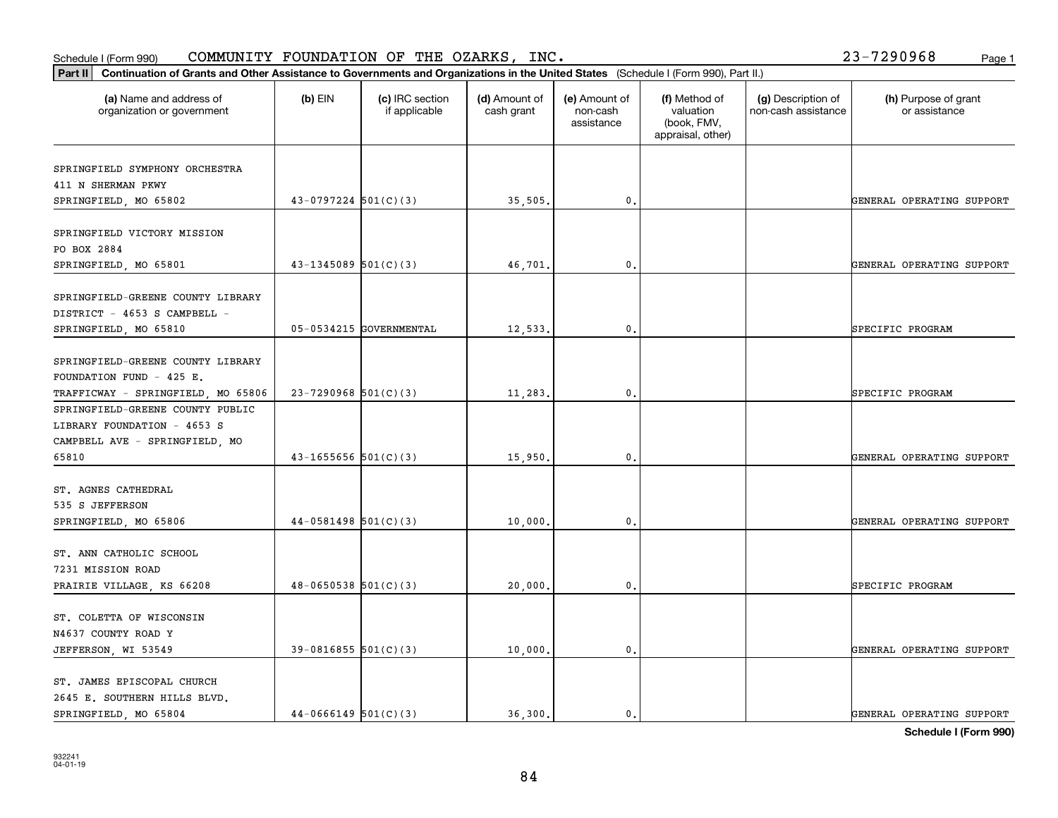Schedule I (Form 990) COMMUNITY FOUNDATION OF THE OZARKS, INC. 23-7290968

**Part II** **Continuation of Grants and Other Assistance to Governments and Organizations in the United States** (Schedule I (Form 990), Part II.)

| (a) Name and address of organization or government | (b) EIN | (c) IRC section if applicable | (d) Amount of cash grant | (e) Amount of non-cash assistance | (f) Method of valuation (book, FMV, appraisal, other) | (g) Description of non-cash assistance | (h) Purpose of grant or assistance |
|---|---|---|---|---|---|---|---|
| SPRINGFIELD SYMPHONY ORCHESTRA 411 N SHERMAN PKWY SPRINGFIELD, MO 65802 | 43-0797224 | 501(C)(3) | 35,505. | 0. | | | GENERAL OPERATING SUPPORT |
| SPRINGFIELD VICTORY MISSION PO BOX 2884 SPRINGFIELD, MO 65801 | 43-1345089 | 501(C)(3) | 46,701. | 0. | | | GENERAL OPERATING SUPPORT |
| SPRINGFIELD-GREENE COUNTY LIBRARY DISTRICT - 4653 S CAMPBELL - SPRINGFIELD, MO 65810 | 05-0534215 | GOVERNMENTAL | 12,533. | 0. | | | SPECIFIC PROGRAM |
| SPRINGFIELD-GREENE COUNTY LIBRARY FOUNDATION FUND - 425 E. TRAFFICWAY - SPRINGFIELD, MO 65806 | 23-7290968 | 501(C)(3) | 11,283. | 0. | | | SPECIFIC PROGRAM |
| SPRINGFIELD-GREENE COUNTY PUBLIC LIBRARY FOUNDATION - 4653 S CAMPBELL AVE - SPRINGFIELD, MO 65810 | 43-1655656 | 501(C)(3) | 15,950. | 0. | | | GENERAL OPERATING SUPPORT |
| ST. AGNES CATHEDRAL 535 S JEFFERSON SPRINGFIELD, MO 65806 | 44-0581498 | 501(C)(3) | 10,000. | 0. | | | GENERAL OPERATING SUPPORT |
| ST. ANN CATHOLIC SCHOOL 7231 MISSION ROAD PRAIRIE VILLAGE, KS 66208 | 48-0650538 | 501(C)(3) | 20,000. | 0. | | | SPECIFIC PROGRAM |
| ST. COLETTA OF WISCONSIN N4637 COUNTY ROAD Y JEFFERSON, WI 53549 | 39-0816855 | 501(C)(3) | 10,000. | 0. | | | GENERAL OPERATING SUPPORT |
| ST. JAMES EPISCOPAL CHURCH 2645 E. SOUTHERN HILLS BLVD. SPRINGFIELD, MO 65804 | 44-0666149 | 501(C)(3) | 36,300. | 0. | | | GENERAL OPERATING SUPPORT |

**Schedule I (Form 990)**

932241 04-01-19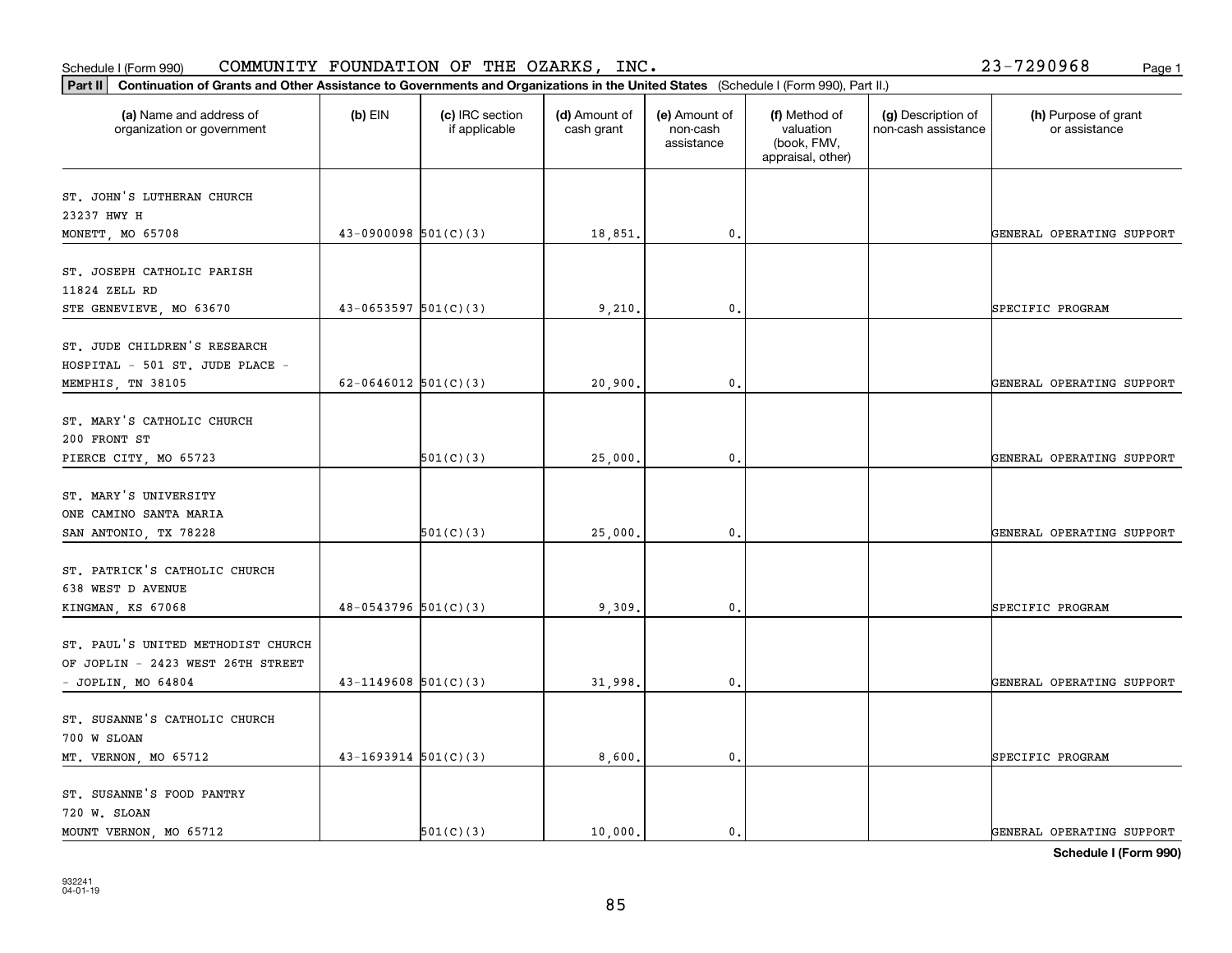Schedule I (Form 990) COMMUNITY FOUNDATION OF THE OZARKS, INC. 23-7290968

**Part II Continuation of Grants and Other Assistance to Governments and Organizations in the United States** (Schedule I (Form 990), Part II.)

| (a) Name and address of organization or government | (b) EIN | (c) IRC section if applicable | (d) Amount of cash grant | (e) Amount of non-cash assistance | (f) Method of valuation (book, FMV, appraisal, other) | (g) Description of non-cash assistance | (h) Purpose of grant or assistance |
|---|---|---|---|---|---|---|---|
| ST. JOHN'S LUTHERAN CHURCH 23237 HWY H MONETT, MO 65708 | 43-0900098 | 501(C)(3) | 18,851. | 0. | | | GENERAL OPERATING SUPPORT |
| ST. JOSEPH CATHOLIC PARISH 11824 ZELL RD STE GENEVIEVE, MO 63670 | 43-0653597 | 501(C)(3) | 9,210. | 0. | | | SPECIFIC PROGRAM |
| ST. JUDE CHILDREN'S RESEARCH HOSPITAL - 501 ST. JUDE PLACE - MEMPHIS, TN 38105 | 62-0646012 | 501(C)(3) | 20,900. | 0. | | | GENERAL OPERATING SUPPORT |
| ST. MARY'S CATHOLIC CHURCH 200 FRONT ST PIERCE CITY, MO 65723 | | 501(C)(3) | 25,000. | 0. | | | GENERAL OPERATING SUPPORT |
| ST. MARY'S UNIVERSITY ONE CAMINO SANTA MARIA SAN ANTONIO, TX 78228 | | 501(C)(3) | 25,000. | 0. | | | GENERAL OPERATING SUPPORT |
| ST. PATRICK'S CATHOLIC CHURCH 638 WEST D AVENUE KINGMAN, KS 67068 | 48-0543796 | 501(C)(3) | 9,309. | 0. | | | SPECIFIC PROGRAM |
| ST. PAUL'S UNITED METHODIST CHURCH OF JOPLIN - 2423 WEST 26TH STREET - JOPLIN, MO 64804 | 43-1149608 | 501(C)(3) | 31,998. | 0. | | | GENERAL OPERATING SUPPORT |
| ST. SUSANNE'S CATHOLIC CHURCH 700 W SLOAN MT. VERNON, MO 65712 | 43-1693914 | 501(C)(3) | 8,600. | 0. | | | SPECIFIC PROGRAM |
| ST. SUSANNE'S FOOD PANTRY 720 W. SLOAN MOUNT VERNON, MO 65712 | | 501(C)(3) | 10,000. | 0. | | | GENERAL OPERATING SUPPORT |

**Schedule I (Form 990)**

932241 04-01-19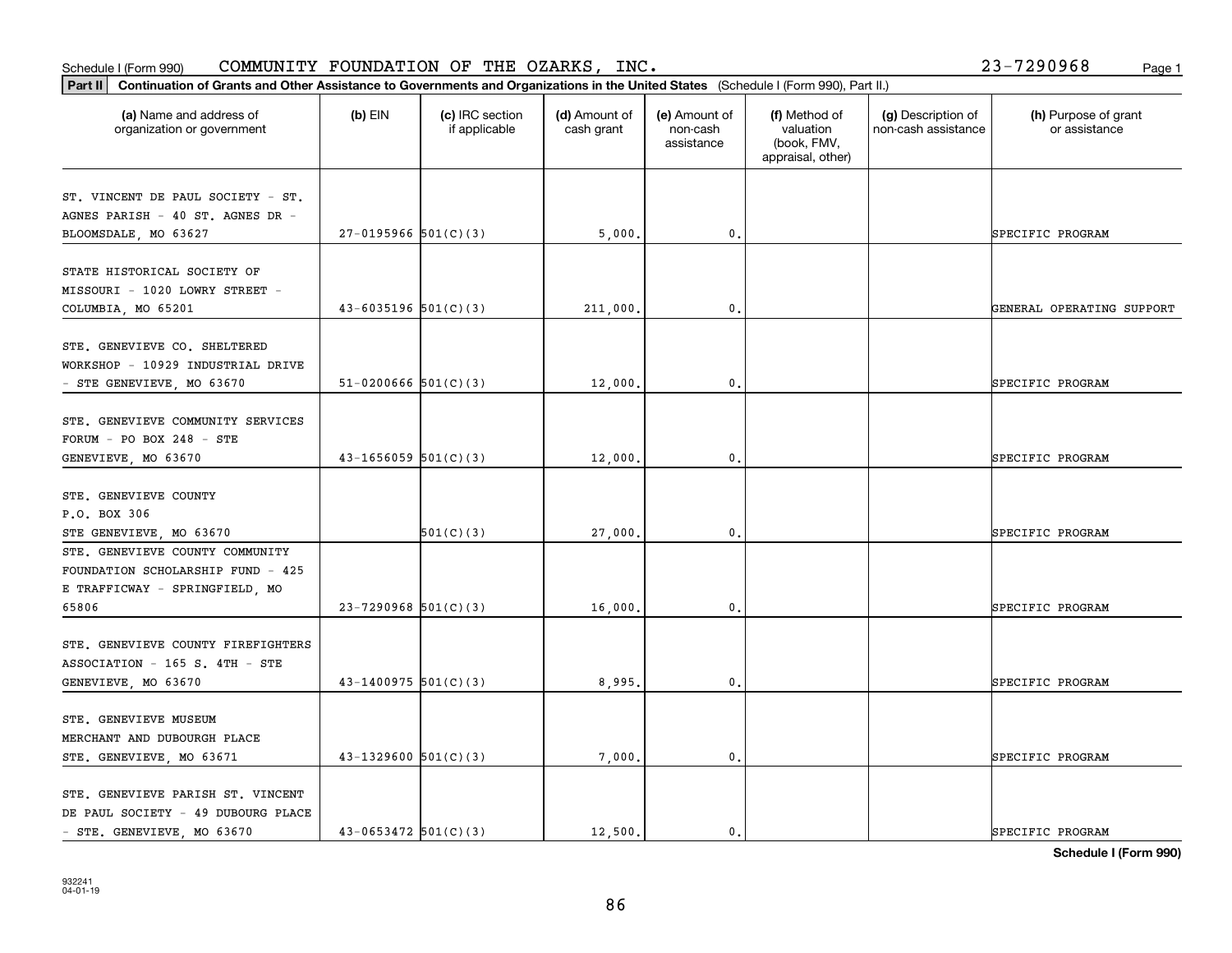Schedule I (Form 990) COMMUNITY FOUNDATION OF THE OZARKS, INC. 23-7290968

**Part II Continuation of Grants and Other Assistance to Governments and Organizations in the United States** (Schedule I (Form 990), Part II.)

| (a) Name and address of organization or government | (b) EIN | (c) IRC section if applicable | (d) Amount of cash grant | (e) Amount of non-cash assistance | (f) Method of valuation (book, FMV, appraisal, other) | (g) Description of non-cash assistance | (h) Purpose of grant or assistance |
|---|---|---|---|---|---|---|---|
| ST. VINCENT DE PAUL SOCIETY - ST. AGNES PARISH - 40 ST. AGNES DR - BLOOMSDALE, MO 63627 | 27-0195966 | 501(C)(3) | 5,000. | 0. | | | SPECIFIC PROGRAM |
| STATE HISTORICAL SOCIETY OF MISSOURI - 1020 LOWRY STREET - COLUMBIA, MO 65201 | 43-6035196 | 501(C)(3) | 211,000. | 0. | | | GENERAL OPERATING SUPPORT |
| STE. GENEVIEVE CO. SHELTERED WORKSHOP - 10929 INDUSTRIAL DRIVE - STE GENEVIEVE, MO 63670 | 51-0200666 | 501(C)(3) | 12,000. | 0. | | | SPECIFIC PROGRAM |
| STE. GENEVIEVE COMMUNITY SERVICES FORUM - PO BOX 248 - STE GENEVIEVE, MO 63670 | 43-1656059 | 501(C)(3) | 12,000. | 0. | | | SPECIFIC PROGRAM |
| STE. GENEVIEVE COUNTY P.O. BOX 306 STE GENEVIEVE, MO 63670 | | 501(C)(3) | 27,000. | 0. | | | SPECIFIC PROGRAM |
| STE. GENEVIEVE COUNTY COMMUNITY FOUNDATION SCHOLARSHIP FUND - 425 E TRAFFICWAY - SPRINGFIELD, MO 65806 | 23-7290968 | 501(C)(3) | 16,000. | 0. | | | SPECIFIC PROGRAM |
| STE. GENEVIEVE COUNTY FIREFIGHTERS ASSOCIATION - 165 S. 4TH - STE GENEVIEVE, MO 63670 | 43-1400975 | 501(C)(3) | 8,995. | 0. | | | SPECIFIC PROGRAM |
| STE. GENEVIEVE MUSEUM MERCHANT AND DUBOURGH PLACE STE. GENEVIEVE, MO 63671 | 43-1329600 | 501(C)(3) | 7,000. | 0. | | | SPECIFIC PROGRAM |
| STE. GENEVIEVE PARISH ST. VINCENT DE PAUL SOCIETY - 49 DUBOURG PLACE - STE. GENEVIEVE, MO 63670 | 43-0653472 | 501(C)(3) | 12,500. | 0. | | | SPECIFIC PROGRAM |

**Schedule I (Form 990)**

932241
04-01-19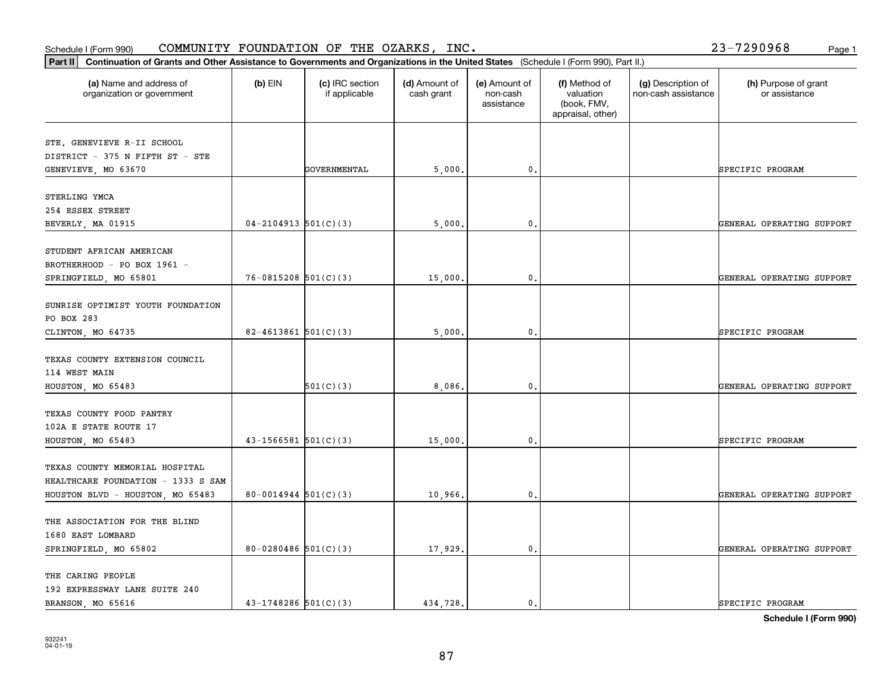Schedule I (Form 990) COMMUNITY FOUNDATION OF THE OZARKS, INC. 23-7290968

**Part II** **Continuation of Grants and Other Assistance to Governments and Organizations in the United States** (Schedule I (Form 990), Part II.)

| (a) Name and address of organization or government | (b) EIN | (c) IRC section if applicable | (d) Amount of cash grant | (e) Amount of non-cash assistance | (f) Method of valuation (book, FMV, appraisal, other) | (g) Description of non-cash assistance | (h) Purpose of grant or assistance |
|---|---|---|---|---|---|---|---|
| STE. GENEVIEVE R-II SCHOOL DISTRICT - 375 N FIFTH ST - STE GENEVIEVE, MO 63670 | | GOVERNMENTAL | 5,000. | 0. | | | SPECIFIC PROGRAM |
| STERLING YMCA 254 ESSEX STREET BEVERLY, MA 01915 | 04-2104913 | 501(C)(3) | 5,000. | 0. | | | GENERAL OPERATING SUPPORT |
| STUDENT AFRICAN AMERICAN BROTHERHOOD - PO BOX 1961 - SPRINGFIELD, MO 65801 | 76-0815208 | 501(C)(3) | 15,000. | 0. | | | GENERAL OPERATING SUPPORT |
| SUNRISE OPTIMIST YOUTH FOUNDATION PO BOX 283 CLINTON, MO 64735 | 82-4613861 | 501(C)(3) | 5,000. | 0. | | | SPECIFIC PROGRAM |
| TEXAS COUNTY EXTENSION COUNCIL 114 WEST MAIN HOUSTON, MO 65483 | | 501(C)(3) | 8,086. | 0. | | | GENERAL OPERATING SUPPORT |
| TEXAS COUNTY FOOD PANTRY 102A E STATE ROUTE 17 HOUSTON, MO 65483 | 43-1566581 | 501(C)(3) | 15,000. | 0. | | | SPECIFIC PROGRAM |
| TEXAS COUNTY MEMORIAL HOSPITAL HEALTHCARE FOUNDATION - 1333 S SAM HOUSTON BLVD - HOUSTON, MO 65483 | 80-0014944 | 501(C)(3) | 10,966. | 0. | | | GENERAL OPERATING SUPPORT |
| THE ASSOCIATION FOR THE BLIND 1680 EAST LOMBARD SPRINGFIELD, MO 65802 | 80-0280486 | 501(C)(3) | 17,929. | 0. | | | GENERAL OPERATING SUPPORT |
| THE CARING PEOPLE 192 EXPRESSWAY LANE SUITE 240 BRANSON, MO 65616 | 43-1748286 | 501(C)(3) | 434,728. | 0. | | | SPECIFIC PROGRAM |

**Schedule I (Form 990)**

932241 04-01-19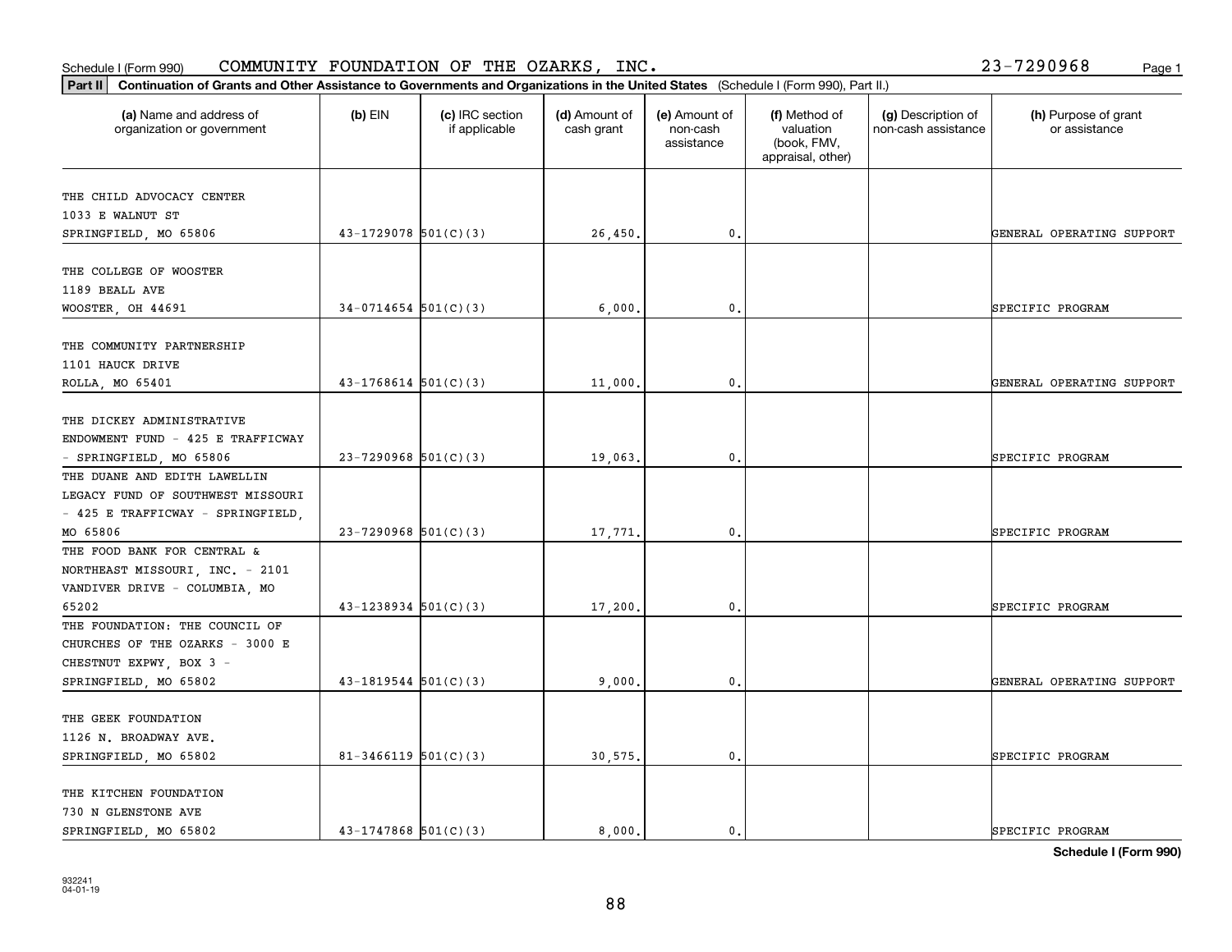Schedule I (Form 990) COMMUNITY FOUNDATION OF THE OZARKS, INC. 23-7290968

**Part II** **Continuation of Grants and Other Assistance to Governments and Organizations in the United States** (Schedule I (Form 990), Part II.)

| (a) Name and address of organization or government | (b) EIN | (c) IRC section if applicable | (d) Amount of cash grant | (e) Amount of non-cash assistance | (f) Method of valuation (book, FMV, appraisal, other) | (g) Description of non-cash assistance | (h) Purpose of grant or assistance |
|---|---|---|---|---|---|---|---|
| THE CHILD ADVOCACY CENTER<br>1033 E WALNUT ST<br>SPRINGFIELD, MO 65806 | 43-1729078 | 501(C)(3) | 26,450. | 0. | | | GENERAL OPERATING SUPPORT |
| THE COLLEGE OF WOOSTER<br>1189 BEALL AVE<br>WOOSTER, OH 44691 | 34-0714654 | 501(C)(3) | 6,000. | 0. | | | SPECIFIC PROGRAM |
| THE COMMUNITY PARTNERSHIP<br>1101 HAUCK DRIVE<br>ROLLA, MO 65401 | 43-1768614 | 501(C)(3) | 11,000. | 0. | | | GENERAL OPERATING SUPPORT |
| THE DICKEY ADMINISTRATIVE ENDOWMENT FUND - 425 E TRAFFICWAY - SPRINGFIELD, MO 65806 | 23-7290968 | 501(C)(3) | 19,063. | 0. | | | SPECIFIC PROGRAM |
| THE DUANE AND EDITH LAWELLIN LEGACY FUND OF SOUTHWEST MISSOURI - 425 E TRAFFICWAY - SPRINGFIELD, MO 65806 | 23-7290968 | 501(C)(3) | 17,771. | 0. | | | SPECIFIC PROGRAM |
| THE FOOD BANK FOR CENTRAL & NORTHEAST MISSOURI, INC. - 2101 VANDIVER DRIVE - COLUMBIA, MO 65202 | 43-1238934 | 501(C)(3) | 17,200. | 0. | | | SPECIFIC PROGRAM |
| THE FOUNDATION: THE COUNCIL OF CHURCHES OF THE OZARKS - 3000 E CHESTNUT EXPWY, BOX 3 - SPRINGFIELD, MO 65802 | 43-1819544 | 501(C)(3) | 9,000. | 0. | | | GENERAL OPERATING SUPPORT |
| THE GEEK FOUNDATION<br>1126 N. BROADWAY AVE.<br>SPRINGFIELD, MO 65802 | 81-3466119 | 501(C)(3) | 30,575. | 0. | | | SPECIFIC PROGRAM |
| THE KITCHEN FOUNDATION<br>730 N GLENSTONE AVE<br>SPRINGFIELD, MO 65802 | 43-1747868 | 501(C)(3) | 8,000. | 0. | | | SPECIFIC PROGRAM |

**Schedule I (Form 990)**

932241
04-01-19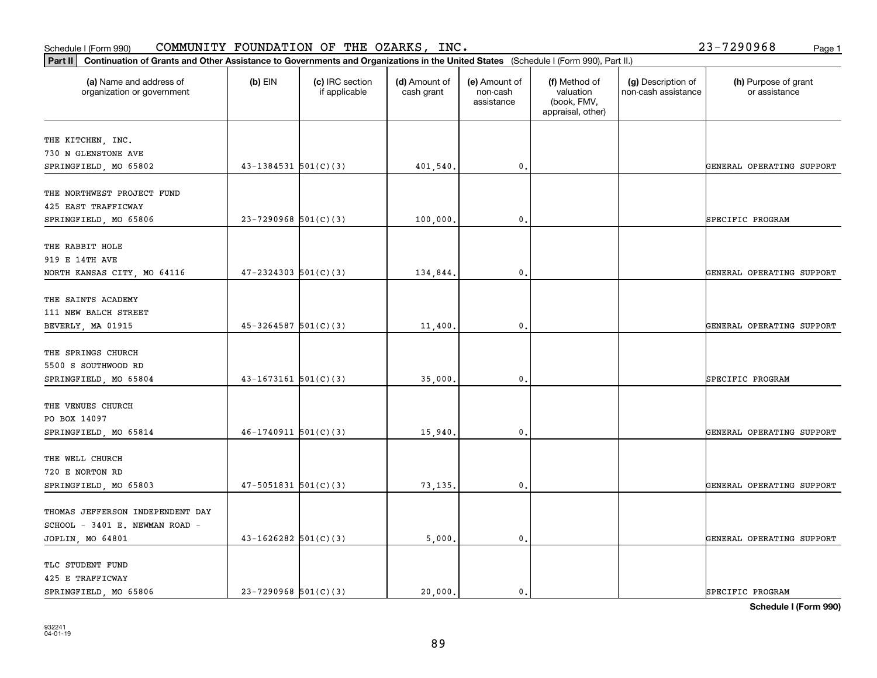Schedule I (Form 990) COMMUNITY FOUNDATION OF THE OZARKS, INC. 23-7290968

**Part II** **Continuation of Grants and Other Assistance to Governments and Organizations in the United States** (Schedule I (Form 990), Part II.)

| (a) Name and address of organization or government | (b) EIN | (c) IRC section if applicable | (d) Amount of cash grant | (e) Amount of non-cash assistance | (f) Method of valuation (book, FMV, appraisal, other) | (g) Description of non-cash assistance | (h) Purpose of grant or assistance |
|---|---|---|---|---|---|---|---|
| THE KITCHEN, INC.<br>730 N GLENSTONE AVE<br>SPRINGFIELD, MO 65802 | 43-1384531 | 501(C)(3) | 401,540. | 0. | | | GENERAL OPERATING SUPPORT |
| THE NORTHWEST PROJECT FUND<br>425 EAST TRAFFICWAY<br>SPRINGFIELD, MO 65806 | 23-7290968 | 501(C)(3) | 100,000. | 0. | | | SPECIFIC PROGRAM |
| THE RABBIT HOLE<br>919 E 14TH AVE<br>NORTH KANSAS CITY, MO 64116 | 47-2324303 | 501(C)(3) | 134,844. | 0. | | | GENERAL OPERATING SUPPORT |
| THE SAINTS ACADEMY<br>111 NEW BALCH STREET<br>BEVERLY, MA 01915 | 45-3264587 | 501(C)(3) | 11,400. | 0. | | | GENERAL OPERATING SUPPORT |
| THE SPRINGS CHURCH<br>5500 S SOUTHWOOD RD<br>SPRINGFIELD, MO 65804 | 43-1673161 | 501(C)(3) | 35,000. | 0. | | | SPECIFIC PROGRAM |
| THE VENUES CHURCH<br>PO BOX 14097<br>SPRINGFIELD, MO 65814 | 46-1740911 | 501(C)(3) | 15,940. | 0. | | | GENERAL OPERATING SUPPORT |
| THE WELL CHURCH<br>720 E NORTON RD<br>SPRINGFIELD, MO 65803 | 47-5051831 | 501(C)(3) | 73,135. | 0. | | | GENERAL OPERATING SUPPORT |
| THOMAS JEFFERSON INDEPENDENT DAY<br>SCHOOL - 3401 E. NEWMAN ROAD -<br>JOPLIN, MO 64801 | 43-1626282 | 501(C)(3) | 5,000. | 0. | | | GENERAL OPERATING SUPPORT |
| TLC STUDENT FUND<br>425 E TRAFFICWAY<br>SPRINGFIELD, MO 65806 | 23-7290968 | 501(C)(3) | 20,000. | 0. | | | SPECIFIC PROGRAM |

**Schedule I (Form 990)**

932241
04-01-19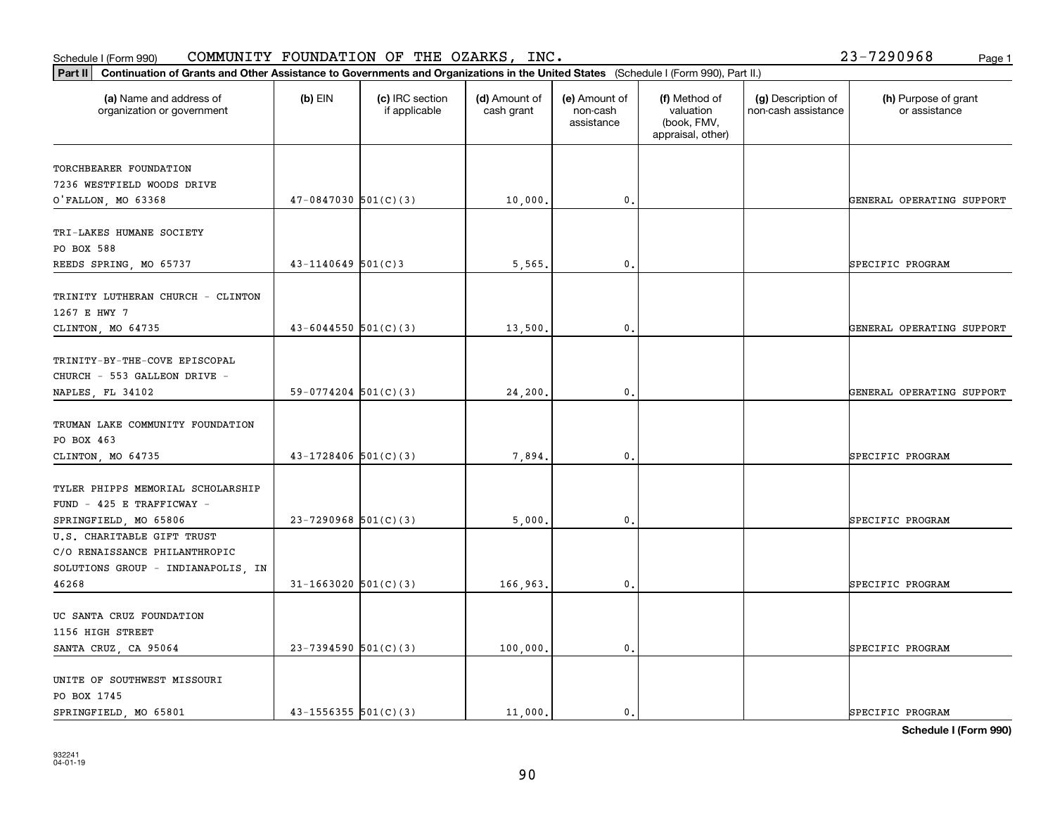Schedule I (Form 990) COMMUNITY FOUNDATION OF THE OZARKS, INC. 23-7290968

**Part II** **Continuation of Grants and Other Assistance to Governments and Organizations in the United States** (Schedule I (Form 990), Part II.)

| (a) Name and address of organization or government | (b) EIN | (c) IRC section if applicable | (d) Amount of cash grant | (e) Amount of non-cash assistance | (f) Method of valuation (book, FMV, appraisal, other) | (g) Description of non-cash assistance | (h) Purpose of grant or assistance |
|---|---|---|---|---|---|---|---|
| TORCHBEARER FOUNDATION 7236 WESTFIELD WOODS DRIVE O'FALLON, MO 63368 | 47-0847030 | 501(C)(3) | 10,000. | 0. | | | GENERAL OPERATING SUPPORT |
| TRI-LAKES HUMANE SOCIETY PO BOX 588 REEDS SPRING, MO 65737 | 43-1140649 | 501(C)3 | 5,565. | 0. | | | SPECIFIC PROGRAM |
| TRINITY LUTHERAN CHURCH - CLINTON 1267 E HWY 7 CLINTON, MO 64735 | 43-6044550 | 501(C)(3) | 13,500. | 0. | | | GENERAL OPERATING SUPPORT |
| TRINITY-BY-THE-COVE EPISCOPAL CHURCH - 553 GALLEON DRIVE - NAPLES, FL 34102 | 59-0774204 | 501(C)(3) | 24,200. | 0. | | | GENERAL OPERATING SUPPORT |
| TRUMAN LAKE COMMUNITY FOUNDATION PO BOX 463 CLINTON, MO 64735 | 43-1728406 | 501(C)(3) | 7,894. | 0. | | | SPECIFIC PROGRAM |
| TYLER PHIPPS MEMORIAL SCHOLARSHIP FUND - 425 E TRAFFICWAY - SPRINGFIELD, MO 65806 | 23-7290968 | 501(C)(3) | 5,000. | 0. | | | SPECIFIC PROGRAM |
| U.S. CHARITABLE GIFT TRUST C/O RENAISSANCE PHILANTHROPIC SOLUTIONS GROUP - INDIANAPOLIS, IN 46268 | 31-1663020 | 501(C)(3) | 166,963. | 0. | | | SPECIFIC PROGRAM |
| UC SANTA CRUZ FOUNDATION 1156 HIGH STREET SANTA CRUZ, CA 95064 | 23-7394590 | 501(C)(3) | 100,000. | 0. | | | SPECIFIC PROGRAM |
| UNITE OF SOUTHWEST MISSOURI PO BOX 1745 SPRINGFIELD, MO 65801 | 43-1556355 | 501(C)(3) | 11,000. | 0. | | | SPECIFIC PROGRAM |

**Schedule I (Form 990)**

932241 04-01-19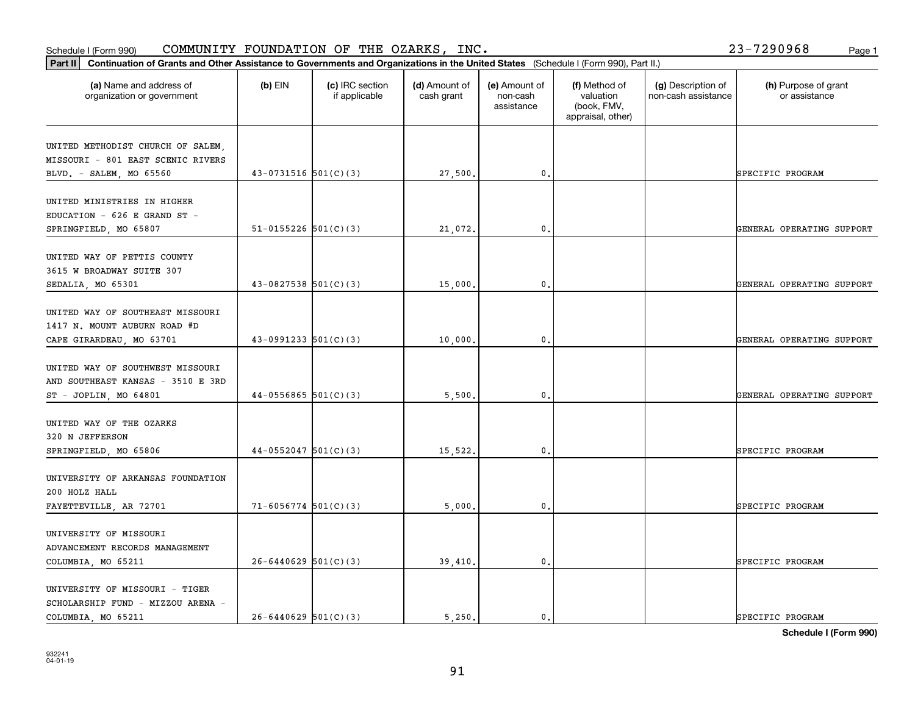Schedule I (Form 990) COMMUNITY FOUNDATION OF THE OZARKS, INC. 23-7290968

**Part II** **Continuation of Grants and Other Assistance to Governments and Organizations in the United States** (Schedule I (Form 990), Part II.)

| (a) Name and address of organization or government | (b) EIN | (c) IRC section if applicable | (d) Amount of cash grant | (e) Amount of non-cash assistance | (f) Method of valuation (book, FMV, appraisal, other) | (g) Description of non-cash assistance | (h) Purpose of grant or assistance |
|---|---|---|---|---|---|---|---|
| UNITED METHODIST CHURCH OF SALEM, MISSOURI - 801 EAST SCENIC RIVERS BLVD. - SALEM, MO 65560 | 43-0731516 | 501(C)(3) | 27,500. | 0. | | | SPECIFIC PROGRAM |
| UNITED MINISTRIES IN HIGHER EDUCATION - 626 E GRAND ST - SPRINGFIELD, MO 65807 | 51-0155226 | 501(C)(3) | 21,072. | 0. | | | GENERAL OPERATING SUPPORT |
| UNITED WAY OF PETTIS COUNTY 3615 W BROADWAY SUITE 307 SEDALIA, MO 65301 | 43-0827538 | 501(C)(3) | 15,000. | 0. | | | GENERAL OPERATING SUPPORT |
| UNITED WAY OF SOUTHEAST MISSOURI 1417 N. MOUNT AUBURN ROAD #D CAPE GIRARDEAU, MO 63701 | 43-0991233 | 501(C)(3) | 10,000. | 0. | | | GENERAL OPERATING SUPPORT |
| UNITED WAY OF SOUTHWEST MISSOURI AND SOUTHEAST KANSAS - 3510 E 3RD ST - JOPLIN, MO 64801 | 44-0556865 | 501(C)(3) | 5,500. | 0. | | | GENERAL OPERATING SUPPORT |
| UNITED WAY OF THE OZARKS 320 N JEFFERSON SPRINGFIELD, MO 65806 | 44-0552047 | 501(C)(3) | 15,522. | 0. | | | SPECIFIC PROGRAM |
| UNIVERSITY OF ARKANSAS FOUNDATION 200 HOLZ HALL FAYETTEVILLE, AR 72701 | 71-6056774 | 501(C)(3) | 5,000. | 0. | | | SPECIFIC PROGRAM |
| UNIVERSITY OF MISSOURI ADVANCEMENT RECORDS MANAGEMENT COLUMBIA, MO 65211 | 26-6440629 | 501(C)(3) | 39,410. | 0. | | | SPECIFIC PROGRAM |
| UNIVERSITY OF MISSOURI - TIGER SCHOLARSHIP FUND - MIZZOU ARENA - COLUMBIA, MO 65211 | 26-6440629 | 501(C)(3) | 5,250. | 0. | | | SPECIFIC PROGRAM |

Schedule I (Form 990)

932241 04-01-19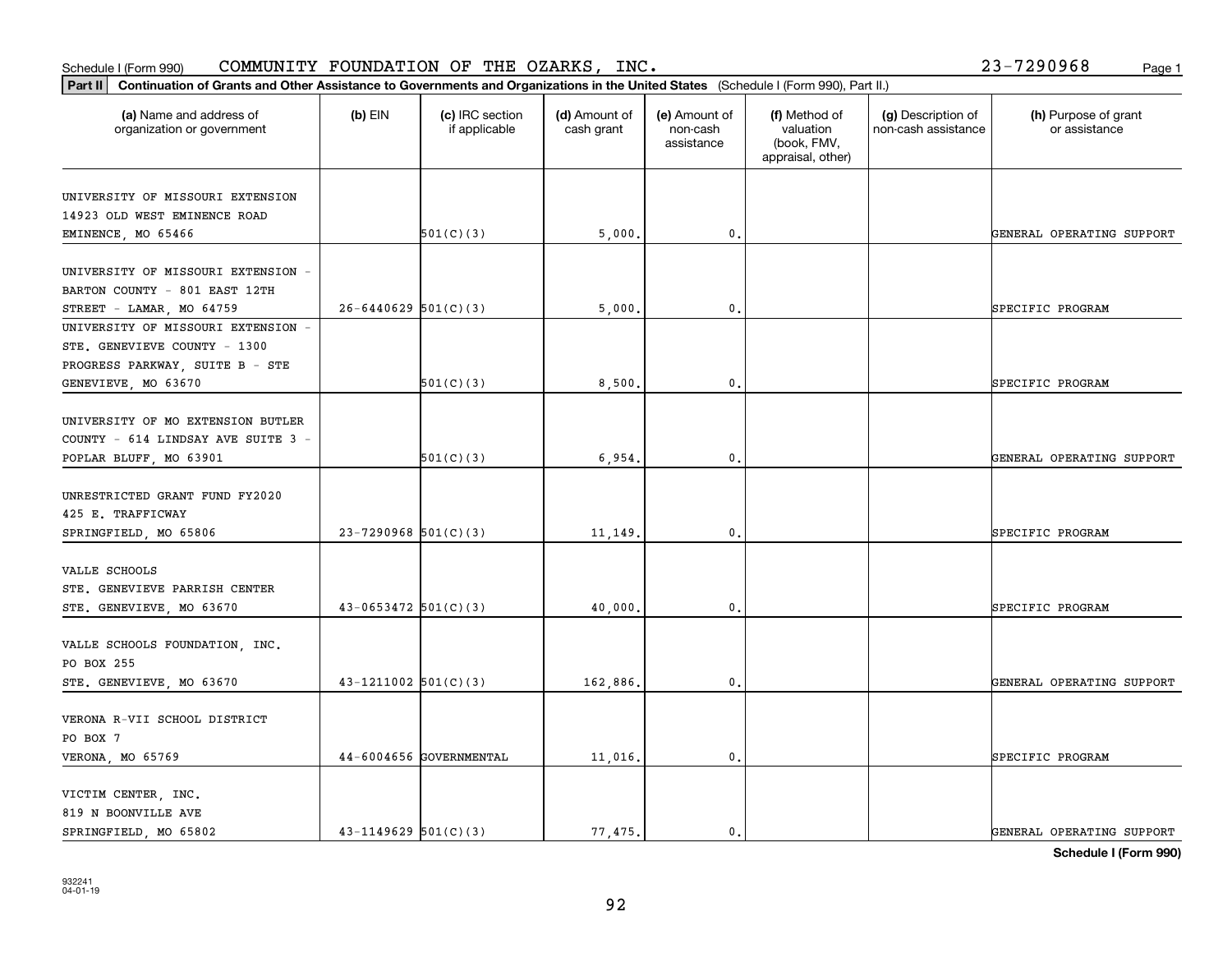Schedule I (Form 990) COMMUNITY FOUNDATION OF THE OZARKS, INC. 23-7290968

**Part II Continuation of Grants and Other Assistance to Governments and Organizations in the United States** (Schedule I (Form 990), Part II.)

| (a) Name and address of organization or government | (b) EIN | (c) IRC section if applicable | (d) Amount of cash grant | (e) Amount of non-cash assistance | (f) Method of valuation (book, FMV, appraisal, other) | (g) Description of non-cash assistance | (h) Purpose of grant or assistance |
|---|---|---|---|---|---|---|---|
| UNIVERSITY OF MISSOURI EXTENSION 14923 OLD WEST EMINENCE ROAD EMINENCE, MO 65466 | | 501(C)(3) | 5,000. | 0. | | | GENERAL OPERATING SUPPORT |
| UNIVERSITY OF MISSOURI EXTENSION - BARTON COUNTY - 801 EAST 12TH STREET - LAMAR, MO 64759 | 26-6440629 | 501(C)(3) | 5,000. | 0. | | | SPECIFIC PROGRAM |
| UNIVERSITY OF MISSOURI EXTENSION - STE. GENEVIEVE COUNTY - 1300 PROGRESS PARKWAY, SUITE B - STE GENEVIEVE, MO 63670 | | 501(C)(3) | 8,500. | 0. | | | SPECIFIC PROGRAM |
| UNIVERSITY OF MO EXTENSION BUTLER COUNTY - 614 LINDSAY AVE SUITE 3 - POPLAR BLUFF, MO 63901 | | 501(C)(3) | 6,954. | 0. | | | GENERAL OPERATING SUPPORT |
| UNRESTRICTED GRANT FUND FY2020 425 E. TRAFFICWAY SPRINGFIELD, MO 65806 | 23-7290968 | 501(C)(3) | 11,149. | 0. | | | SPECIFIC PROGRAM |
| VALLE SCHOOLS STE. GENEVIEVE PARRISH CENTER STE. GENEVIEVE, MO 63670 | 43-0653472 | 501(C)(3) | 40,000. | 0. | | | SPECIFIC PROGRAM |
| VALLE SCHOOLS FOUNDATION, INC. PO BOX 255 STE. GENEVIEVE, MO 63670 | 43-1211002 | 501(C)(3) | 162,886. | 0. | | | GENERAL OPERATING SUPPORT |
| VERONA R-VII SCHOOL DISTRICT PO BOX 7 VERONA, MO 65769 | 44-6004656 | GOVERNMENTAL | 11,016. | 0. | | | SPECIFIC PROGRAM |
| VICTIM CENTER, INC. 819 N BOONVILLE AVE SPRINGFIELD, MO 65802 | 43-1149629 | 501(C)(3) | 77,475. | 0. | | | GENERAL OPERATING SUPPORT |

**Schedule I (Form 990)**

932241 04-01-19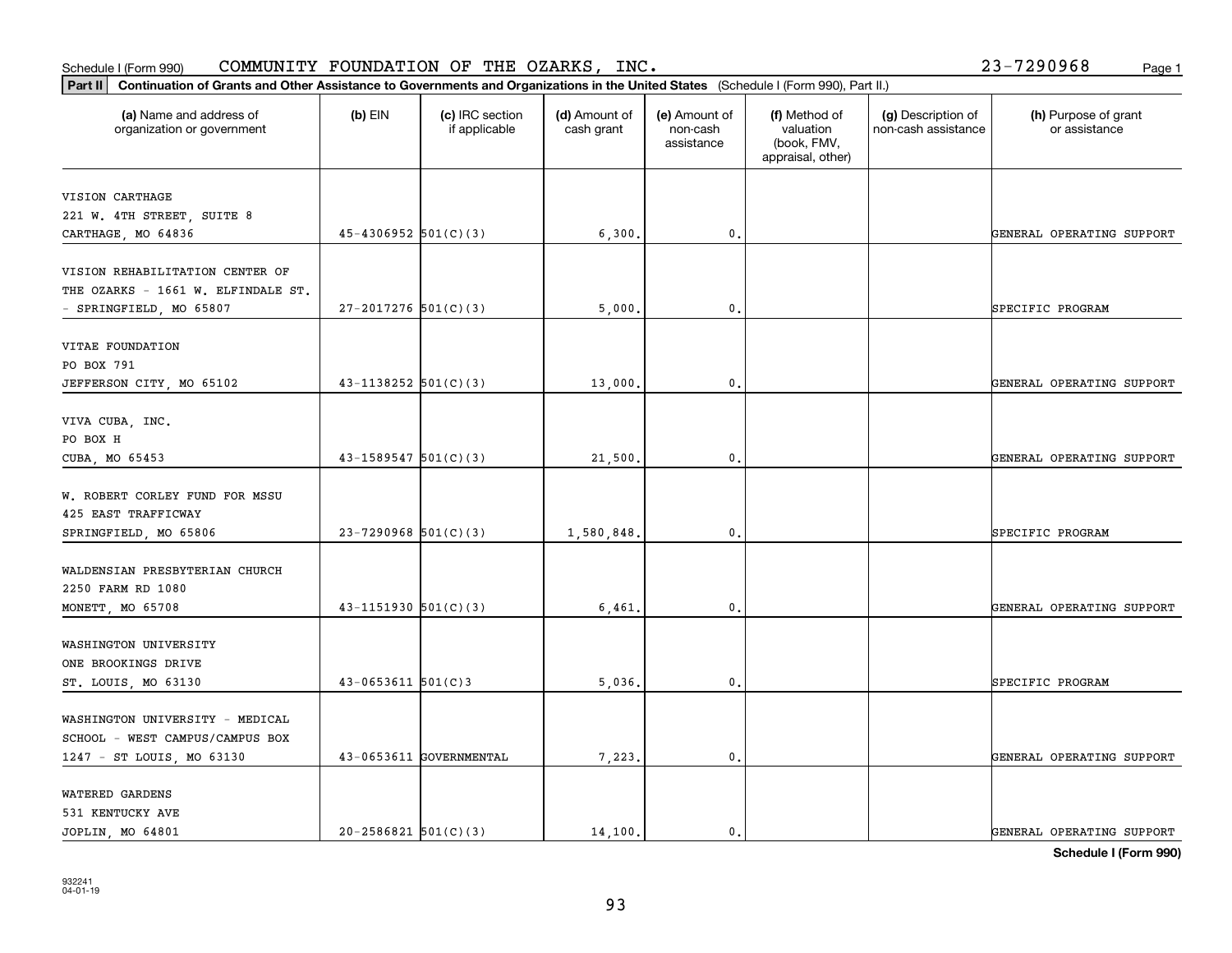Schedule I (Form 990) COMMUNITY FOUNDATION OF THE OZARKS, INC. 23-7290968

**Part II** **Continuation of Grants and Other Assistance to Governments and Organizations in the United States** (Schedule I (Form 990), Part II.)

| (a) Name and address of organization or government | (b) EIN | (c) IRC section if applicable | (d) Amount of cash grant | (e) Amount of non-cash assistance | (f) Method of valuation (book, FMV, appraisal, other) | (g) Description of non-cash assistance | (h) Purpose of grant or assistance |
|---|---|---|---|---|---|---|---|
| VISION CARTHAGE<br>221 W. 4TH STREET, SUITE 8<br>CARTHAGE, MO 64836 | 45-4306952 | 501(C)(3) | 6,300. | 0. | | | GENERAL OPERATING SUPPORT |
| VISION REHABILITATION CENTER OF THE OZARKS - 1661 W. ELFINDALE ST. - SPRINGFIELD, MO 65807 | 27-2017276 | 501(C)(3) | 5,000. | 0. | | | SPECIFIC PROGRAM |
| VITAE FOUNDATION<br>PO BOX 791<br>JEFFERSON CITY, MO 65102 | 43-1138252 | 501(C)(3) | 13,000. | 0. | | | GENERAL OPERATING SUPPORT |
| VIVA CUBA, INC.<br>PO BOX H<br>CUBA, MO 65453 | 43-1589547 | 501(C)(3) | 21,500. | 0. | | | GENERAL OPERATING SUPPORT |
| W. ROBERT CORLEY FUND FOR MSSU<br>425 EAST TRAFFICWAY<br>SPRINGFIELD, MO 65806 | 23-7290968 | 501(C)(3) | 1,580,848. | 0. | | | SPECIFIC PROGRAM |
| WALDENSIAN PRESBYTERIAN CHURCH<br>2250 FARM RD 1080<br>MONETT, MO 65708 | 43-1151930 | 501(C)(3) | 6,461. | 0. | | | GENERAL OPERATING SUPPORT |
| WASHINGTON UNIVERSITY<br>ONE BROOKINGS DRIVE<br>ST. LOUIS, MO 63130 | 43-0653611 | 501(C)3 | 5,036. | 0. | | | SPECIFIC PROGRAM |
| WASHINGTON UNIVERSITY - MEDICAL SCHOOL - WEST CAMPUS/CAMPUS BOX 1247 - ST LOUIS, MO 63130 | 43-0653611 | GOVERNMENTAL | 7,223. | 0. | | | GENERAL OPERATING SUPPORT |
| WATERED GARDENS<br>531 KENTUCKY AVE<br>JOPLIN, MO 64801 | 20-2586821 | 501(C)(3) | 14,100. | 0. | | | GENERAL OPERATING SUPPORT |

**Schedule I (Form 990)**

932241
04-01-19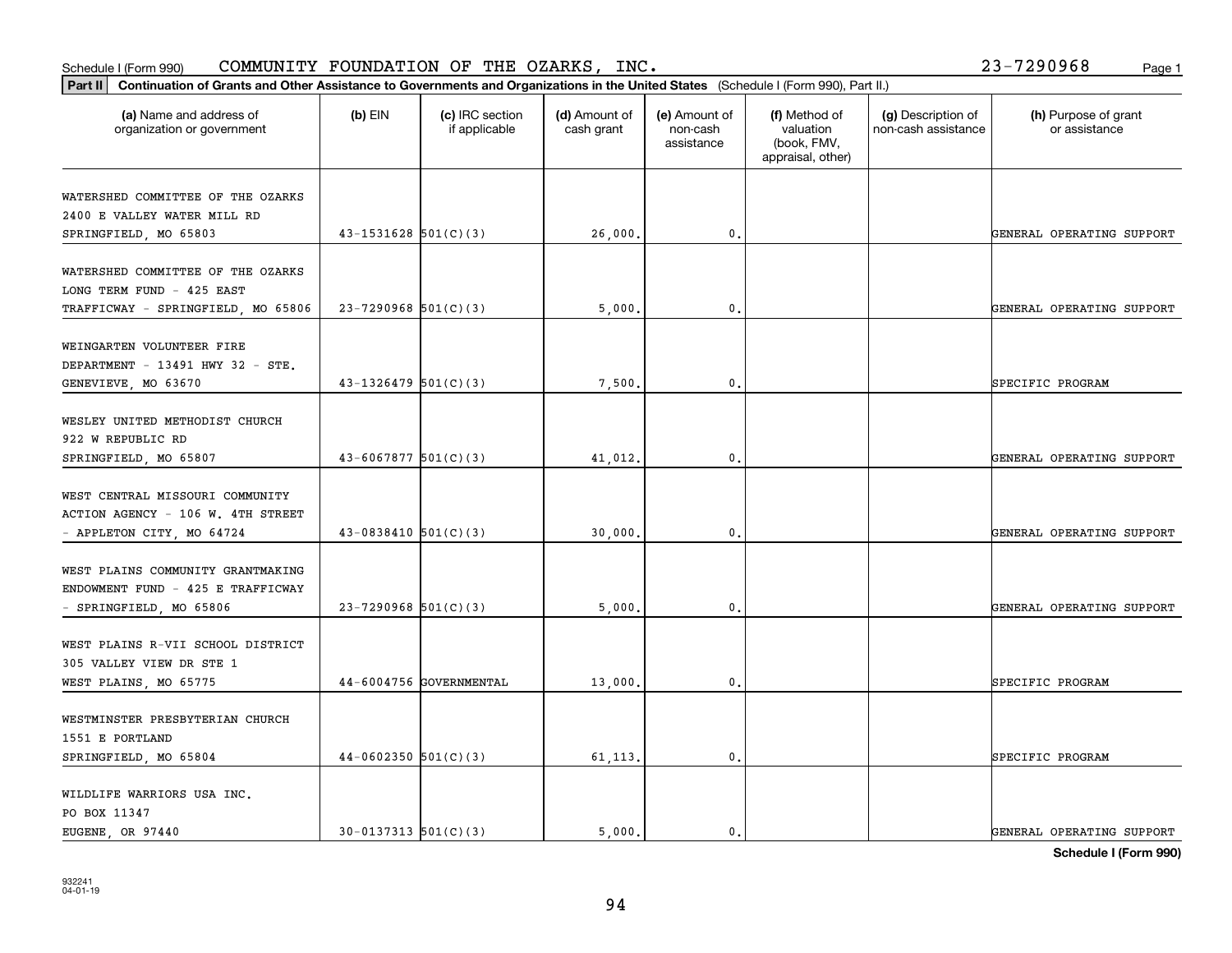Schedule I (Form 990) COMMUNITY FOUNDATION OF THE OZARKS, INC. 23-7290968

**Part II** **Continuation of Grants and Other Assistance to Governments and Organizations in the United States** (Schedule I (Form 990), Part II.)

| (a) Name and address of organization or government | (b) EIN | (c) IRC section if applicable | (d) Amount of cash grant | (e) Amount of non-cash assistance | (f) Method of valuation (book, FMV, appraisal, other) | (g) Description of non-cash assistance | (h) Purpose of grant or assistance |
|---|---|---|---|---|---|---|---|
| WATERSHED COMMITTEE OF THE OZARKS 2400 E VALLEY WATER MILL RD SPRINGFIELD, MO 65803 | 43-1531628 | 501(C)(3) | 26,000. | 0. | | | GENERAL OPERATING SUPPORT |
| WATERSHED COMMITTEE OF THE OZARKS LONG TERM FUND - 425 EAST TRAFFICWAY - SPRINGFIELD, MO 65806 | 23-7290968 | 501(C)(3) | 5,000. | 0. | | | GENERAL OPERATING SUPPORT |
| WEINGARTEN VOLUNTEER FIRE DEPARTMENT - 13491 HWY 32 - STE. GENEVIEVE, MO 63670 | 43-1326479 | 501(C)(3) | 7,500. | 0. | | | SPECIFIC PROGRAM |
| WESLEY UNITED METHODIST CHURCH 922 W REPUBLIC RD SPRINGFIELD, MO 65807 | 43-6067877 | 501(C)(3) | 41,012. | 0. | | | GENERAL OPERATING SUPPORT |
| WEST CENTRAL MISSOURI COMMUNITY ACTION AGENCY - 106 W. 4TH STREET - APPLETON CITY, MO 64724 | 43-0838410 | 501(C)(3) | 30,000. | 0. | | | GENERAL OPERATING SUPPORT |
| WEST PLAINS COMMUNITY GRANTMAKING ENDOWMENT FUND - 425 E TRAFFICWAY - SPRINGFIELD, MO 65806 | 23-7290968 | 501(C)(3) | 5,000. | 0. | | | GENERAL OPERATING SUPPORT |
| WEST PLAINS R-VII SCHOOL DISTRICT 305 VALLEY VIEW DR STE 1 WEST PLAINS, MO 65775 | 44-6004756 | GOVERNMENTAL | 13,000. | 0. | | | SPECIFIC PROGRAM |
| WESTMINSTER PRESBYTERIAN CHURCH 1551 E PORTLAND SPRINGFIELD, MO 65804 | 44-0602350 | 501(C)(3) | 61,113. | 0. | | | SPECIFIC PROGRAM |
| WILDLIFE WARRIORS USA INC. PO BOX 11347 EUGENE, OR 97440 | 30-0137313 | 501(C)(3) | 5,000. | 0. | | | GENERAL OPERATING SUPPORT |

**Schedule I (Form 990)**

932241 04-01-19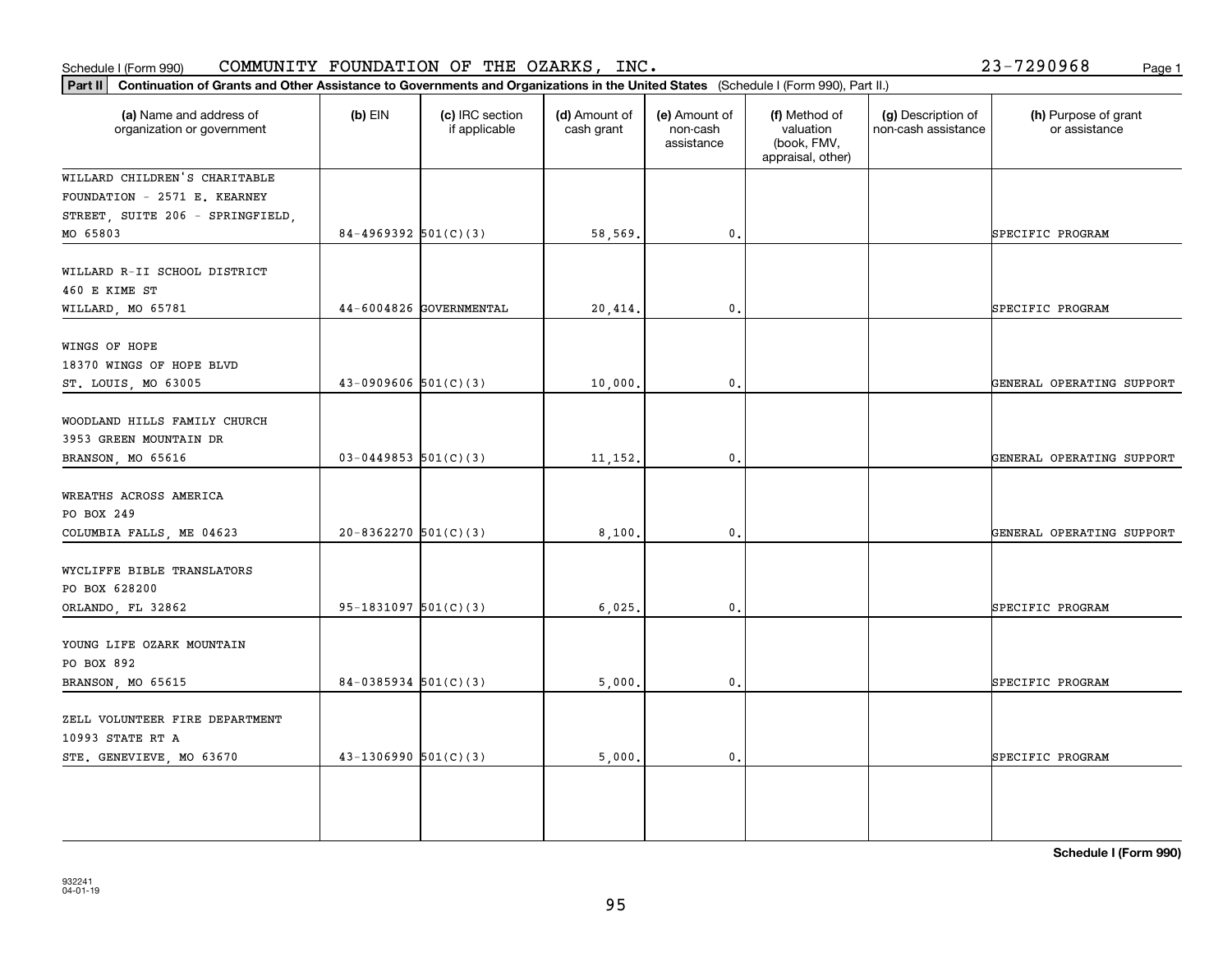Schedule I (Form 990) COMMUNITY FOUNDATION OF THE OZARKS, INC. 23-7290968

**Part II Continuation of Grants and Other Assistance to Governments and Organizations in the United States** (Schedule I (Form 990), Part II.)

| (a) Name and address of organization or government | (b) EIN | (c) IRC section if applicable | (d) Amount of cash grant | (e) Amount of non-cash assistance | (f) Method of valuation (book, FMV, appraisal, other) | (g) Description of non-cash assistance | (h) Purpose of grant or assistance |
|---|---|---|---|---|---|---|---|
| WILLARD CHILDREN'S CHARITABLE FOUNDATION - 2571 E. KEARNEY STREET, SUITE 206 - SPRINGFIELD, MO 65803 | 84-4969392 | 501(C)(3) | 58,569. | 0. | | | SPECIFIC PROGRAM |
| WILLARD R-II SCHOOL DISTRICT 460 E KIME ST WILLARD, MO 65781 | 44-6004826 | GOVERNMENTAL | 20,414. | 0. | | | SPECIFIC PROGRAM |
| WINGS OF HOPE 18370 WINGS OF HOPE BLVD ST. LOUIS, MO 63005 | 43-0909606 | 501(C)(3) | 10,000. | 0. | | | GENERAL OPERATING SUPPORT |
| WOODLAND HILLS FAMILY CHURCH 3953 GREEN MOUNTAIN DR BRANSON, MO 65616 | 03-0449853 | 501(C)(3) | 11,152. | 0. | | | GENERAL OPERATING SUPPORT |
| WREATHS ACROSS AMERICA PO BOX 249 COLUMBIA FALLS, ME 04623 | 20-8362270 | 501(C)(3) | 8,100. | 0. | | | GENERAL OPERATING SUPPORT |
| WYCLIFFE BIBLE TRANSLATORS PO BOX 628200 ORLANDO, FL 32862 | 95-1831097 | 501(C)(3) | 6,025. | 0. | | | SPECIFIC PROGRAM |
| YOUNG LIFE OZARK MOUNTAIN PO BOX 892 BRANSON, MO 65615 | 84-0385934 | 501(C)(3) | 5,000. | 0. | | | SPECIFIC PROGRAM |
| ZELL VOLUNTEER FIRE DEPARTMENT 10993 STATE RT A STE. GENEVIEVE, MO 63670 | 43-1306990 | 501(C)(3) | 5,000. | 0. | | | SPECIFIC PROGRAM |
| | | | | | | | |

**Schedule I (Form 990)**

932241 04-01-19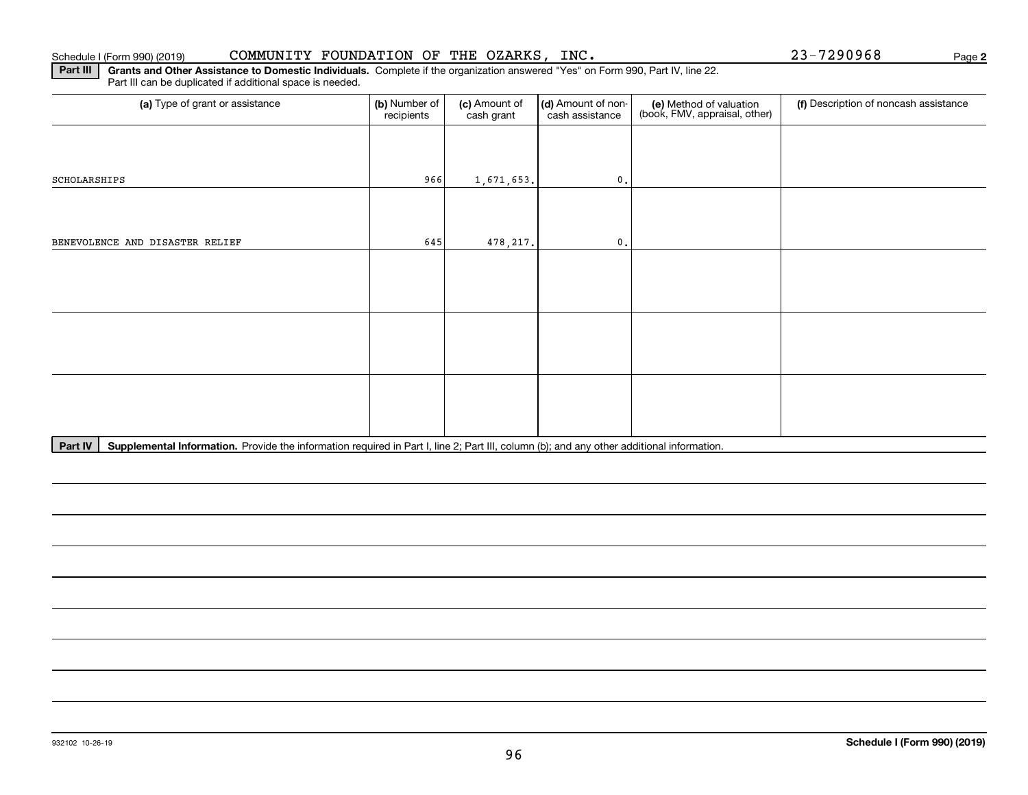Schedule I (Form 990) (2019) COMMUNITY FOUNDATION OF THE OZARKS, INC. 23-7290968 Page **2**

**Part III** **Grants and Other Assistance to Domestic Individuals.** Complete if the organization answered "Yes" on Form 990, Part IV, line 22. Part III can be duplicated if additional space is needed.

| (a) Type of grant or assistance | (b) Number of recipients | (c) Amount of cash grant | (d) Amount of non-cash assistance | (e) Method of valuation (book, FMV, appraisal, other) | (f) Description of noncash assistance |
|---|---|---|---|---|---|
| SCHOLARSHIPS | 966 | 1,671,653. | 0. | | |
| BENEVOLENCE AND DISASTER RELIEF | 645 | 478,217. | 0. | | |
| | | | | | |
| | | | | | |
| | | | | | |

**Part IV** **Supplemental Information.** Provide the information required in Part I, line 2; Part III, column (b); and any other additional information.

932102 10-26-19

**Schedule I (Form 990) (2019)**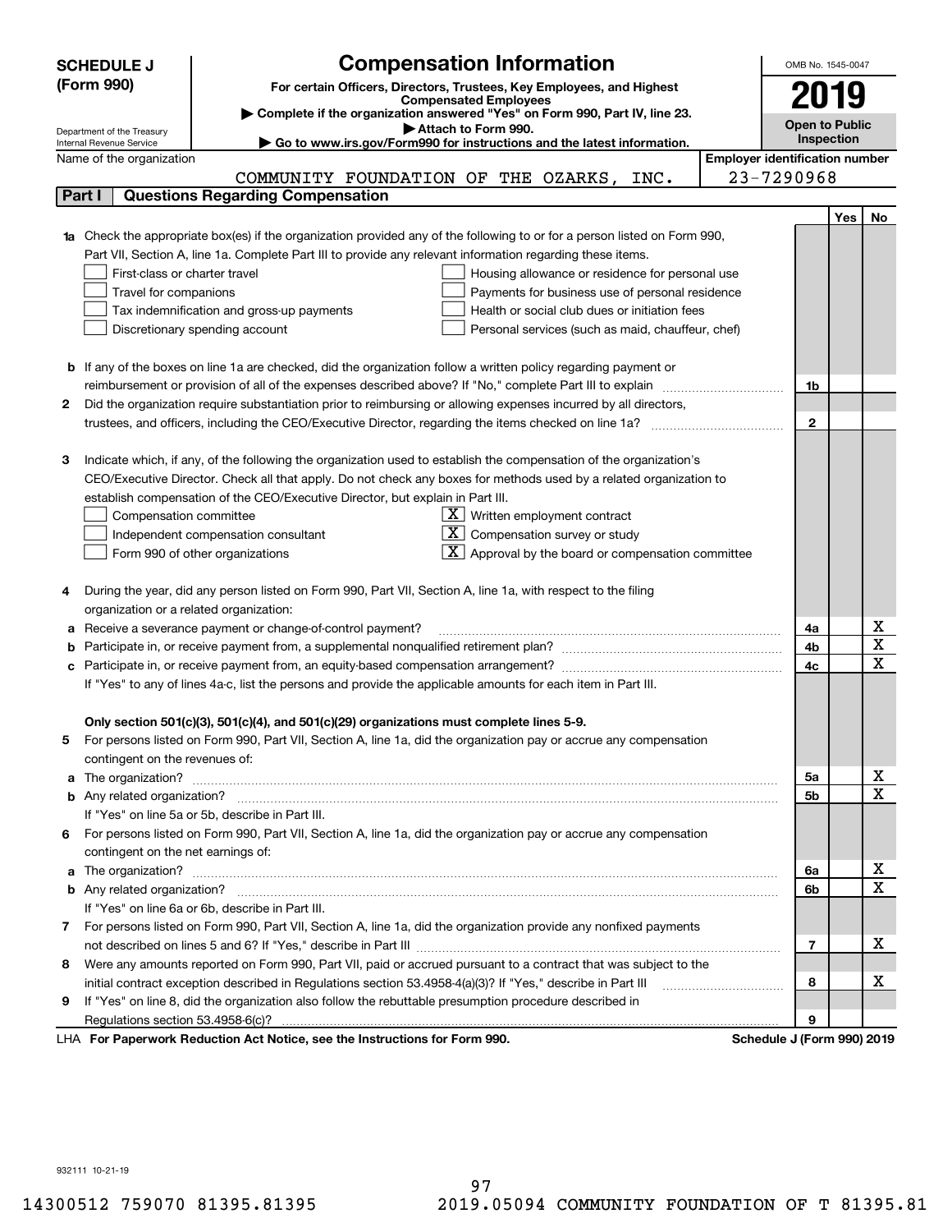**SCHEDULE J (Form 990)**

Department of the Treasury
Internal Revenue Service

# Compensation Information

**For certain Officers, Directors, Trustees, Key Employees, and Highest Compensated Employees**

▶ Complete if the organization answered "Yes" on Form 990, Part IV, line 23.
▶ Attach to Form 990.
▶ Go to www.irs.gov/Form990 for instructions and the latest information.

OMB No. 1545-0047

**2019**

**Open to Public Inspection**

Name of the organization: COMMUNITY FOUNDATION OF THE OZARKS, INC.

Employer identification number: 23-7290968

## Part I Questions Regarding Compensation

| | | | Yes | No |
|---|---|---|---|---|
| **1a** | Check the appropriate box(es) if the organization provided any of the following to or for a person listed on Form 990, Part VII, Section A, line 1a. Complete Part III to provide any relevant information regarding these items.<br>☐ First-class or charter travel ☐ Housing allowance or residence for personal use<br>☐ Travel for companions ☐ Payments for business use of personal residence<br>☐ Tax indemnification and gross-up payments ☐ Health or social club dues or initiation fees<br>☐ Discretionary spending account ☐ Personal services (such as maid, chauffeur, chef) | | | |
| **b** | If any of the boxes on line 1a are checked, did the organization follow a written policy regarding payment or reimbursement or provision of all of the expenses described above? If "No," complete Part III to explain | 1b | | |
| **2** | Did the organization require substantiation prior to reimbursing or allowing expenses incurred by all directors, trustees, and officers, including the CEO/Executive Director, regarding the items checked on line 1a? | 2 | | |
| **3** | Indicate which, if any, of the following the organization used to establish the compensation of the organization's CEO/Executive Director. Check all that apply. Do not check any boxes for methods used by a related organization to establish compensation of the CEO/Executive Director, but explain in Part III.<br>☐ Compensation committee ☒ Written employment contract<br>☐ Independent compensation consultant ☒ Compensation survey or study<br>☐ Form 990 of other organizations ☒ Approval by the board or compensation committee | | | |
| **4** | During the year, did any person listed on Form 990, Part VII, Section A, line 1a, with respect to the filing organization or a related organization: | | | |
| **a** | Receive a severance payment or change-of-control payment? | 4a | | X |
| **b** | Participate in, or receive payment from, a supplemental nonqualified retirement plan? | 4b | | X |
| **c** | Participate in, or receive payment from, an equity-based compensation arrangement? | 4c | | X |
| | If "Yes" to any of lines 4a-c, list the persons and provide the applicable amounts for each item in Part III. | | | |
| | **Only section 501(c)(3), 501(c)(4), and 501(c)(29) organizations must complete lines 5-9.** | | | |
| **5** | For persons listed on Form 990, Part VII, Section A, line 1a, did the organization pay or accrue any compensation contingent on the revenues of: | | | |
| **a** | The organization? | 5a | | X |
| **b** | Any related organization? | 5b | | X |
| | If "Yes" on line 5a or 5b, describe in Part III. | | | |
| **6** | For persons listed on Form 990, Part VII, Section A, line 1a, did the organization pay or accrue any compensation contingent on the net earnings of: | | | |
| **a** | The organization? | 6a | | X |
| **b** | Any related organization? | 6b | | X |
| | If "Yes" on line 6a or 6b, describe in Part III. | | | |
| **7** | For persons listed on Form 990, Part VII, Section A, line 1a, did the organization provide any nonfixed payments not described on lines 5 and 6? If "Yes," describe in Part III | 7 | | X |
| **8** | Were any amounts reported on Form 990, Part VII, paid or accrued pursuant to a contract that was subject to the initial contract exception described in Regulations section 53.4958-4(a)(3)? If "Yes," describe in Part III | 8 | | X |
| **9** | If "Yes" on line 8, did the organization also follow the rebuttable presumption procedure described in Regulations section 53.4958-6(c)? | 9 | | |

LHA **For Paperwork Reduction Act Notice, see the Instructions for Form 990.** **Schedule J (Form 990) 2019**

932111 10-21-19

14300512 759070 81395.81395 2019.05094 COMMUNITY FOUNDATION OF T 81395.81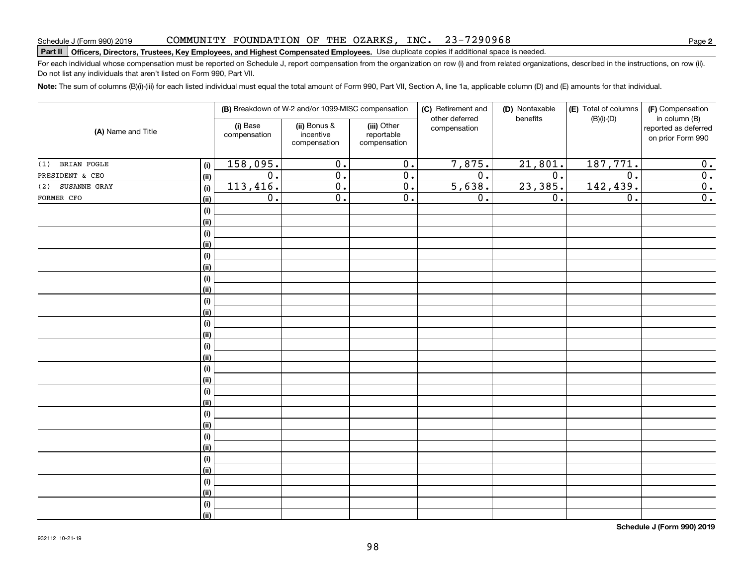Schedule J (Form 990) 2019 COMMUNITY FOUNDATION OF THE OZARKS, INC. 23-7290968

**Part II Officers, Directors, Trustees, Key Employees, and Highest Compensated Employees.** Use duplicate copies if additional space is needed.

For each individual whose compensation must be reported on Schedule J, report compensation from the organization on row (i) and from related organizations, described in the instructions, on row (ii). Do not list any individuals that aren't listed on Form 990, Part VII.

**Note:** The sum of columns (B)(i)-(iii) for each listed individual must equal the total amount of Form 990, Part VII, Section A, line 1a, applicable column (D) and (E) amounts for that individual.

| (A) Name and Title | | (B) Breakdown of W-2 and/or 1099-MISC compensation | | | (C) Retirement and other deferred compensation | (D) Nontaxable benefits | (E) Total of columns (B)(i)-(D) | (F) Compensation in column (B) reported as deferred on prior Form 990 |
|---|---|---|---|---|---|---|---|---|
| | | (i) Base compensation | (ii) Bonus & incentive compensation | (iii) Other reportable compensation | | | | |
| (1) BRIAN FOGLE | (i) | 158,095. | 0. | 0. | 7,875. | 21,801. | 187,771. | 0. |
| PRESIDENT & CEO | (ii) | 0. | 0. | 0. | 0. | 0. | 0. | 0. |
| (2) SUSANNE GRAY | (i) | 113,416. | 0. | 0. | 5,638. | 23,385. | 142,439. | 0. |
| FORMER CFO | (ii) | 0. | 0. | 0. | 0. | 0. | 0. | 0. |
| | (i) | | | | | | | |
| | (ii) | | | | | | | |
| | (i) | | | | | | | |
| | (ii) | | | | | | | |
| | (i) | | | | | | | |
| | (ii) | | | | | | | |
| | (i) | | | | | | | |
| | (ii) | | | | | | | |
| | (i) | | | | | | | |
| | (ii) | | | | | | | |
| | (i) | | | | | | | |
| | (ii) | | | | | | | |
| | (i) | | | | | | | |
| | (ii) | | | | | | | |
| | (i) | | | | | | | |
| | (ii) | | | | | | | |
| | (i) | | | | | | | |
| | (ii) | | | | | | | |
| | (i) | | | | | | | |
| | (ii) | | | | | | | |
| | (i) | | | | | | | |
| | (ii) | | | | | | | |
| | (i) | | | | | | | |
| | (ii) | | | | | | | |
| | (i) | | | | | | | |
| | (ii) | | | | | | | |
| | (i) | | | | | | | |
| | (ii) | | | | | | | |

**Schedule J (Form 990) 2019**

932112 10-21-19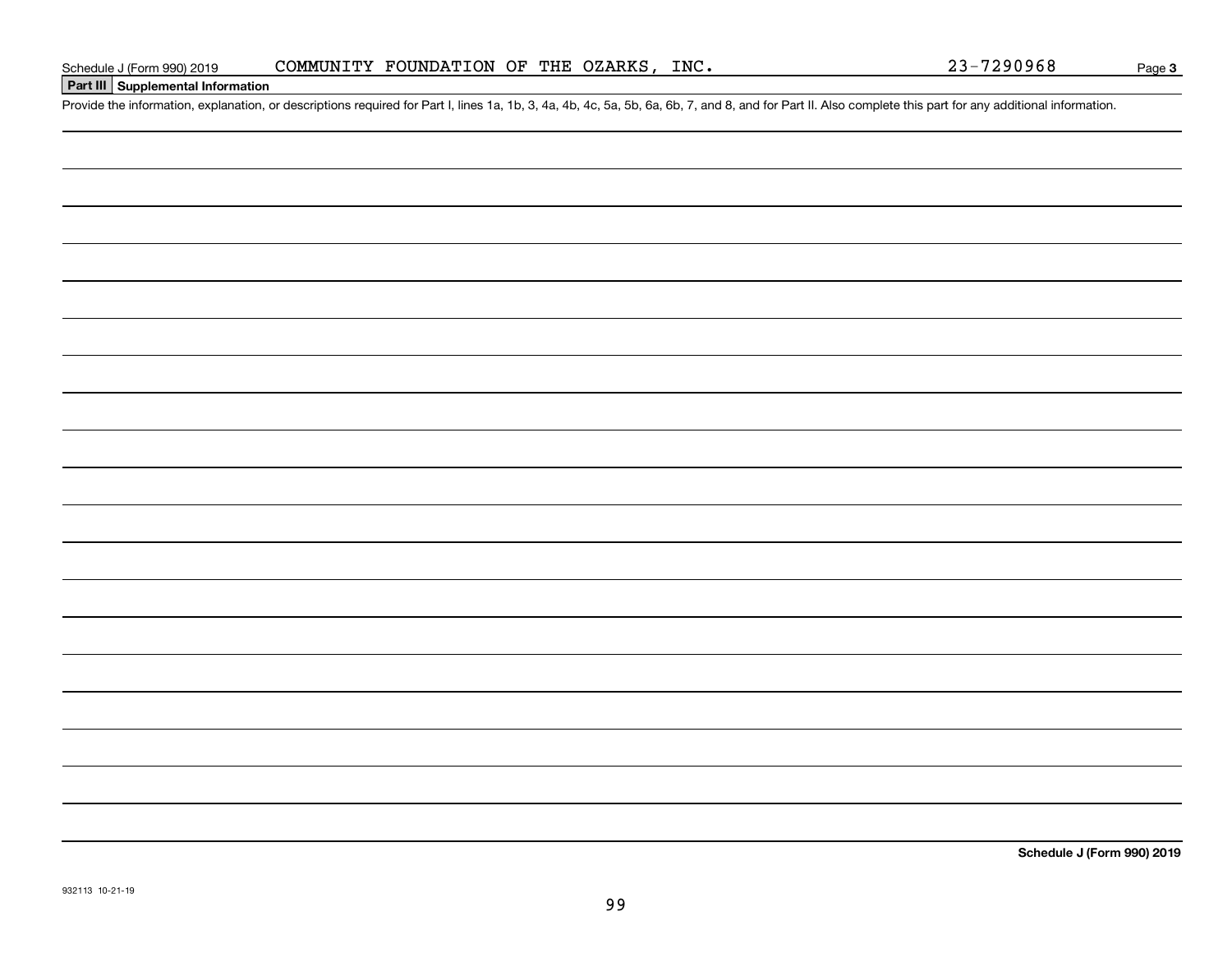## Part III Supplemental Information

Provide the information, explanation, or descriptions required for Part I, lines 1a, 1b, 3, 4a, 4b, 4c, 5a, 5b, 6a, 6b, 7, and 8, and for Part II. Also complete this part for any additional information.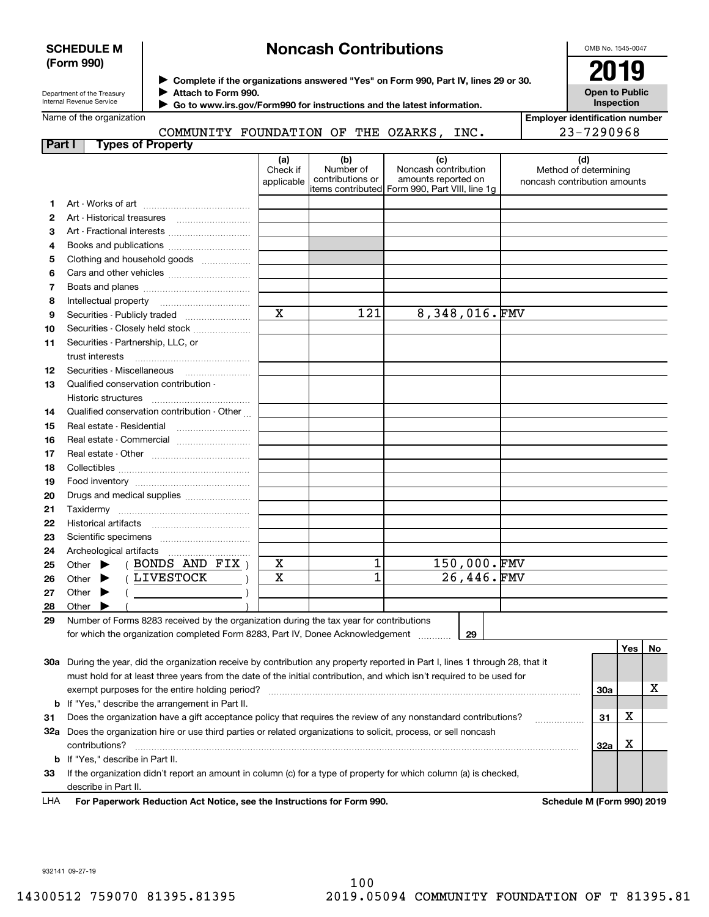**SCHEDULE M (Form 990)**

Department of the Treasury
Internal Revenue Service

# Noncash Contributions

▶ Complete if the organizations answered "Yes" on Form 990, Part IV, lines 29 or 30.
▶ Attach to Form 990.
▶ Go to www.irs.gov/Form990 for instructions and the latest information.

OMB No. 1545-0047

**2019**

**Open to Public Inspection**

Name of the organization: COMMUNITY FOUNDATION OF THE OZARKS, INC.

Employer identification number: 23-7290968

**Part I — Types of Property**

| | | (a) Check if applicable | (b) Number of contributions or items contributed | (c) Noncash contribution amounts reported on Form 990, Part VIII, line 1g | (d) Method of determining noncash contribution amounts |
|---|---|---|---|---|---|
| 1 | Art - Works of art | | | | |
| 2 | Art - Historical treasures | | | | |
| 3 | Art - Fractional interests | | | | |
| 4 | Books and publications | | | | |
| 5 | Clothing and household goods | | | | |
| 6 | Cars and other vehicles | | | | |
| 7 | Boats and planes | | | | |
| 8 | Intellectual property | | | | |
| 9 | Securities - Publicly traded | X | 121 | 8,348,016. | FMV |
| 10 | Securities - Closely held stock | | | | |
| 11 | Securities - Partnership, LLC, or trust interests | | | | |
| 12 | Securities - Miscellaneous | | | | |
| 13 | Qualified conservation contribution - Historic structures | | | | |
| 14 | Qualified conservation contribution - Other | | | | |
| 15 | Real estate - Residential | | | | |
| 16 | Real estate - Commercial | | | | |
| 17 | Real estate - Other | | | | |
| 18 | Collectibles | | | | |
| 19 | Food inventory | | | | |
| 20 | Drugs and medical supplies | | | | |
| 21 | Taxidermy | | | | |
| 22 | Historical artifacts | | | | |
| 23 | Scientific specimens | | | | |
| 24 | Archeological artifacts | | | | |
| 25 | Other ▶ ( BONDS AND FIX ) | X | 1 | 150,000. | FMV |
| 26 | Other ▶ ( LIVESTOCK ) | X | 1 | 26,446. | FMV |
| 27 | Other ▶ ( ) | | | | |
| 28 | Other ▶ ( ) | | | | |

29 Number of Forms 8283 received by the organization during the tax year for contributions for which the organization completed Form 8283, Part IV, Donee Acknowledgement ..... **29**

| | | | Yes | No |
|---|---|---|---|---|
| 30a | During the year, did the organization receive by contribution any property reported in Part I, lines 1 through 28, that it must hold for at least three years from the date of the initial contribution, and which isn't required to be used for exempt purposes for the entire holding period? | 30a | | X |
| b | If "Yes," describe the arrangement in Part II. | | | |
| 31 | Does the organization have a gift acceptance policy that requires the review of any nonstandard contributions? | 31 | X | |
| 32a | Does the organization hire or use third parties or related organizations to solicit, process, or sell noncash contributions? | 32a | X | |
| b | If "Yes," describe in Part II. | | | |
| 33 | If the organization didn't report an amount in column (c) for a type of property for which column (a) is checked, describe in Part II. | | | |

LHA **For Paperwork Reduction Act Notice, see the Instructions for Form 990.** **Schedule M (Form 990) 2019**

932141 09-27-19

14300512 759070 81395.81395 2019.05094 COMMUNITY FOUNDATION OF T 81395.81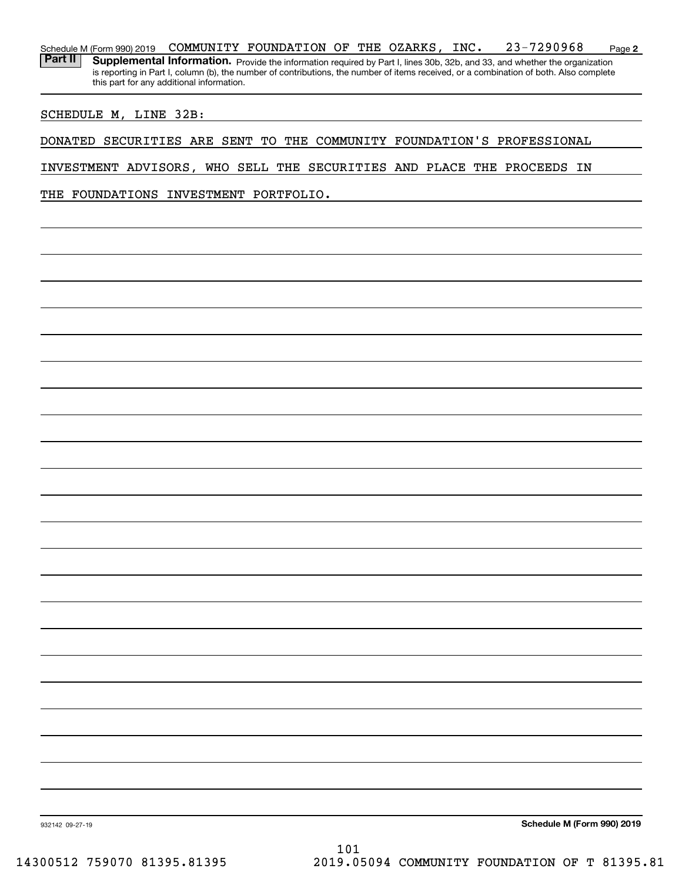Schedule M (Form 990) 2019 COMMUNITY FOUNDATION OF THE OZARKS, INC. 23-7290968 Page **2**

**Part II** **Supplemental Information.** Provide the information required by Part I, lines 30b, 32b, and 33, and whether the organization is reporting in Part I, column (b), the number of contributions, the number of items received, or a combination of both. Also complete this part for any additional information.

SCHEDULE M, LINE 32B:

DONATED SECURITIES ARE SENT TO THE COMMUNITY FOUNDATION'S PROFESSIONAL INVESTMENT ADVISORS, WHO SELL THE SECURITIES AND PLACE THE PROCEEDS IN THE FOUNDATIONS INVESTMENT PORTFOLIO.

932142 09-27-19 **Schedule M (Form 990) 2019**

14300512 759070 81395.81395 2019.05094 COMMUNITY FOUNDATION OF T 81395.81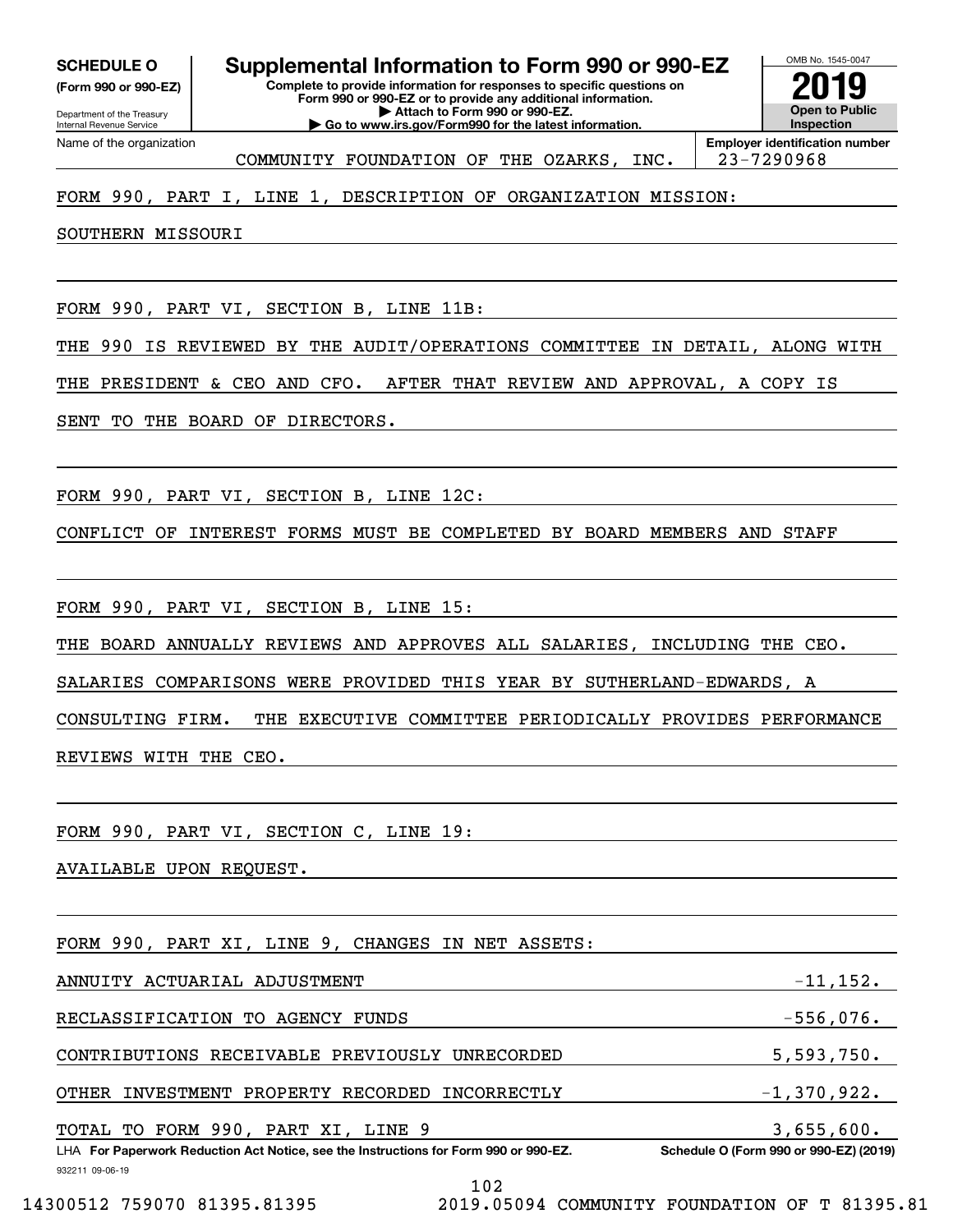**SCHEDULE O**
**(Form 990 or 990-EZ)**

Department of the Treasury
Internal Revenue Service

# Supplemental Information to Form 990 or 990-EZ

**Complete to provide information for responses to specific questions on Form 990 or 990-EZ or to provide any additional information.**
**▶ Attach to Form 990 or 990-EZ.**
**▶ Go to www.irs.gov/Form990 for the latest information.**

OMB No. 1545-0047
**2019**
**Open to Public Inspection**

Name of the organization: COMMUNITY FOUNDATION OF THE OZARKS, INC.
**Employer identification number:** 23-7290968

FORM 990, PART I, LINE 1, DESCRIPTION OF ORGANIZATION MISSION:

SOUTHERN MISSOURI

FORM 990, PART VI, SECTION B, LINE 11B:

THE 990 IS REVIEWED BY THE AUDIT/OPERATIONS COMMITTEE IN DETAIL, ALONG WITH THE PRESIDENT & CEO AND CFO. AFTER THAT REVIEW AND APPROVAL, A COPY IS SENT TO THE BOARD OF DIRECTORS.

FORM 990, PART VI, SECTION B, LINE 12C:

CONFLICT OF INTEREST FORMS MUST BE COMPLETED BY BOARD MEMBERS AND STAFF

FORM 990, PART VI, SECTION B, LINE 15:

THE BOARD ANNUALLY REVIEWS AND APPROVES ALL SALARIES, INCLUDING THE CEO. SALARIES COMPARISONS WERE PROVIDED THIS YEAR BY SUTHERLAND-EDWARDS, A CONSULTING FIRM. THE EXECUTIVE COMMITTEE PERIODICALLY PROVIDES PERFORMANCE REVIEWS WITH THE CEO.

FORM 990, PART VI, SECTION C, LINE 19:

AVAILABLE UPON REQUEST.

FORM 990, PART XI, LINE 9, CHANGES IN NET ASSETS:

| | |
|---|---|
| ANNUITY ACTUARIAL ADJUSTMENT | -11,152. |
| RECLASSIFICATION TO AGENCY FUNDS | -556,076. |
| CONTRIBUTIONS RECEIVABLE PREVIOUSLY UNRECORDED | 5,593,750. |
| OTHER INVESTMENT PROPERTY RECORDED INCORRECTLY | -1,370,922. |
| TOTAL TO FORM 990, PART XI, LINE 9 | 3,655,600. |

LHA **For Paperwork Reduction Act Notice, see the Instructions for Form 990 or 990-EZ.** **Schedule O (Form 990 or 990-EZ) (2019)**

932211 09-06-19

14300512 759070 81395.81395 2019.05094 COMMUNITY FOUNDATION OF T 81395.81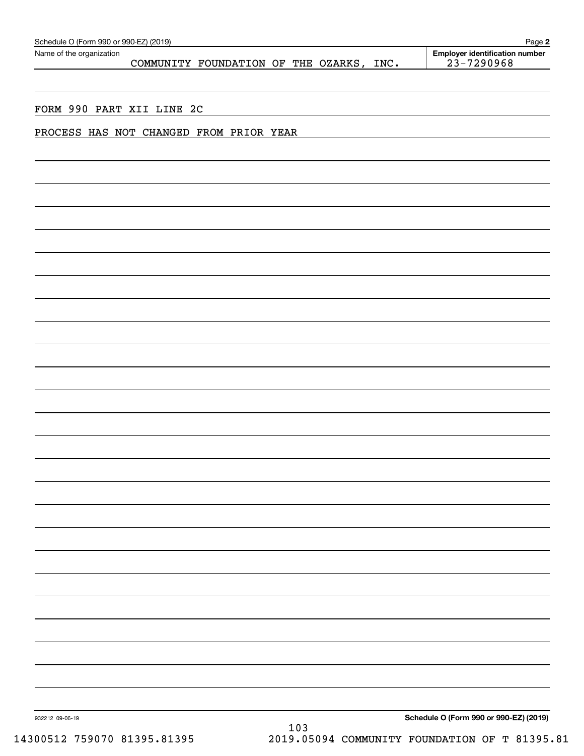Schedule O (Form 990 or 990-EZ) (2019)

Name of the organization: COMMUNITY FOUNDATION OF THE OZARKS, INC.

Employer identification number: 23-7290968

FORM 990 PART XII LINE 2C

PROCESS HAS NOT CHANGED FROM PRIOR YEAR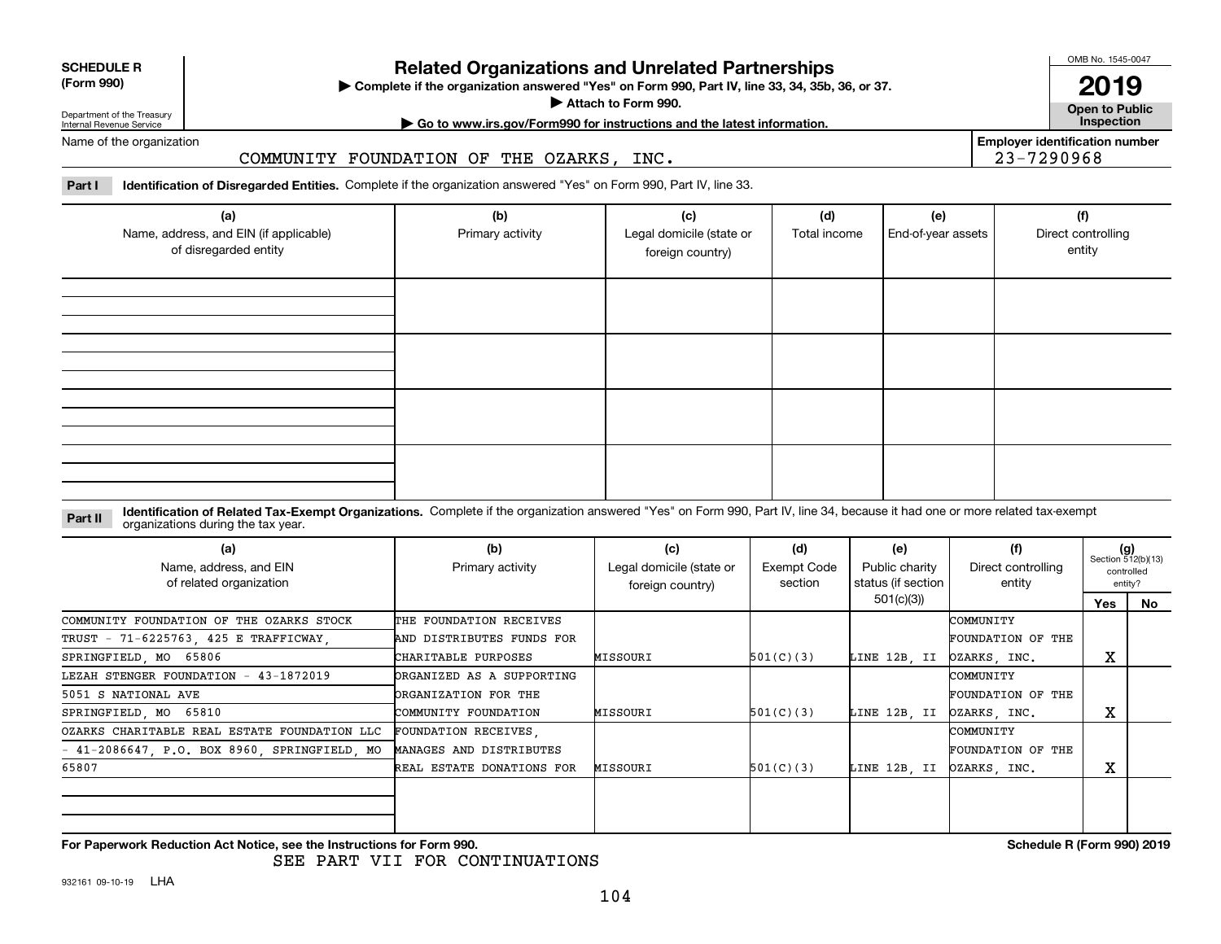**SCHEDULE R (Form 990)**

Department of the Treasury
Internal Revenue Service

# Related Organizations and Unrelated Partnerships

▶ Complete if the organization answered "Yes" on Form 990, Part IV, line 33, 34, 35b, 36, or 37.
▶ Attach to Form 990.
▶ Go to www.irs.gov/Form990 for instructions and the latest information.

OMB No. 1545-0047

**2019**

**Open to Public Inspection**

Name of the organization: COMMUNITY FOUNDATION OF THE OZARKS, INC.

Employer identification number: 23-7290968

**Part I** **Identification of Disregarded Entities.** Complete if the organization answered "Yes" on Form 990, Part IV, line 33.

| (a) Name, address, and EIN (if applicable) of disregarded entity | (b) Primary activity | (c) Legal domicile (state or foreign country) | (d) Total income | (e) End-of-year assets | (f) Direct controlling entity |
|---|---|---|---|---|---|
| | | | | | |
| | | | | | |
| | | | | | |
| | | | | | |

**Part II** **Identification of Related Tax-Exempt Organizations.** Complete if the organization answered "Yes" on Form 990, Part IV, line 34, because it had one or more related tax-exempt organizations during the tax year.

| (a) Name, address, and EIN of related organization | (b) Primary activity | (c) Legal domicile (state or foreign country) | (d) Exempt Code section | (e) Public charity status (if section 501(c)(3)) | (f) Direct controlling entity | (g) Section 512(b)(13) controlled entity? Yes | No |
|---|---|---|---|---|---|---|---|
| COMMUNITY FOUNDATION OF THE OZARKS STOCK TRUST - 71-6225763, 425 E TRAFFICWAY, SPRINGFIELD, MO 65806 | THE FOUNDATION RECEIVES AND DISTRIBUTES FUNDS FOR CHARITABLE PURPOSES | MISSOURI | 501(C)(3) | LINE 12B, II | COMMUNITY FOUNDATION OF THE OZARKS, INC. | X | |
| LEZAH STENGER FOUNDATION - 43-1872019 5051 S NATIONAL AVE SPRINGFIELD, MO 65810 | ORGANIZED AS A SUPPORTING ORGANIZATION FOR THE COMMUNITY FOUNDATION | MISSOURI | 501(C)(3) | LINE 12B, II | COMMUNITY FOUNDATION OF THE OZARKS, INC. | X | |
| OZARKS CHARITABLE REAL ESTATE FOUNDATION LLC - 41-2086647, P.O. BOX 8960, SPRINGFIELD, MO 65807 | FOUNDATION RECEIVES, MANAGES AND DISTRIBUTES REAL ESTATE DONATIONS FOR | MISSOURI | 501(C)(3) | LINE 12B, II | COMMUNITY FOUNDATION OF THE OZARKS, INC. | X | |
| | | | | | | | |

**For Paperwork Reduction Act Notice, see the Instructions for Form 990.** **Schedule R (Form 990) 2019**

SEE PART VII FOR CONTINUATIONS

932161 09-10-19 LHA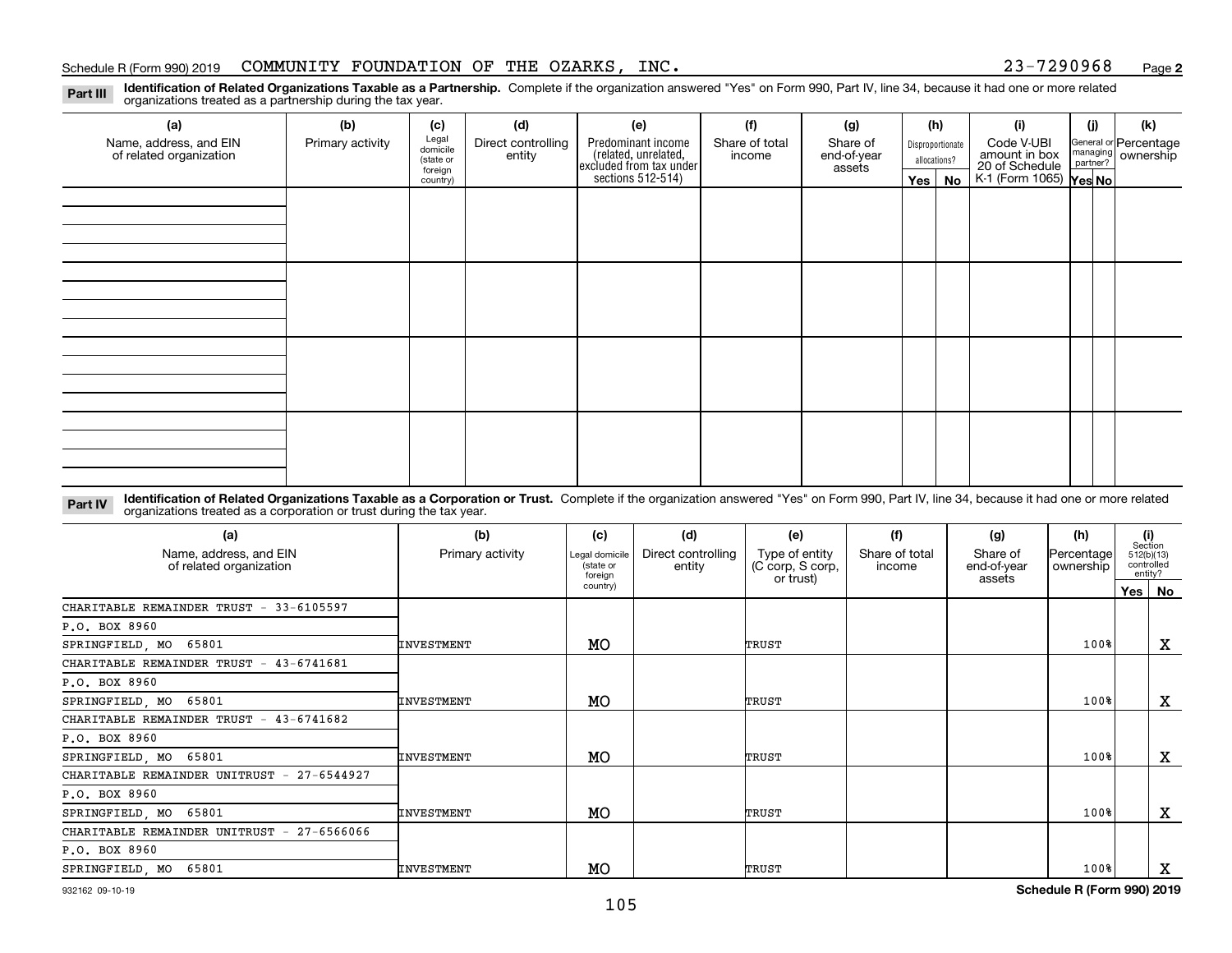Schedule R (Form 990) 2019 COMMUNITY FOUNDATION OF THE OZARKS, INC. 23-7290968 Page **2**

**Part III** **Identification of Related Organizations Taxable as a Partnership.** Complete if the organization answered "Yes" on Form 990, Part IV, line 34, because it had one or more related organizations treated as a partnership during the tax year.

| (a) Name, address, and EIN of related organization | (b) Primary activity | (c) Legal domicile (state or foreign country) | (d) Direct controlling entity | (e) Predominant income (related, unrelated, excluded from tax under sections 512-514) | (f) Share of total income | (g) Share of end-of-year assets | (h) Disproportionate allocations? Yes | (h) No | (i) Code V-UBI amount in box 20 of Schedule K-1 (Form 1065) | (j) General or managing partner? Yes | (j) No | (k) Percentage ownership |
|---|---|---|---|---|---|---|---|---|---|---|---|---|
| | | | | | | | | | | | | |
| | | | | | | | | | | | | |
| | | | | | | | | | | | | |
| | | | | | | | | | | | | |

**Part IV** **Identification of Related Organizations Taxable as a Corporation or Trust.** Complete if the organization answered "Yes" on Form 990, Part IV, line 34, because it had one or more related organizations treated as a corporation or trust during the tax year.

| (a) Name, address, and EIN of related organization | (b) Primary activity | (c) Legal domicile (state or foreign country) | (d) Direct controlling entity | (e) Type of entity (C corp, S corp, or trust) | (f) Share of total income | (g) Share of end-of-year assets | (h) Percentage ownership | (i) Section 512(b)(13) controlled entity? Yes | (i) No |
|---|---|---|---|---|---|---|---|---|---|
| CHARITABLE REMAINDER TRUST - 33-6105597<br>P.O. BOX 8960<br>SPRINGFIELD, MO 65801 | INVESTMENT | MO | | TRUST | | | 100% | | X |
| CHARITABLE REMAINDER TRUST - 43-6741681<br>P.O. BOX 8960<br>SPRINGFIELD, MO 65801 | INVESTMENT | MO | | TRUST | | | 100% | | X |
| CHARITABLE REMAINDER TRUST - 43-6741682<br>P.O. BOX 8960<br>SPRINGFIELD, MO 65801 | INVESTMENT | MO | | TRUST | | | 100% | | X |
| CHARITABLE REMAINDER UNITRUST - 27-6544927<br>P.O. BOX 8960<br>SPRINGFIELD, MO 65801 | INVESTMENT | MO | | TRUST | | | 100% | | X |
| CHARITABLE REMAINDER UNITRUST - 27-6566066<br>P.O. BOX 8960<br>SPRINGFIELD, MO 65801 | INVESTMENT | MO | | TRUST | | | 100% | | X |

932162 09-10-19 **Schedule R (Form 990) 2019**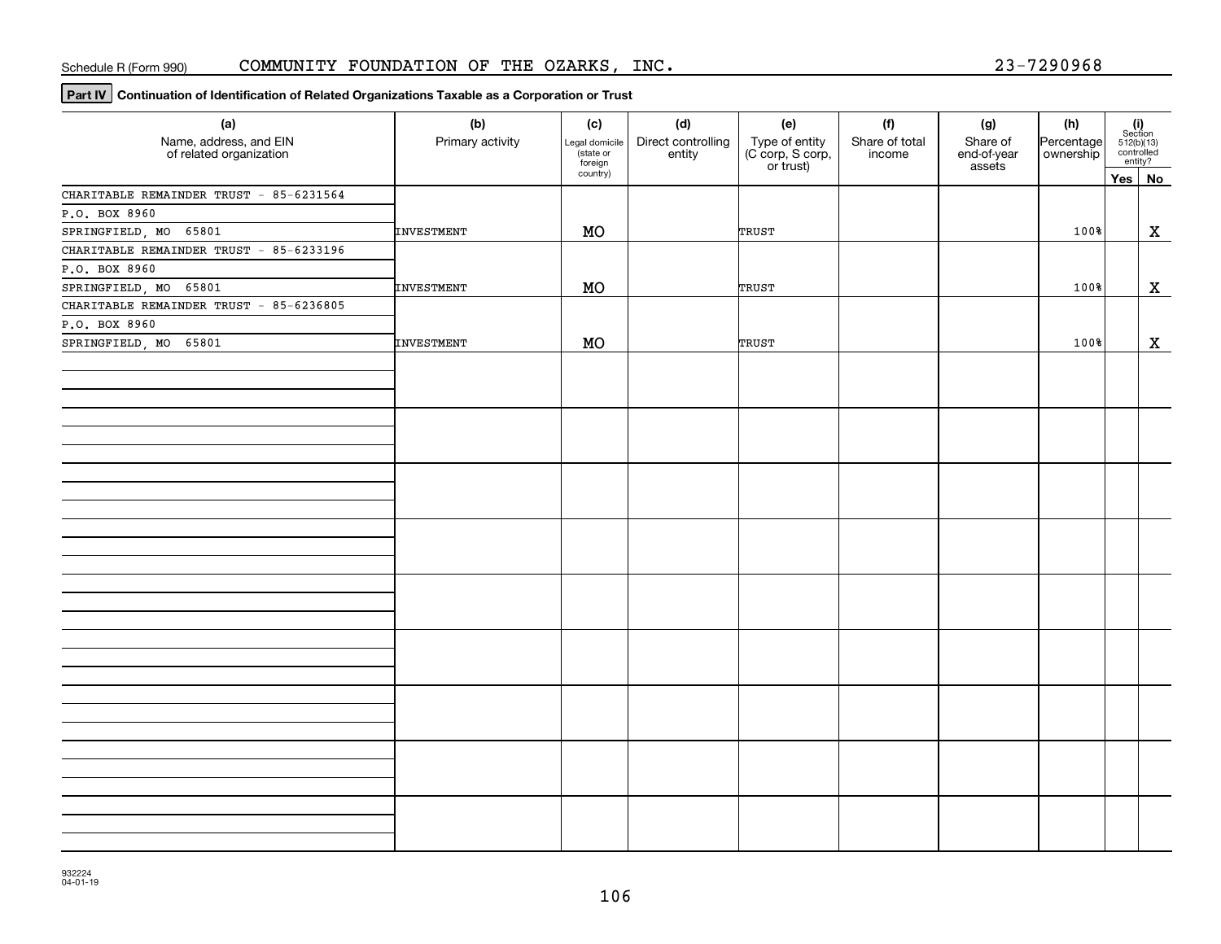Schedule R (Form 990) COMMUNITY FOUNDATION OF THE OZARKS, INC. 23-7290968

**Part IV** **Continuation of Identification of Related Organizations Taxable as a Corporation or Trust**

| (a) Name, address, and EIN of related organization | (b) Primary activity | (c) Legal domicile (state or foreign country) | (d) Direct controlling entity | (e) Type of entity (C corp, S corp, or trust) | (f) Share of total income | (g) Share of end-of-year assets | (h) Percentage ownership | (i) Section 512(b)(13) controlled entity? Yes | No |
|---|---|---|---|---|---|---|---|---|---|
| CHARITABLE REMAINDER TRUST - 85-6231564<br>P.O. BOX 8960<br>SPRINGFIELD, MO 65801 | INVESTMENT | MO | | TRUST | | | 100% | | X |
| CHARITABLE REMAINDER TRUST - 85-6233196<br>P.O. BOX 8960<br>SPRINGFIELD, MO 65801 | INVESTMENT | MO | | TRUST | | | 100% | | X |
| CHARITABLE REMAINDER TRUST - 85-6236805<br>P.O. BOX 8960<br>SPRINGFIELD, MO 65801 | INVESTMENT | MO | | TRUST | | | 100% | | X |

932224
04-01-19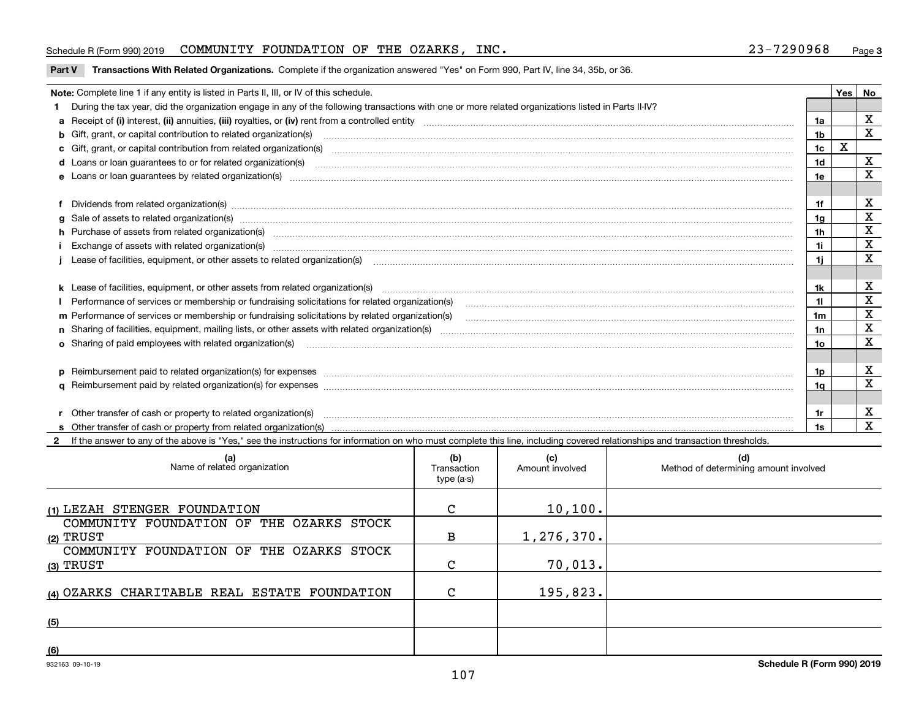Schedule R (Form 990) 2019 COMMUNITY FOUNDATION OF THE OZARKS, INC. 23-7290968 Page 3

## Part V Transactions With Related Organizations. Complete if the organization answered "Yes" on Form 990, Part IV, line 34, 35b, or 36.

| Note: Complete line 1 if any entity is listed in Parts II, III, or IV of this schedule. | | Yes | No |
|---|---|---|---|
| **1** During the tax year, did the organization engage in any of the following transactions with one or more related organizations listed in Parts II-IV? | | | |
| **a** Receipt of **(i)** interest, **(ii)** annuities, **(iii)** royalties, or **(iv)** rent from a controlled entity | 1a | | X |
| **b** Gift, grant, or capital contribution to related organization(s) | 1b | | X |
| **c** Gift, grant, or capital contribution from related organization(s) | 1c | X | |
| **d** Loans or loan guarantees to or for related organization(s) | 1d | | X |
| **e** Loans or loan guarantees by related organization(s) | 1e | | X |
| **f** Dividends from related organization(s) | 1f | | X |
| **g** Sale of assets to related organization(s) | 1g | | X |
| **h** Purchase of assets from related organization(s) | 1h | | X |
| **i** Exchange of assets with related organization(s) | 1i | | X |
| **j** Lease of facilities, equipment, or other assets to related organization(s) | 1j | | X |
| **k** Lease of facilities, equipment, or other assets from related organization(s) | 1k | | X |
| **l** Performance of services or membership or fundraising solicitations for related organization(s) | 1l | | X |
| **m** Performance of services or membership or fundraising solicitations by related organization(s) | 1m | | X |
| **n** Sharing of facilities, equipment, mailing lists, or other assets with related organization(s) | 1n | | X |
| **o** Sharing of paid employees with related organization(s) | 1o | | X |
| **p** Reimbursement paid to related organization(s) for expenses | 1p | | X |
| **q** Reimbursement paid by related organization(s) for expenses | 1q | | X |
| **r** Other transfer of cash or property to related organization(s) | 1r | | X |
| **s** Other transfer of cash or property from related organization(s) | 1s | | X |

**2** If the answer to any of the above is "Yes," see the instructions for information on who must complete this line, including covered relationships and transaction thresholds.

| (a) Name of related organization | (b) Transaction type (a-s) | (c) Amount involved | (d) Method of determining amount involved |
|---|---|---|---|
| (1) LEZAH STENGER FOUNDATION | C | 10,100. | |
| (2) COMMUNITY FOUNDATION OF THE OZARKS STOCK TRUST | B | 1,276,370. | |
| (3) COMMUNITY FOUNDATION OF THE OZARKS STOCK TRUST | C | 70,013. | |
| (4) OZARKS CHARITABLE REAL ESTATE FOUNDATION | C | 195,823. | |
| (5) | | | |
| (6) | | | |

932163 09-10-19

Schedule R (Form 990) 2019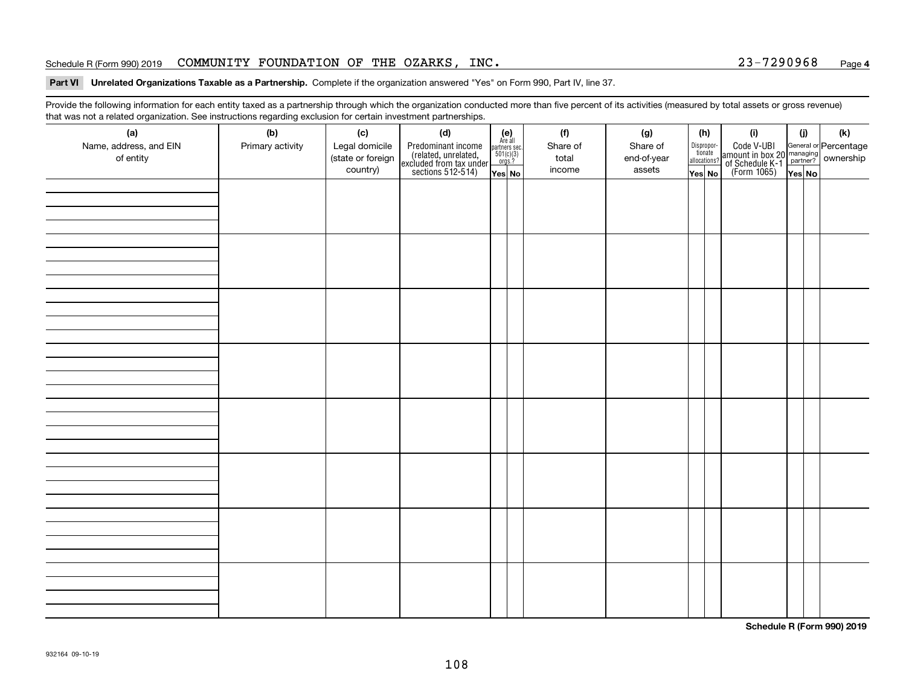Schedule R (Form 990) 2019 COMMUNITY FOUNDATION OF THE OZARKS, INC. 23-7290968 Page **4**

**Part VI Unrelated Organizations Taxable as a Partnership.** Complete if the organization answered "Yes" on Form 990, Part IV, line 37.

Provide the following information for each entity taxed as a partnership through which the organization conducted more than five percent of its activities (measured by total assets or gross revenue) that was not a related organization. See instructions regarding exclusion for certain investment partnerships.

| (a) Name, address, and EIN of entity | (b) Primary activity | (c) Legal domicile (state or foreign country) | (d) Predominant income (related, unrelated, excluded from tax under sections 512-514) | (e) Are all partners sec. 501(c)(3) orgs.? | | (f) Share of total income | (g) Share of end-of-year assets | (h) Disproportionate allocations? | | (i) Code V-UBI amount in box 20 of Schedule K-1 (Form 1065) | (j) General or managing partner? | | (k) Percentage ownership |
|---|---|---|---|---|---|---|---|---|---|---|---|---|---|
| | | | | Yes | No | | | Yes | No | | Yes | No | |
| | | | | | | | | | | | | | |
| | | | | | | | | | | | | | |
| | | | | | | | | | | | | | |
| | | | | | | | | | | | | | |
| | | | | | | | | | | | | | |
| | | | | | | | | | | | | | |
| | | | | | | | | | | | | | |
| | | | | | | | | | | | | | |

**Schedule R (Form 990) 2019**

932164 09-10-19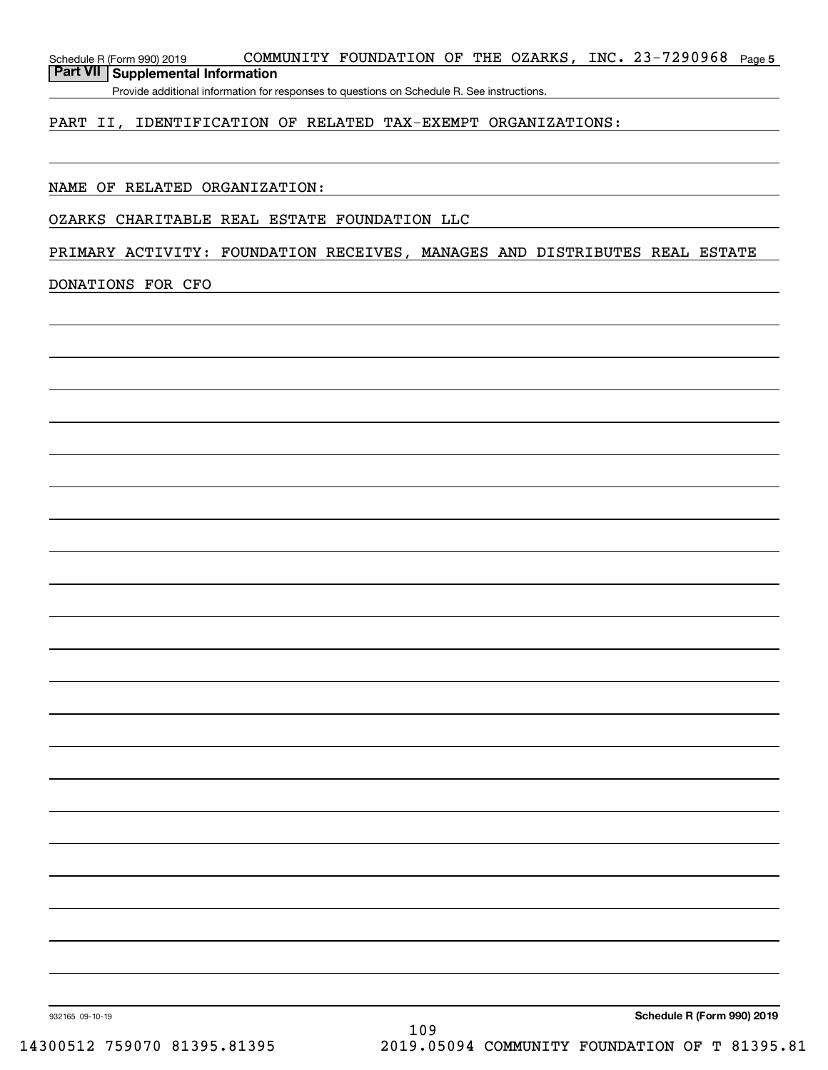## Part VII Supplemental Information

Provide additional information for responses to questions on Schedule R. See instructions.

PART II, IDENTIFICATION OF RELATED TAX-EXEMPT ORGANIZATIONS:

NAME OF RELATED ORGANIZATION:

OZARKS CHARITABLE REAL ESTATE FOUNDATION LLC

PRIMARY ACTIVITY: FOUNDATION RECEIVES, MANAGES AND DISTRIBUTES REAL ESTATE DONATIONS FOR CFO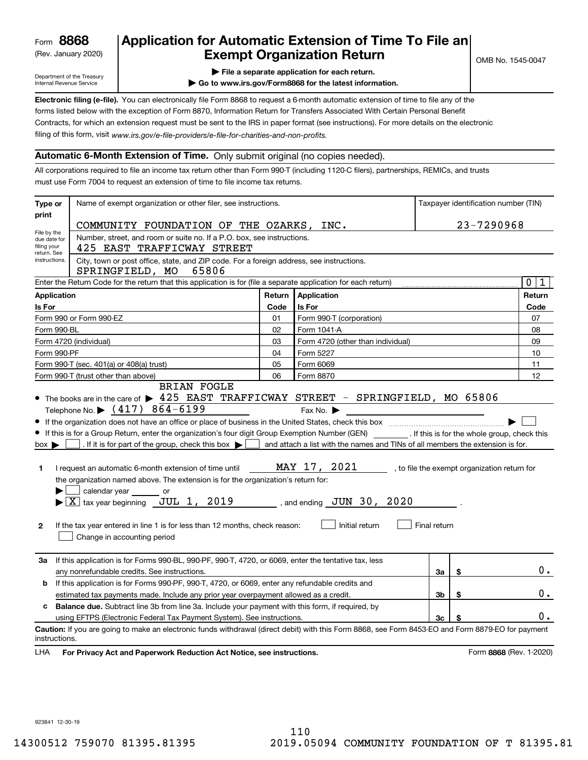Form **8868**
(Rev. January 2020)
Department of the Treasury
Internal Revenue Service

# Application for Automatic Extension of Time To File an Exempt Organization Return

▶ File a separate application for each return.
▶ Go to www.irs.gov/Form8868 for the latest information.

OMB No. 1545-0047

**Electronic filing (e-file).** You can electronically file Form 8868 to request a 6-month automatic extension of time to file any of the forms listed below with the exception of Form 8870, Information Return for Transfers Associated With Certain Personal Benefit Contracts, for which an extension request must be sent to the IRS in paper format (see instructions). For more details on the electronic filing of this form, visit *www.irs.gov/e-file-providers/e-file-for-charities-and-non-profits.*

## Automatic 6-Month Extension of Time. Only submit original (no copies needed).

All corporations required to file an income tax return other than Form 990-T (including 1120-C filers), partnerships, REMICs, and trusts must use Form 7004 to request an extension of time to file income tax returns.

**Type or print**

File by the due date for filing your return. See instructions.

Name of exempt organization or other filer, see instructions.
COMMUNITY FOUNDATION OF THE OZARKS, INC.

Taxpayer identification number (TIN)
23-7290968

Number, street, and room or suite no. If a P.O. box, see instructions.
425 EAST TRAFFICWAY STREET

City, town or post office, state, and ZIP code. For a foreign address, see instructions.
SPRINGFIELD, MO 65806

Enter the Return Code for the return that this application is for (file a separate application for each return) ..... 0 1

| Application Is For | Return Code | Application Is For | Return Code |
|---|---|---|---|
| Form 990 or Form 990-EZ | 01 | Form 990-T (corporation) | 07 |
| Form 990-BL | 02 | Form 1041-A | 08 |
| Form 4720 (individual) | 03 | Form 4720 (other than individual) | 09 |
| Form 990-PF | 04 | Form 5227 | 10 |
| Form 990-T (sec. 401(a) or 408(a) trust) | 05 | Form 6069 | 11 |
| Form 990-T (trust other than above) | 06 | Form 8870 | 12 |

- The books are in the care of ▶ BRIAN FOGLE
425 EAST TRAFFICWAY STREET - SPRINGFIELD, MO 65806
Telephone No. ▶ (417) 864-6199 Fax No. ▶
- If the organization does not have an office or place of business in the United States, check this box ..... ▶ ☐
- If this is for a Group Return, enter the organization's four digit Group Exemption Number (GEN) ________ . If this is for the whole group, check this box ▶ ☐ . If it is for part of the group, check this box ▶ ☐ and attach a list with the names and TINs of all members the extension is for.

**1** I request an automatic 6-month extension of time until MAY 17, 2021 , to file the exempt organization return for the organization named above. The extension is for the organization's return for:
▶ ☐ calendar year ______ or
▶ ☒ tax year beginning JUL 1, 2019 , and ending JUN 30, 2020 .

**2** If the tax year entered in line 1 is for less than 12 months, check reason: ☐ Initial return ☐ Final return
☐ Change in accounting period

| | | | | |
|---|---|---|---|---|
| **3a** | If this application is for Forms 990-BL, 990-PF, 990-T, 4720, or 6069, enter the tentative tax, less any nonrefundable credits. See instructions. | 3a | $ | 0. |
| **b** | If this application is for Forms 990-PF, 990-T, 4720, or 6069, enter any refundable credits and estimated tax payments made. Include any prior year overpayment allowed as a credit. | 3b | $ | 0. |
| **c** | **Balance due.** Subtract line 3b from line 3a. Include your payment with this form, if required, by using EFTPS (Electronic Federal Tax Payment System). See instructions. | 3c | $ | 0. |

**Caution:** If you are going to make an electronic funds withdrawal (direct debit) with this Form 8868, see Form 8453-EO and Form 8879-EO for payment instructions.

LHA **For Privacy Act and Paperwork Reduction Act Notice, see instructions.** Form **8868** (Rev. 1-2020)

923841 12-30-19

14300512 759070 81395.81395 2019.05094 COMMUNITY FOUNDATION OF T 81395.81